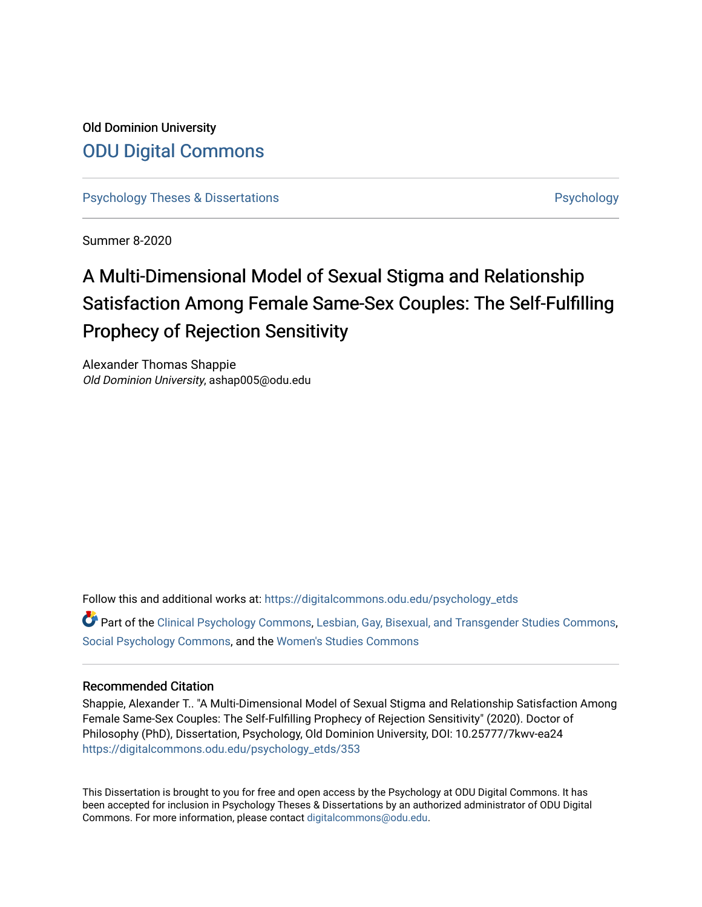Old Dominion University

# ODU Digital Commons

Psychology Theses & Dissertations | Psychology

Summer 8-2020

# A Multi-Dimensional Model of Sexual Stigma and Relationship Satisfaction Among Female Same-Sex Couples: The Self-Fulfilling Prophecy of Rejection Sensitivity

Alexander Thomas Shappie
*Old Dominion University*, ashap005@odu.edu

Follow this and additional works at: https://digitalcommons.odu.edu/psychology_etds

Part of the Clinical Psychology Commons, Lesbian, Gay, Bisexual, and Transgender Studies Commons, Social Psychology Commons, and the Women's Studies Commons

## Recommended Citation

Shappie, Alexander T.. "A Multi-Dimensional Model of Sexual Stigma and Relationship Satisfaction Among Female Same-Sex Couples: The Self-Fulfilling Prophecy of Rejection Sensitivity" (2020). Doctor of Philosophy (PhD), Dissertation, Psychology, Old Dominion University, DOI: 10.25777/7kwv-ea24
https://digitalcommons.odu.edu/psychology_etds/353

This Dissertation is brought to you for free and open access by the Psychology at ODU Digital Commons. It has been accepted for inclusion in Psychology Theses & Dissertations by an authorized administrator of ODU Digital Commons. For more information, please contact digitalcommons@odu.edu.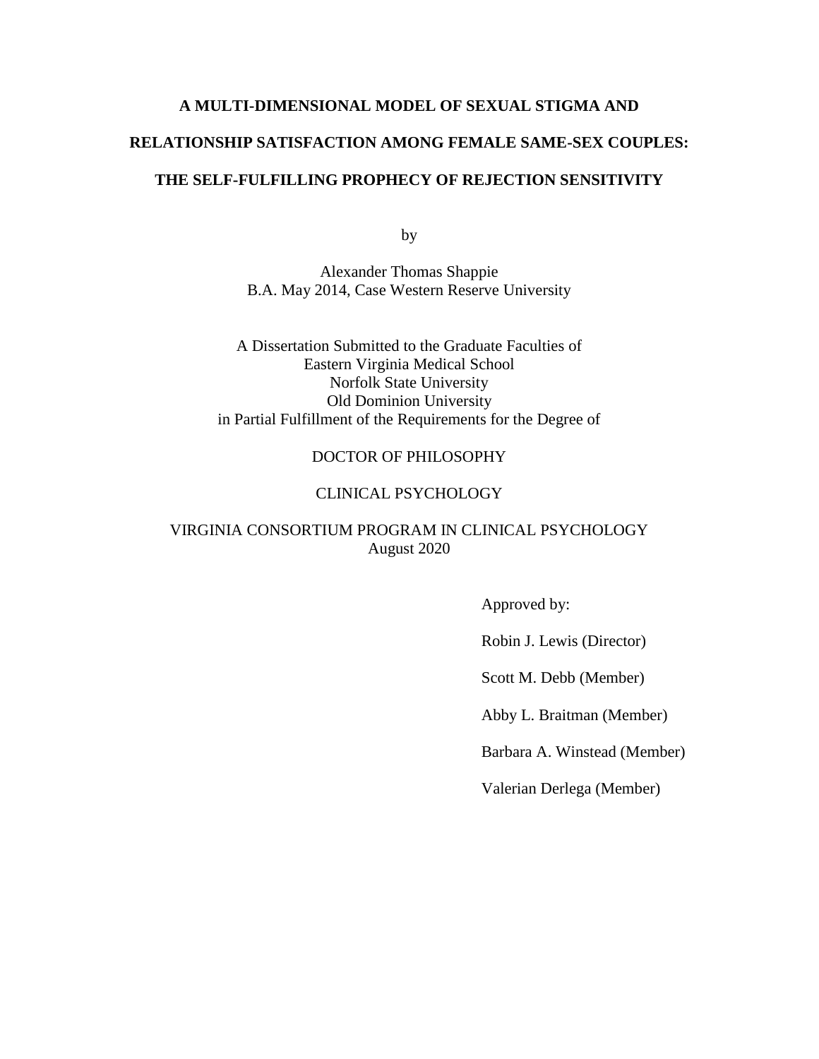**A MULTI-DIMENSIONAL MODEL OF SEXUAL STIGMA AND**

**RELATIONSHIP SATISFACTION AMONG FEMALE SAME-SEX COUPLES:**

**THE SELF-FULFILLING PROPHECY OF REJECTION SENSITIVITY**

by

Alexander Thomas Shappie
B.A. May 2014, Case Western Reserve University

A Dissertation Submitted to the Graduate Faculties of
Eastern Virginia Medical School
Norfolk State University
Old Dominion University
in Partial Fulfillment of the Requirements for the Degree of

DOCTOR OF PHILOSOPHY

CLINICAL PSYCHOLOGY

VIRGINIA CONSORTIUM PROGRAM IN CLINICAL PSYCHOLOGY
August 2020

Approved by:

Robin J. Lewis (Director)

Scott M. Debb (Member)

Abby L. Braitman (Member)

Barbara A. Winstead (Member)

Valerian Derlega (Member)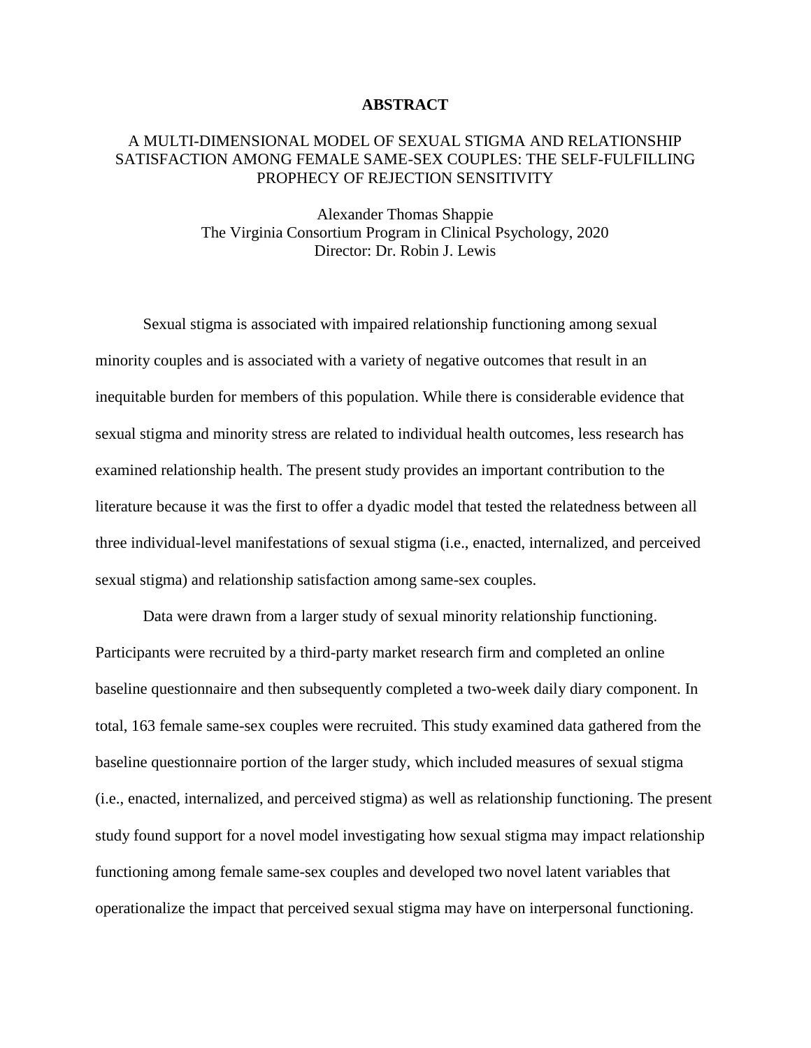# ABSTRACT

## A MULTI-DIMENSIONAL MODEL OF SEXUAL STIGMA AND RELATIONSHIP SATISFACTION AMONG FEMALE SAME-SEX COUPLES: THE SELF-FULFILLING PROPHECY OF REJECTION SENSITIVITY

Alexander Thomas Shappie
The Virginia Consortium Program in Clinical Psychology, 2020
Director: Dr. Robin J. Lewis

Sexual stigma is associated with impaired relationship functioning among sexual minority couples and is associated with a variety of negative outcomes that result in an inequitable burden for members of this population. While there is considerable evidence that sexual stigma and minority stress are related to individual health outcomes, less research has examined relationship health. The present study provides an important contribution to the literature because it was the first to offer a dyadic model that tested the relatedness between all three individual-level manifestations of sexual stigma (i.e., enacted, internalized, and perceived sexual stigma) and relationship satisfaction among same-sex couples.

Data were drawn from a larger study of sexual minority relationship functioning. Participants were recruited by a third-party market research firm and completed an online baseline questionnaire and then subsequently completed a two-week daily diary component. In total, 163 female same-sex couples were recruited. This study examined data gathered from the baseline questionnaire portion of the larger study, which included measures of sexual stigma (i.e., enacted, internalized, and perceived stigma) as well as relationship functioning. The present study found support for a novel model investigating how sexual stigma may impact relationship functioning among female same-sex couples and developed two novel latent variables that operationalize the impact that perceived sexual stigma may have on interpersonal functioning.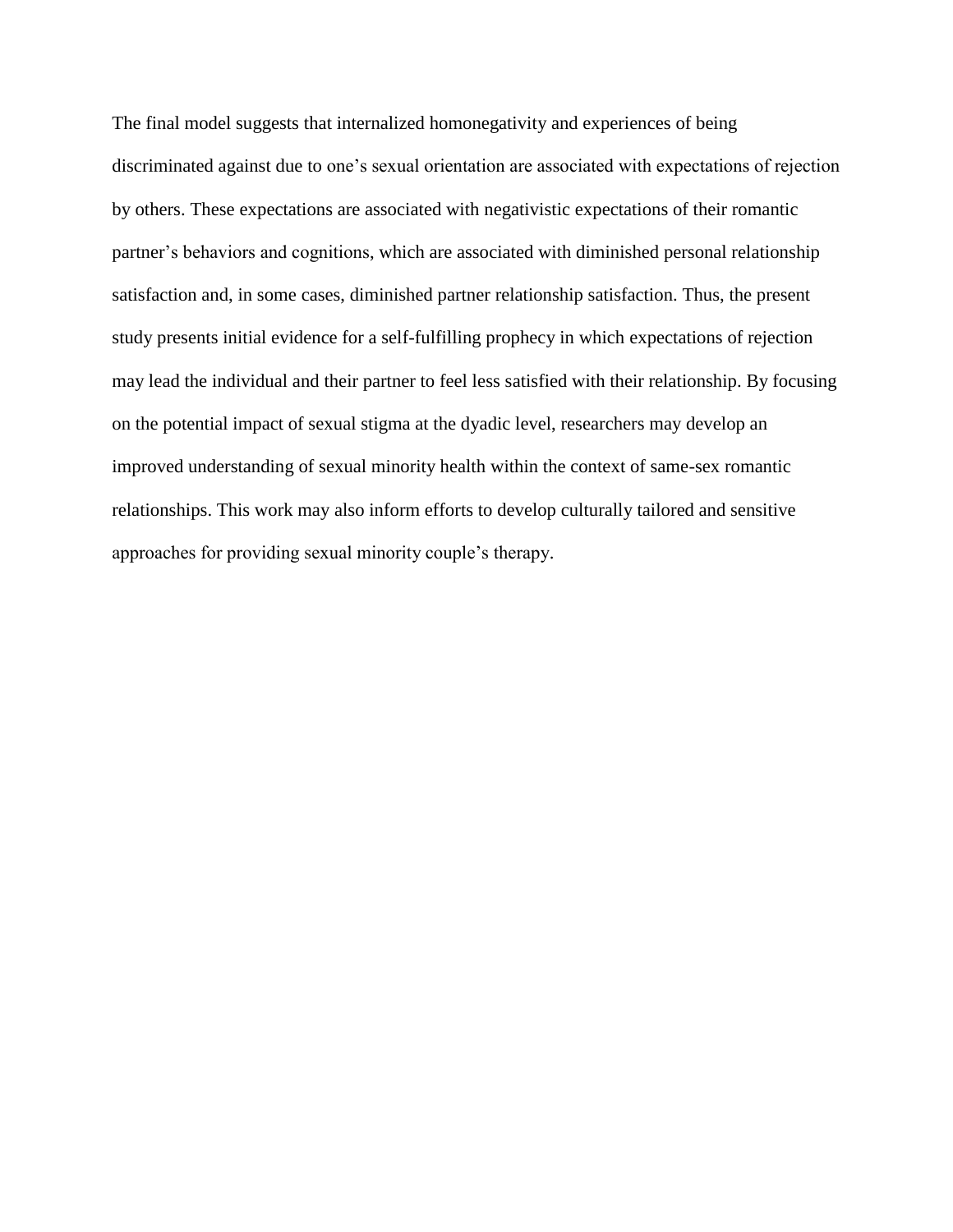The final model suggests that internalized homonegativity and experiences of being discriminated against due to one's sexual orientation are associated with expectations of rejection by others. These expectations are associated with negativistic expectations of their romantic partner's behaviors and cognitions, which are associated with diminished personal relationship satisfaction and, in some cases, diminished partner relationship satisfaction. Thus, the present study presents initial evidence for a self-fulfilling prophecy in which expectations of rejection may lead the individual and their partner to feel less satisfied with their relationship. By focusing on the potential impact of sexual stigma at the dyadic level, researchers may develop an improved understanding of sexual minority health within the context of same-sex romantic relationships. This work may also inform efforts to develop culturally tailored and sensitive approaches for providing sexual minority couple's therapy.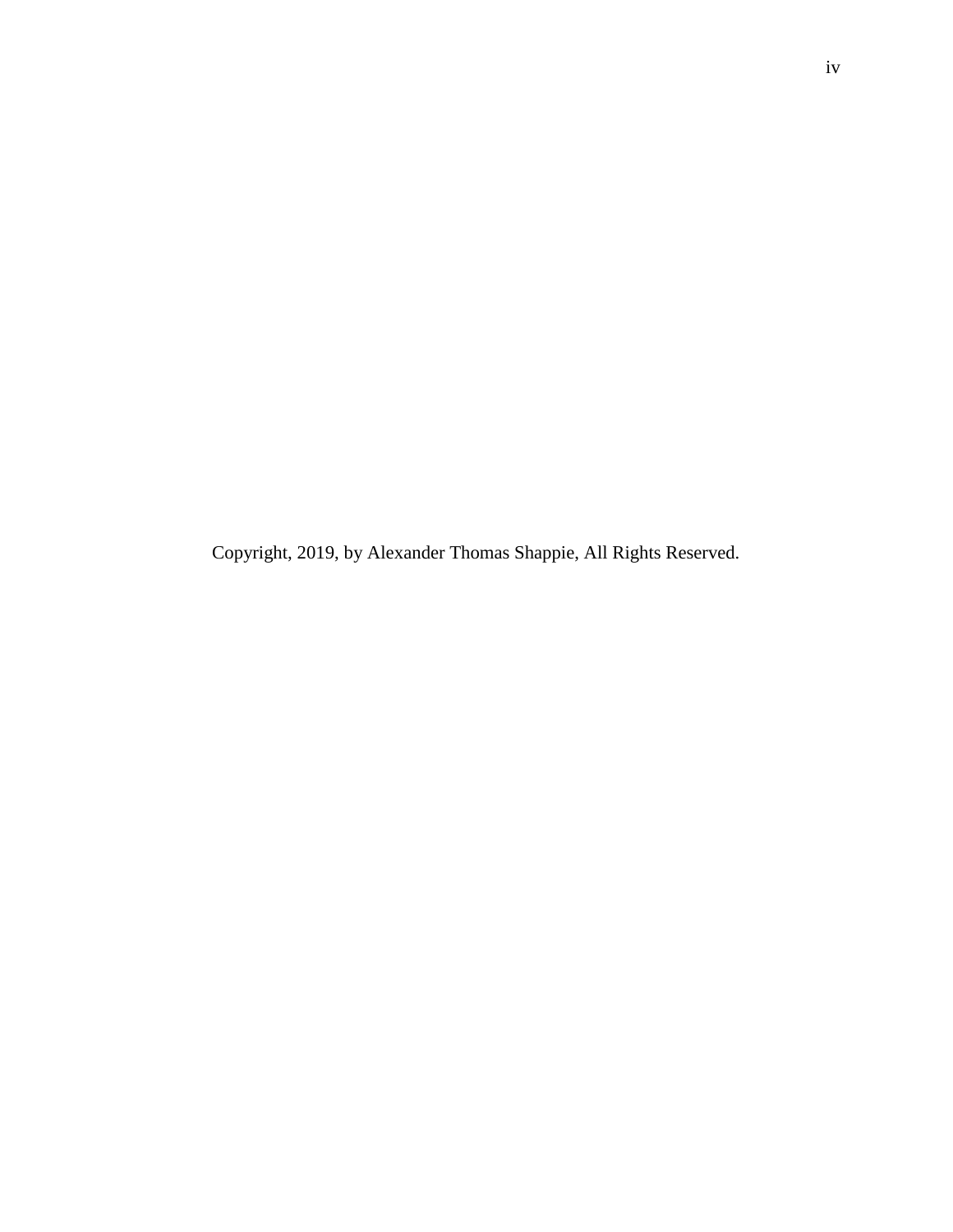Copyright, 2019, by Alexander Thomas Shappie, All Rights Reserved.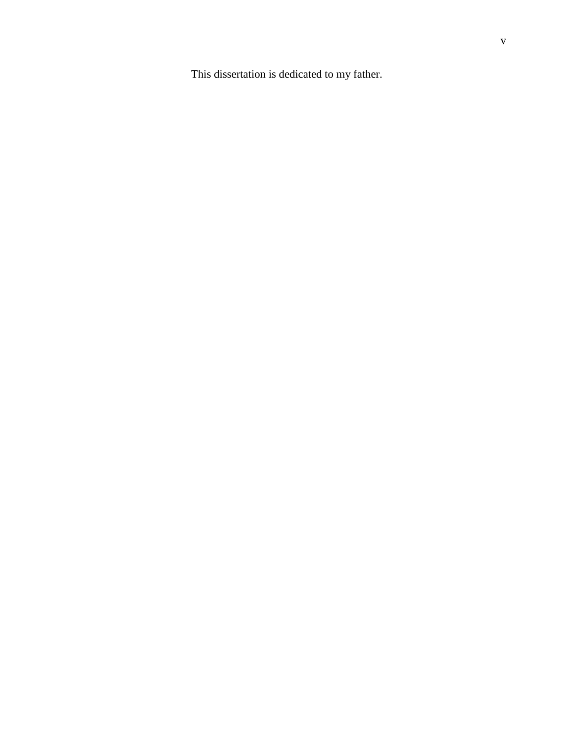This dissertation is dedicated to my father.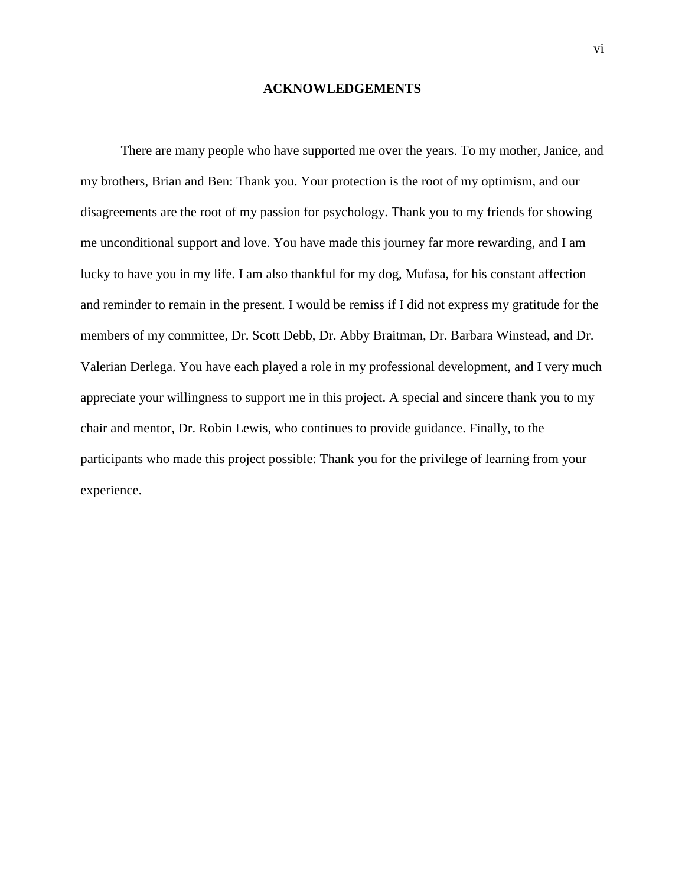# ACKNOWLEDGEMENTS

There are many people who have supported me over the years. To my mother, Janice, and my brothers, Brian and Ben: Thank you. Your protection is the root of my optimism, and our disagreements are the root of my passion for psychology. Thank you to my friends for showing me unconditional support and love. You have made this journey far more rewarding, and I am lucky to have you in my life. I am also thankful for my dog, Mufasa, for his constant affection and reminder to remain in the present. I would be remiss if I did not express my gratitude for the members of my committee, Dr. Scott Debb, Dr. Abby Braitman, Dr. Barbara Winstead, and Dr. Valerian Derlega. You have each played a role in my professional development, and I very much appreciate your willingness to support me in this project. A special and sincere thank you to my chair and mentor, Dr. Robin Lewis, who continues to provide guidance. Finally, to the participants who made this project possible: Thank you for the privilege of learning from your experience.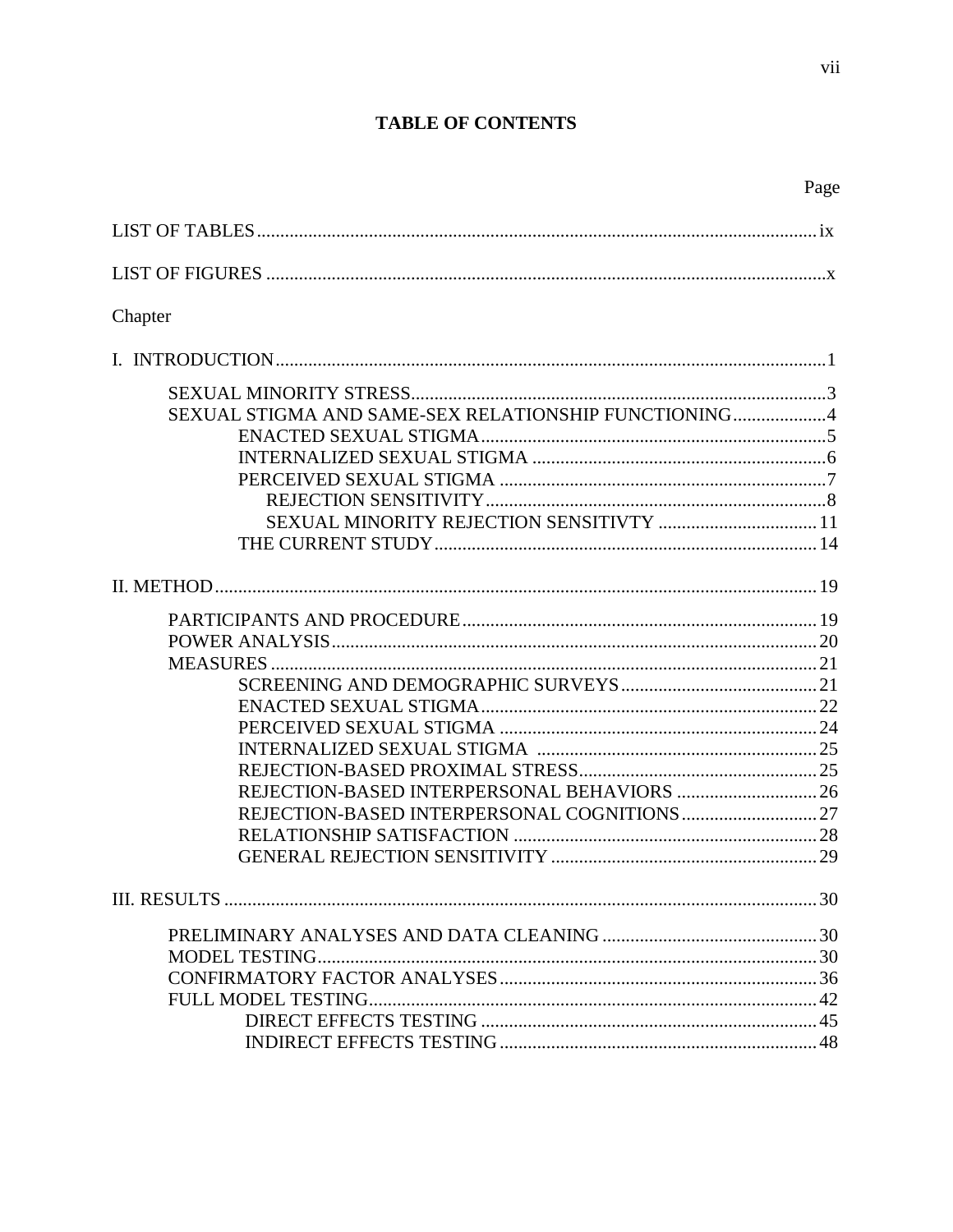# TABLE OF CONTENTS

Page

LIST OF TABLES ........................................................................................................ ix

LIST OF FIGURES ........................................................................................................ x

Chapter

I. INTRODUCTION ........................................................................................................ 1

- SEXUAL MINORITY STRESS ........................................................................ 3
- SEXUAL STIGMA AND SAME-SEX RELATIONSHIP FUNCTIONING .................... 4
  - ENACTED SEXUAL STIGMA ........................................................................ 5
  - INTERNALIZED SEXUAL STIGMA ................................................................ 6
  - PERCEIVED SEXUAL STIGMA ...................................................................... 7
    - REJECTION SENSITIVITY ........................................................................ 8
    - SEXUAL MINORITY REJECTION SENSITIVTY .......................................... 11
  - THE CURRENT STUDY ................................................................................ 14

II. METHOD ................................................................................................................ 19

- PARTICIPANTS AND PROCEDURE ................................................................ 19
- POWER ANALYSIS ........................................................................................ 20
- MEASURES .................................................................................................... 21
  - SCREENING AND DEMOGRAPHIC SURVEYS ............................................ 21
  - ENACTED SEXUAL STIGMA ........................................................................ 22
  - PERCEIVED SEXUAL STIGMA ...................................................................... 24
  - INTERNALIZED SEXUAL STIGMA ................................................................ 25
  - REJECTION-BASED PROXIMAL STRESS ...................................................... 25
  - REJECTION-BASED INTERPERSONAL BEHAVIORS ...................................... 26
  - REJECTION-BASED INTERPERSONAL COGNITIONS .................................... 27
  - RELATIONSHIP SATISFACTION .................................................................. 28
  - GENERAL REJECTION SENSITIVITY ............................................................ 29

III. RESULTS .............................................................................................................. 30

- PRELIMINARY ANALYSES AND DATA CLEANING ........................................ 30
- MODEL TESTING ............................................................................................ 30
- CONFIRMATORY FACTOR ANALYSES .......................................................... 36
- FULL MODEL TESTING .................................................................................. 42
  - DIRECT EFFECTS TESTING ........................................................................ 45
  - INDIRECT EFFECTS TESTING ...................................................................... 48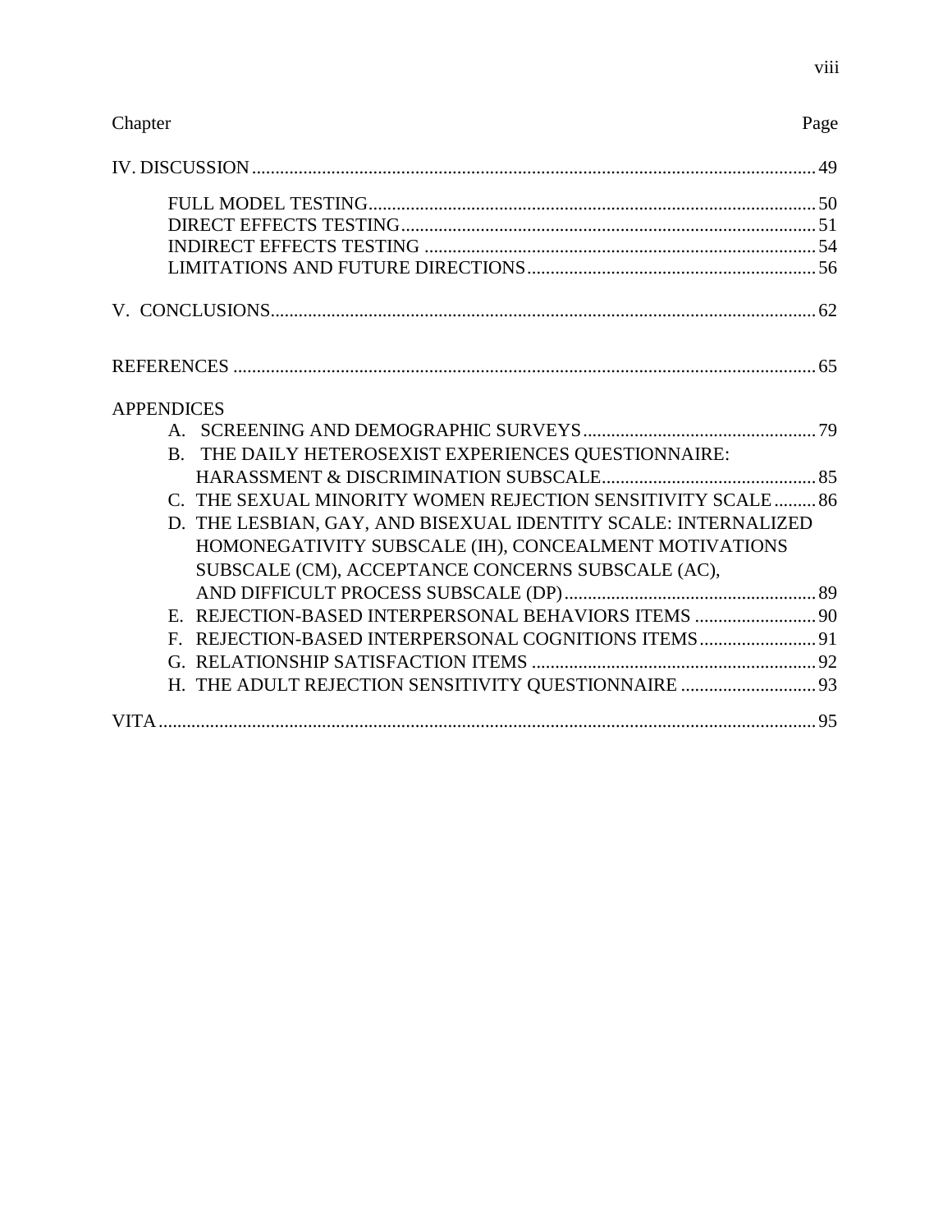| Chapter | Page |
|---|---|
| IV. DISCUSSION | 49 |
| FULL MODEL TESTING | 50 |
| DIRECT EFFECTS TESTING | 51 |
| INDIRECT EFFECTS TESTING | 54 |
| LIMITATIONS AND FUTURE DIRECTIONS | 56 |
| V. CONCLUSIONS | 62 |
| REFERENCES | 65 |
| APPENDICES | |
| A. SCREENING AND DEMOGRAPHIC SURVEYS | 79 |
| B. THE DAILY HETEROSEXIST EXPERIENCES QUESTIONNAIRE: HARASSMENT & DISCRIMINATION SUBSCALE | 85 |
| C. THE SEXUAL MINORITY WOMEN REJECTION SENSITIVITY SCALE | 86 |
| D. THE LESBIAN, GAY, AND BISEXUAL IDENTITY SCALE: INTERNALIZED HOMONEGATIVITY SUBSCALE (IH), CONCEALMENT MOTIVATIONS SUBSCALE (CM), ACCEPTANCE CONCERNS SUBSCALE (AC), AND DIFFICULT PROCESS SUBSCALE (DP) | 89 |
| E. REJECTION-BASED INTERPERSONAL BEHAVIORS ITEMS | 90 |
| F. REJECTION-BASED INTERPERSONAL COGNITIONS ITEMS | 91 |
| G. RELATIONSHIP SATISFACTION ITEMS | 92 |
| H. THE ADULT REJECTION SENSITIVITY QUESTIONNAIRE | 93 |
| VITA | 95 |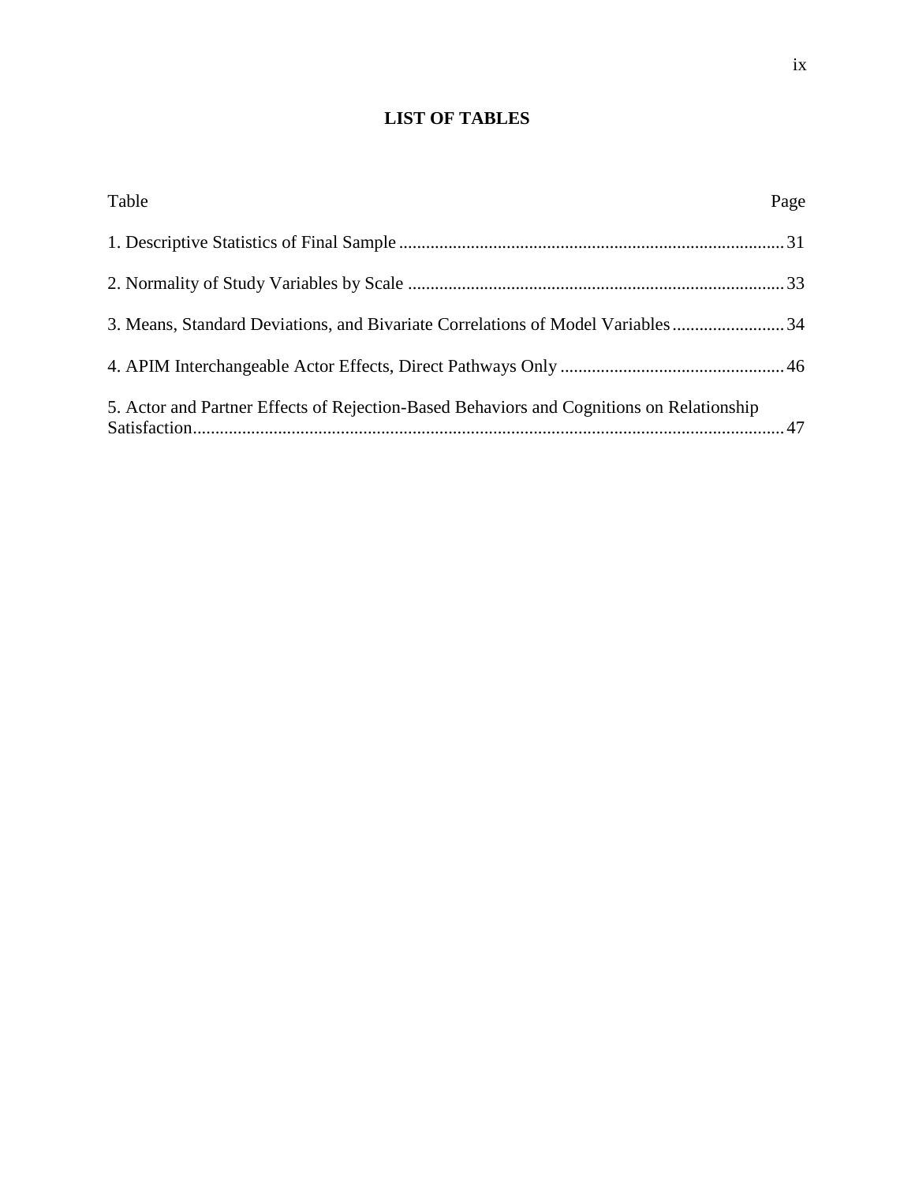# LIST OF TABLES

| Table | Page |
|---|---|
| 1. Descriptive Statistics of Final Sample | 31 |
| 2. Normality of Study Variables by Scale | 33 |
| 3. Means, Standard Deviations, and Bivariate Correlations of Model Variables | 34 |
| 4. APIM Interchangeable Actor Effects, Direct Pathways Only | 46 |
| 5. Actor and Partner Effects of Rejection-Based Behaviors and Cognitions on Relationship Satisfaction | 47 |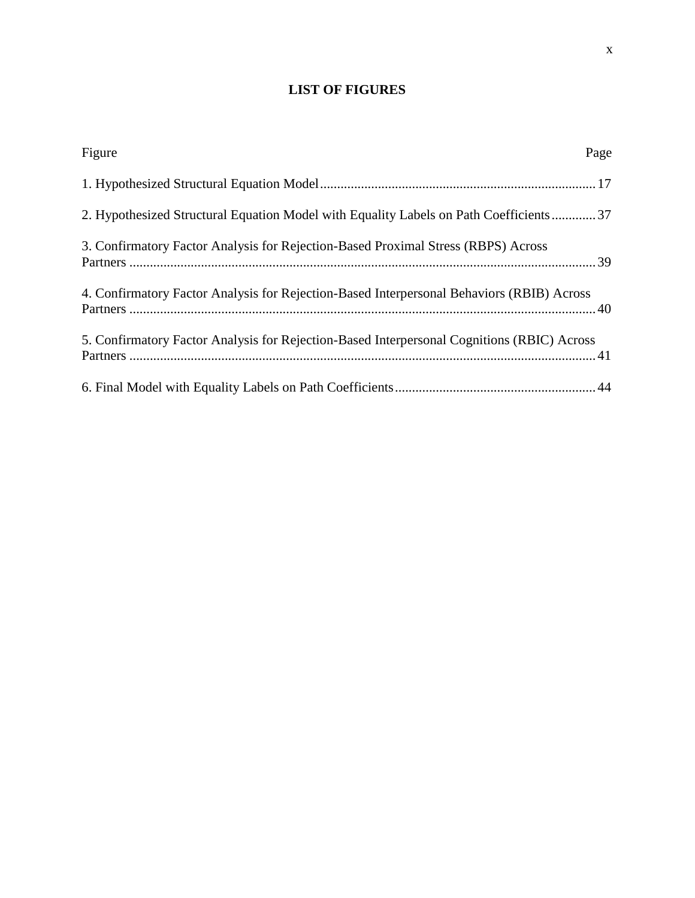# LIST OF FIGURES

| Figure | Page |
| --- | --- |
| 1. Hypothesized Structural Equation Model | 17 |
| 2. Hypothesized Structural Equation Model with Equality Labels on Path Coefficients | 37 |
| 3. Confirmatory Factor Analysis for Rejection-Based Proximal Stress (RBPS) Across Partners | 39 |
| 4. Confirmatory Factor Analysis for Rejection-Based Interpersonal Behaviors (RBIB) Across Partners | 40 |
| 5. Confirmatory Factor Analysis for Rejection-Based Interpersonal Cognitions (RBIC) Across Partners | 41 |
| 6. Final Model with Equality Labels on Path Coefficients | 44 |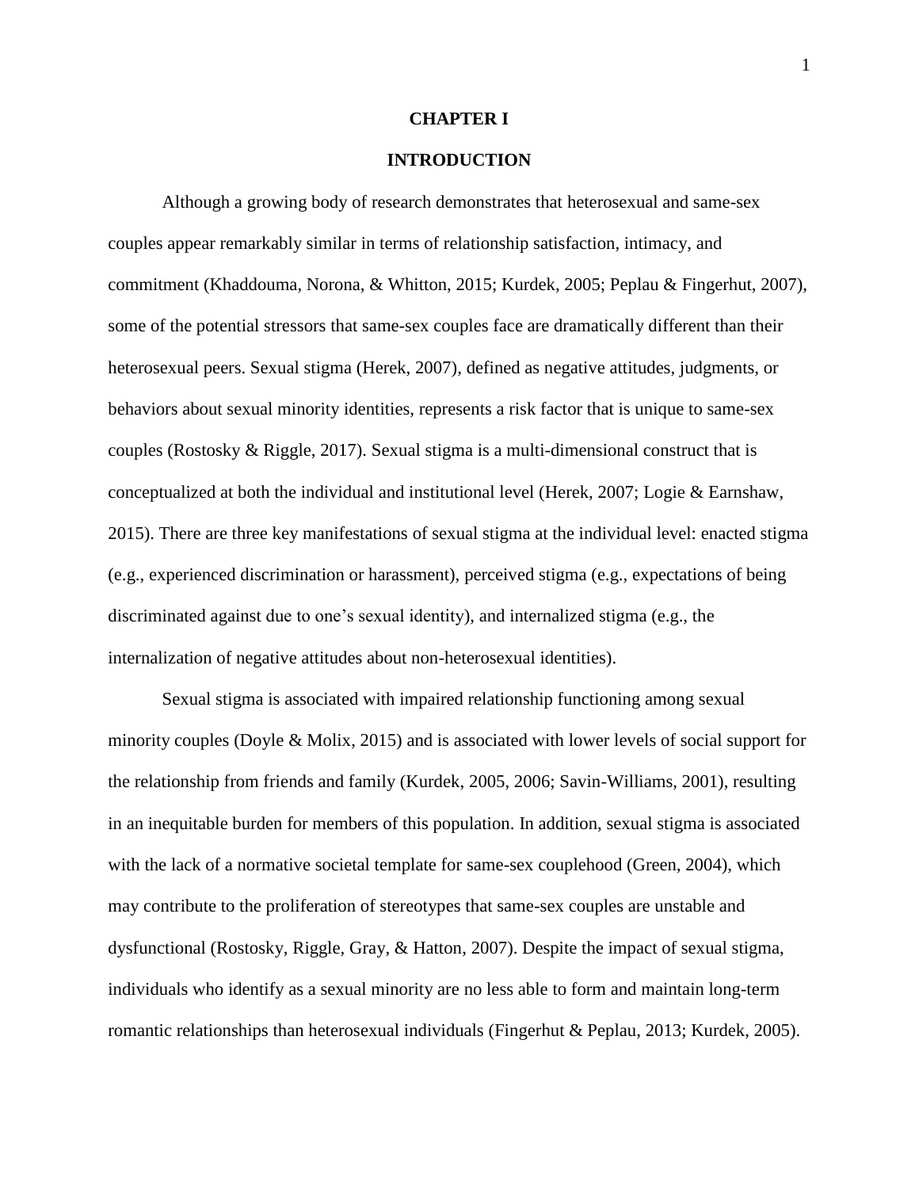# CHAPTER I

## INTRODUCTION

Although a growing body of research demonstrates that heterosexual and same-sex couples appear remarkably similar in terms of relationship satisfaction, intimacy, and commitment (Khaddouma, Norona, & Whitton, 2015; Kurdek, 2005; Peplau & Fingerhut, 2007), some of the potential stressors that same-sex couples face are dramatically different than their heterosexual peers. Sexual stigma (Herek, 2007), defined as negative attitudes, judgments, or behaviors about sexual minority identities, represents a risk factor that is unique to same-sex couples (Rostosky & Riggle, 2017). Sexual stigma is a multi-dimensional construct that is conceptualized at both the individual and institutional level (Herek, 2007; Logie & Earnshaw, 2015). There are three key manifestations of sexual stigma at the individual level: enacted stigma (e.g., experienced discrimination or harassment), perceived stigma (e.g., expectations of being discriminated against due to one's sexual identity), and internalized stigma (e.g., the internalization of negative attitudes about non-heterosexual identities).

Sexual stigma is associated with impaired relationship functioning among sexual minority couples (Doyle & Molix, 2015) and is associated with lower levels of social support for the relationship from friends and family (Kurdek, 2005, 2006; Savin-Williams, 2001), resulting in an inequitable burden for members of this population. In addition, sexual stigma is associated with the lack of a normative societal template for same-sex couplehood (Green, 2004), which may contribute to the proliferation of stereotypes that same-sex couples are unstable and dysfunctional (Rostosky, Riggle, Gray, & Hatton, 2007). Despite the impact of sexual stigma, individuals who identify as a sexual minority are no less able to form and maintain long-term romantic relationships than heterosexual individuals (Fingerhut & Peplau, 2013; Kurdek, 2005).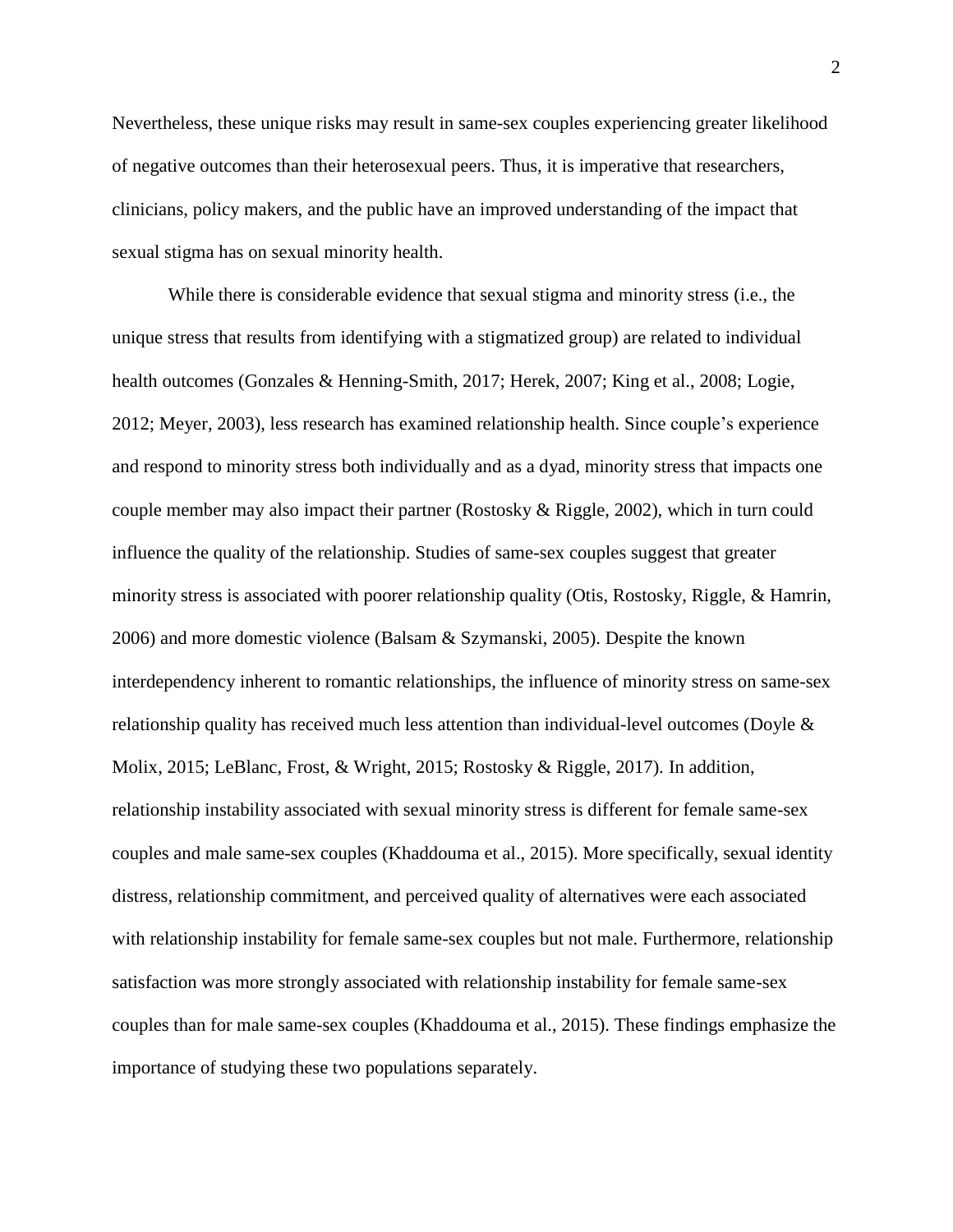Nevertheless, these unique risks may result in same-sex couples experiencing greater likelihood of negative outcomes than their heterosexual peers. Thus, it is imperative that researchers, clinicians, policy makers, and the public have an improved understanding of the impact that sexual stigma has on sexual minority health.

While there is considerable evidence that sexual stigma and minority stress (i.e., the unique stress that results from identifying with a stigmatized group) are related to individual health outcomes (Gonzales & Henning-Smith, 2017; Herek, 2007; King et al., 2008; Logie, 2012; Meyer, 2003), less research has examined relationship health. Since couple's experience and respond to minority stress both individually and as a dyad, minority stress that impacts one couple member may also impact their partner (Rostosky & Riggle, 2002), which in turn could influence the quality of the relationship. Studies of same-sex couples suggest that greater minority stress is associated with poorer relationship quality (Otis, Rostosky, Riggle, & Hamrin, 2006) and more domestic violence (Balsam & Szymanski, 2005). Despite the known interdependency inherent to romantic relationships, the influence of minority stress on same-sex relationship quality has received much less attention than individual-level outcomes (Doyle & Molix, 2015; LeBlanc, Frost, & Wright, 2015; Rostosky & Riggle, 2017). In addition, relationship instability associated with sexual minority stress is different for female same-sex couples and male same-sex couples (Khaddouma et al., 2015). More specifically, sexual identity distress, relationship commitment, and perceived quality of alternatives were each associated with relationship instability for female same-sex couples but not male. Furthermore, relationship satisfaction was more strongly associated with relationship instability for female same-sex couples than for male same-sex couples (Khaddouma et al., 2015). These findings emphasize the importance of studying these two populations separately.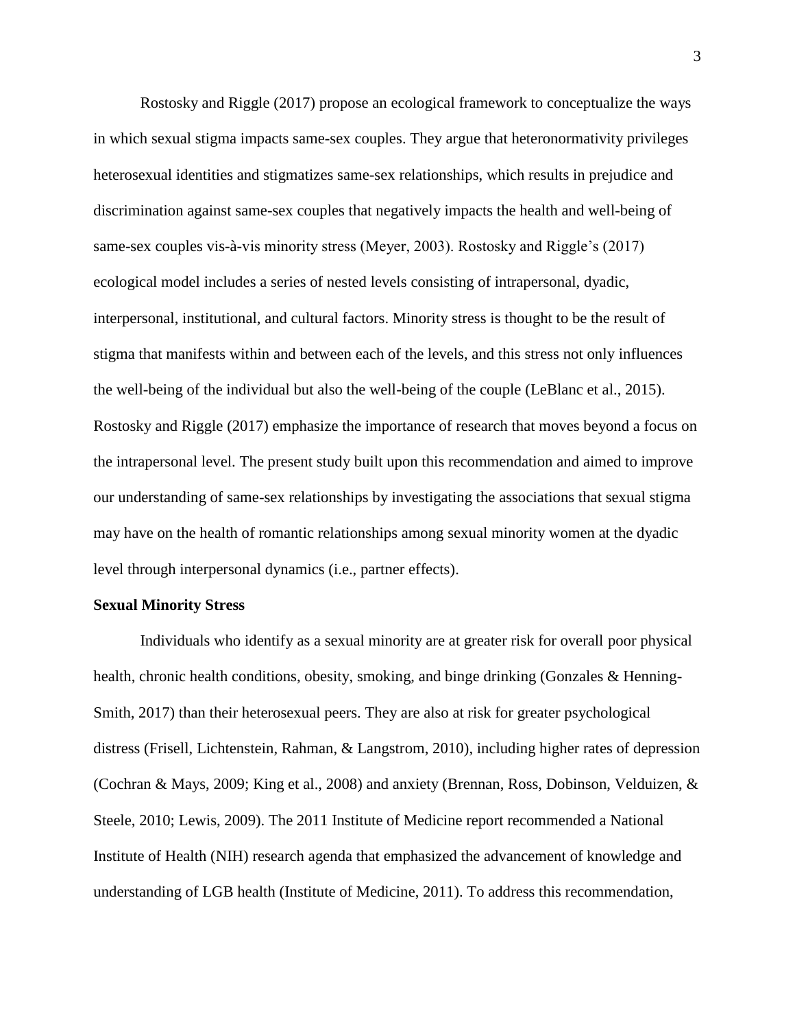Rostosky and Riggle (2017) propose an ecological framework to conceptualize the ways in which sexual stigma impacts same-sex couples. They argue that heteronormativity privileges heterosexual identities and stigmatizes same-sex relationships, which results in prejudice and discrimination against same-sex couples that negatively impacts the health and well-being of same-sex couples vis-à-vis minority stress (Meyer, 2003). Rostosky and Riggle's (2017) ecological model includes a series of nested levels consisting of intrapersonal, dyadic, interpersonal, institutional, and cultural factors. Minority stress is thought to be the result of stigma that manifests within and between each of the levels, and this stress not only influences the well-being of the individual but also the well-being of the couple (LeBlanc et al., 2015). Rostosky and Riggle (2017) emphasize the importance of research that moves beyond a focus on the intrapersonal level. The present study built upon this recommendation and aimed to improve our understanding of same-sex relationships by investigating the associations that sexual stigma may have on the health of romantic relationships among sexual minority women at the dyadic level through interpersonal dynamics (i.e., partner effects).

**Sexual Minority Stress**

Individuals who identify as a sexual minority are at greater risk for overall poor physical health, chronic health conditions, obesity, smoking, and binge drinking (Gonzales & Henning-Smith, 2017) than their heterosexual peers. They are also at risk for greater psychological distress (Frisell, Lichtenstein, Rahman, & Langstrom, 2010), including higher rates of depression (Cochran & Mays, 2009; King et al., 2008) and anxiety (Brennan, Ross, Dobinson, Velduizen, & Steele, 2010; Lewis, 2009). The 2011 Institute of Medicine report recommended a National Institute of Health (NIH) research agenda that emphasized the advancement of knowledge and understanding of LGB health (Institute of Medicine, 2011). To address this recommendation,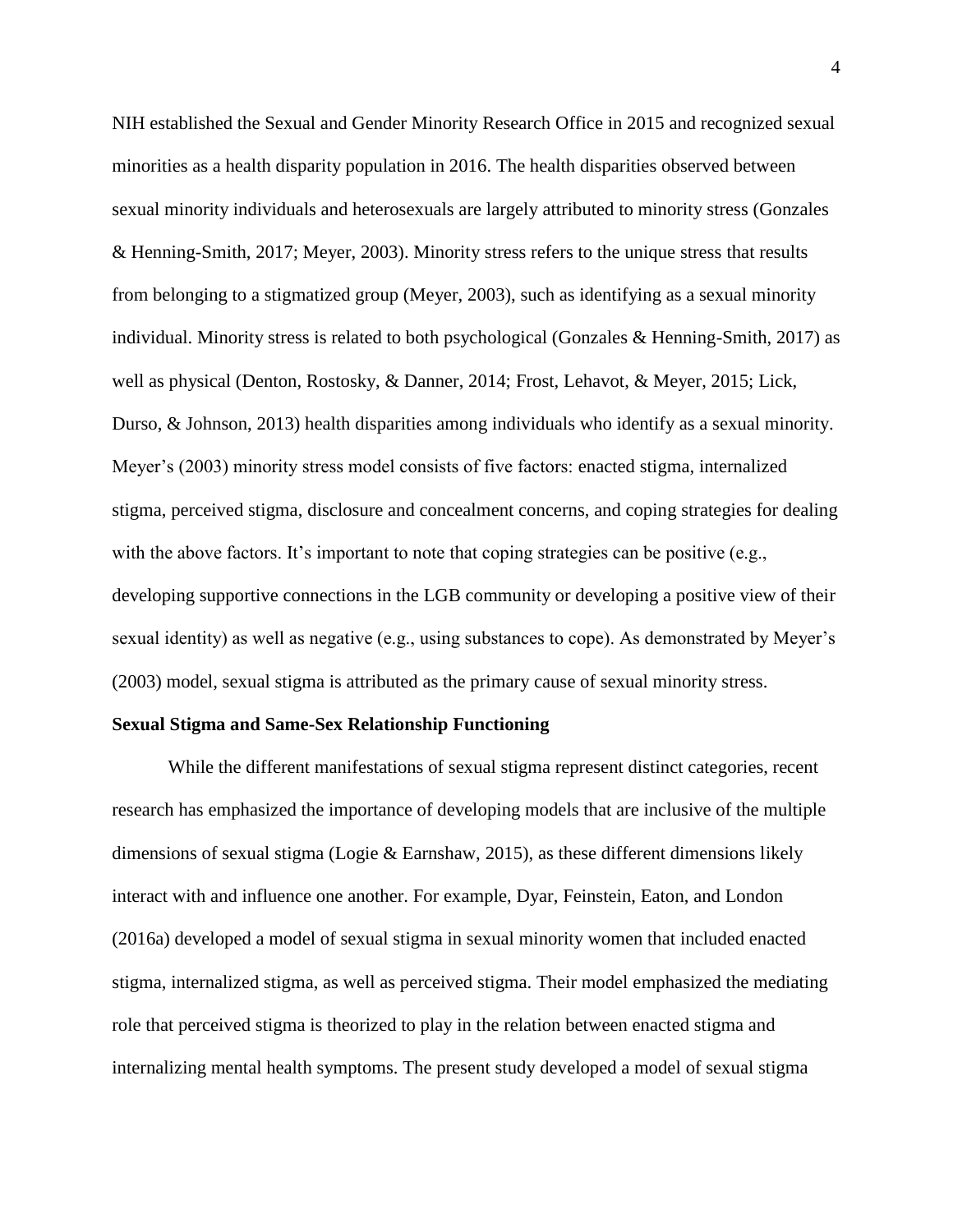NIH established the Sexual and Gender Minority Research Office in 2015 and recognized sexual minorities as a health disparity population in 2016. The health disparities observed between sexual minority individuals and heterosexuals are largely attributed to minority stress (Gonzales & Henning-Smith, 2017; Meyer, 2003). Minority stress refers to the unique stress that results from belonging to a stigmatized group (Meyer, 2003), such as identifying as a sexual minority individual. Minority stress is related to both psychological (Gonzales & Henning-Smith, 2017) as well as physical (Denton, Rostosky, & Danner, 2014; Frost, Lehavot, & Meyer, 2015; Lick, Durso, & Johnson, 2013) health disparities among individuals who identify as a sexual minority. Meyer's (2003) minority stress model consists of five factors: enacted stigma, internalized stigma, perceived stigma, disclosure and concealment concerns, and coping strategies for dealing with the above factors. It's important to note that coping strategies can be positive (e.g., developing supportive connections in the LGB community or developing a positive view of their sexual identity) as well as negative (e.g., using substances to cope). As demonstrated by Meyer's (2003) model, sexual stigma is attributed as the primary cause of sexual minority stress.

**Sexual Stigma and Same-Sex Relationship Functioning**

While the different manifestations of sexual stigma represent distinct categories, recent research has emphasized the importance of developing models that are inclusive of the multiple dimensions of sexual stigma (Logie & Earnshaw, 2015), as these different dimensions likely interact with and influence one another. For example, Dyar, Feinstein, Eaton, and London (2016a) developed a model of sexual stigma in sexual minority women that included enacted stigma, internalized stigma, as well as perceived stigma. Their model emphasized the mediating role that perceived stigma is theorized to play in the relation between enacted stigma and internalizing mental health symptoms. The present study developed a model of sexual stigma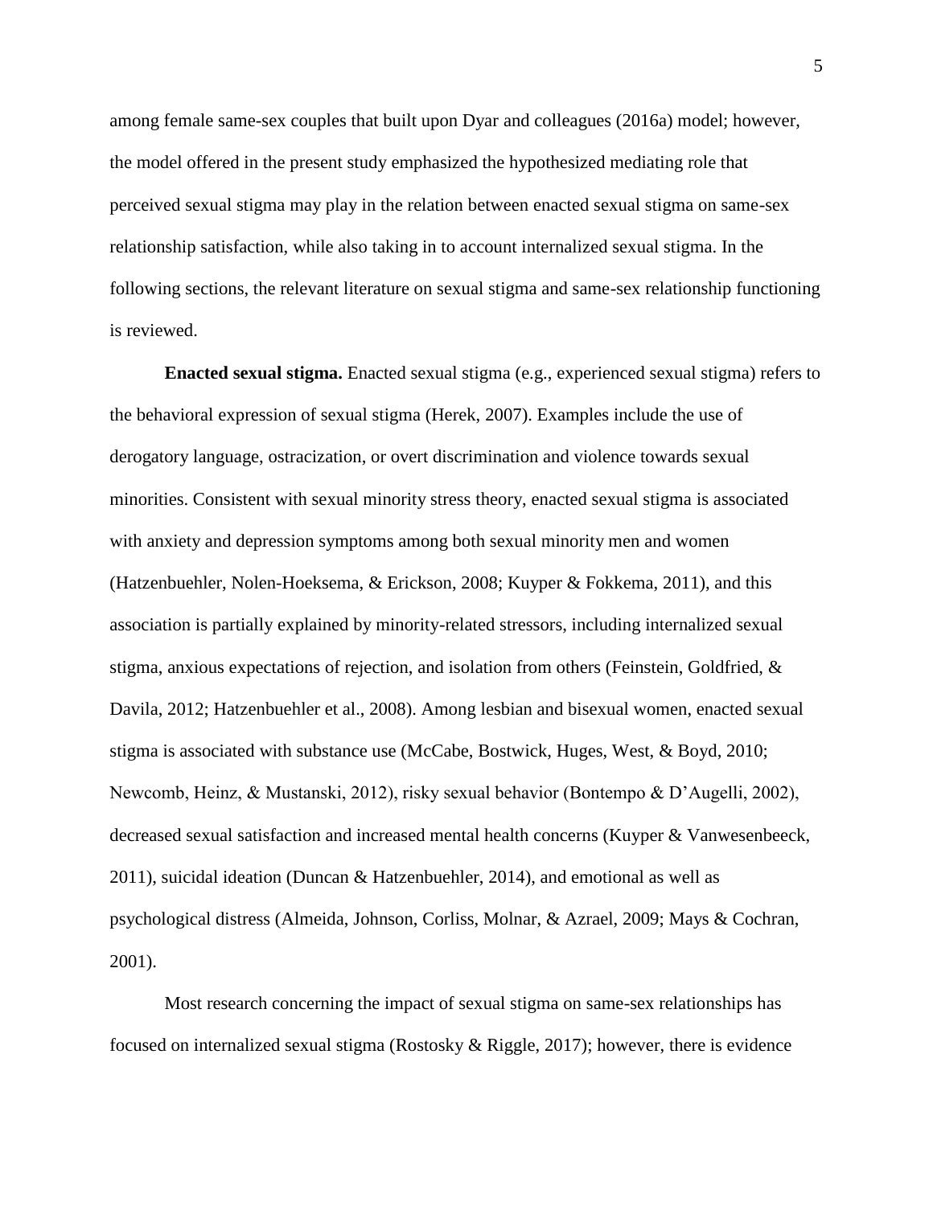among female same-sex couples that built upon Dyar and colleagues (2016a) model; however, the model offered in the present study emphasized the hypothesized mediating role that perceived sexual stigma may play in the relation between enacted sexual stigma on same-sex relationship satisfaction, while also taking in to account internalized sexual stigma. In the following sections, the relevant literature on sexual stigma and same-sex relationship functioning is reviewed.

**Enacted sexual stigma.** Enacted sexual stigma (e.g., experienced sexual stigma) refers to the behavioral expression of sexual stigma (Herek, 2007). Examples include the use of derogatory language, ostracization, or overt discrimination and violence towards sexual minorities. Consistent with sexual minority stress theory, enacted sexual stigma is associated with anxiety and depression symptoms among both sexual minority men and women (Hatzenbuehler, Nolen-Hoeksema, & Erickson, 2008; Kuyper & Fokkema, 2011), and this association is partially explained by minority-related stressors, including internalized sexual stigma, anxious expectations of rejection, and isolation from others (Feinstein, Goldfried, & Davila, 2012; Hatzenbuehler et al., 2008). Among lesbian and bisexual women, enacted sexual stigma is associated with substance use (McCabe, Bostwick, Huges, West, & Boyd, 2010; Newcomb, Heinz, & Mustanski, 2012), risky sexual behavior (Bontempo & D'Augelli, 2002), decreased sexual satisfaction and increased mental health concerns (Kuyper & Vanwesenbeeck, 2011), suicidal ideation (Duncan & Hatzenbuehler, 2014), and emotional as well as psychological distress (Almeida, Johnson, Corliss, Molnar, & Azrael, 2009; Mays & Cochran, 2001).

Most research concerning the impact of sexual stigma on same-sex relationships has focused on internalized sexual stigma (Rostosky & Riggle, 2017); however, there is evidence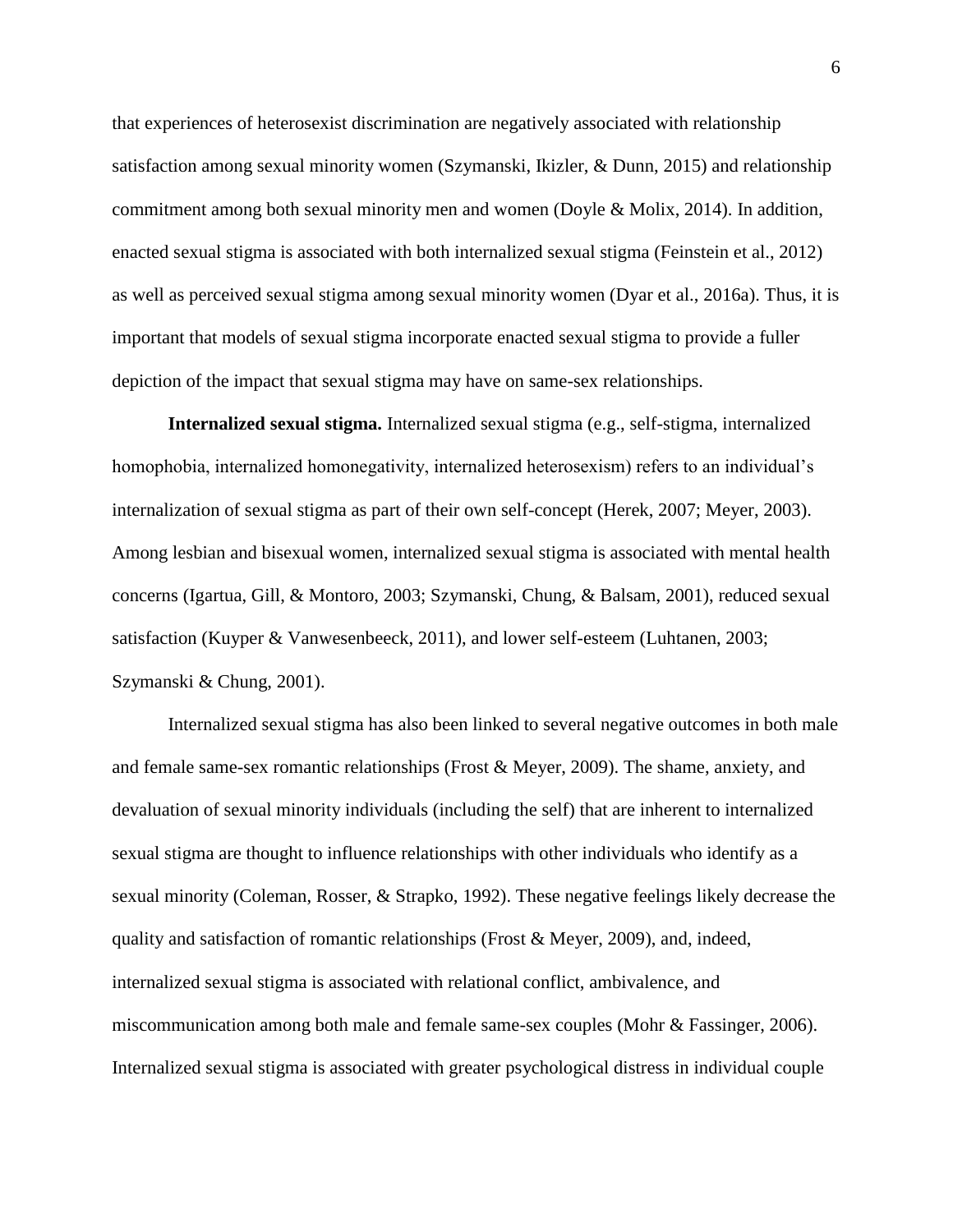that experiences of heterosexist discrimination are negatively associated with relationship satisfaction among sexual minority women (Szymanski, Ikizler, & Dunn, 2015) and relationship commitment among both sexual minority men and women (Doyle & Molix, 2014). In addition, enacted sexual stigma is associated with both internalized sexual stigma (Feinstein et al., 2012) as well as perceived sexual stigma among sexual minority women (Dyar et al., 2016a). Thus, it is important that models of sexual stigma incorporate enacted sexual stigma to provide a fuller depiction of the impact that sexual stigma may have on same-sex relationships.

**Internalized sexual stigma.** Internalized sexual stigma (e.g., self-stigma, internalized homophobia, internalized homonegativity, internalized heterosexism) refers to an individual's internalization of sexual stigma as part of their own self-concept (Herek, 2007; Meyer, 2003). Among lesbian and bisexual women, internalized sexual stigma is associated with mental health concerns (Igartua, Gill, & Montoro, 2003; Szymanski, Chung, & Balsam, 2001), reduced sexual satisfaction (Kuyper & Vanwesenbeeck, 2011), and lower self-esteem (Luhtanen, 2003; Szymanski & Chung, 2001).

Internalized sexual stigma has also been linked to several negative outcomes in both male and female same-sex romantic relationships (Frost & Meyer, 2009). The shame, anxiety, and devaluation of sexual minority individuals (including the self) that are inherent to internalized sexual stigma are thought to influence relationships with other individuals who identify as a sexual minority (Coleman, Rosser, & Strapko, 1992). These negative feelings likely decrease the quality and satisfaction of romantic relationships (Frost & Meyer, 2009), and, indeed, internalized sexual stigma is associated with relational conflict, ambivalence, and miscommunication among both male and female same-sex couples (Mohr & Fassinger, 2006). Internalized sexual stigma is associated with greater psychological distress in individual couple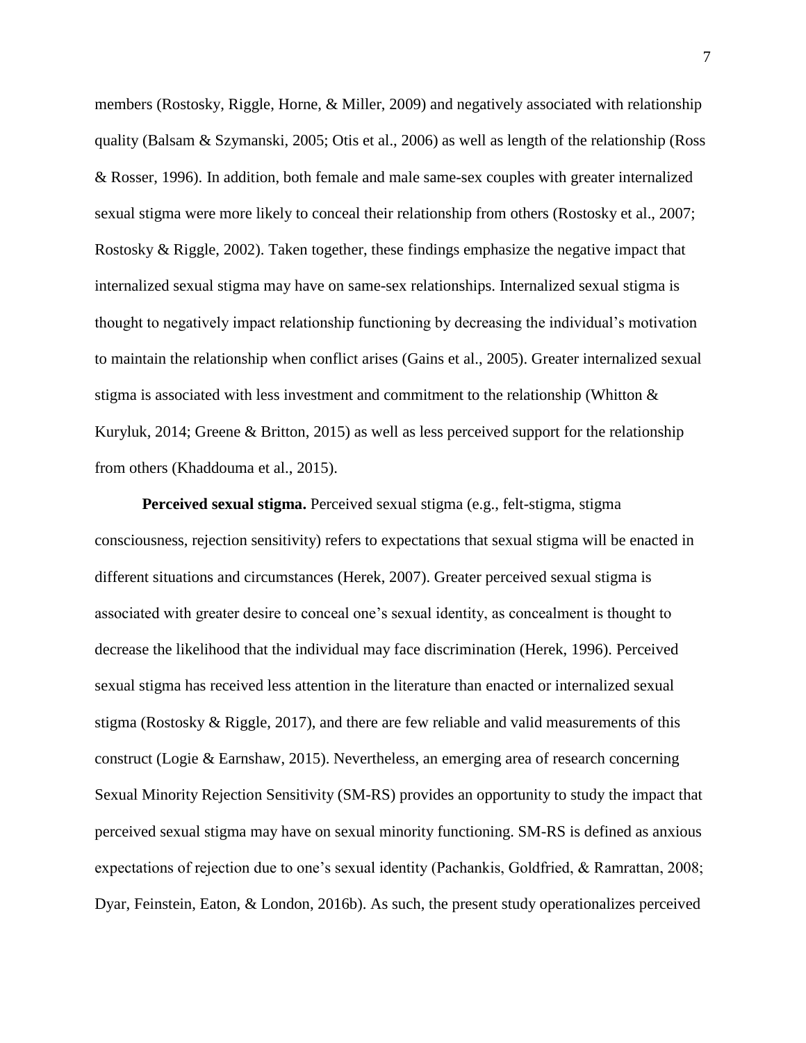members (Rostosky, Riggle, Horne, & Miller, 2009) and negatively associated with relationship quality (Balsam & Szymanski, 2005; Otis et al., 2006) as well as length of the relationship (Ross & Rosser, 1996). In addition, both female and male same-sex couples with greater internalized sexual stigma were more likely to conceal their relationship from others (Rostosky et al., 2007; Rostosky & Riggle, 2002). Taken together, these findings emphasize the negative impact that internalized sexual stigma may have on same-sex relationships. Internalized sexual stigma is thought to negatively impact relationship functioning by decreasing the individual's motivation to maintain the relationship when conflict arises (Gains et al., 2005). Greater internalized sexual stigma is associated with less investment and commitment to the relationship (Whitton & Kuryluk, 2014; Greene & Britton, 2015) as well as less perceived support for the relationship from others (Khaddouma et al., 2015).

**Perceived sexual stigma.** Perceived sexual stigma (e.g., felt-stigma, stigma consciousness, rejection sensitivity) refers to expectations that sexual stigma will be enacted in different situations and circumstances (Herek, 2007). Greater perceived sexual stigma is associated with greater desire to conceal one's sexual identity, as concealment is thought to decrease the likelihood that the individual may face discrimination (Herek, 1996). Perceived sexual stigma has received less attention in the literature than enacted or internalized sexual stigma (Rostosky & Riggle, 2017), and there are few reliable and valid measurements of this construct (Logie & Earnshaw, 2015). Nevertheless, an emerging area of research concerning Sexual Minority Rejection Sensitivity (SM-RS) provides an opportunity to study the impact that perceived sexual stigma may have on sexual minority functioning. SM-RS is defined as anxious expectations of rejection due to one's sexual identity (Pachankis, Goldfried, & Ramrattan, 2008; Dyar, Feinstein, Eaton, & London, 2016b). As such, the present study operationalizes perceived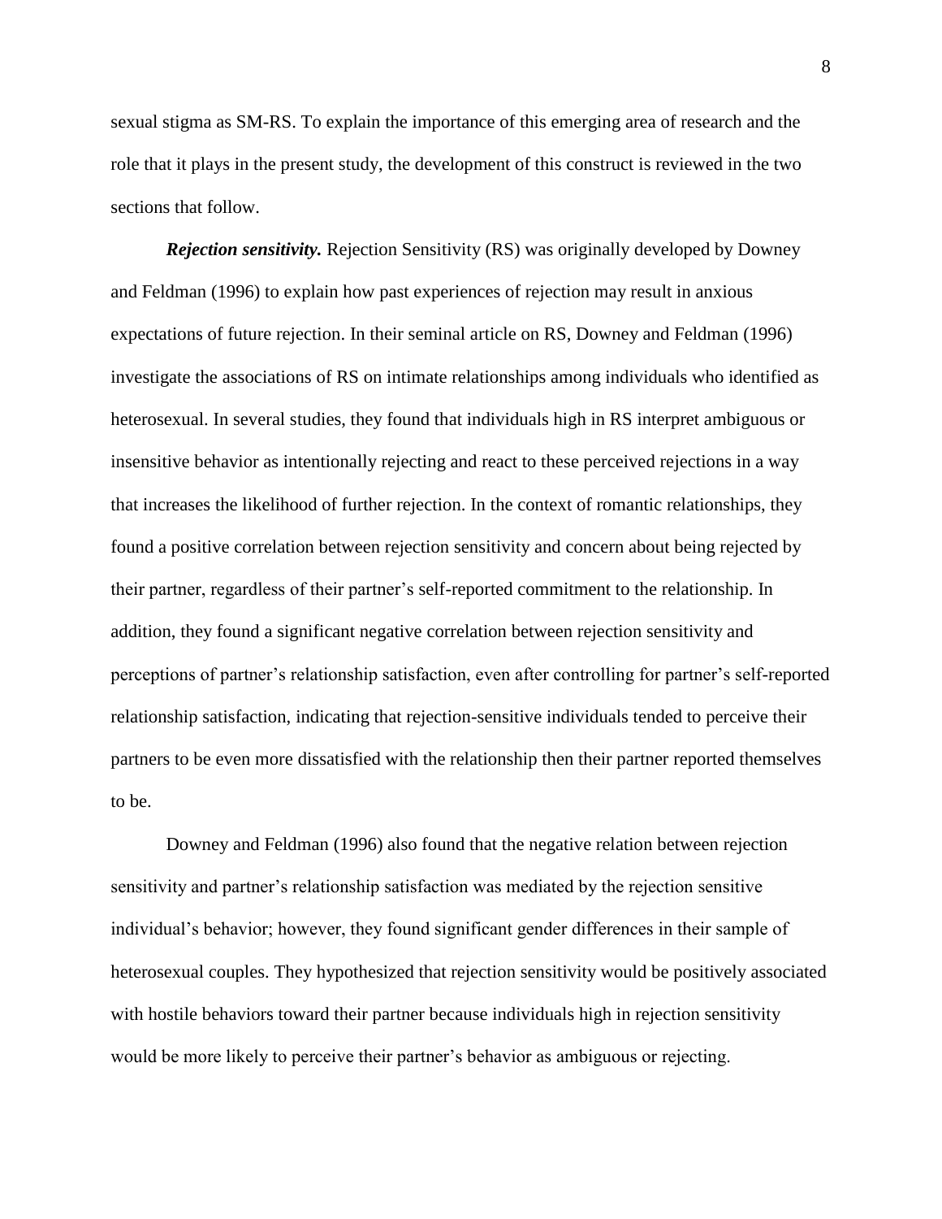sexual stigma as SM-RS. To explain the importance of this emerging area of research and the role that it plays in the present study, the development of this construct is reviewed in the two sections that follow.

***Rejection sensitivity.*** Rejection Sensitivity (RS) was originally developed by Downey and Feldman (1996) to explain how past experiences of rejection may result in anxious expectations of future rejection. In their seminal article on RS, Downey and Feldman (1996) investigate the associations of RS on intimate relationships among individuals who identified as heterosexual. In several studies, they found that individuals high in RS interpret ambiguous or insensitive behavior as intentionally rejecting and react to these perceived rejections in a way that increases the likelihood of further rejection. In the context of romantic relationships, they found a positive correlation between rejection sensitivity and concern about being rejected by their partner, regardless of their partner's self-reported commitment to the relationship. In addition, they found a significant negative correlation between rejection sensitivity and perceptions of partner's relationship satisfaction, even after controlling for partner's self-reported relationship satisfaction, indicating that rejection-sensitive individuals tended to perceive their partners to be even more dissatisfied with the relationship then their partner reported themselves to be.

Downey and Feldman (1996) also found that the negative relation between rejection sensitivity and partner's relationship satisfaction was mediated by the rejection sensitive individual's behavior; however, they found significant gender differences in their sample of heterosexual couples. They hypothesized that rejection sensitivity would be positively associated with hostile behaviors toward their partner because individuals high in rejection sensitivity would be more likely to perceive their partner's behavior as ambiguous or rejecting.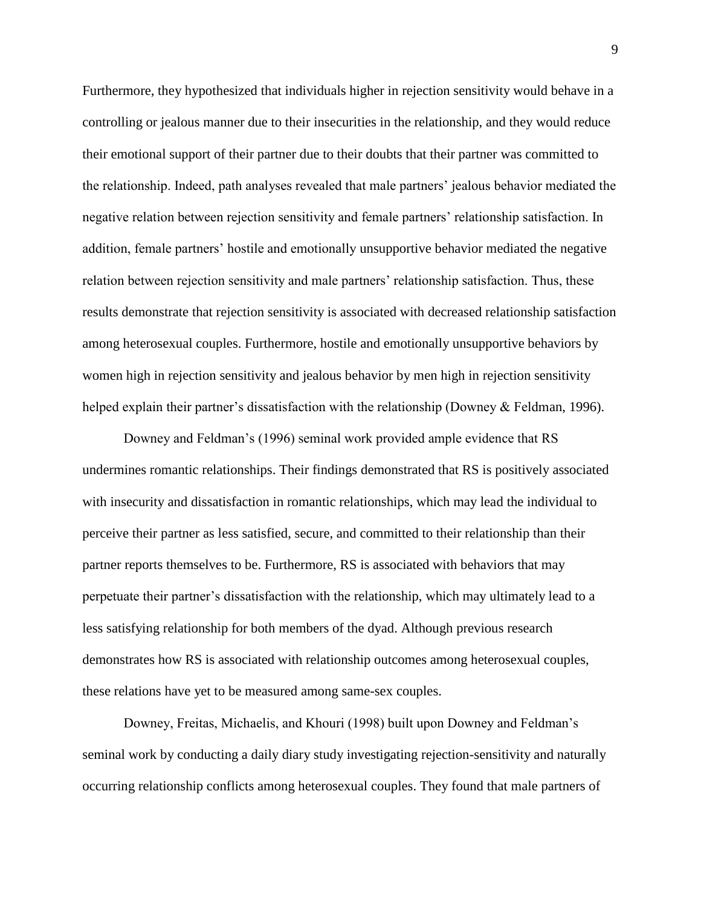Furthermore, they hypothesized that individuals higher in rejection sensitivity would behave in a controlling or jealous manner due to their insecurities in the relationship, and they would reduce their emotional support of their partner due to their doubts that their partner was committed to the relationship. Indeed, path analyses revealed that male partners' jealous behavior mediated the negative relation between rejection sensitivity and female partners' relationship satisfaction. In addition, female partners' hostile and emotionally unsupportive behavior mediated the negative relation between rejection sensitivity and male partners' relationship satisfaction. Thus, these results demonstrate that rejection sensitivity is associated with decreased relationship satisfaction among heterosexual couples. Furthermore, hostile and emotionally unsupportive behaviors by women high in rejection sensitivity and jealous behavior by men high in rejection sensitivity helped explain their partner's dissatisfaction with the relationship (Downey & Feldman, 1996).

Downey and Feldman's (1996) seminal work provided ample evidence that RS undermines romantic relationships. Their findings demonstrated that RS is positively associated with insecurity and dissatisfaction in romantic relationships, which may lead the individual to perceive their partner as less satisfied, secure, and committed to their relationship than their partner reports themselves to be. Furthermore, RS is associated with behaviors that may perpetuate their partner's dissatisfaction with the relationship, which may ultimately lead to a less satisfying relationship for both members of the dyad. Although previous research demonstrates how RS is associated with relationship outcomes among heterosexual couples, these relations have yet to be measured among same-sex couples.

Downey, Freitas, Michaelis, and Khouri (1998) built upon Downey and Feldman's seminal work by conducting a daily diary study investigating rejection-sensitivity and naturally occurring relationship conflicts among heterosexual couples. They found that male partners of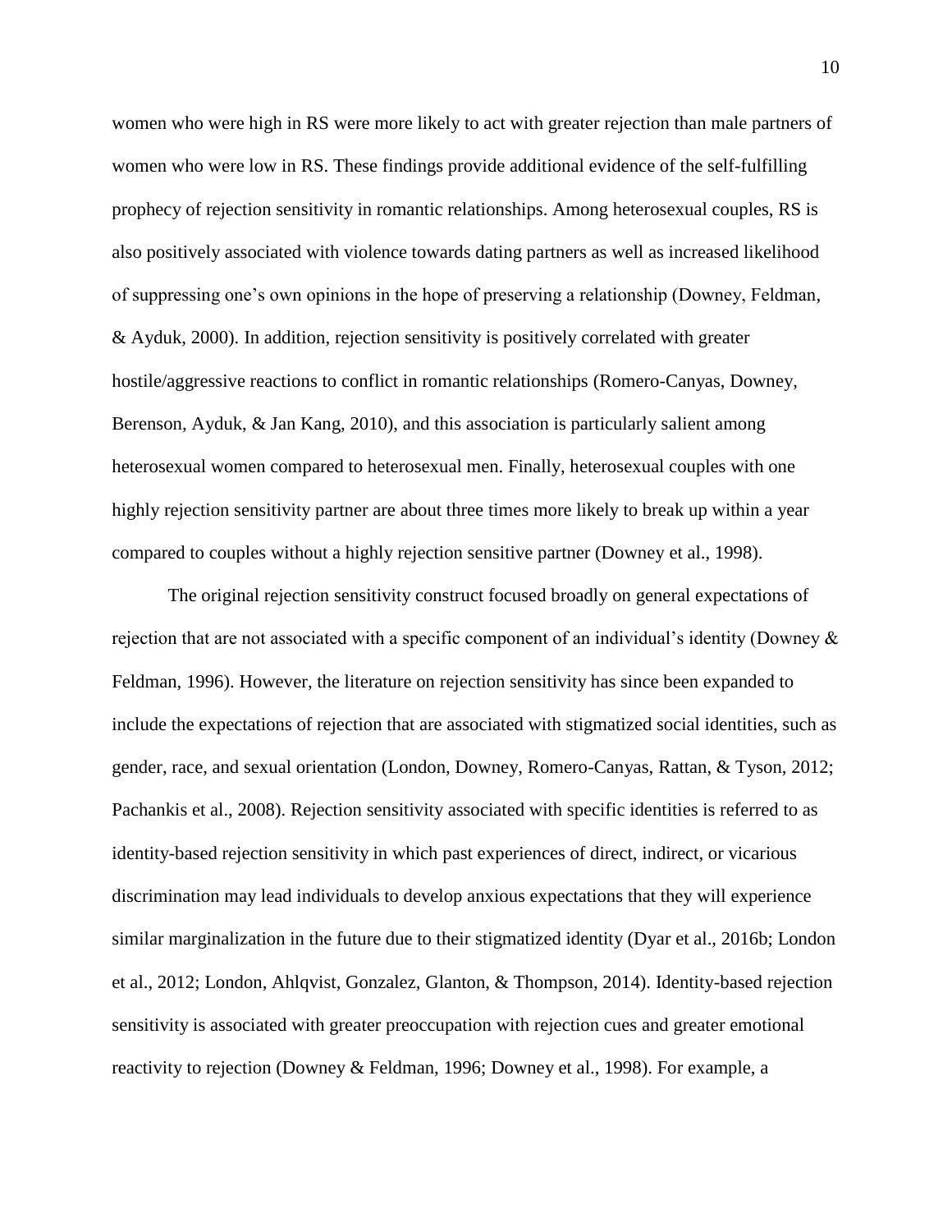women who were high in RS were more likely to act with greater rejection than male partners of women who were low in RS. These findings provide additional evidence of the self-fulfilling prophecy of rejection sensitivity in romantic relationships. Among heterosexual couples, RS is also positively associated with violence towards dating partners as well as increased likelihood of suppressing one's own opinions in the hope of preserving a relationship (Downey, Feldman, & Ayduk, 2000). In addition, rejection sensitivity is positively correlated with greater hostile/aggressive reactions to conflict in romantic relationships (Romero-Canyas, Downey, Berenson, Ayduk, & Jan Kang, 2010), and this association is particularly salient among heterosexual women compared to heterosexual men. Finally, heterosexual couples with one highly rejection sensitivity partner are about three times more likely to break up within a year compared to couples without a highly rejection sensitive partner (Downey et al., 1998).

The original rejection sensitivity construct focused broadly on general expectations of rejection that are not associated with a specific component of an individual's identity (Downey & Feldman, 1996). However, the literature on rejection sensitivity has since been expanded to include the expectations of rejection that are associated with stigmatized social identities, such as gender, race, and sexual orientation (London, Downey, Romero-Canyas, Rattan, & Tyson, 2012; Pachankis et al., 2008). Rejection sensitivity associated with specific identities is referred to as identity-based rejection sensitivity in which past experiences of direct, indirect, or vicarious discrimination may lead individuals to develop anxious expectations that they will experience similar marginalization in the future due to their stigmatized identity (Dyar et al., 2016b; London et al., 2012; London, Ahlqvist, Gonzalez, Glanton, & Thompson, 2014). Identity-based rejection sensitivity is associated with greater preoccupation with rejection cues and greater emotional reactivity to rejection (Downey & Feldman, 1996; Downey et al., 1998). For example, a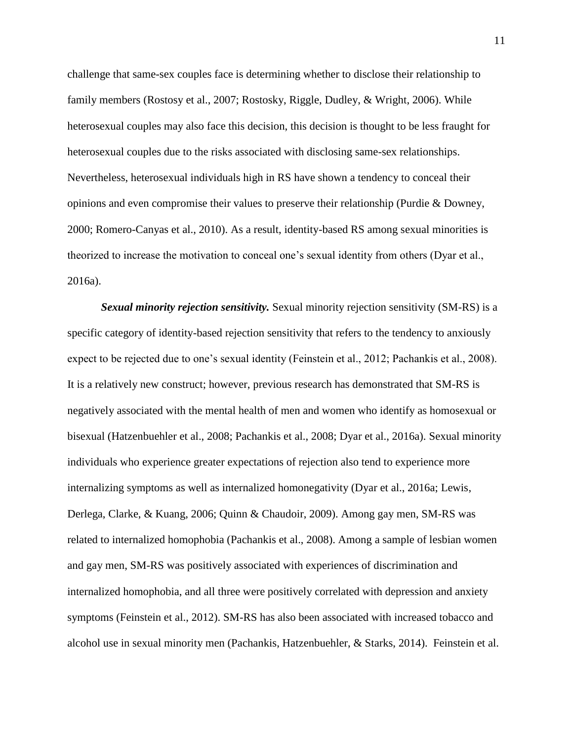challenge that same-sex couples face is determining whether to disclose their relationship to family members (Rostosy et al., 2007; Rostosky, Riggle, Dudley, & Wright, 2006). While heterosexual couples may also face this decision, this decision is thought to be less fraught for heterosexual couples due to the risks associated with disclosing same-sex relationships. Nevertheless, heterosexual individuals high in RS have shown a tendency to conceal their opinions and even compromise their values to preserve their relationship (Purdie & Downey, 2000; Romero-Canyas et al., 2010). As a result, identity-based RS among sexual minorities is theorized to increase the motivation to conceal one's sexual identity from others (Dyar et al., 2016a).

***Sexual minority rejection sensitivity.*** Sexual minority rejection sensitivity (SM-RS) is a specific category of identity-based rejection sensitivity that refers to the tendency to anxiously expect to be rejected due to one's sexual identity (Feinstein et al., 2012; Pachankis et al., 2008). It is a relatively new construct; however, previous research has demonstrated that SM-RS is negatively associated with the mental health of men and women who identify as homosexual or bisexual (Hatzenbuehler et al., 2008; Pachankis et al., 2008; Dyar et al., 2016a). Sexual minority individuals who experience greater expectations of rejection also tend to experience more internalizing symptoms as well as internalized homonegativity (Dyar et al., 2016a; Lewis, Derlega, Clarke, & Kuang, 2006; Quinn & Chaudoir, 2009). Among gay men, SM-RS was related to internalized homophobia (Pachankis et al., 2008). Among a sample of lesbian women and gay men, SM-RS was positively associated with experiences of discrimination and internalized homophobia, and all three were positively correlated with depression and anxiety symptoms (Feinstein et al., 2012). SM-RS has also been associated with increased tobacco and alcohol use in sexual minority men (Pachankis, Hatzenbuehler, & Starks, 2014). Feinstein et al.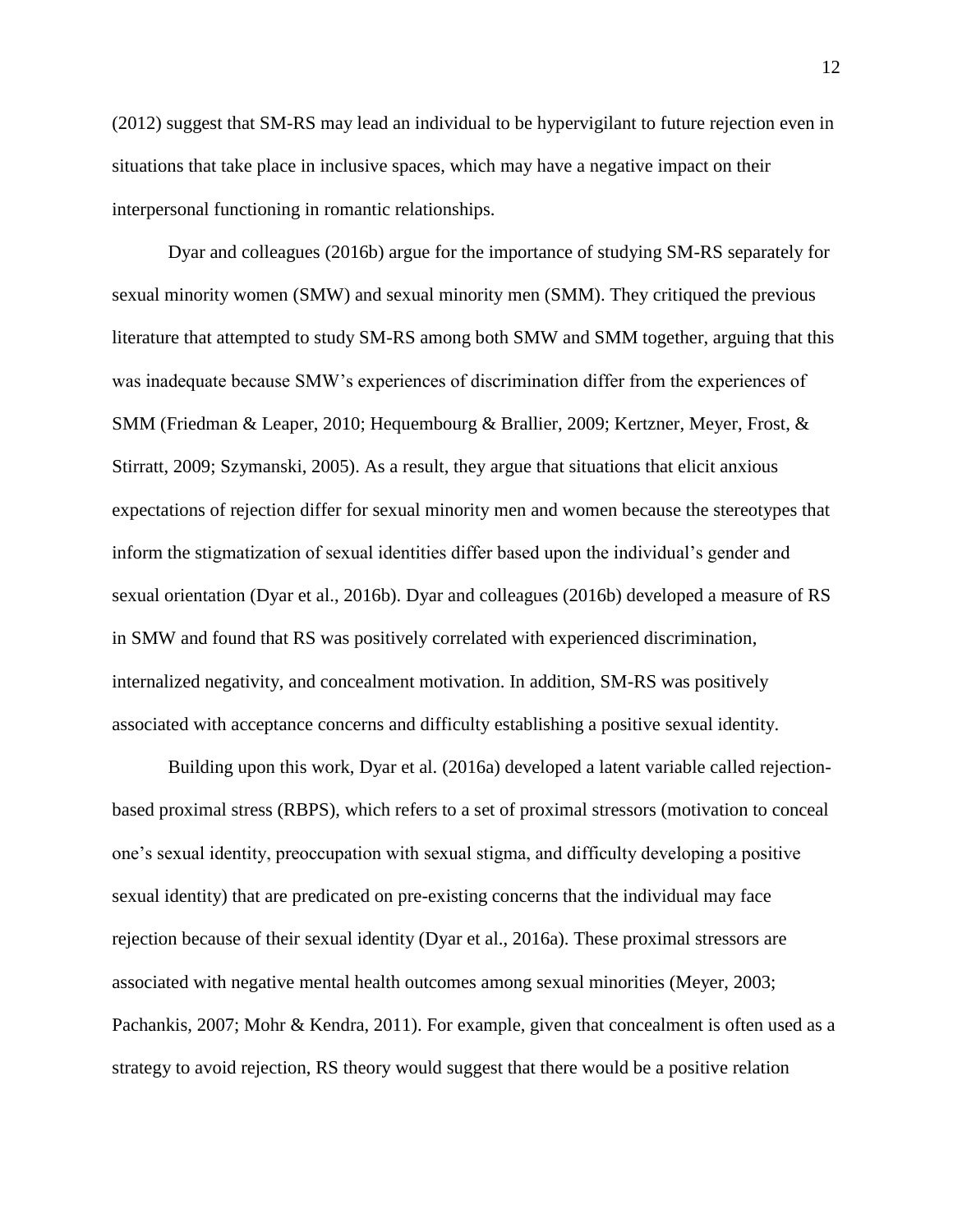(2012) suggest that SM-RS may lead an individual to be hypervigilant to future rejection even in situations that take place in inclusive spaces, which may have a negative impact on their interpersonal functioning in romantic relationships.

Dyar and colleagues (2016b) argue for the importance of studying SM-RS separately for sexual minority women (SMW) and sexual minority men (SMM). They critiqued the previous literature that attempted to study SM-RS among both SMW and SMM together, arguing that this was inadequate because SMW's experiences of discrimination differ from the experiences of SMM (Friedman & Leaper, 2010; Hequembourg & Brallier, 2009; Kertzner, Meyer, Frost, & Stirratt, 2009; Szymanski, 2005). As a result, they argue that situations that elicit anxious expectations of rejection differ for sexual minority men and women because the stereotypes that inform the stigmatization of sexual identities differ based upon the individual's gender and sexual orientation (Dyar et al., 2016b). Dyar and colleagues (2016b) developed a measure of RS in SMW and found that RS was positively correlated with experienced discrimination, internalized negativity, and concealment motivation. In addition, SM-RS was positively associated with acceptance concerns and difficulty establishing a positive sexual identity.

Building upon this work, Dyar et al. (2016a) developed a latent variable called rejection-based proximal stress (RBPS), which refers to a set of proximal stressors (motivation to conceal one's sexual identity, preoccupation with sexual stigma, and difficulty developing a positive sexual identity) that are predicated on pre-existing concerns that the individual may face rejection because of their sexual identity (Dyar et al., 2016a). These proximal stressors are associated with negative mental health outcomes among sexual minorities (Meyer, 2003; Pachankis, 2007; Mohr & Kendra, 2011). For example, given that concealment is often used as a strategy to avoid rejection, RS theory would suggest that there would be a positive relation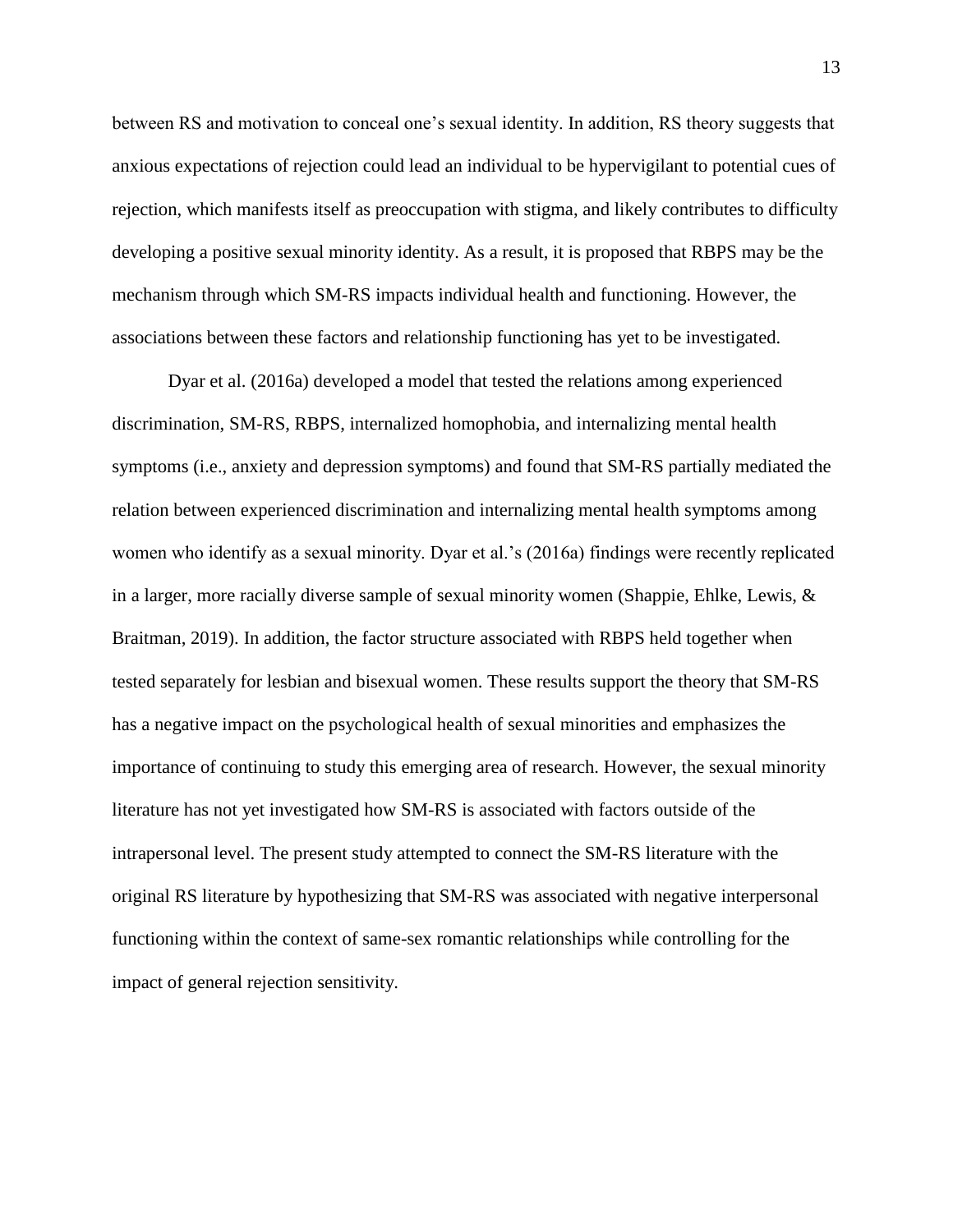between RS and motivation to conceal one's sexual identity. In addition, RS theory suggests that anxious expectations of rejection could lead an individual to be hypervigilant to potential cues of rejection, which manifests itself as preoccupation with stigma, and likely contributes to difficulty developing a positive sexual minority identity. As a result, it is proposed that RBPS may be the mechanism through which SM-RS impacts individual health and functioning. However, the associations between these factors and relationship functioning has yet to be investigated.

Dyar et al. (2016a) developed a model that tested the relations among experienced discrimination, SM-RS, RBPS, internalized homophobia, and internalizing mental health symptoms (i.e., anxiety and depression symptoms) and found that SM-RS partially mediated the relation between experienced discrimination and internalizing mental health symptoms among women who identify as a sexual minority. Dyar et al.'s (2016a) findings were recently replicated in a larger, more racially diverse sample of sexual minority women (Shappie, Ehlke, Lewis, & Braitman, 2019). In addition, the factor structure associated with RBPS held together when tested separately for lesbian and bisexual women. These results support the theory that SM-RS has a negative impact on the psychological health of sexual minorities and emphasizes the importance of continuing to study this emerging area of research. However, the sexual minority literature has not yet investigated how SM-RS is associated with factors outside of the intrapersonal level. The present study attempted to connect the SM-RS literature with the original RS literature by hypothesizing that SM-RS was associated with negative interpersonal functioning within the context of same-sex romantic relationships while controlling for the impact of general rejection sensitivity.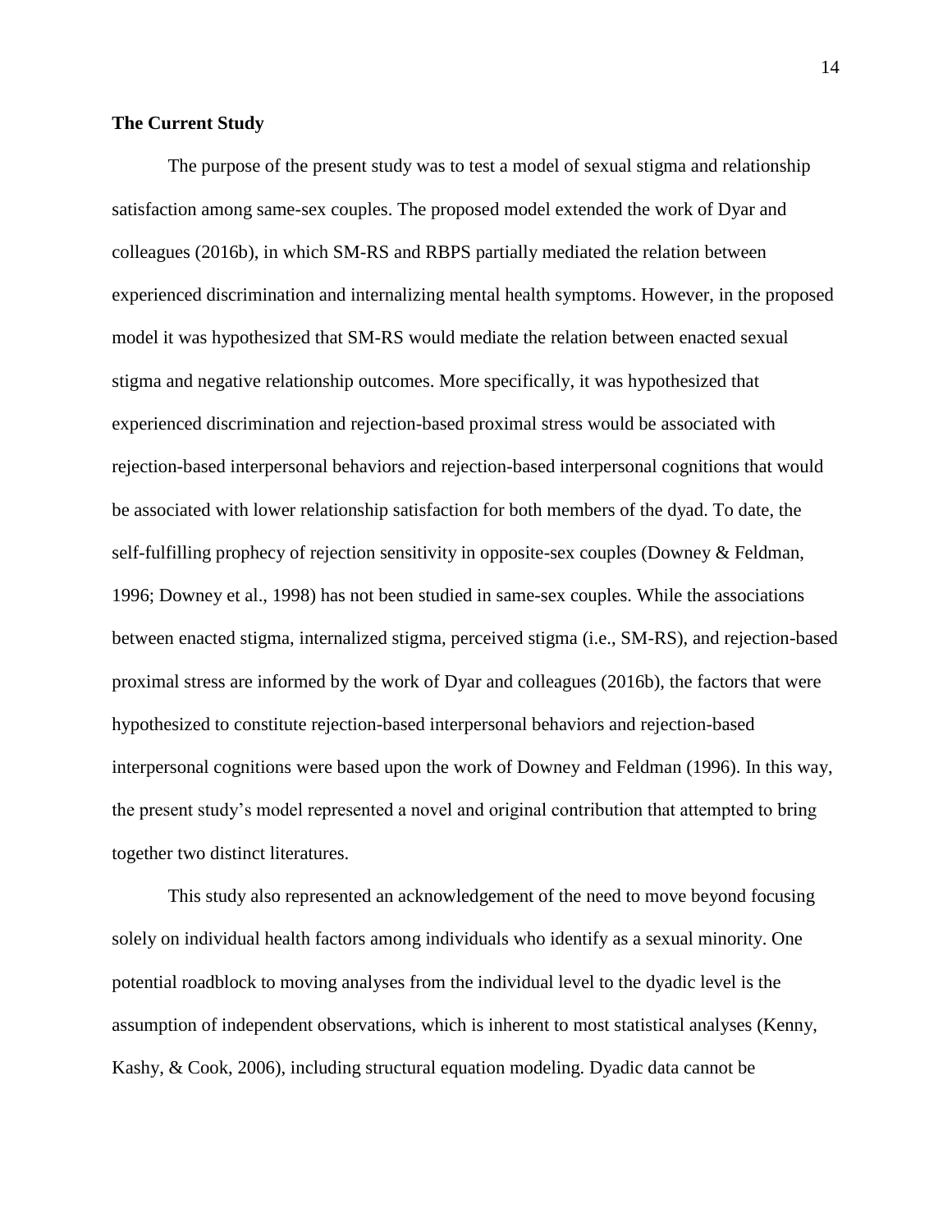**The Current Study**

The purpose of the present study was to test a model of sexual stigma and relationship satisfaction among same-sex couples. The proposed model extended the work of Dyar and colleagues (2016b), in which SM-RS and RBPS partially mediated the relation between experienced discrimination and internalizing mental health symptoms. However, in the proposed model it was hypothesized that SM-RS would mediate the relation between enacted sexual stigma and negative relationship outcomes. More specifically, it was hypothesized that experienced discrimination and rejection-based proximal stress would be associated with rejection-based interpersonal behaviors and rejection-based interpersonal cognitions that would be associated with lower relationship satisfaction for both members of the dyad. To date, the self-fulfilling prophecy of rejection sensitivity in opposite-sex couples (Downey & Feldman, 1996; Downey et al., 1998) has not been studied in same-sex couples. While the associations between enacted stigma, internalized stigma, perceived stigma (i.e., SM-RS), and rejection-based proximal stress are informed by the work of Dyar and colleagues (2016b), the factors that were hypothesized to constitute rejection-based interpersonal behaviors and rejection-based interpersonal cognitions were based upon the work of Downey and Feldman (1996). In this way, the present study's model represented a novel and original contribution that attempted to bring together two distinct literatures.

This study also represented an acknowledgement of the need to move beyond focusing solely on individual health factors among individuals who identify as a sexual minority. One potential roadblock to moving analyses from the individual level to the dyadic level is the assumption of independent observations, which is inherent to most statistical analyses (Kenny, Kashy, & Cook, 2006), including structural equation modeling. Dyadic data cannot be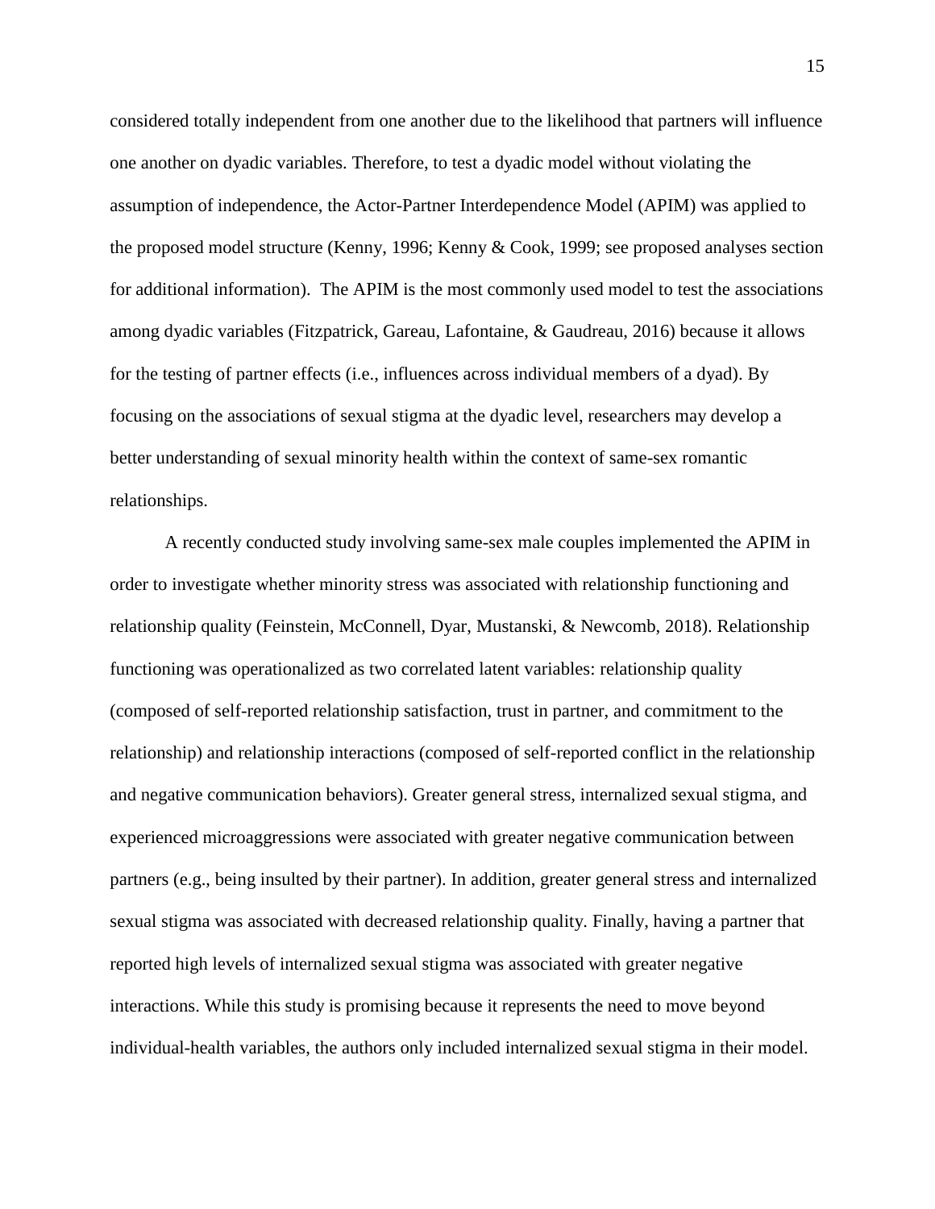considered totally independent from one another due to the likelihood that partners will influence one another on dyadic variables. Therefore, to test a dyadic model without violating the assumption of independence, the Actor-Partner Interdependence Model (APIM) was applied to the proposed model structure (Kenny, 1996; Kenny & Cook, 1999; see proposed analyses section for additional information). The APIM is the most commonly used model to test the associations among dyadic variables (Fitzpatrick, Gareau, Lafontaine, & Gaudreau, 2016) because it allows for the testing of partner effects (i.e., influences across individual members of a dyad). By focusing on the associations of sexual stigma at the dyadic level, researchers may develop a better understanding of sexual minority health within the context of same-sex romantic relationships.

A recently conducted study involving same-sex male couples implemented the APIM in order to investigate whether minority stress was associated with relationship functioning and relationship quality (Feinstein, McConnell, Dyar, Mustanski, & Newcomb, 2018). Relationship functioning was operationalized as two correlated latent variables: relationship quality (composed of self-reported relationship satisfaction, trust in partner, and commitment to the relationship) and relationship interactions (composed of self-reported conflict in the relationship and negative communication behaviors). Greater general stress, internalized sexual stigma, and experienced microaggressions were associated with greater negative communication between partners (e.g., being insulted by their partner). In addition, greater general stress and internalized sexual stigma was associated with decreased relationship quality. Finally, having a partner that reported high levels of internalized sexual stigma was associated with greater negative interactions. While this study is promising because it represents the need to move beyond individual-health variables, the authors only included internalized sexual stigma in their model.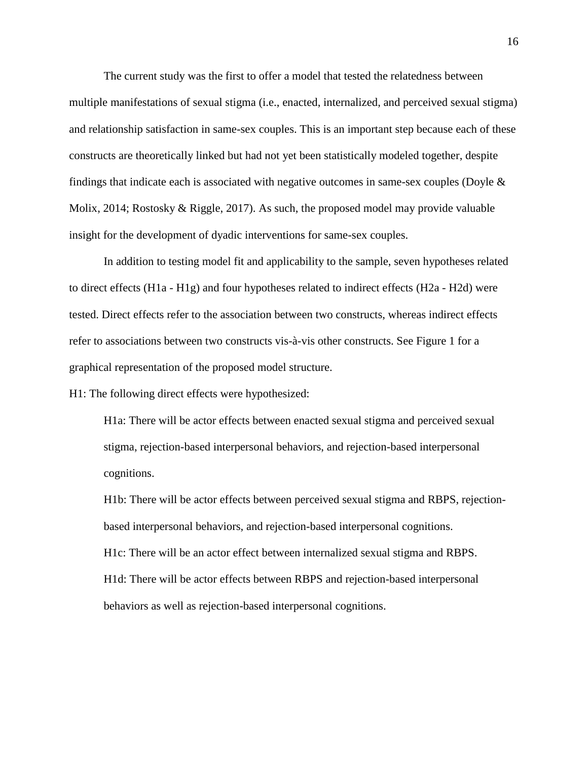The current study was the first to offer a model that tested the relatedness between multiple manifestations of sexual stigma (i.e., enacted, internalized, and perceived sexual stigma) and relationship satisfaction in same-sex couples. This is an important step because each of these constructs are theoretically linked but had not yet been statistically modeled together, despite findings that indicate each is associated with negative outcomes in same-sex couples (Doyle & Molix, 2014; Rostosky & Riggle, 2017). As such, the proposed model may provide valuable insight for the development of dyadic interventions for same-sex couples.

In addition to testing model fit and applicability to the sample, seven hypotheses related to direct effects (H1a - H1g) and four hypotheses related to indirect effects (H2a - H2d) were tested. Direct effects refer to the association between two constructs, whereas indirect effects refer to associations between two constructs vis-à-vis other constructs. See Figure 1 for a graphical representation of the proposed model structure.

H1: The following direct effects were hypothesized:

> H1a: There will be actor effects between enacted sexual stigma and perceived sexual stigma, rejection-based interpersonal behaviors, and rejection-based interpersonal cognitions.
>
> H1b: There will be actor effects between perceived sexual stigma and RBPS, rejection-based interpersonal behaviors, and rejection-based interpersonal cognitions.
>
> H1c: There will be an actor effect between internalized sexual stigma and RBPS.
>
> H1d: There will be actor effects between RBPS and rejection-based interpersonal behaviors as well as rejection-based interpersonal cognitions.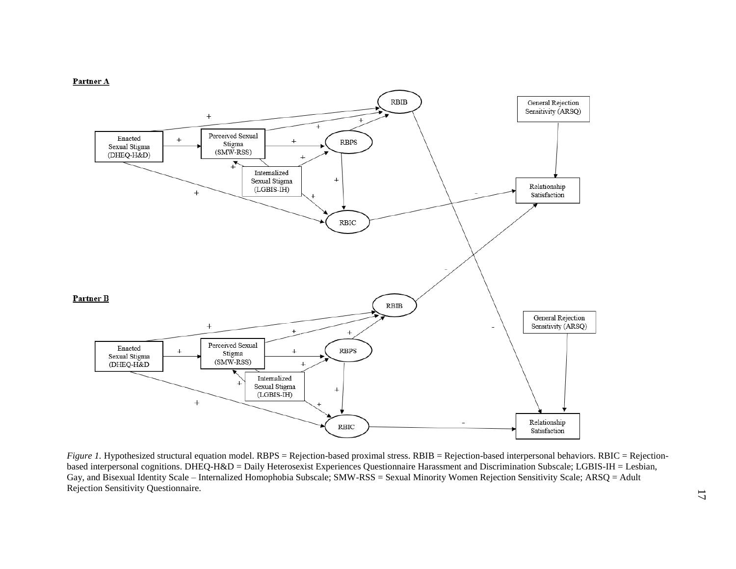**Partner A**

**Partner B**

*Figure 1*. Hypothesized structural equation model. RBPS = Rejection-based proximal stress. RBIB = Rejection-based interpersonal behaviors. RBIC = Rejection-based interpersonal cognitions. DHEQ-H&D = Daily Heterosexist Experiences Questionnaire Harassment and Discrimination Subscale; LGBIS-IH = Lesbian, Gay, and Bisexual Identity Scale – Internalized Homophobia Subscale; SMW-RSS = Sexual Minority Women Rejection Sensitivity Scale; ARSQ = Adult Rejection Sensitivity Questionnaire.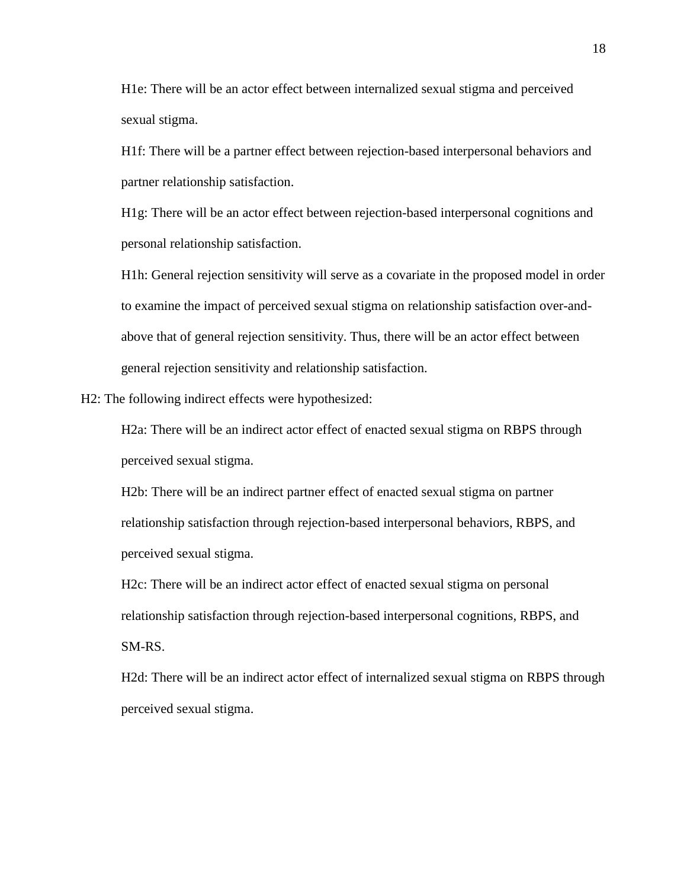H1e: There will be an actor effect between internalized sexual stigma and perceived sexual stigma.

H1f: There will be a partner effect between rejection-based interpersonal behaviors and partner relationship satisfaction.

H1g: There will be an actor effect between rejection-based interpersonal cognitions and personal relationship satisfaction.

H1h: General rejection sensitivity will serve as a covariate in the proposed model in order to examine the impact of perceived sexual stigma on relationship satisfaction over-and-above that of general rejection sensitivity. Thus, there will be an actor effect between general rejection sensitivity and relationship satisfaction.

H2: The following indirect effects were hypothesized:

H2a: There will be an indirect actor effect of enacted sexual stigma on RBPS through perceived sexual stigma.

H2b: There will be an indirect partner effect of enacted sexual stigma on partner relationship satisfaction through rejection-based interpersonal behaviors, RBPS, and perceived sexual stigma.

H2c: There will be an indirect actor effect of enacted sexual stigma on personal relationship satisfaction through rejection-based interpersonal cognitions, RBPS, and SM-RS.

H2d: There will be an indirect actor effect of internalized sexual stigma on RBPS through perceived sexual stigma.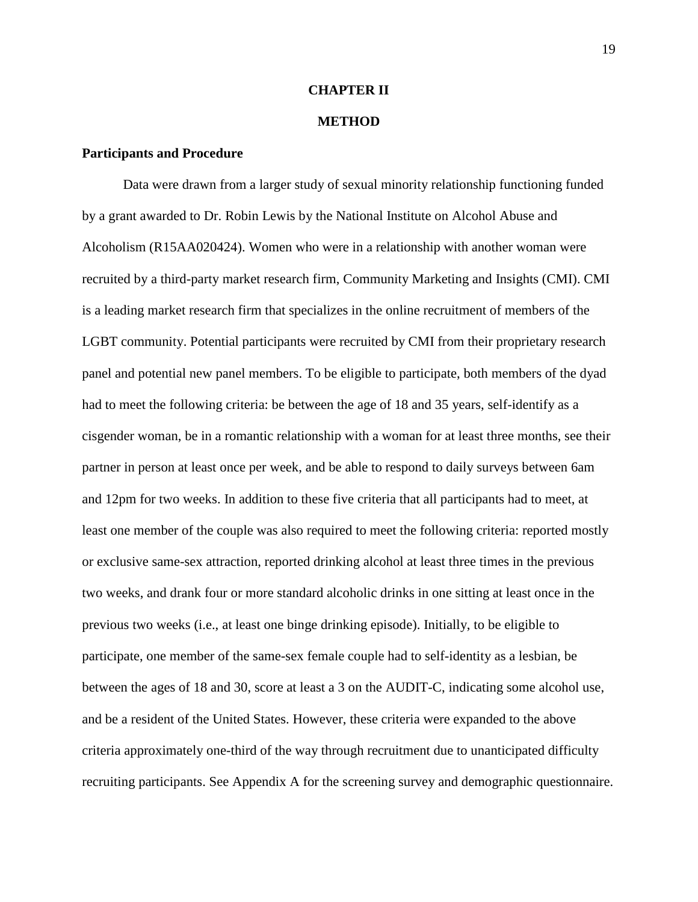# CHAPTER II

# METHOD

## Participants and Procedure

Data were drawn from a larger study of sexual minority relationship functioning funded by a grant awarded to Dr. Robin Lewis by the National Institute on Alcohol Abuse and Alcoholism (R15AA020424). Women who were in a relationship with another woman were recruited by a third-party market research firm, Community Marketing and Insights (CMI). CMI is a leading market research firm that specializes in the online recruitment of members of the LGBT community. Potential participants were recruited by CMI from their proprietary research panel and potential new panel members. To be eligible to participate, both members of the dyad had to meet the following criteria: be between the age of 18 and 35 years, self-identify as a cisgender woman, be in a romantic relationship with a woman for at least three months, see their partner in person at least once per week, and be able to respond to daily surveys between 6am and 12pm for two weeks. In addition to these five criteria that all participants had to meet, at least one member of the couple was also required to meet the following criteria: reported mostly or exclusive same-sex attraction, reported drinking alcohol at least three times in the previous two weeks, and drank four or more standard alcoholic drinks in one sitting at least once in the previous two weeks (i.e., at least one binge drinking episode). Initially, to be eligible to participate, one member of the same-sex female couple had to self-identity as a lesbian, be between the ages of 18 and 30, score at least a 3 on the AUDIT-C, indicating some alcohol use, and be a resident of the United States. However, these criteria were expanded to the above criteria approximately one-third of the way through recruitment due to unanticipated difficulty recruiting participants. See Appendix A for the screening survey and demographic questionnaire.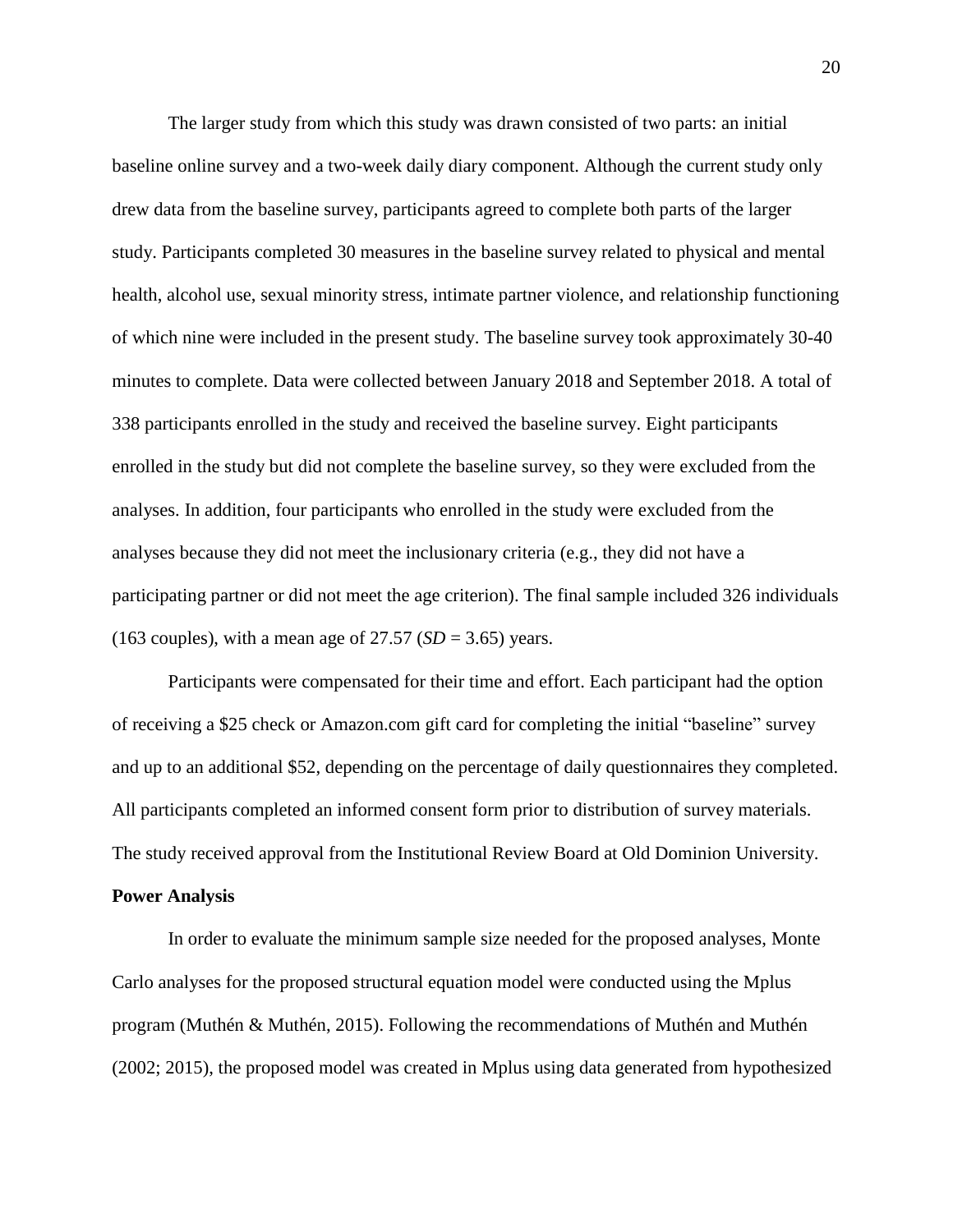The larger study from which this study was drawn consisted of two parts: an initial baseline online survey and a two-week daily diary component. Although the current study only drew data from the baseline survey, participants agreed to complete both parts of the larger study. Participants completed 30 measures in the baseline survey related to physical and mental health, alcohol use, sexual minority stress, intimate partner violence, and relationship functioning of which nine were included in the present study. The baseline survey took approximately 30-40 minutes to complete. Data were collected between January 2018 and September 2018. A total of 338 participants enrolled in the study and received the baseline survey. Eight participants enrolled in the study but did not complete the baseline survey, so they were excluded from the analyses. In addition, four participants who enrolled in the study were excluded from the analyses because they did not meet the inclusionary criteria (e.g., they did not have a participating partner or did not meet the age criterion). The final sample included 326 individuals (163 couples), with a mean age of 27.57 (*SD* = 3.65) years.

Participants were compensated for their time and effort. Each participant had the option of receiving a $25 check or Amazon.com gift card for completing the initial "baseline" survey and up to an additional $52, depending on the percentage of daily questionnaires they completed. All participants completed an informed consent form prior to distribution of survey materials. The study received approval from the Institutional Review Board at Old Dominion University.

**Power Analysis**

In order to evaluate the minimum sample size needed for the proposed analyses, Monte Carlo analyses for the proposed structural equation model were conducted using the Mplus program (Muthén & Muthén, 2015). Following the recommendations of Muthén and Muthén (2002; 2015), the proposed model was created in Mplus using data generated from hypothesized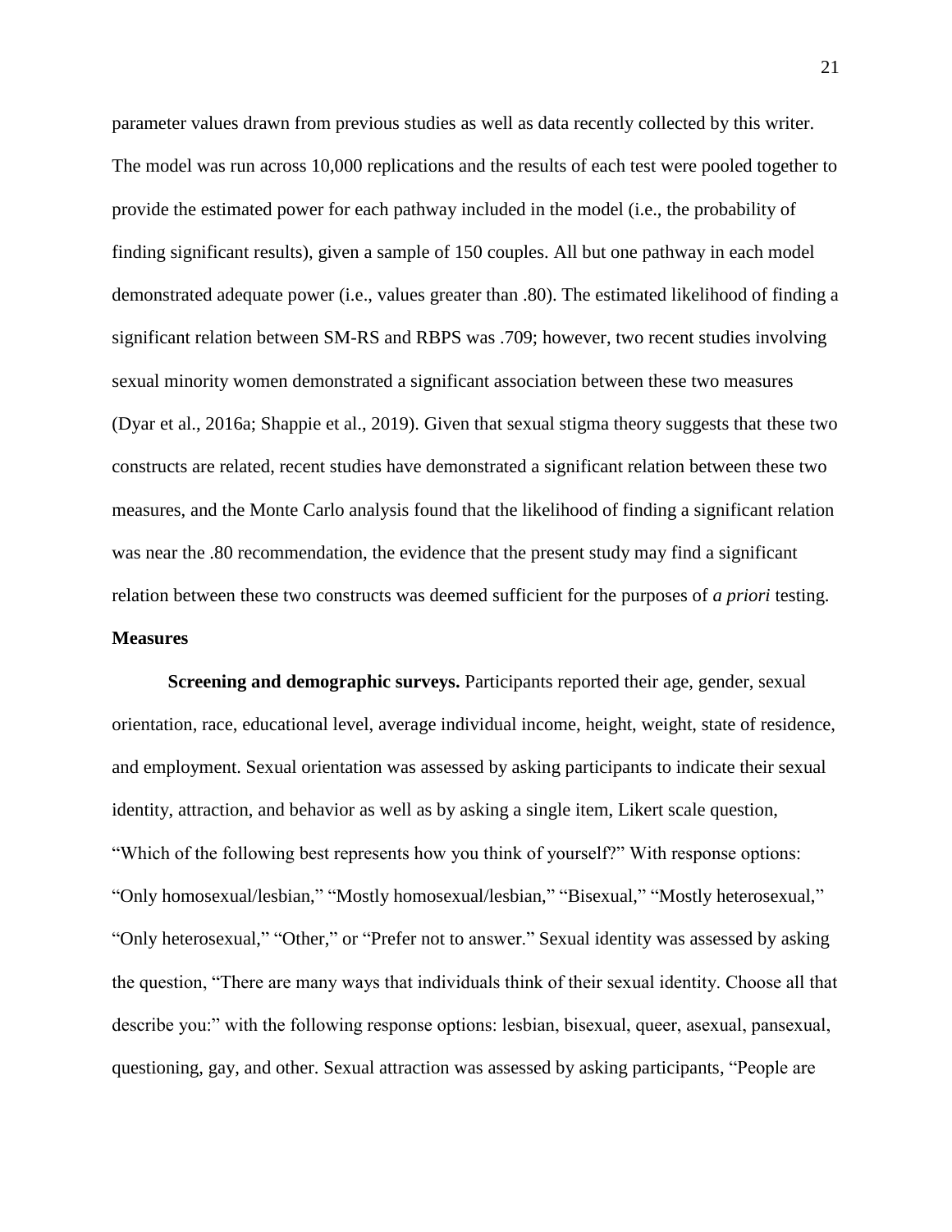parameter values drawn from previous studies as well as data recently collected by this writer. The model was run across 10,000 replications and the results of each test were pooled together to provide the estimated power for each pathway included in the model (i.e., the probability of finding significant results), given a sample of 150 couples. All but one pathway in each model demonstrated adequate power (i.e., values greater than .80). The estimated likelihood of finding a significant relation between SM-RS and RBPS was .709; however, two recent studies involving sexual minority women demonstrated a significant association between these two measures (Dyar et al., 2016a; Shappie et al., 2019). Given that sexual stigma theory suggests that these two constructs are related, recent studies have demonstrated a significant relation between these two measures, and the Monte Carlo analysis found that the likelihood of finding a significant relation was near the .80 recommendation, the evidence that the present study may find a significant relation between these two constructs was deemed sufficient for the purposes of *a priori* testing.

## Measures

**Screening and demographic surveys.** Participants reported their age, gender, sexual orientation, race, educational level, average individual income, height, weight, state of residence, and employment. Sexual orientation was assessed by asking participants to indicate their sexual identity, attraction, and behavior as well as by asking a single item, Likert scale question, "Which of the following best represents how you think of yourself?" With response options: "Only homosexual/lesbian," "Mostly homosexual/lesbian," "Bisexual," "Mostly heterosexual," "Only heterosexual," "Other," or "Prefer not to answer." Sexual identity was assessed by asking the question, "There are many ways that individuals think of their sexual identity. Choose all that describe you:" with the following response options: lesbian, bisexual, queer, asexual, pansexual, questioning, gay, and other. Sexual attraction was assessed by asking participants, "People are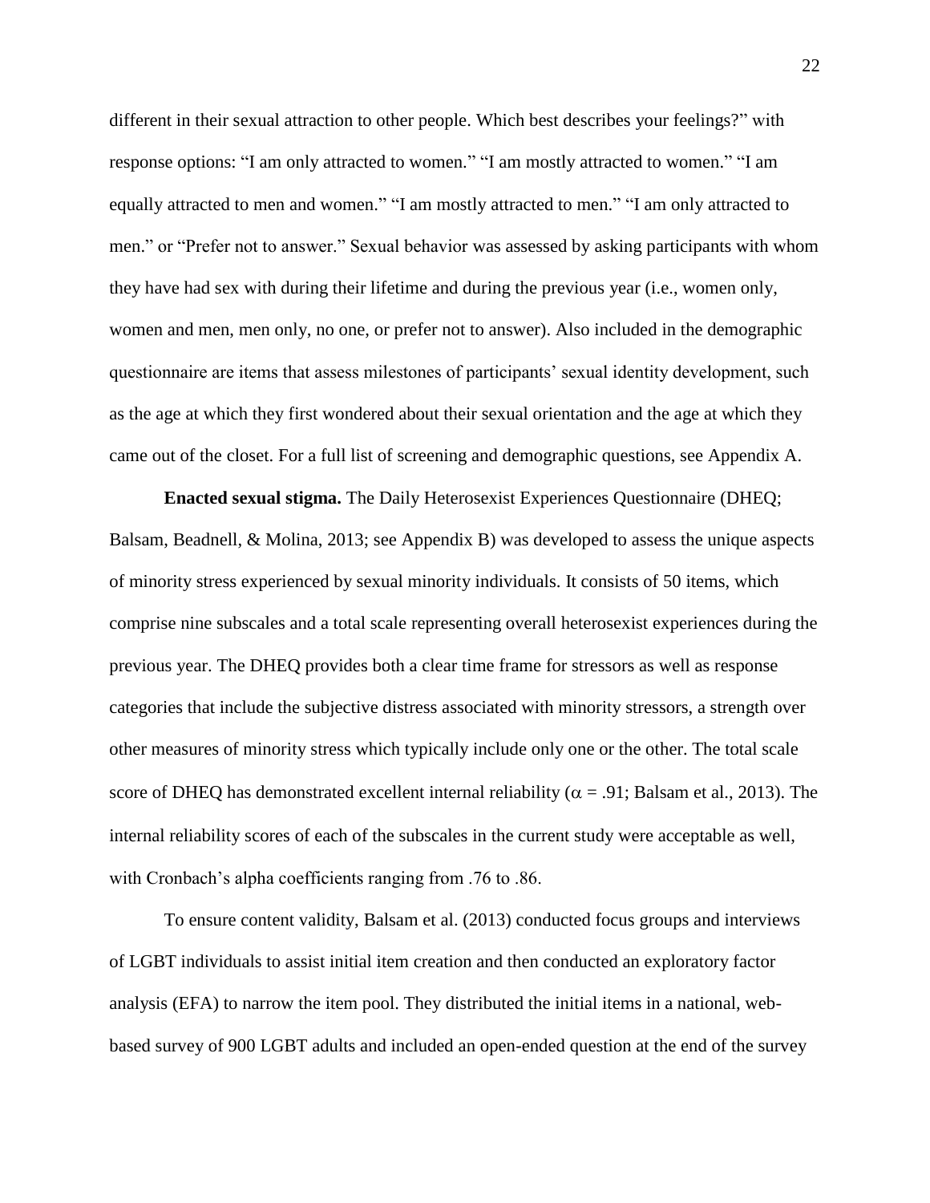different in their sexual attraction to other people. Which best describes your feelings?" with response options: "I am only attracted to women." "I am mostly attracted to women." "I am equally attracted to men and women." "I am mostly attracted to men." "I am only attracted to men." or "Prefer not to answer." Sexual behavior was assessed by asking participants with whom they have had sex with during their lifetime and during the previous year (i.e., women only, women and men, men only, no one, or prefer not to answer). Also included in the demographic questionnaire are items that assess milestones of participants' sexual identity development, such as the age at which they first wondered about their sexual orientation and the age at which they came out of the closet. For a full list of screening and demographic questions, see Appendix A.

**Enacted sexual stigma.** The Daily Heterosexist Experiences Questionnaire (DHEQ; Balsam, Beadnell, & Molina, 2013; see Appendix B) was developed to assess the unique aspects of minority stress experienced by sexual minority individuals. It consists of 50 items, which comprise nine subscales and a total scale representing overall heterosexist experiences during the previous year. The DHEQ provides both a clear time frame for stressors as well as response categories that include the subjective distress associated with minority stressors, a strength over other measures of minority stress which typically include only one or the other. The total scale score of DHEQ has demonstrated excellent internal reliability ($\alpha$ = .91; Balsam et al., 2013). The internal reliability scores of each of the subscales in the current study were acceptable as well, with Cronbach's alpha coefficients ranging from .76 to .86.

To ensure content validity, Balsam et al. (2013) conducted focus groups and interviews of LGBT individuals to assist initial item creation and then conducted an exploratory factor analysis (EFA) to narrow the item pool. They distributed the initial items in a national, web-based survey of 900 LGBT adults and included an open-ended question at the end of the survey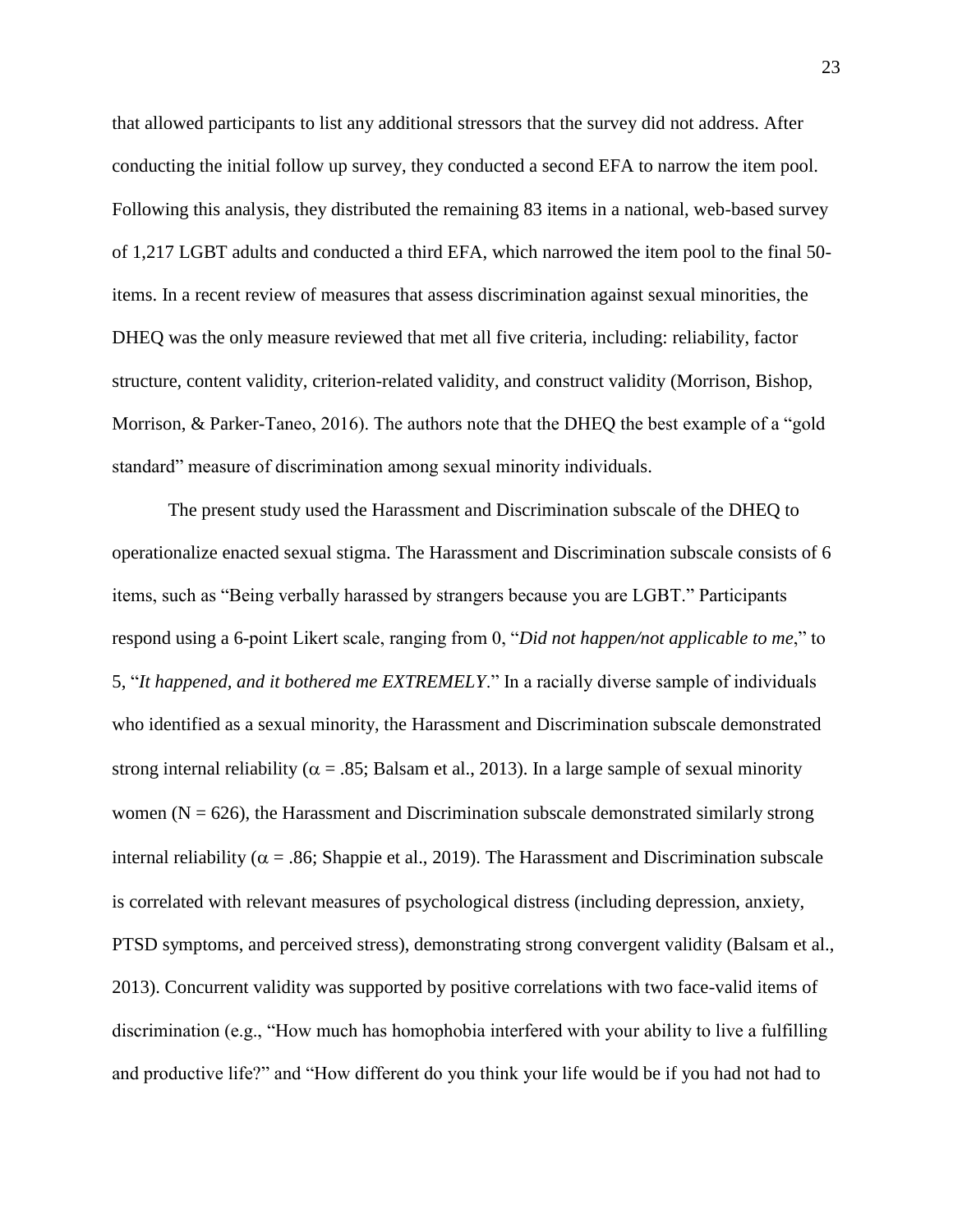that allowed participants to list any additional stressors that the survey did not address. After conducting the initial follow up survey, they conducted a second EFA to narrow the item pool. Following this analysis, they distributed the remaining 83 items in a national, web-based survey of 1,217 LGBT adults and conducted a third EFA, which narrowed the item pool to the final 50-items. In a recent review of measures that assess discrimination against sexual minorities, the DHEQ was the only measure reviewed that met all five criteria, including: reliability, factor structure, content validity, criterion-related validity, and construct validity (Morrison, Bishop, Morrison, & Parker-Taneo, 2016). The authors note that the DHEQ the best example of a "gold standard" measure of discrimination among sexual minority individuals.

The present study used the Harassment and Discrimination subscale of the DHEQ to operationalize enacted sexual stigma. The Harassment and Discrimination subscale consists of 6 items, such as "Being verbally harassed by strangers because you are LGBT." Participants respond using a 6-point Likert scale, ranging from 0, "*Did not happen/not applicable to me*," to 5, "*It happened, and it bothered me EXTREMELY*." In a racially diverse sample of individuals who identified as a sexual minority, the Harassment and Discrimination subscale demonstrated strong internal reliability ($\alpha$ = .85; Balsam et al., 2013). In a large sample of sexual minority women (N = 626), the Harassment and Discrimination subscale demonstrated similarly strong internal reliability ($\alpha$ = .86; Shappie et al., 2019). The Harassment and Discrimination subscale is correlated with relevant measures of psychological distress (including depression, anxiety, PTSD symptoms, and perceived stress), demonstrating strong convergent validity (Balsam et al., 2013). Concurrent validity was supported by positive correlations with two face-valid items of discrimination (e.g., "How much has homophobia interfered with your ability to live a fulfilling and productive life?" and "How different do you think your life would be if you had not had to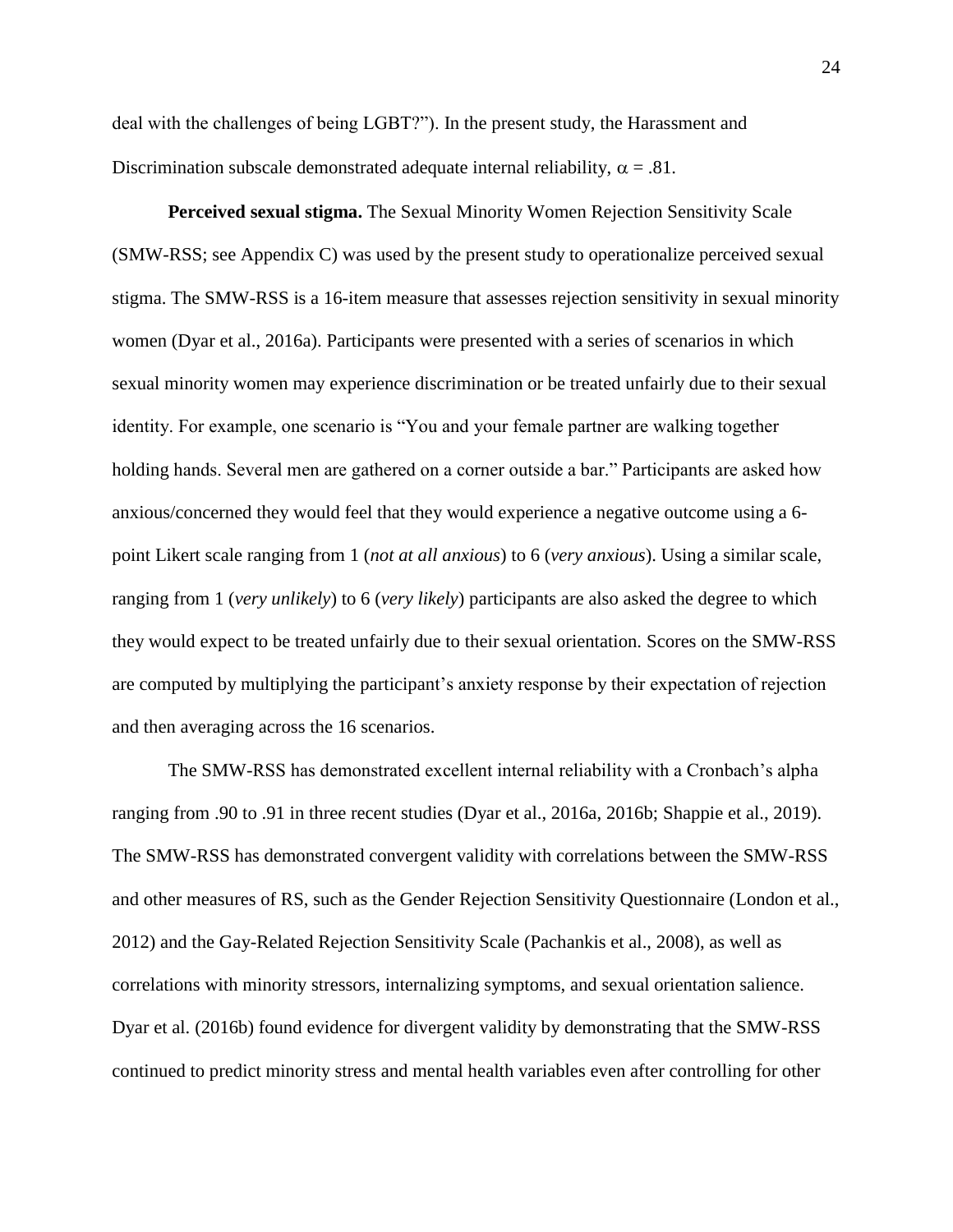deal with the challenges of being LGBT?"). In the present study, the Harassment and Discrimination subscale demonstrated adequate internal reliability, $\alpha = .81$.

**Perceived sexual stigma.** The Sexual Minority Women Rejection Sensitivity Scale (SMW-RSS; see Appendix C) was used by the present study to operationalize perceived sexual stigma. The SMW-RSS is a 16-item measure that assesses rejection sensitivity in sexual minority women (Dyar et al., 2016a). Participants were presented with a series of scenarios in which sexual minority women may experience discrimination or be treated unfairly due to their sexual identity. For example, one scenario is "You and your female partner are walking together holding hands. Several men are gathered on a corner outside a bar." Participants are asked how anxious/concerned they would feel that they would experience a negative outcome using a 6-point Likert scale ranging from 1 (*not at all anxious*) to 6 (*very anxious*). Using a similar scale, ranging from 1 (*very unlikely*) to 6 (*very likely*) participants are also asked the degree to which they would expect to be treated unfairly due to their sexual orientation. Scores on the SMW-RSS are computed by multiplying the participant's anxiety response by their expectation of rejection and then averaging across the 16 scenarios.

The SMW-RSS has demonstrated excellent internal reliability with a Cronbach's alpha ranging from .90 to .91 in three recent studies (Dyar et al., 2016a, 2016b; Shappie et al., 2019). The SMW-RSS has demonstrated convergent validity with correlations between the SMW-RSS and other measures of RS, such as the Gender Rejection Sensitivity Questionnaire (London et al., 2012) and the Gay-Related Rejection Sensitivity Scale (Pachankis et al., 2008), as well as correlations with minority stressors, internalizing symptoms, and sexual orientation salience. Dyar et al. (2016b) found evidence for divergent validity by demonstrating that the SMW-RSS continued to predict minority stress and mental health variables even after controlling for other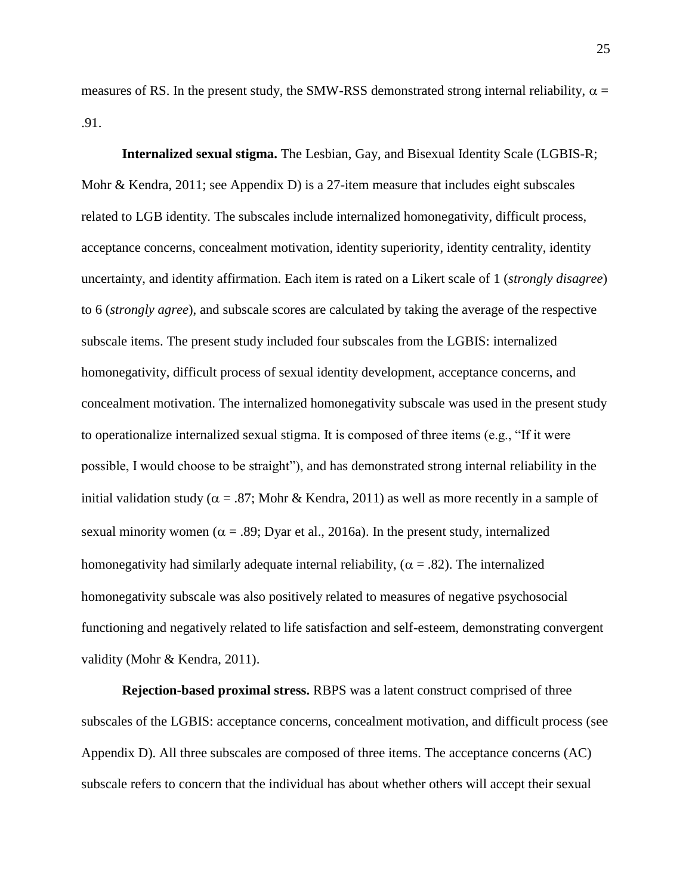measures of RS. In the present study, the SMW-RSS demonstrated strong internal reliability, $\alpha$ = .91.

**Internalized sexual stigma.** The Lesbian, Gay, and Bisexual Identity Scale (LGBIS-R; Mohr & Kendra, 2011; see Appendix D) is a 27-item measure that includes eight subscales related to LGB identity. The subscales include internalized homonegativity, difficult process, acceptance concerns, concealment motivation, identity superiority, identity centrality, identity uncertainty, and identity affirmation. Each item is rated on a Likert scale of 1 (*strongly disagree*) to 6 (*strongly agree*), and subscale scores are calculated by taking the average of the respective subscale items. The present study included four subscales from the LGBIS: internalized homonegativity, difficult process of sexual identity development, acceptance concerns, and concealment motivation. The internalized homonegativity subscale was used in the present study to operationalize internalized sexual stigma. It is composed of three items (e.g., "If it were possible, I would choose to be straight"), and has demonstrated strong internal reliability in the initial validation study ($\alpha$ = .87; Mohr & Kendra, 2011) as well as more recently in a sample of sexual minority women ($\alpha$ = .89; Dyar et al., 2016a). In the present study, internalized homonegativity had similarly adequate internal reliability, ($\alpha$ = .82). The internalized homonegativity subscale was also positively related to measures of negative psychosocial functioning and negatively related to life satisfaction and self-esteem, demonstrating convergent validity (Mohr & Kendra, 2011).

**Rejection-based proximal stress.** RBPS was a latent construct comprised of three subscales of the LGBIS: acceptance concerns, concealment motivation, and difficult process (see Appendix D). All three subscales are composed of three items. The acceptance concerns (AC) subscale refers to concern that the individual has about whether others will accept their sexual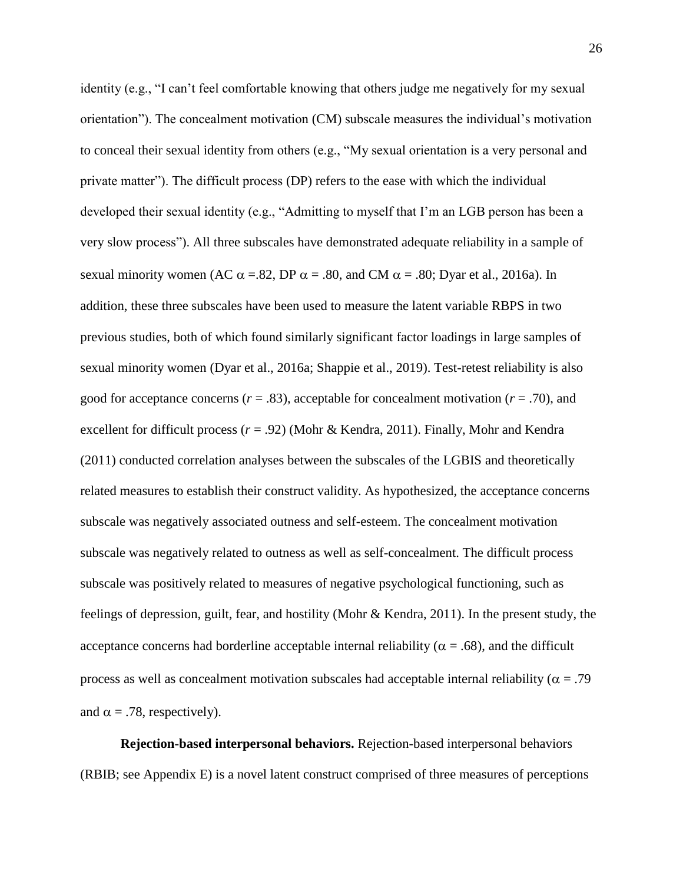identity (e.g., “I can’t feel comfortable knowing that others judge me negatively for my sexual orientation”). The concealment motivation (CM) subscale measures the individual’s motivation to conceal their sexual identity from others (e.g., “My sexual orientation is a very personal and private matter”). The difficult process (DP) refers to the ease with which the individual developed their sexual identity (e.g., “Admitting to myself that I’m an LGB person has been a very slow process”). All three subscales have demonstrated adequate reliability in a sample of sexual minority women (AC $\alpha$ =.82, DP $\alpha$ = .80, and CM $\alpha$ = .80; Dyar et al., 2016a). In addition, these three subscales have been used to measure the latent variable RBPS in two previous studies, both of which found similarly significant factor loadings in large samples of sexual minority women (Dyar et al., 2016a; Shappie et al., 2019). Test-retest reliability is also good for acceptance concerns ($r$ = .83), acceptable for concealment motivation ($r$ = .70), and excellent for difficult process ($r$ = .92) (Mohr & Kendra, 2011). Finally, Mohr and Kendra (2011) conducted correlation analyses between the subscales of the LGBIS and theoretically related measures to establish their construct validity. As hypothesized, the acceptance concerns subscale was negatively associated outness and self-esteem. The concealment motivation subscale was negatively related to outness as well as self-concealment. The difficult process subscale was positively related to measures of negative psychological functioning, such as feelings of depression, guilt, fear, and hostility (Mohr & Kendra, 2011). In the present study, the acceptance concerns had borderline acceptable internal reliability ($\alpha$ = .68), and the difficult process as well as concealment motivation subscales had acceptable internal reliability ($\alpha$ = .79 and $\alpha$ = .78, respectively).

**Rejection-based interpersonal behaviors.** Rejection-based interpersonal behaviors (RBIB; see Appendix E) is a novel latent construct comprised of three measures of perceptions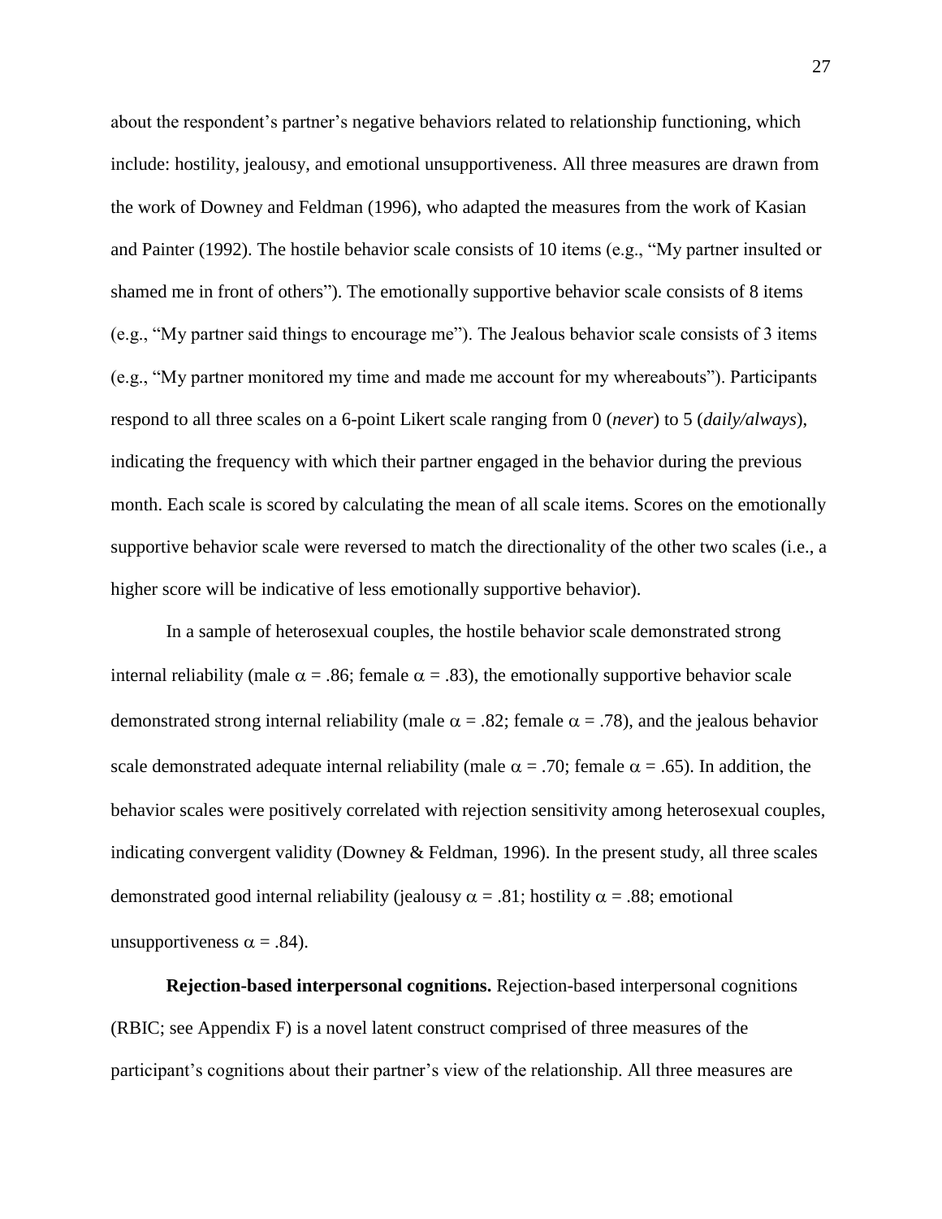about the respondent's partner's negative behaviors related to relationship functioning, which include: hostility, jealousy, and emotional unsupportiveness. All three measures are drawn from the work of Downey and Feldman (1996), who adapted the measures from the work of Kasian and Painter (1992). The hostile behavior scale consists of 10 items (e.g., "My partner insulted or shamed me in front of others"). The emotionally supportive behavior scale consists of 8 items (e.g., "My partner said things to encourage me"). The Jealous behavior scale consists of 3 items (e.g., "My partner monitored my time and made me account for my whereabouts"). Participants respond to all three scales on a 6-point Likert scale ranging from 0 (*never*) to 5 (*daily/always*), indicating the frequency with which their partner engaged in the behavior during the previous month. Each scale is scored by calculating the mean of all scale items. Scores on the emotionally supportive behavior scale were reversed to match the directionality of the other two scales (i.e., a higher score will be indicative of less emotionally supportive behavior).

In a sample of heterosexual couples, the hostile behavior scale demonstrated strong internal reliability (male $\alpha = .86$; female $\alpha = .83$), the emotionally supportive behavior scale demonstrated strong internal reliability (male $\alpha = .82$; female $\alpha = .78$), and the jealous behavior scale demonstrated adequate internal reliability (male $\alpha = .70$; female $\alpha = .65$). In addition, the behavior scales were positively correlated with rejection sensitivity among heterosexual couples, indicating convergent validity (Downey & Feldman, 1996). In the present study, all three scales demonstrated good internal reliability (jealousy $\alpha = .81$; hostility $\alpha = .88$; emotional unsupportiveness $\alpha = .84$).

**Rejection-based interpersonal cognitions.** Rejection-based interpersonal cognitions (RBIC; see Appendix F) is a novel latent construct comprised of three measures of the participant's cognitions about their partner's view of the relationship. All three measures are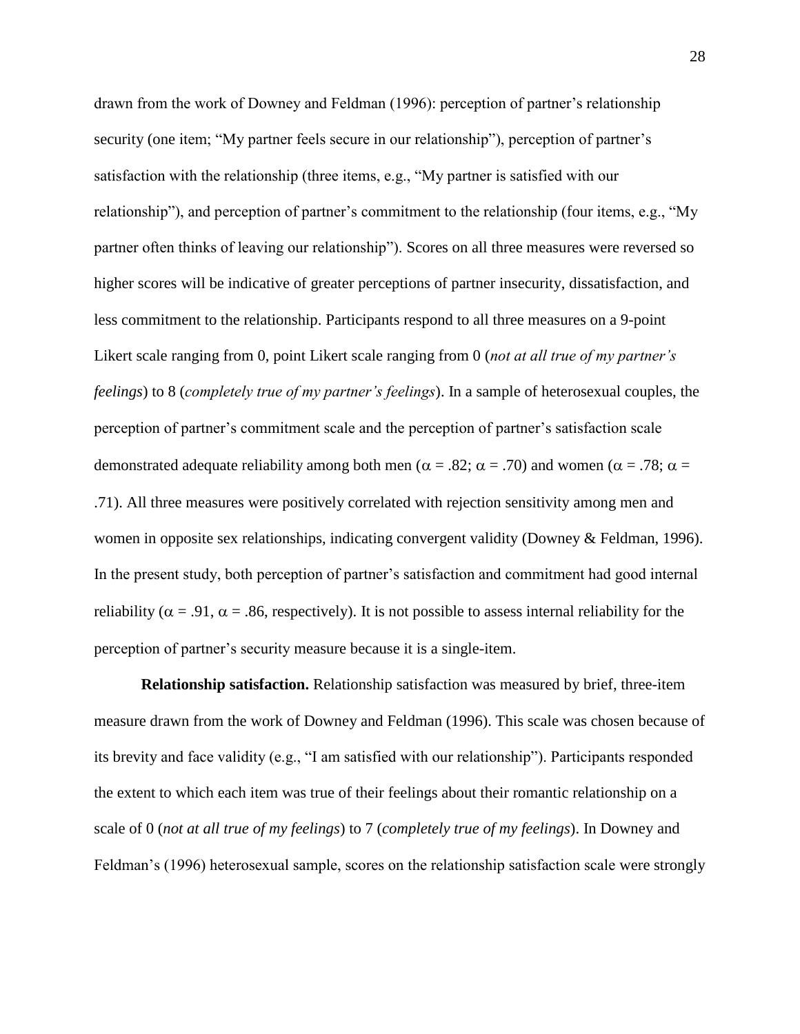drawn from the work of Downey and Feldman (1996): perception of partner's relationship security (one item; "My partner feels secure in our relationship"), perception of partner's satisfaction with the relationship (three items, e.g., "My partner is satisfied with our relationship"), and perception of partner's commitment to the relationship (four items, e.g., "My partner often thinks of leaving our relationship"). Scores on all three measures were reversed so higher scores will be indicative of greater perceptions of partner insecurity, dissatisfaction, and less commitment to the relationship. Participants respond to all three measures on a 9-point Likert scale ranging from 0, point Likert scale ranging from 0 (*not at all true of my partner's feelings*) to 8 (*completely true of my partner's feelings*). In a sample of heterosexual couples, the perception of partner's commitment scale and the perception of partner's satisfaction scale demonstrated adequate reliability among both men ($\alpha$ = .82; $\alpha$ = .70) and women ($\alpha$ = .78; $\alpha$ = .71). All three measures were positively correlated with rejection sensitivity among men and women in opposite sex relationships, indicating convergent validity (Downey & Feldman, 1996). In the present study, both perception of partner's satisfaction and commitment had good internal reliability ($\alpha$ = .91, $\alpha$ = .86, respectively). It is not possible to assess internal reliability for the perception of partner's security measure because it is a single-item.

**Relationship satisfaction.** Relationship satisfaction was measured by brief, three-item measure drawn from the work of Downey and Feldman (1996). This scale was chosen because of its brevity and face validity (e.g., "I am satisfied with our relationship"). Participants responded the extent to which each item was true of their feelings about their romantic relationship on a scale of 0 (*not at all true of my feelings*) to 7 (*completely true of my feelings*). In Downey and Feldman's (1996) heterosexual sample, scores on the relationship satisfaction scale were strongly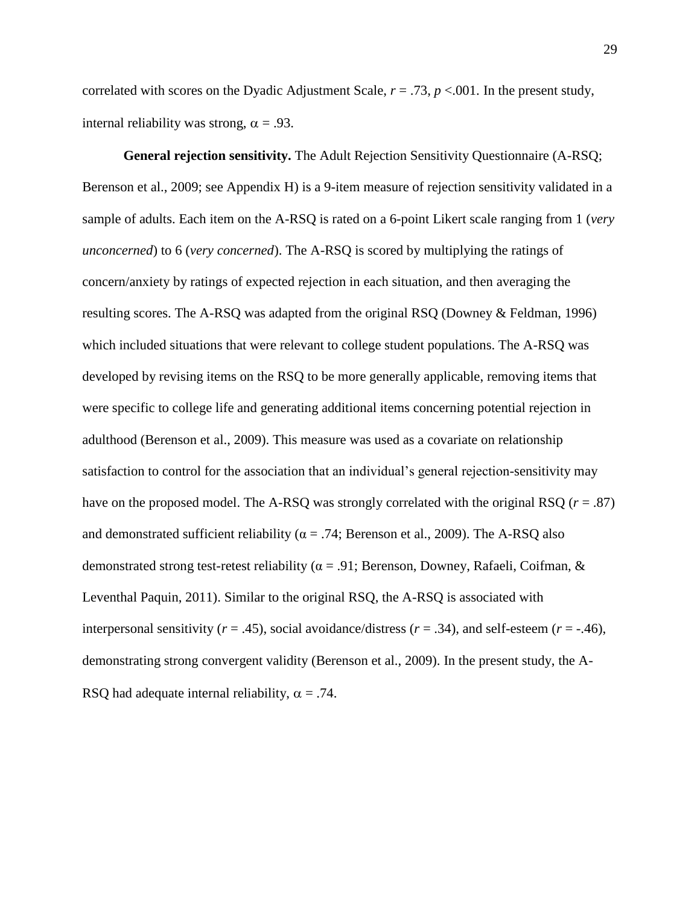correlated with scores on the Dyadic Adjustment Scale, $r = .73$, $p < .001$. In the present study, internal reliability was strong, $\alpha = .93$.

**General rejection sensitivity.** The Adult Rejection Sensitivity Questionnaire (A-RSQ; Berenson et al., 2009; see Appendix H) is a 9-item measure of rejection sensitivity validated in a sample of adults. Each item on the A-RSQ is rated on a 6-point Likert scale ranging from 1 (*very unconcerned*) to 6 (*very concerned*). The A-RSQ is scored by multiplying the ratings of concern/anxiety by ratings of expected rejection in each situation, and then averaging the resulting scores. The A-RSQ was adapted from the original RSQ (Downey & Feldman, 1996) which included situations that were relevant to college student populations. The A-RSQ was developed by revising items on the RSQ to be more generally applicable, removing items that were specific to college life and generating additional items concerning potential rejection in adulthood (Berenson et al., 2009). This measure was used as a covariate on relationship satisfaction to control for the association that an individual's general rejection-sensitivity may have on the proposed model. The A-RSQ was strongly correlated with the original RSQ ($r = .87$) and demonstrated sufficient reliability ($\alpha = .74$; Berenson et al., 2009). The A-RSQ also demonstrated strong test-retest reliability ($\alpha = .91$; Berenson, Downey, Rafaeli, Coifman, & Leventhal Paquin, 2011). Similar to the original RSQ, the A-RSQ is associated with interpersonal sensitivity ($r = .45$), social avoidance/distress ($r = .34$), and self-esteem ($r = -.46$), demonstrating strong convergent validity (Berenson et al., 2009). In the present study, the A-RSQ had adequate internal reliability, $\alpha = .74$.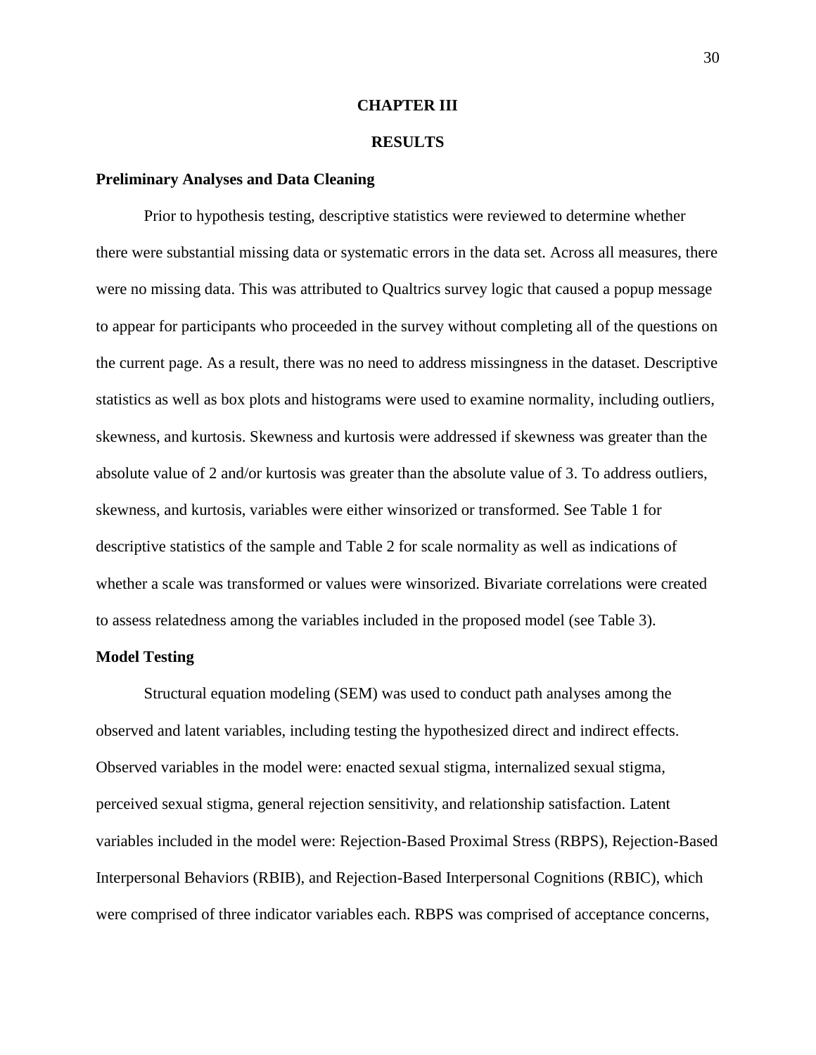# CHAPTER III

# RESULTS

### Preliminary Analyses and Data Cleaning

Prior to hypothesis testing, descriptive statistics were reviewed to determine whether there were substantial missing data or systematic errors in the data set. Across all measures, there were no missing data. This was attributed to Qualtrics survey logic that caused a popup message to appear for participants who proceeded in the survey without completing all of the questions on the current page. As a result, there was no need to address missingness in the dataset. Descriptive statistics as well as box plots and histograms were used to examine normality, including outliers, skewness, and kurtosis. Skewness and kurtosis were addressed if skewness was greater than the absolute value of 2 and/or kurtosis was greater than the absolute value of 3. To address outliers, skewness, and kurtosis, variables were either winsorized or transformed. See Table 1 for descriptive statistics of the sample and Table 2 for scale normality as well as indications of whether a scale was transformed or values were winsorized. Bivariate correlations were created to assess relatedness among the variables included in the proposed model (see Table 3).

### Model Testing

Structural equation modeling (SEM) was used to conduct path analyses among the observed and latent variables, including testing the hypothesized direct and indirect effects. Observed variables in the model were: enacted sexual stigma, internalized sexual stigma, perceived sexual stigma, general rejection sensitivity, and relationship satisfaction. Latent variables included in the model were: Rejection-Based Proximal Stress (RBPS), Rejection-Based Interpersonal Behaviors (RBIB), and Rejection-Based Interpersonal Cognitions (RBIC), which were comprised of three indicator variables each. RBPS was comprised of acceptance concerns,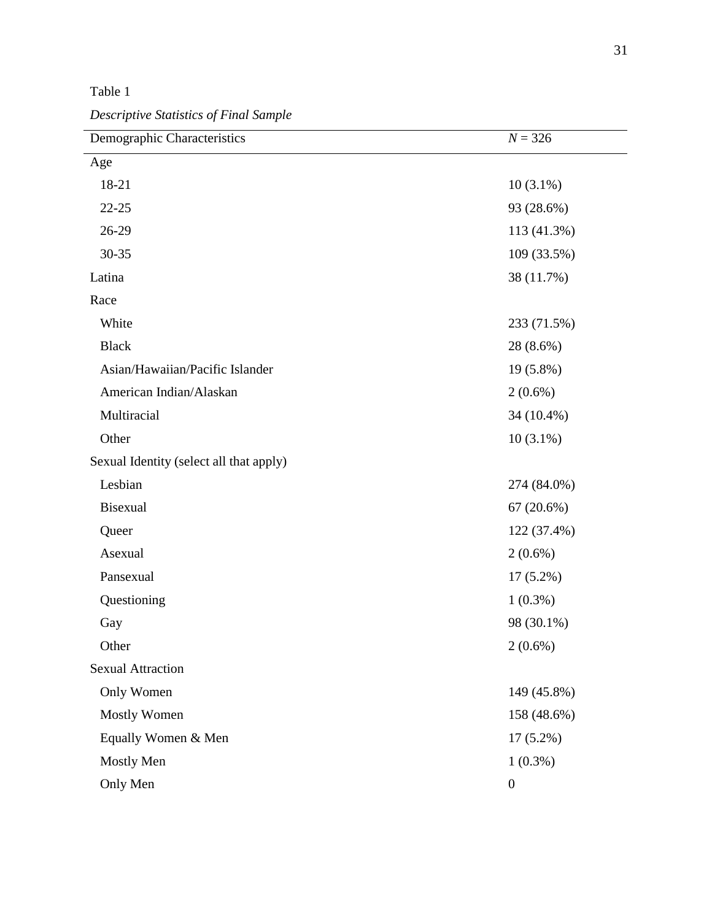Table 1

*Descriptive Statistics of Final Sample*

| Demographic Characteristics | $N$ = 326 |
|---|---|
| Age | |
| 18-21 | 10 (3.1%) |
| 22-25 | 93 (28.6%) |
| 26-29 | 113 (41.3%) |
| 30-35 | 109 (33.5%) |
| Latina | 38 (11.7%) |
| Race | |
| White | 233 (71.5%) |
| Black | 28 (8.6%) |
| Asian/Hawaiian/Pacific Islander | 19 (5.8%) |
| American Indian/Alaskan | 2 (0.6%) |
| Multiracial | 34 (10.4%) |
| Other | 10 (3.1%) |
| Sexual Identity (select all that apply) | |
| Lesbian | 274 (84.0%) |
| Bisexual | 67 (20.6%) |
| Queer | 122 (37.4%) |
| Asexual | 2 (0.6%) |
| Pansexual | 17 (5.2%) |
| Questioning | 1 (0.3%) |
| Gay | 98 (30.1%) |
| Other | 2 (0.6%) |
| Sexual Attraction | |
| Only Women | 149 (45.8%) |
| Mostly Women | 158 (48.6%) |
| Equally Women & Men | 17 (5.2%) |
| Mostly Men | 1 (0.3%) |
| Only Men | 0 |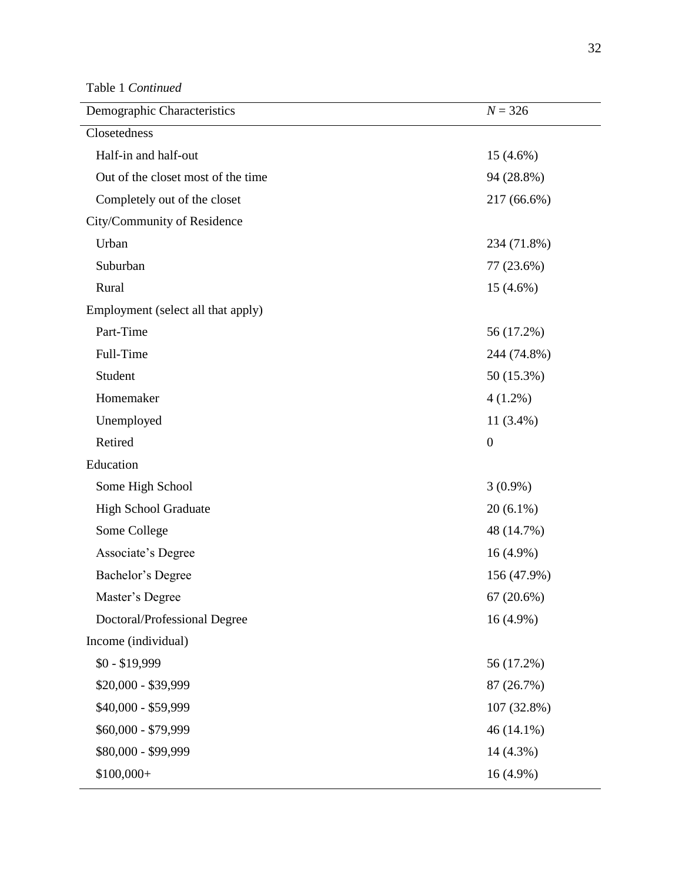Table 1 *Continued*

| Demographic Characteristics | $N$ = 326 |
| --- | --- |
| Closetedness | |
| Half-in and half-out | 15 (4.6%) |
| Out of the closet most of the time | 94 (28.8%) |
| Completely out of the closet | 217 (66.6%) |
| City/Community of Residence | |
| Urban | 234 (71.8%) |
| Suburban | 77 (23.6%) |
| Rural | 15 (4.6%) |
| Employment (select all that apply) | |
| Part-Time | 56 (17.2%) |
| Full-Time | 244 (74.8%) |
| Student | 50 (15.3%) |
| Homemaker | 4 (1.2%) |
| Unemployed | 11 (3.4%) |
| Retired | 0 |
| Education | |
| Some High School | 3 (0.9%) |
| High School Graduate | 20 (6.1%) |
| Some College | 48 (14.7%) |
| Associate's Degree | 16 (4.9%) |
| Bachelor's Degree | 156 (47.9%) |
| Master's Degree | 67 (20.6%) |
| Doctoral/Professional Degree | 16 (4.9%) |
| Income (individual) | |
| $0 - $19,999 | 56 (17.2%) |
| $20,000 - $39,999 | 87 (26.7%) |
| $40,000 - $59,999 | 107 (32.8%) |
| $60,000 - $79,999 | 46 (14.1%) |
| $80,000 - $99,999 | 14 (4.3%) |
| $100,000+ | 16 (4.9%) |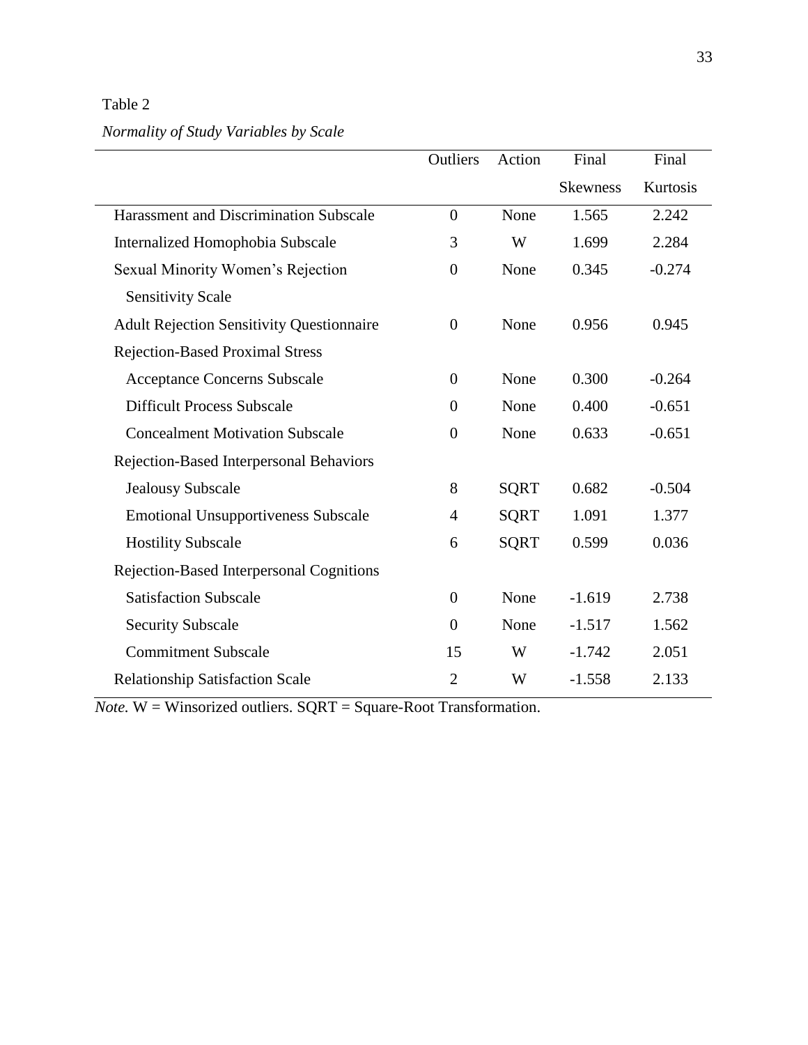Table 2

*Normality of Study Variables by Scale*

| | Outliers | Action | Final Skewness | Final Kurtosis |
|---|---|---|---|---|
| Harassment and Discrimination Subscale | 0 | None | 1.565 | 2.242 |
| Internalized Homophobia Subscale | 3 | W | 1.699 | 2.284 |
| Sexual Minority Women's Rejection Sensitivity Scale | 0 | None | 0.345 | -0.274 |
| Adult Rejection Sensitivity Questionnaire | 0 | None | 0.956 | 0.945 |
| Rejection-Based Proximal Stress | | | | |
| Acceptance Concerns Subscale | 0 | None | 0.300 | -0.264 |
| Difficult Process Subscale | 0 | None | 0.400 | -0.651 |
| Concealment Motivation Subscale | 0 | None | 0.633 | -0.651 |
| Rejection-Based Interpersonal Behaviors | | | | |
| Jealousy Subscale | 8 | SQRT | 0.682 | -0.504 |
| Emotional Unsupportiveness Subscale | 4 | SQRT | 1.091 | 1.377 |
| Hostility Subscale | 6 | SQRT | 0.599 | 0.036 |
| Rejection-Based Interpersonal Cognitions | | | | |
| Satisfaction Subscale | 0 | None | -1.619 | 2.738 |
| Security Subscale | 0 | None | -1.517 | 1.562 |
| Commitment Subscale | 15 | W | -1.742 | 2.051 |
| Relationship Satisfaction Scale | 2 | W | -1.558 | 2.133 |

*Note.* W = Winsorized outliers. SQRT = Square-Root Transformation.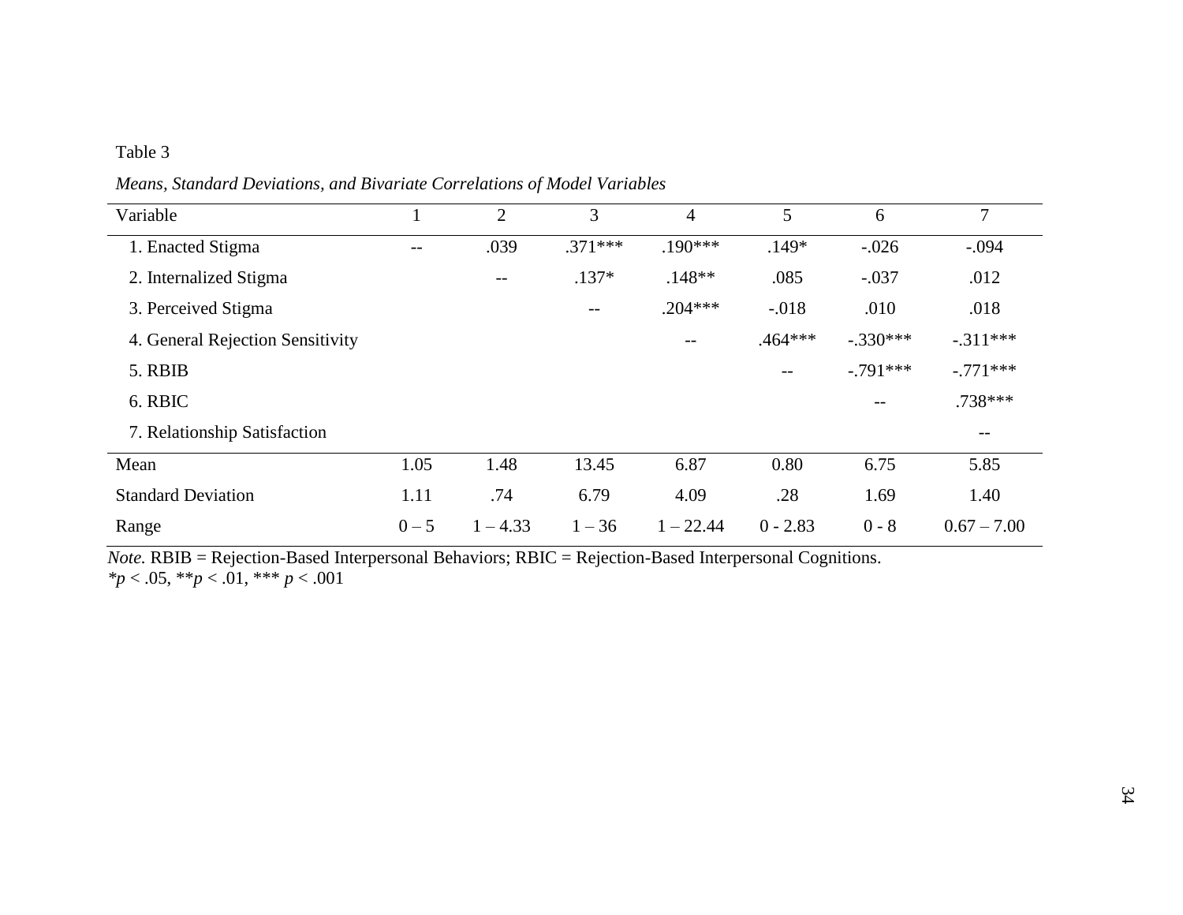Table 3

*Means, Standard Deviations, and Bivariate Correlations of Model Variables*

| Variable | 1 | 2 | 3 | 4 | 5 | 6 | 7 |
|---|---|---|---|---|---|---|---|
| 1. Enacted Stigma | -- | .039 | .371*** | .190*** | .149* | -.026 | -.094 |
| 2. Internalized Stigma | | -- | .137* | .148** | .085 | -.037 | .012 |
| 3. Perceived Stigma | | | -- | .204*** | -.018 | .010 | .018 |
| 4. General Rejection Sensitivity | | | | -- | .464*** | -.330*** | -.311*** |
| 5. RBIB | | | | | -- | -.791*** | -.771*** |
| 6. RBIC | | | | | | -- | .738*** |
| 7. Relationship Satisfaction | | | | | | | -- |
| Mean | 1.05 | 1.48 | 13.45 | 6.87 | 0.80 | 6.75 | 5.85 |
| Standard Deviation | 1.11 | .74 | 6.79 | 4.09 | .28 | 1.69 | 1.40 |
| Range | 0 – 5 | 1 – 4.33 | 1 – 36 | 1 – 22.44 | 0 - 2.83 | 0 - 8 | 0.67 – 7.00 |

*Note.* RBIB = Rejection-Based Interpersonal Behaviors; RBIC = Rejection-Based Interpersonal Cognitions.
\**p* < .05, \*\**p* < .01, \*\*\* *p* < .001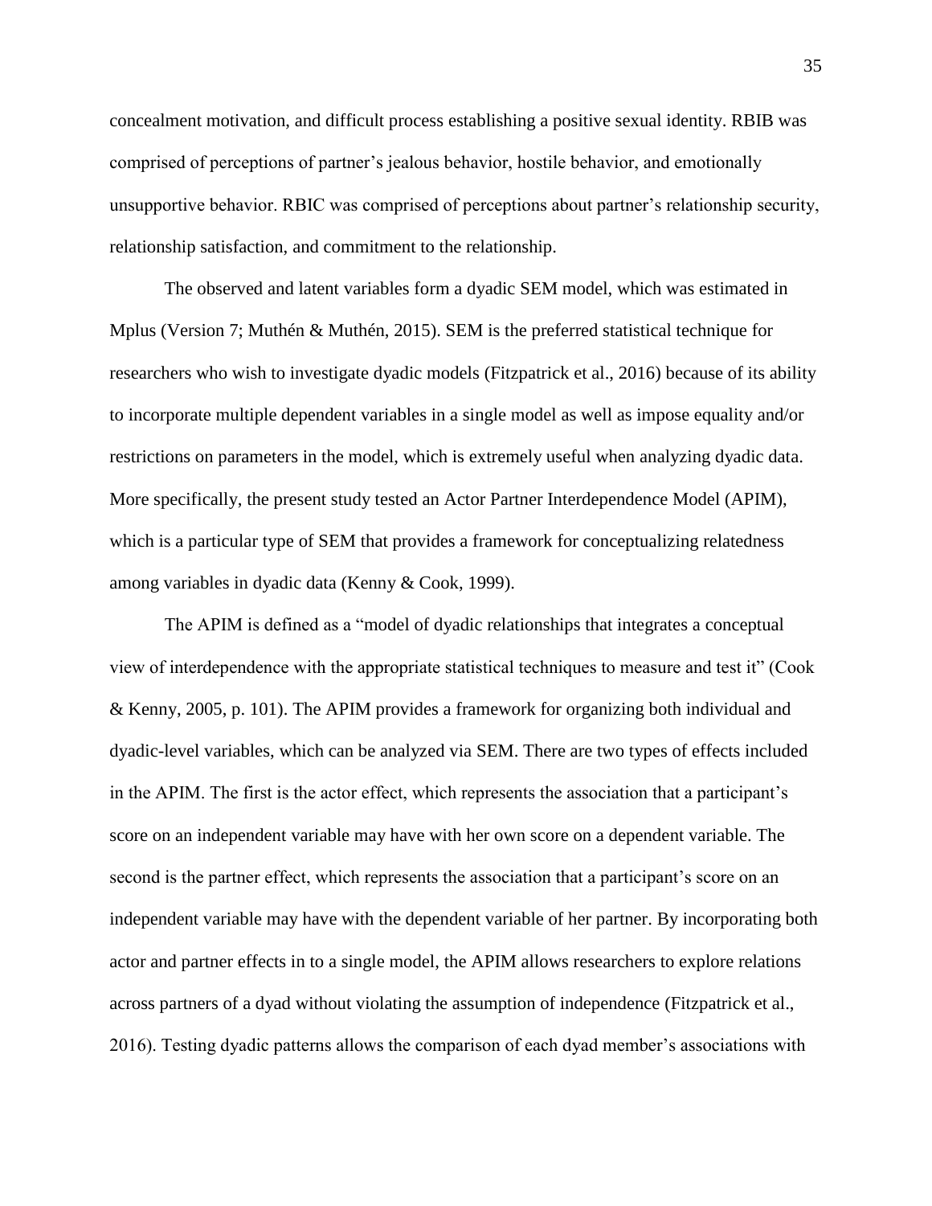concealment motivation, and difficult process establishing a positive sexual identity. RBIB was comprised of perceptions of partner's jealous behavior, hostile behavior, and emotionally unsupportive behavior. RBIC was comprised of perceptions about partner's relationship security, relationship satisfaction, and commitment to the relationship.

The observed and latent variables form a dyadic SEM model, which was estimated in Mplus (Version 7; Muthén & Muthén, 2015). SEM is the preferred statistical technique for researchers who wish to investigate dyadic models (Fitzpatrick et al., 2016) because of its ability to incorporate multiple dependent variables in a single model as well as impose equality and/or restrictions on parameters in the model, which is extremely useful when analyzing dyadic data. More specifically, the present study tested an Actor Partner Interdependence Model (APIM), which is a particular type of SEM that provides a framework for conceptualizing relatedness among variables in dyadic data (Kenny & Cook, 1999).

The APIM is defined as a "model of dyadic relationships that integrates a conceptual view of interdependence with the appropriate statistical techniques to measure and test it" (Cook & Kenny, 2005, p. 101). The APIM provides a framework for organizing both individual and dyadic-level variables, which can be analyzed via SEM. There are two types of effects included in the APIM. The first is the actor effect, which represents the association that a participant's score on an independent variable may have with her own score on a dependent variable. The second is the partner effect, which represents the association that a participant's score on an independent variable may have with the dependent variable of her partner. By incorporating both actor and partner effects in to a single model, the APIM allows researchers to explore relations across partners of a dyad without violating the assumption of independence (Fitzpatrick et al., 2016). Testing dyadic patterns allows the comparison of each dyad member's associations with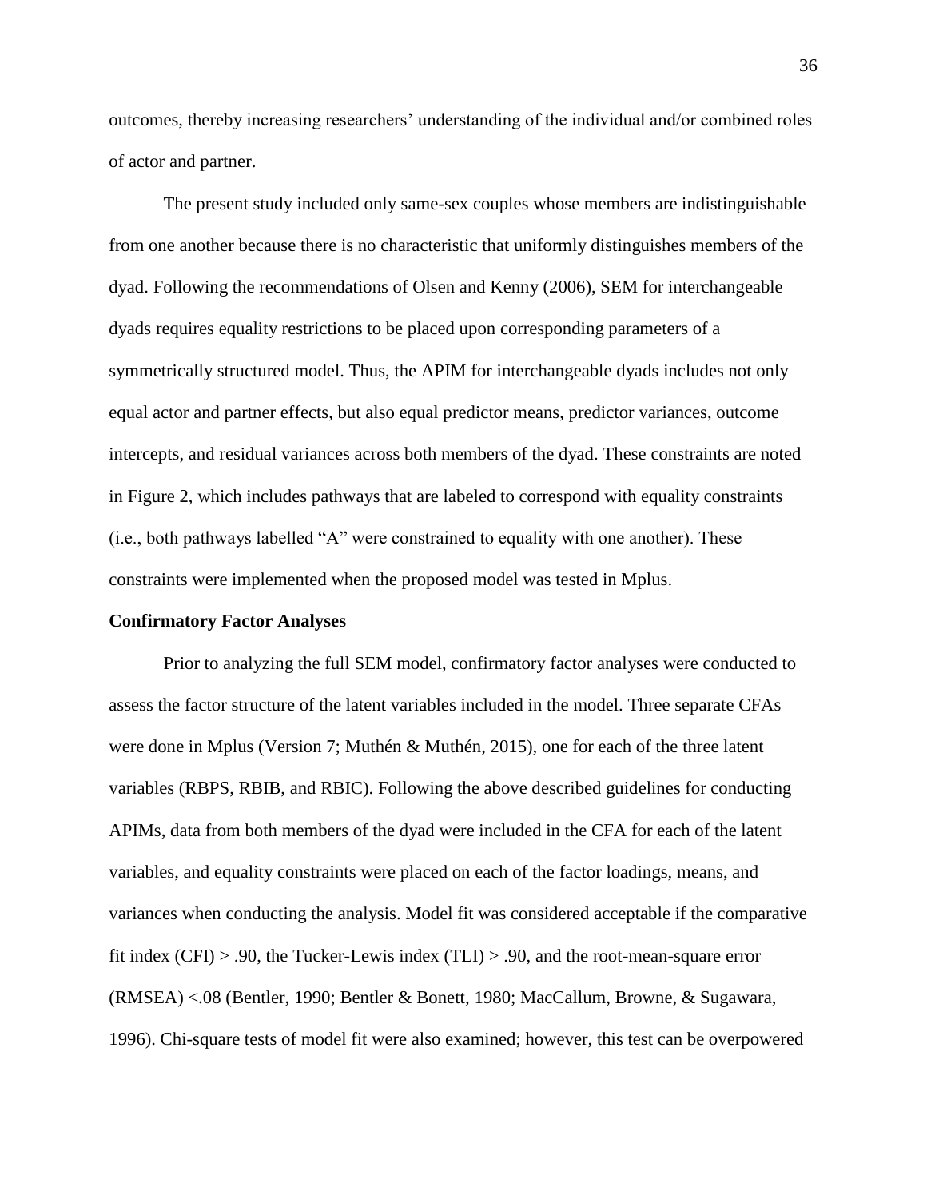outcomes, thereby increasing researchers' understanding of the individual and/or combined roles of actor and partner.

The present study included only same-sex couples whose members are indistinguishable from one another because there is no characteristic that uniformly distinguishes members of the dyad. Following the recommendations of Olsen and Kenny (2006), SEM for interchangeable dyads requires equality restrictions to be placed upon corresponding parameters of a symmetrically structured model. Thus, the APIM for interchangeable dyads includes not only equal actor and partner effects, but also equal predictor means, predictor variances, outcome intercepts, and residual variances across both members of the dyad. These constraints are noted in Figure 2, which includes pathways that are labeled to correspond with equality constraints (i.e., both pathways labelled "A" were constrained to equality with one another). These constraints were implemented when the proposed model was tested in Mplus.

**Confirmatory Factor Analyses**

Prior to analyzing the full SEM model, confirmatory factor analyses were conducted to assess the factor structure of the latent variables included in the model. Three separate CFAs were done in Mplus (Version 7; Muthén & Muthén, 2015), one for each of the three latent variables (RBPS, RBIB, and RBIC). Following the above described guidelines for conducting APIMs, data from both members of the dyad were included in the CFA for each of the latent variables, and equality constraints were placed on each of the factor loadings, means, and variances when conducting the analysis. Model fit was considered acceptable if the comparative fit index (CFI) > .90, the Tucker-Lewis index (TLI) > .90, and the root-mean-square error (RMSEA) <.08 (Bentler, 1990; Bentler & Bonett, 1980; MacCallum, Browne, & Sugawara, 1996). Chi-square tests of model fit were also examined; however, this test can be overpowered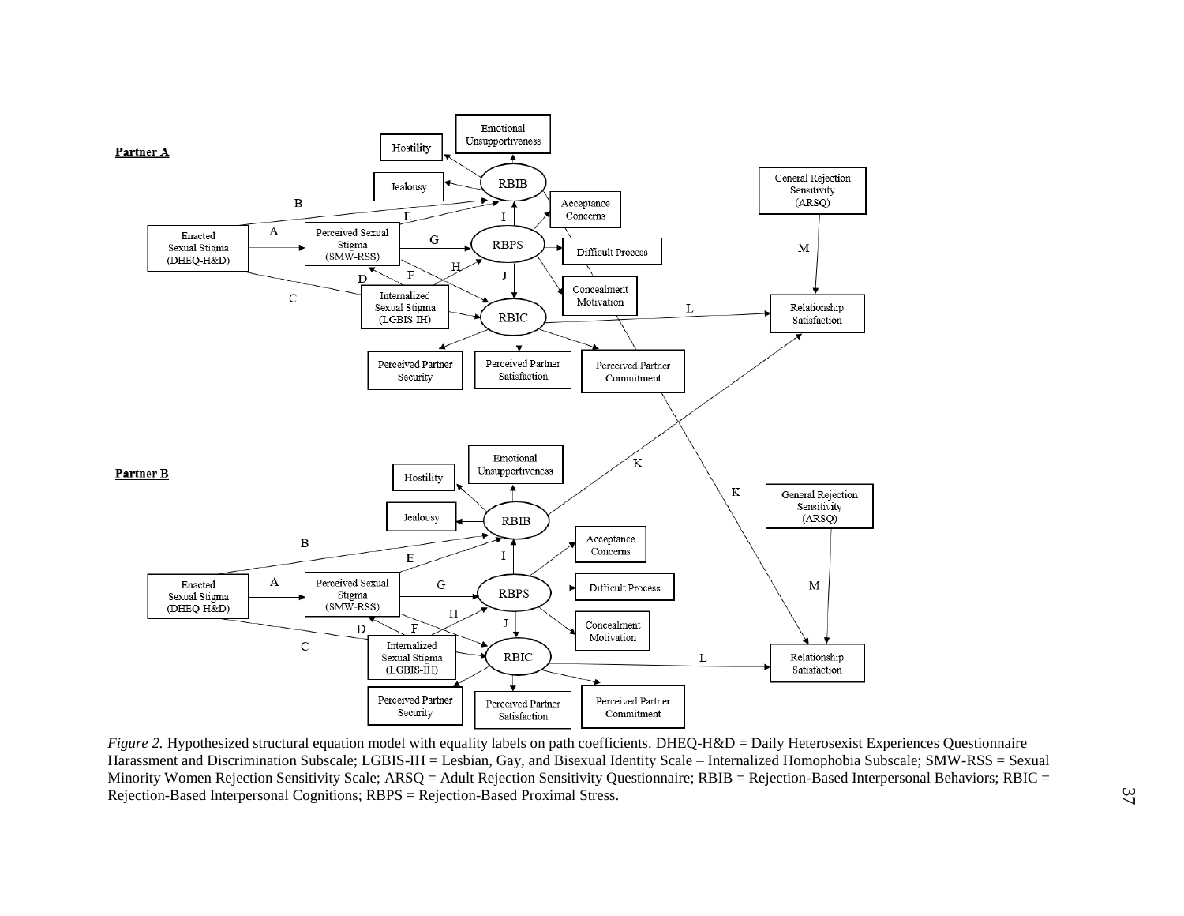*Figure 2.* Hypothesized structural equation model with equality labels on path coefficients. DHEQ-H&D = Daily Heterosexist Experiences Questionnaire Harassment and Discrimination Subscale; LGBIS-IH = Lesbian, Gay, and Bisexual Identity Scale – Internalized Homophobia Subscale; SMW-RSS = Sexual Minority Women Rejection Sensitivity Scale; ARSQ = Adult Rejection Sensitivity Questionnaire; RBIB = Rejection-Based Interpersonal Behaviors; RBIC = Rejection-Based Interpersonal Cognitions; RBPS = Rejection-Based Proximal Stress.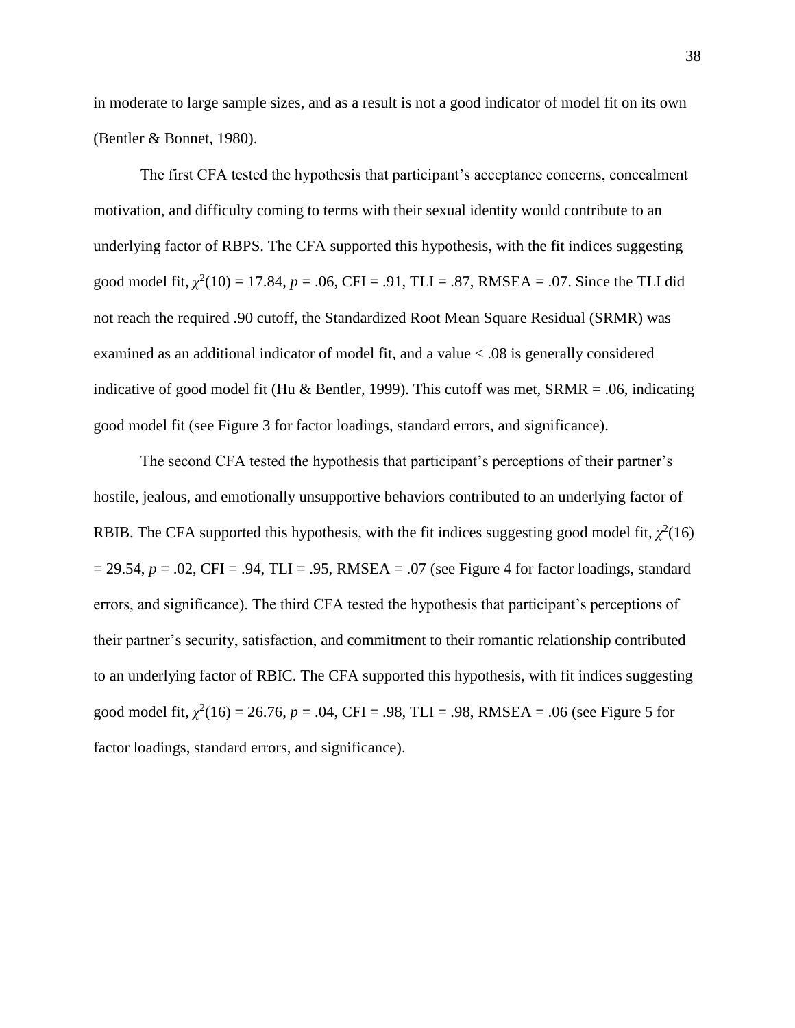in moderate to large sample sizes, and as a result is not a good indicator of model fit on its own (Bentler & Bonnet, 1980).

The first CFA tested the hypothesis that participant's acceptance concerns, concealment motivation, and difficulty coming to terms with their sexual identity would contribute to an underlying factor of RBPS. The CFA supported this hypothesis, with the fit indices suggesting good model fit, $\chi^2(10) = 17.84$, $p = .06$, CFI = .91, TLI = .87, RMSEA = .07. Since the TLI did not reach the required .90 cutoff, the Standardized Root Mean Square Residual (SRMR) was examined as an additional indicator of model fit, and a value < .08 is generally considered indicative of good model fit (Hu & Bentler, 1999). This cutoff was met, SRMR = .06, indicating good model fit (see Figure 3 for factor loadings, standard errors, and significance).

The second CFA tested the hypothesis that participant's perceptions of their partner's hostile, jealous, and emotionally unsupportive behaviors contributed to an underlying factor of RBIB. The CFA supported this hypothesis, with the fit indices suggesting good model fit, $\chi^2(16) = 29.54$, $p = .02$, CFI = .94, TLI = .95, RMSEA = .07 (see Figure 4 for factor loadings, standard errors, and significance). The third CFA tested the hypothesis that participant's perceptions of their partner's security, satisfaction, and commitment to their romantic relationship contributed to an underlying factor of RBIC. The CFA supported this hypothesis, with fit indices suggesting good model fit, $\chi^2(16) = 26.76$, $p = .04$, CFI = .98, TLI = .98, RMSEA = .06 (see Figure 5 for factor loadings, standard errors, and significance).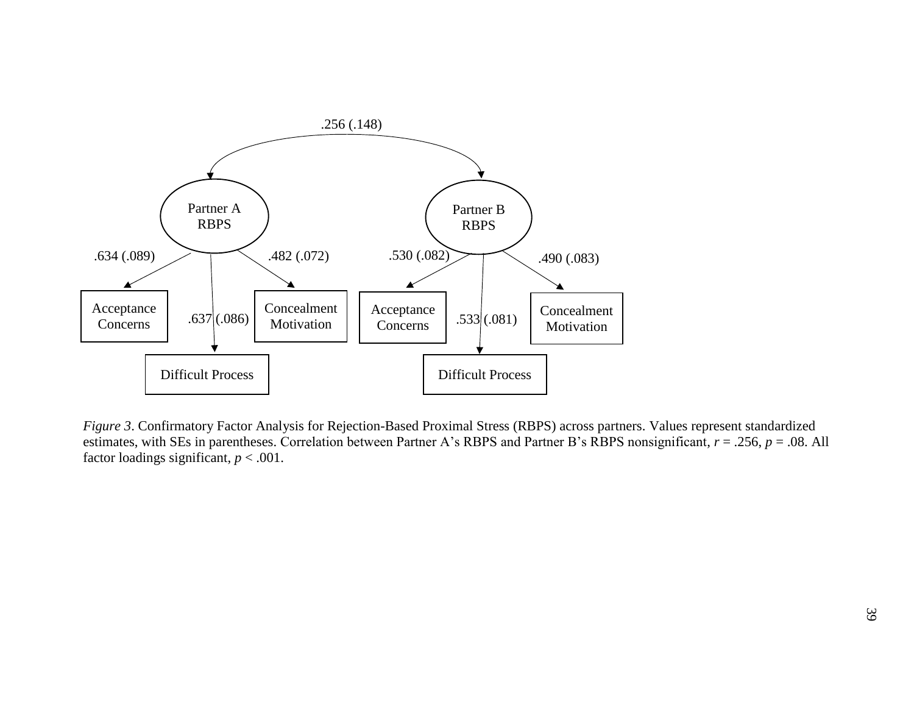.256 (.148)

Partner A RBPS

Partner B RBPS

.634 (.089) — Acceptance Concerns

.637 (.086) — Difficult Process

.482 (.072) — Concealment Motivation

.530 (.082) — Acceptance Concerns

.533 (.081) — Difficult Process

.490 (.083) — Concealment Motivation

*Figure 3*. Confirmatory Factor Analysis for Rejection-Based Proximal Stress (RBPS) across partners. Values represent standardized estimates, with SEs in parentheses. Correlation between Partner A's RBPS and Partner B's RBPS nonsignificant, $r = .256$, $p = .08$. All factor loadings significant, $p < .001$.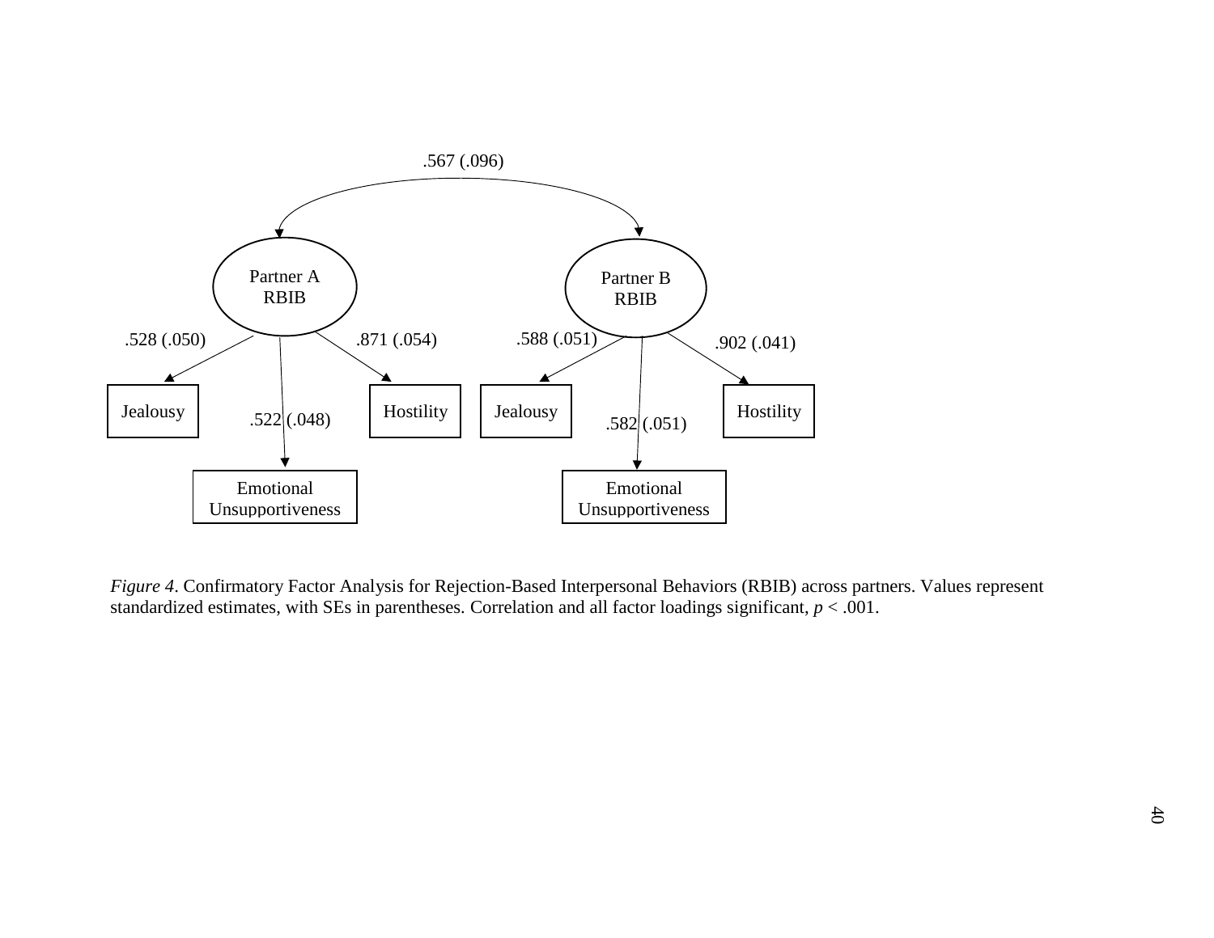.567 (.096)

Partner A RBIB

Partner B RBIB

.528 (.050)

.871 (.054)

.588 (.051)

.902 (.041)

Jealousy

Hostility

Jealousy

Hostility

.522 (.048)

.582 (.051)

Emotional Unsupportiveness

Emotional Unsupportiveness

*Figure 4*. Confirmatory Factor Analysis for Rejection-Based Interpersonal Behaviors (RBIB) across partners. Values represent standardized estimates, with SEs in parentheses. Correlation and all factor loadings significant, $p < .001$.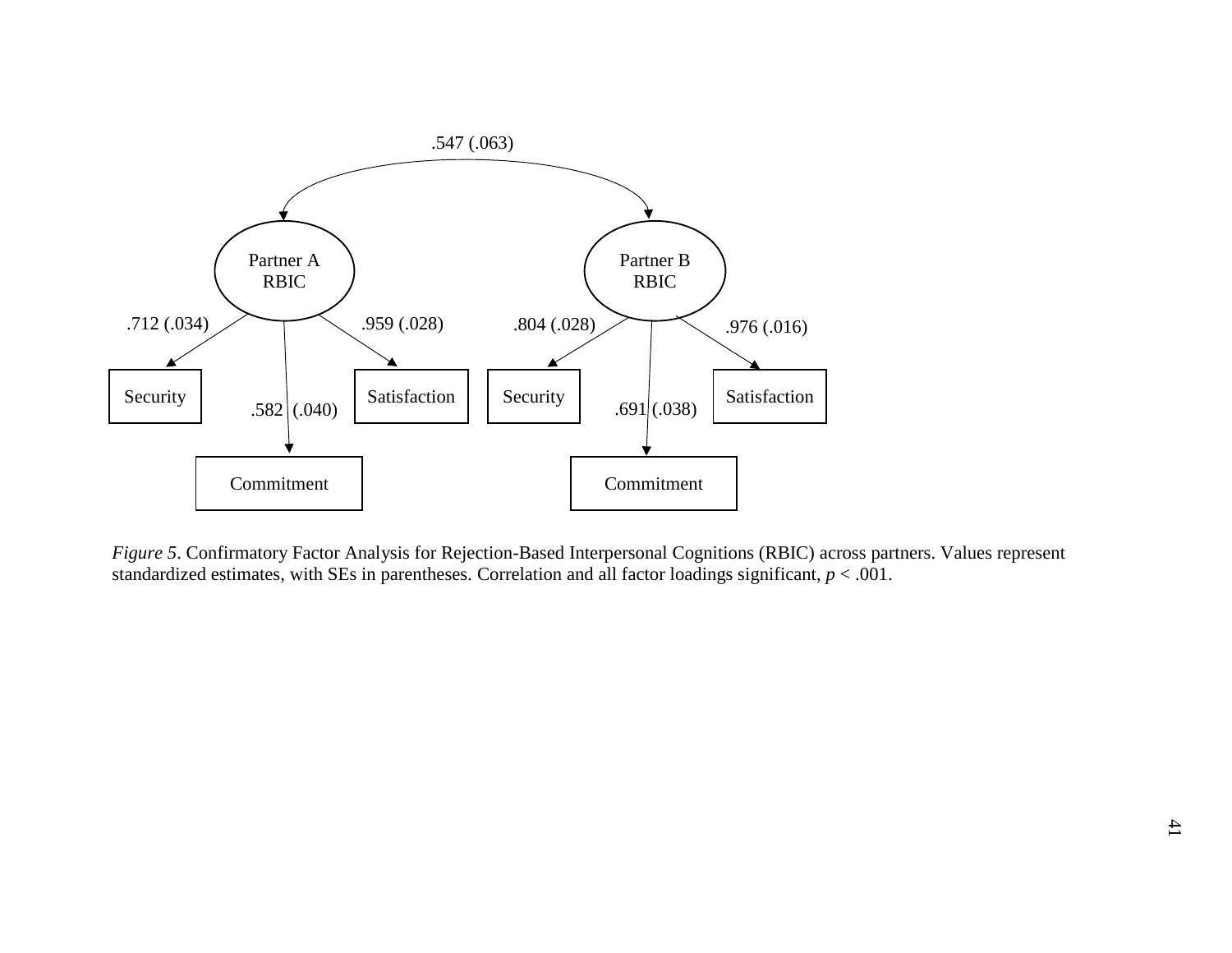.547 (.063)

Partner A RBIC

Partner B RBIC

.712 (.034) | .582 (.040) | .959 (.028) | .804 (.028) | .691 (.038) | .976 (.016)

Security | Commitment | Satisfaction | Security | Commitment | Satisfaction

*Figure 5*. Confirmatory Factor Analysis for Rejection-Based Interpersonal Cognitions (RBIC) across partners. Values represent standardized estimates, with SEs in parentheses. Correlation and all factor loadings significant, $p < .001$.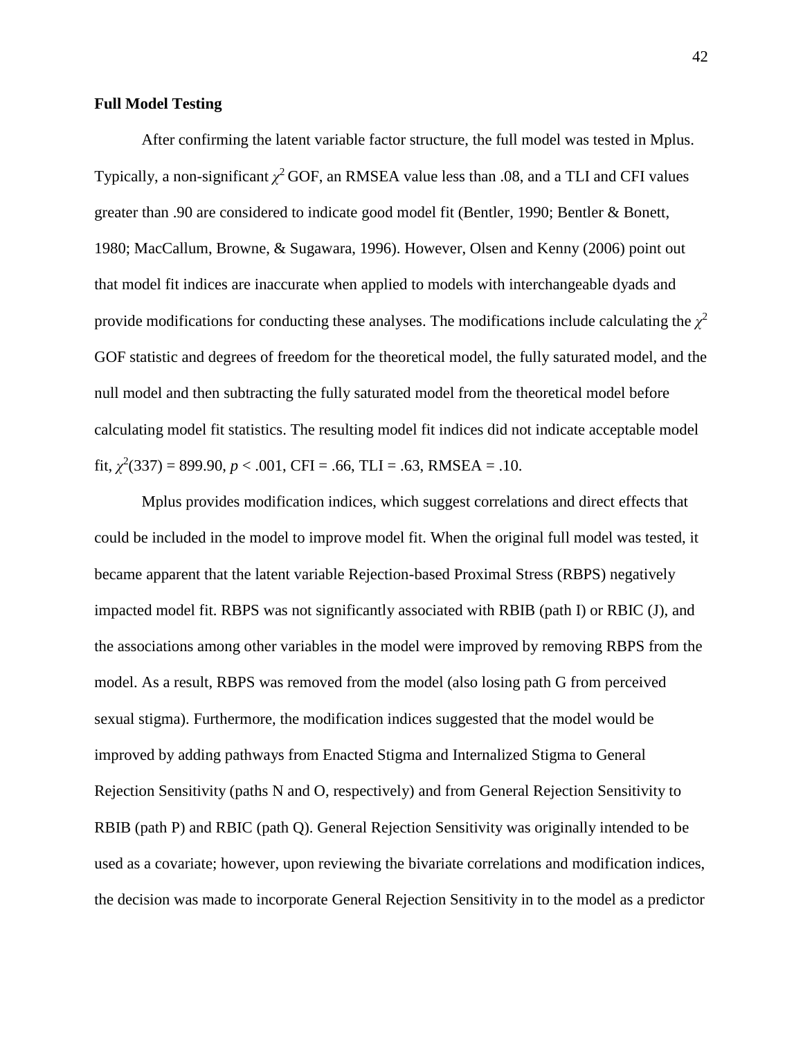**Full Model Testing**

After confirming the latent variable factor structure, the full model was tested in Mplus. Typically, a non-significant $\chi^2$ GOF, an RMSEA value less than .08, and a TLI and CFI values greater than .90 are considered to indicate good model fit (Bentler, 1990; Bentler & Bonett, 1980; MacCallum, Browne, & Sugawara, 1996). However, Olsen and Kenny (2006) point out that model fit indices are inaccurate when applied to models with interchangeable dyads and provide modifications for conducting these analyses. The modifications include calculating the $\chi^2$ GOF statistic and degrees of freedom for the theoretical model, the fully saturated model, and the null model and then subtracting the fully saturated model from the theoretical model before calculating model fit statistics. The resulting model fit indices did not indicate acceptable model fit, $\chi^2(337) = 899.90$, $p < .001$, CFI = .66, TLI = .63, RMSEA = .10.

Mplus provides modification indices, which suggest correlations and direct effects that could be included in the model to improve model fit. When the original full model was tested, it became apparent that the latent variable Rejection-based Proximal Stress (RBPS) negatively impacted model fit. RBPS was not significantly associated with RBIB (path I) or RBIC (J), and the associations among other variables in the model were improved by removing RBPS from the model. As a result, RBPS was removed from the model (also losing path G from perceived sexual stigma). Furthermore, the modification indices suggested that the model would be improved by adding pathways from Enacted Stigma and Internalized Stigma to General Rejection Sensitivity (paths N and O, respectively) and from General Rejection Sensitivity to RBIB (path P) and RBIC (path Q). General Rejection Sensitivity was originally intended to be used as a covariate; however, upon reviewing the bivariate correlations and modification indices, the decision was made to incorporate General Rejection Sensitivity in to the model as a predictor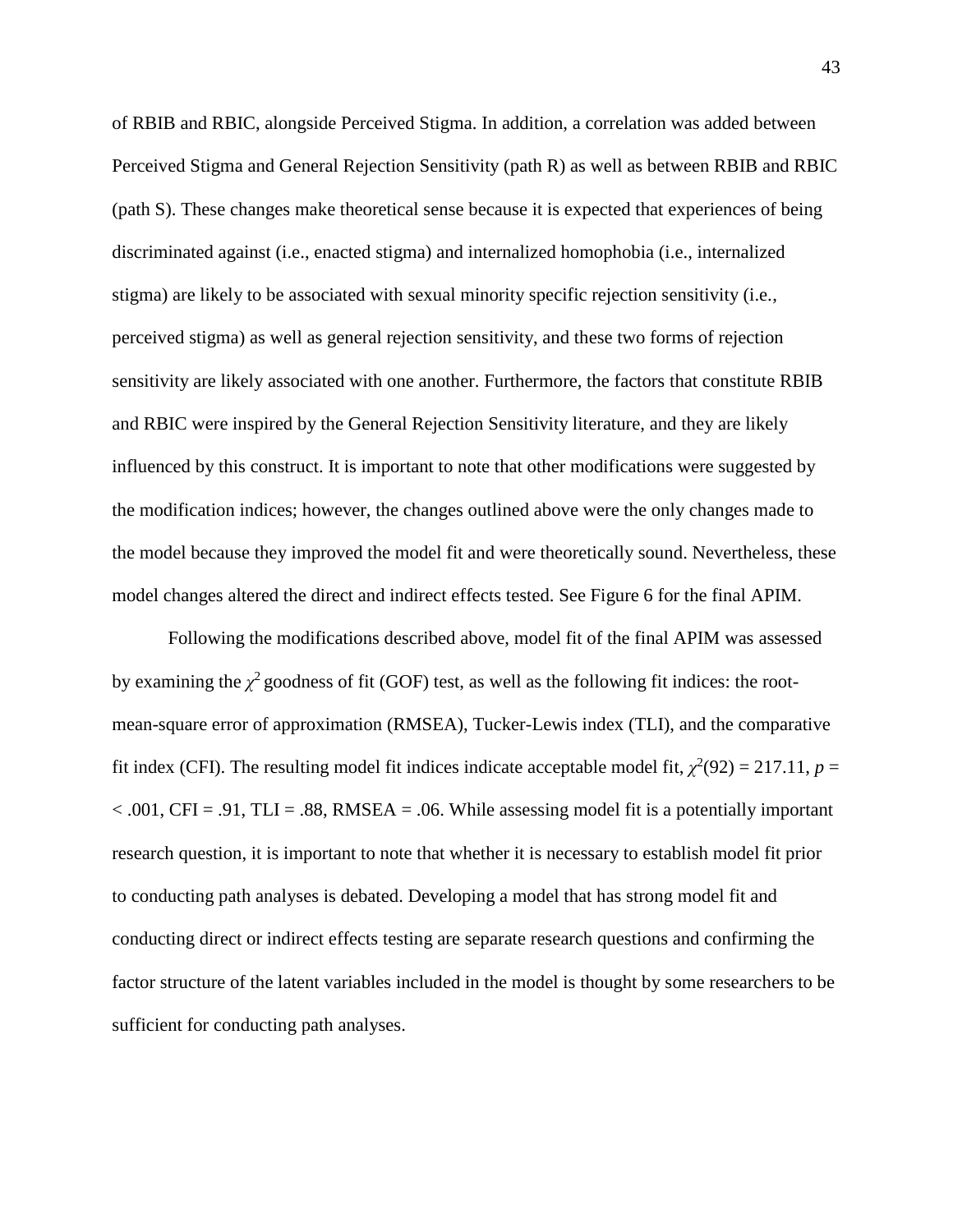of RBIB and RBIC, alongside Perceived Stigma. In addition, a correlation was added between Perceived Stigma and General Rejection Sensitivity (path R) as well as between RBIB and RBIC (path S). These changes make theoretical sense because it is expected that experiences of being discriminated against (i.e., enacted stigma) and internalized homophobia (i.e., internalized stigma) are likely to be associated with sexual minority specific rejection sensitivity (i.e., perceived stigma) as well as general rejection sensitivity, and these two forms of rejection sensitivity are likely associated with one another. Furthermore, the factors that constitute RBIB and RBIC were inspired by the General Rejection Sensitivity literature, and they are likely influenced by this construct. It is important to note that other modifications were suggested by the modification indices; however, the changes outlined above were the only changes made to the model because they improved the model fit and were theoretically sound. Nevertheless, these model changes altered the direct and indirect effects tested. See Figure 6 for the final APIM.

Following the modifications described above, model fit of the final APIM was assessed by examining the $\chi^2$ goodness of fit (GOF) test, as well as the following fit indices: the root-mean-square error of approximation (RMSEA), Tucker-Lewis index (TLI), and the comparative fit index (CFI). The resulting model fit indices indicate acceptable model fit, $\chi^2(92) = 217.11$, $p = < .001$, CFI = .91, TLI = .88, RMSEA = .06. While assessing model fit is a potentially important research question, it is important to note that whether it is necessary to establish model fit prior to conducting path analyses is debated. Developing a model that has strong model fit and conducting direct or indirect effects testing are separate research questions and confirming the factor structure of the latent variables included in the model is thought by some researchers to be sufficient for conducting path analyses.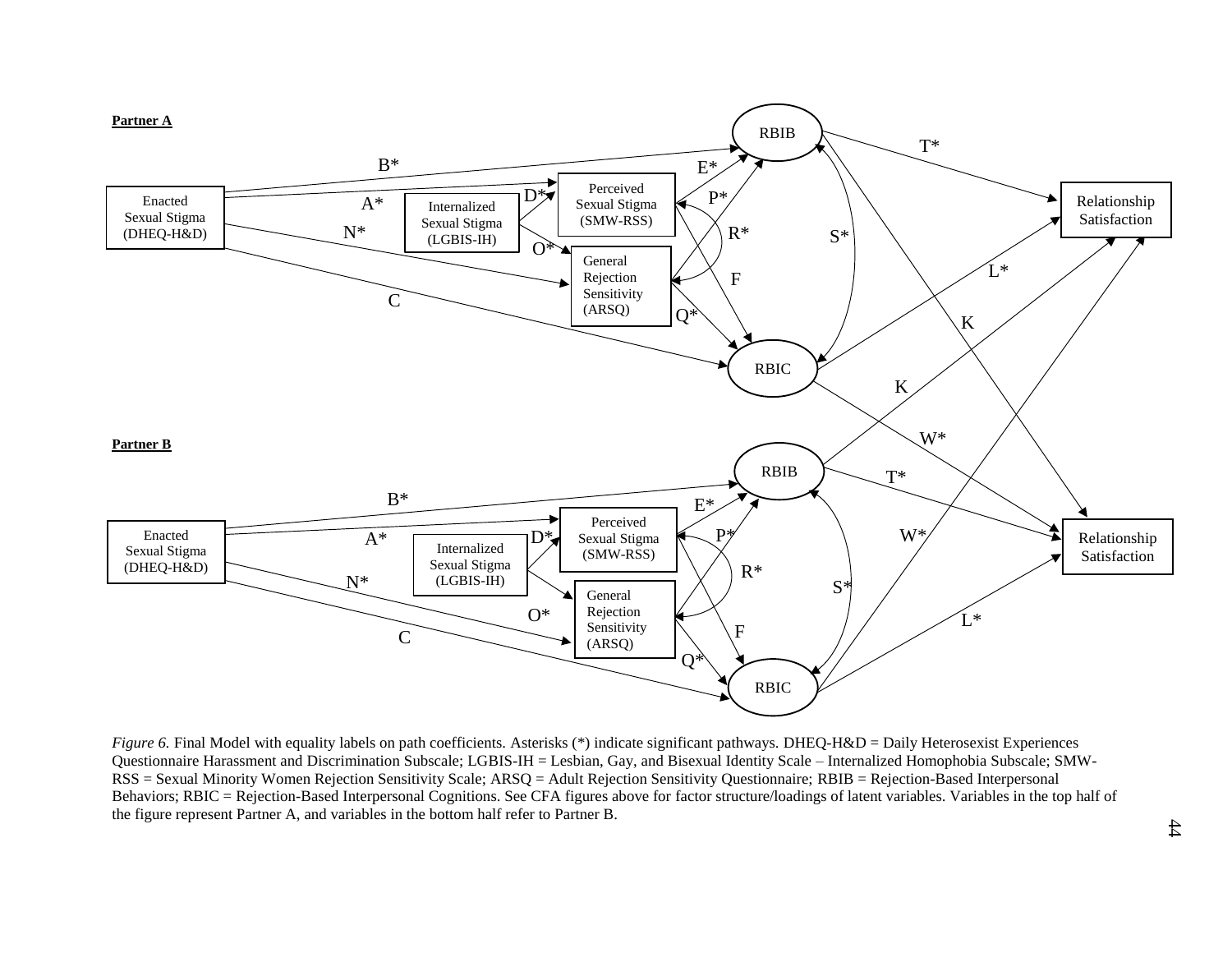*Figure 6.* Final Model with equality labels on path coefficients. Asterisks (*) indicate significant pathways. DHEQ-H&D = Daily Heterosexist Experiences Questionnaire Harassment and Discrimination Subscale; LGBIS-IH = Lesbian, Gay, and Bisexual Identity Scale – Internalized Homophobia Subscale; SMW-RSS = Sexual Minority Women Rejection Sensitivity Scale; ARSQ = Adult Rejection Sensitivity Questionnaire; RBIB = Rejection-Based Interpersonal Behaviors; RBIC = Rejection-Based Interpersonal Cognitions. See CFA figures above for factor structure/loadings of latent variables. Variables in the top half of the figure represent Partner A, and variables in the bottom half refer to Partner B.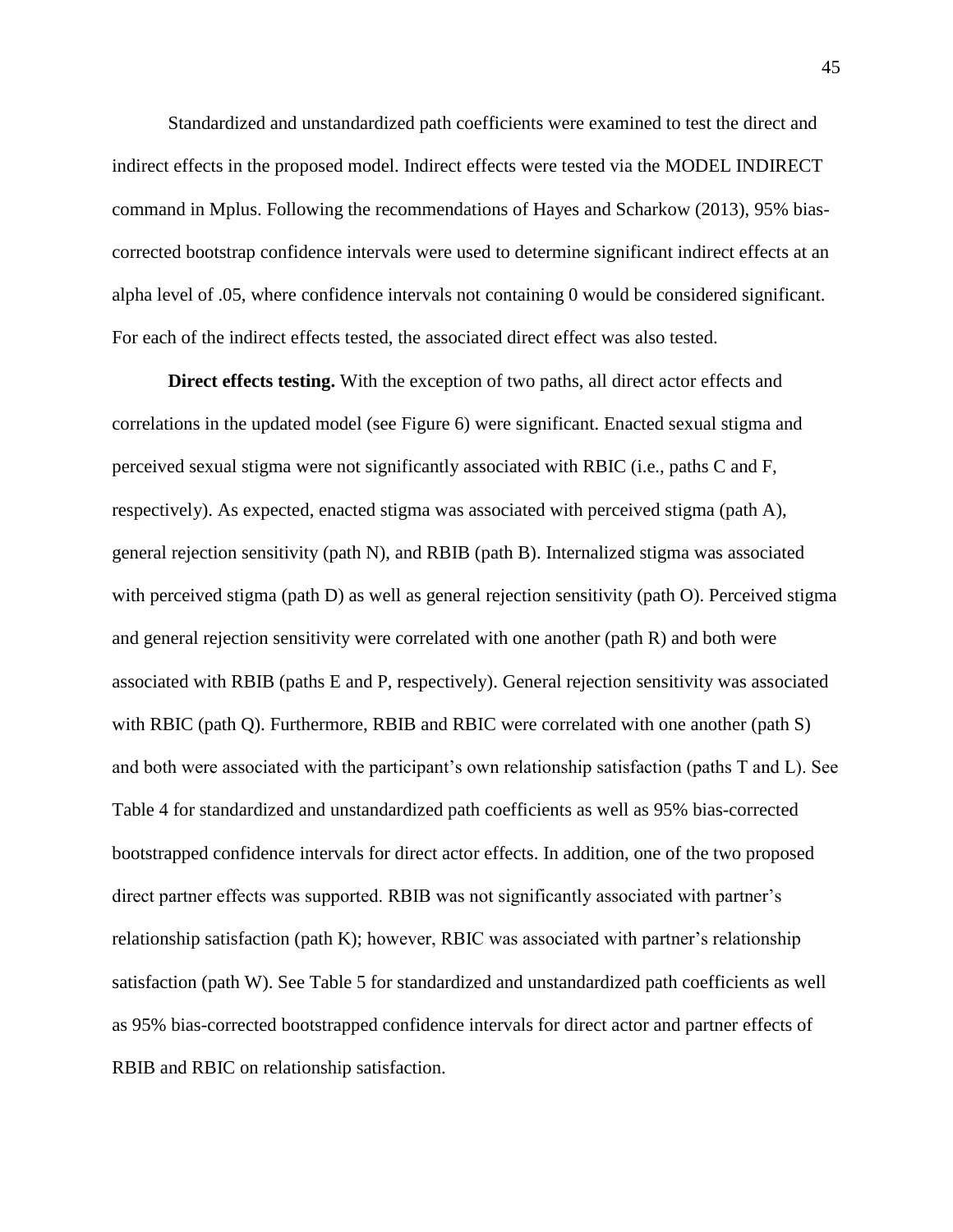Standardized and unstandardized path coefficients were examined to test the direct and indirect effects in the proposed model. Indirect effects were tested via the MODEL INDIRECT command in Mplus. Following the recommendations of Hayes and Scharkow (2013), 95% bias-corrected bootstrap confidence intervals were used to determine significant indirect effects at an alpha level of .05, where confidence intervals not containing 0 would be considered significant. For each of the indirect effects tested, the associated direct effect was also tested.

**Direct effects testing.** With the exception of two paths, all direct actor effects and correlations in the updated model (see Figure 6) were significant. Enacted sexual stigma and perceived sexual stigma were not significantly associated with RBIC (i.e., paths C and F, respectively). As expected, enacted stigma was associated with perceived stigma (path A), general rejection sensitivity (path N), and RBIB (path B). Internalized stigma was associated with perceived stigma (path D) as well as general rejection sensitivity (path O). Perceived stigma and general rejection sensitivity were correlated with one another (path R) and both were associated with RBIB (paths E and P, respectively). General rejection sensitivity was associated with RBIC (path Q). Furthermore, RBIB and RBIC were correlated with one another (path S) and both were associated with the participant's own relationship satisfaction (paths T and L). See Table 4 for standardized and unstandardized path coefficients as well as 95% bias-corrected bootstrapped confidence intervals for direct actor effects. In addition, one of the two proposed direct partner effects was supported. RBIB was not significantly associated with partner's relationship satisfaction (path K); however, RBIC was associated with partner's relationship satisfaction (path W). See Table 5 for standardized and unstandardized path coefficients as well as 95% bias-corrected bootstrapped confidence intervals for direct actor and partner effects of RBIB and RBIC on relationship satisfaction.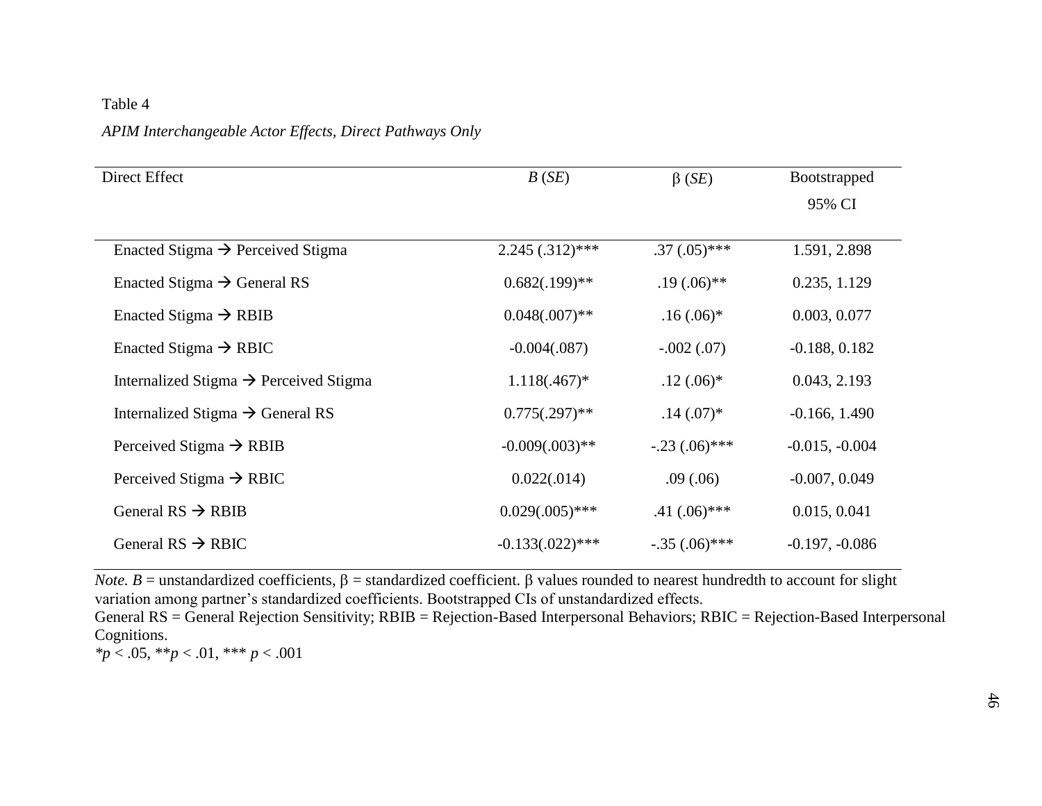Table 4

*APIM Interchangeable Actor Effects, Direct Pathways Only*

| Direct Effect | *B* (*SE*) | β (*SE*) | Bootstrapped 95% CI |
|---|---|---|---|
| Enacted Stigma → Perceived Stigma | 2.245 (.312)*** | .37 (.05)*** | 1.591, 2.898 |
| Enacted Stigma → General RS | 0.682(.199)** | .19 (.06)** | 0.235, 1.129 |
| Enacted Stigma → RBIB | 0.048(.007)** | .16 (.06)* | 0.003, 0.077 |
| Enacted Stigma → RBIC | -0.004(.087) | -.002 (.07) | -0.188, 0.182 |
| Internalized Stigma → Perceived Stigma | 1.118(.467)* | .12 (.06)* | 0.043, 2.193 |
| Internalized Stigma → General RS | 0.775(.297)** | .14 (.07)* | -0.166, 1.490 |
| Perceived Stigma → RBIB | -0.009(.003)** | -.23 (.06)*** | -0.015, -0.004 |
| Perceived Stigma → RBIC | 0.022(.014) | .09 (.06) | -0.007, 0.049 |
| General RS → RBIB | 0.029(.005)*** | .41 (.06)*** | 0.015, 0.041 |
| General RS → RBIC | -0.133(.022)*** | -.35 (.06)*** | -0.197, -0.086 |

*Note. B* = unstandardized coefficients, β = standardized coefficient. β values rounded to nearest hundredth to account for slight variation among partner's standardized coefficients. Bootstrapped CIs of unstandardized effects.
General RS = General Rejection Sensitivity; RBIB = Rejection-Based Interpersonal Behaviors; RBIC = Rejection-Based Interpersonal Cognitions.
*$p < .05$, **$p < .01$, *** $p < .001$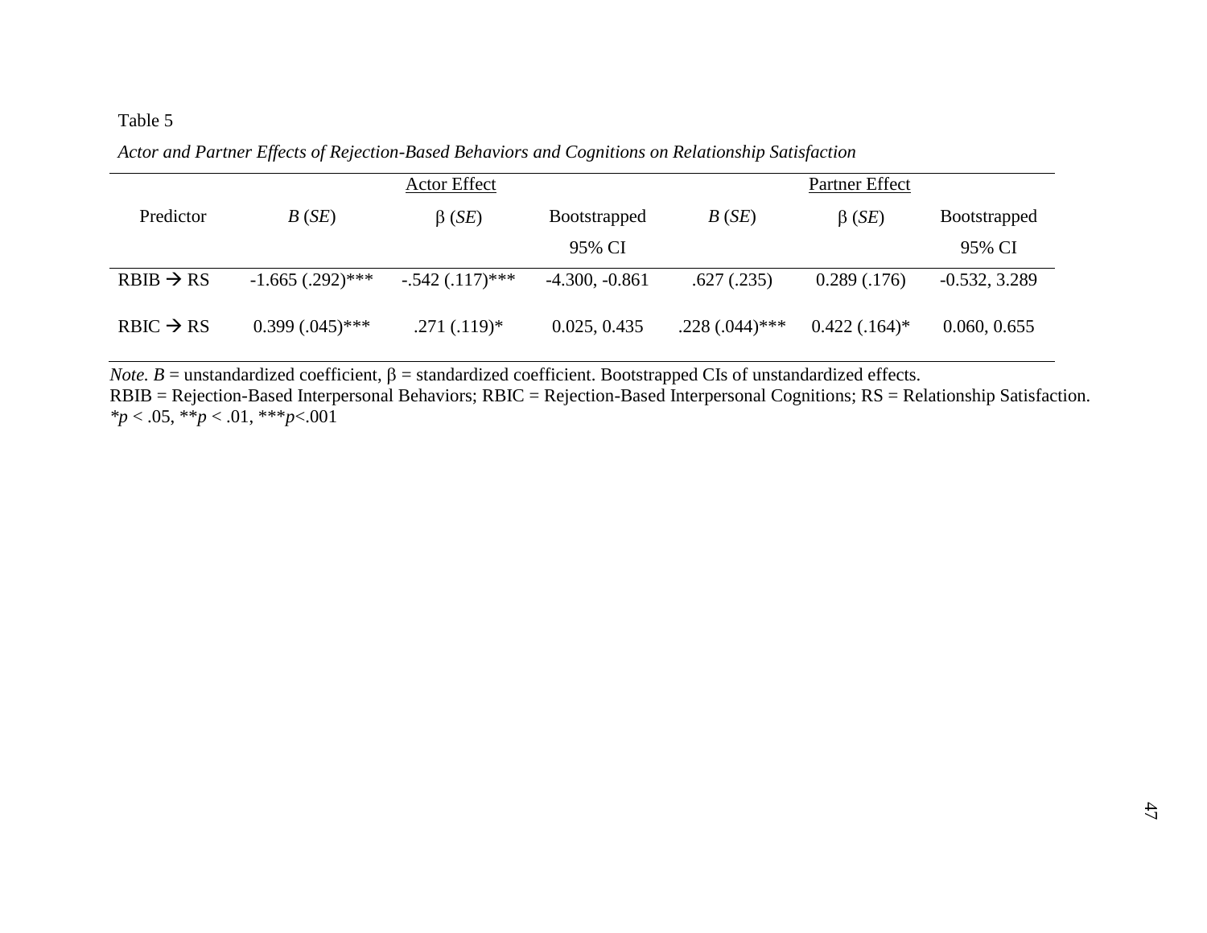Table 5

*Actor and Partner Effects of Rejection-Based Behaviors and Cognitions on Relationship Satisfaction*

| Predictor | Actor Effect | | | Partner Effect | | |
|---|---|---|---|---|---|---|
| | *B* (*SE*) | β (*SE*) | Bootstrapped 95% CI | *B* (*SE*) | β (*SE*) | Bootstrapped 95% CI |
| RBIB → RS | -1.665 (.292)*** | -.542 (.117)*** | -4.300, -0.861 | .627 (.235) | 0.289 (.176) | -0.532, 3.289 |
| RBIC → RS | 0.399 (.045)*** | .271 (.119)* | 0.025, 0.435 | .228 (.044)*** | 0.422 (.164)* | 0.060, 0.655 |

*Note. B* = unstandardized coefficient, β = standardized coefficient. Bootstrapped CIs of unstandardized effects.
RBIB = Rejection-Based Interpersonal Behaviors; RBIC = Rejection-Based Interpersonal Cognitions; RS = Relationship Satisfaction.
*$p < .05$, **$p < .01$, ***$p < .001$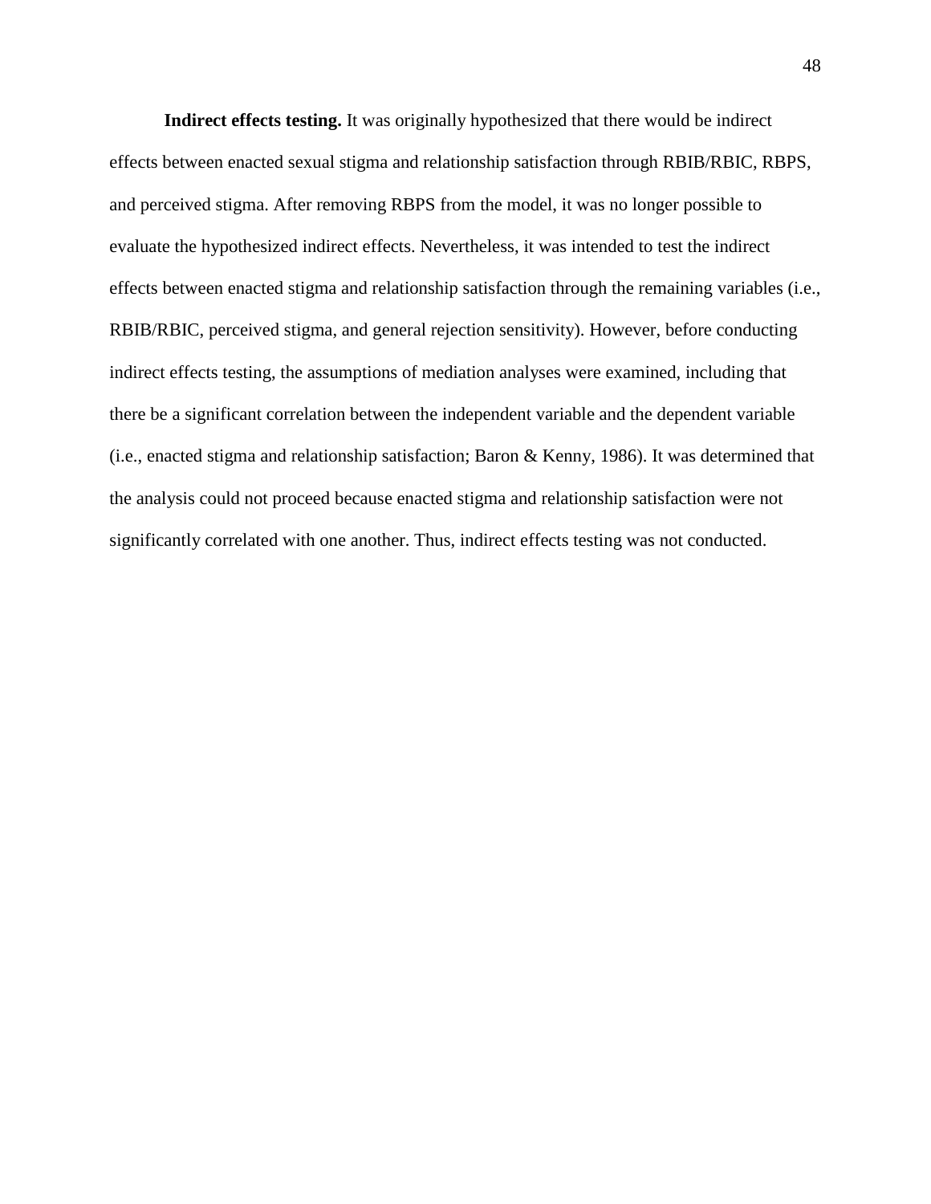**Indirect effects testing.** It was originally hypothesized that there would be indirect effects between enacted sexual stigma and relationship satisfaction through RBIB/RBIC, RBPS, and perceived stigma. After removing RBPS from the model, it was no longer possible to evaluate the hypothesized indirect effects. Nevertheless, it was intended to test the indirect effects between enacted stigma and relationship satisfaction through the remaining variables (i.e., RBIB/RBIC, perceived stigma, and general rejection sensitivity). However, before conducting indirect effects testing, the assumptions of mediation analyses were examined, including that there be a significant correlation between the independent variable and the dependent variable (i.e., enacted stigma and relationship satisfaction; Baron & Kenny, 1986). It was determined that the analysis could not proceed because enacted stigma and relationship satisfaction were not significantly correlated with one another. Thus, indirect effects testing was not conducted.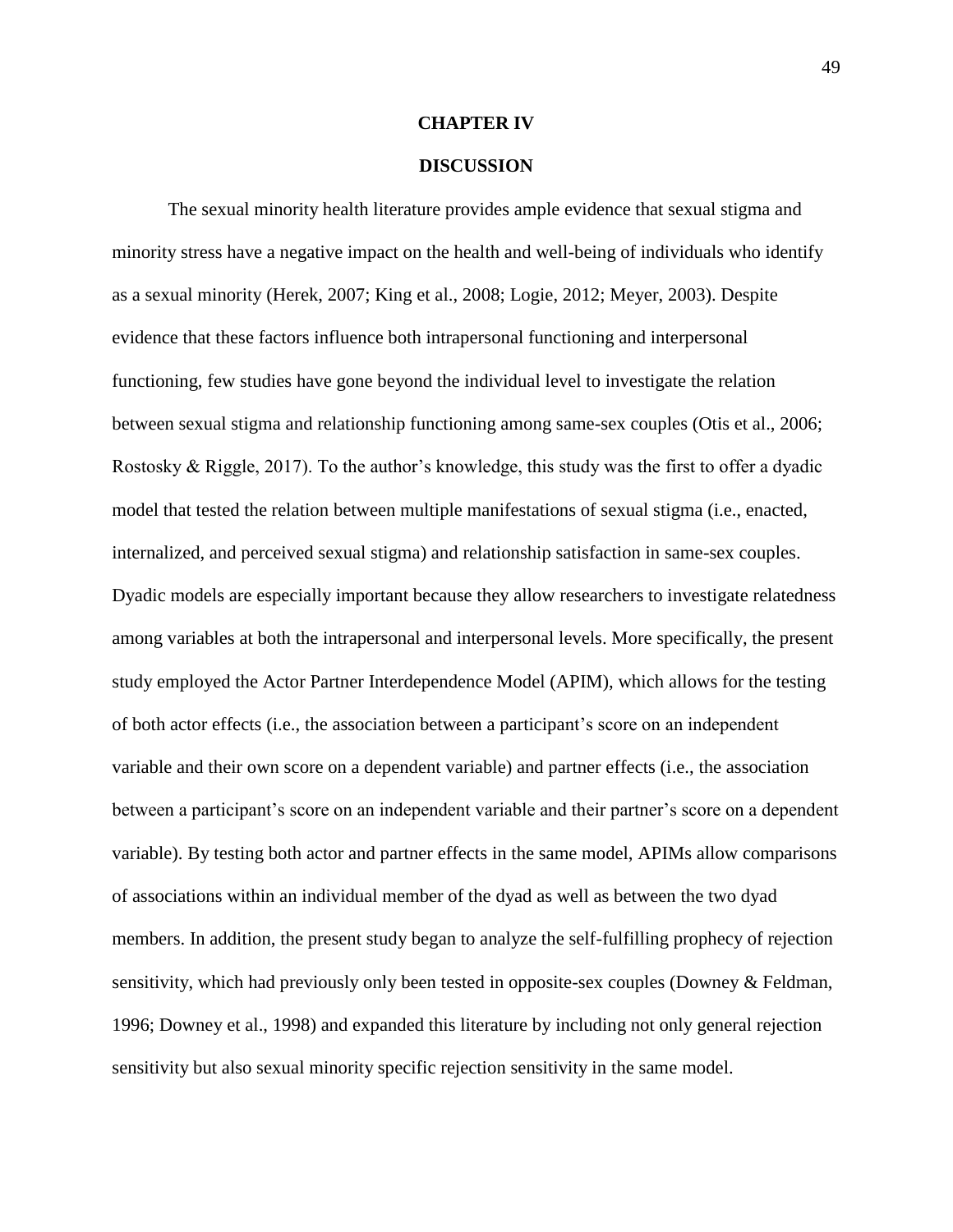# CHAPTER IV

# DISCUSSION

The sexual minority health literature provides ample evidence that sexual stigma and minority stress have a negative impact on the health and well-being of individuals who identify as a sexual minority (Herek, 2007; King et al., 2008; Logie, 2012; Meyer, 2003). Despite evidence that these factors influence both intrapersonal functioning and interpersonal functioning, few studies have gone beyond the individual level to investigate the relation between sexual stigma and relationship functioning among same-sex couples (Otis et al., 2006; Rostosky & Riggle, 2017). To the author's knowledge, this study was the first to offer a dyadic model that tested the relation between multiple manifestations of sexual stigma (i.e., enacted, internalized, and perceived sexual stigma) and relationship satisfaction in same-sex couples. Dyadic models are especially important because they allow researchers to investigate relatedness among variables at both the intrapersonal and interpersonal levels. More specifically, the present study employed the Actor Partner Interdependence Model (APIM), which allows for the testing of both actor effects (i.e., the association between a participant's score on an independent variable and their own score on a dependent variable) and partner effects (i.e., the association between a participant's score on an independent variable and their partner's score on a dependent variable). By testing both actor and partner effects in the same model, APIMs allow comparisons of associations within an individual member of the dyad as well as between the two dyad members. In addition, the present study began to analyze the self-fulfilling prophecy of rejection sensitivity, which had previously only been tested in opposite-sex couples (Downey & Feldman, 1996; Downey et al., 1998) and expanded this literature by including not only general rejection sensitivity but also sexual minority specific rejection sensitivity in the same model.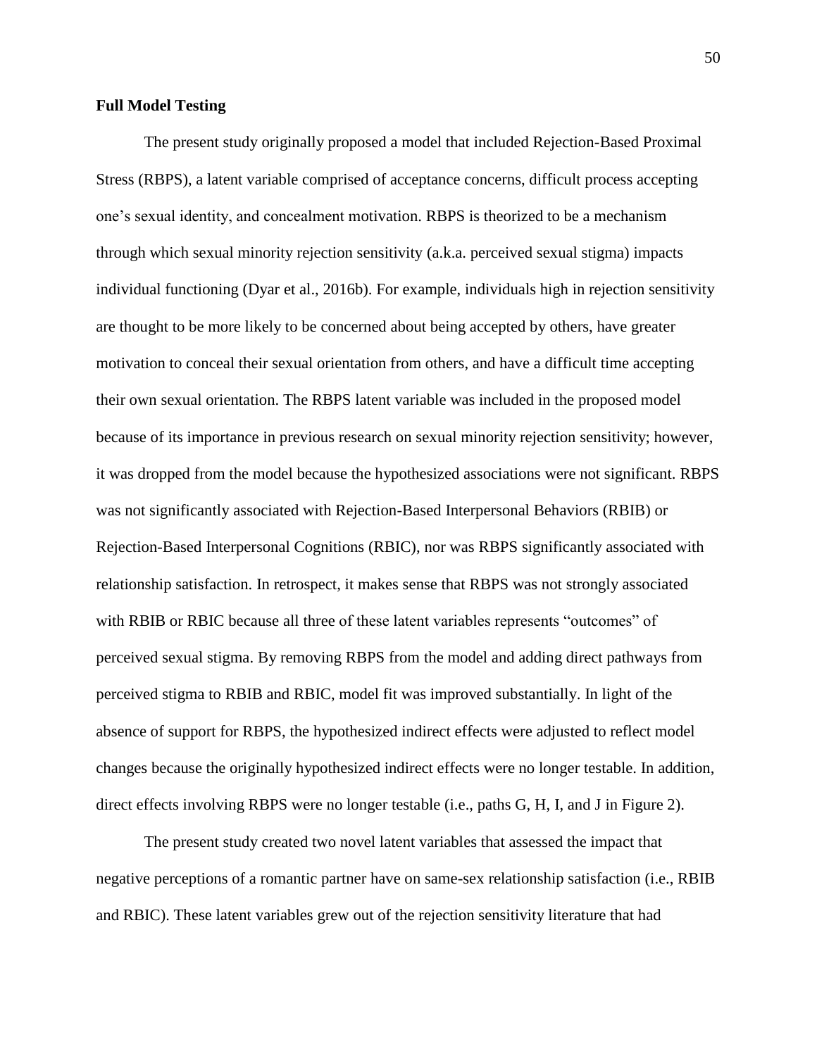**Full Model Testing**

The present study originally proposed a model that included Rejection-Based Proximal Stress (RBPS), a latent variable comprised of acceptance concerns, difficult process accepting one's sexual identity, and concealment motivation. RBPS is theorized to be a mechanism through which sexual minority rejection sensitivity (a.k.a. perceived sexual stigma) impacts individual functioning (Dyar et al., 2016b). For example, individuals high in rejection sensitivity are thought to be more likely to be concerned about being accepted by others, have greater motivation to conceal their sexual orientation from others, and have a difficult time accepting their own sexual orientation. The RBPS latent variable was included in the proposed model because of its importance in previous research on sexual minority rejection sensitivity; however, it was dropped from the model because the hypothesized associations were not significant. RBPS was not significantly associated with Rejection-Based Interpersonal Behaviors (RBIB) or Rejection-Based Interpersonal Cognitions (RBIC), nor was RBPS significantly associated with relationship satisfaction. In retrospect, it makes sense that RBPS was not strongly associated with RBIB or RBIC because all three of these latent variables represents "outcomes" of perceived sexual stigma. By removing RBPS from the model and adding direct pathways from perceived stigma to RBIB and RBIC, model fit was improved substantially. In light of the absence of support for RBPS, the hypothesized indirect effects were adjusted to reflect model changes because the originally hypothesized indirect effects were no longer testable. In addition, direct effects involving RBPS were no longer testable (i.e., paths G, H, I, and J in Figure 2).

The present study created two novel latent variables that assessed the impact that negative perceptions of a romantic partner have on same-sex relationship satisfaction (i.e., RBIB and RBIC). These latent variables grew out of the rejection sensitivity literature that had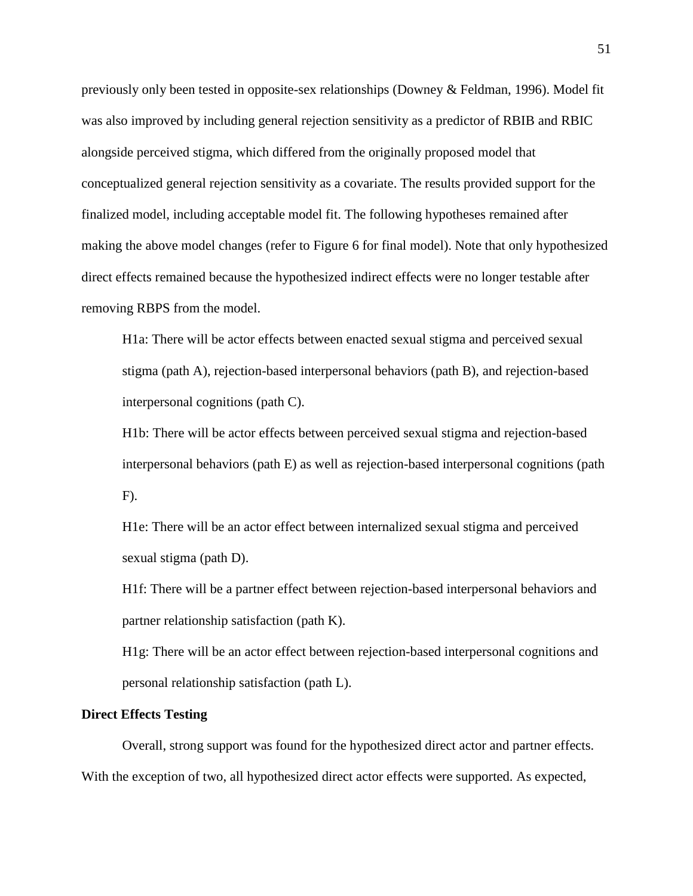previously only been tested in opposite-sex relationships (Downey & Feldman, 1996). Model fit was also improved by including general rejection sensitivity as a predictor of RBIB and RBIC alongside perceived stigma, which differed from the originally proposed model that conceptualized general rejection sensitivity as a covariate. The results provided support for the finalized model, including acceptable model fit. The following hypotheses remained after making the above model changes (refer to Figure 6 for final model). Note that only hypothesized direct effects remained because the hypothesized indirect effects were no longer testable after removing RBPS from the model.

> H1a: There will be actor effects between enacted sexual stigma and perceived sexual stigma (path A), rejection-based interpersonal behaviors (path B), and rejection-based interpersonal cognitions (path C).
>
> H1b: There will be actor effects between perceived sexual stigma and rejection-based interpersonal behaviors (path E) as well as rejection-based interpersonal cognitions (path F).
>
> H1e: There will be an actor effect between internalized sexual stigma and perceived sexual stigma (path D).
>
> H1f: There will be a partner effect between rejection-based interpersonal behaviors and partner relationship satisfaction (path K).
>
> H1g: There will be an actor effect between rejection-based interpersonal cognitions and personal relationship satisfaction (path L).

**Direct Effects Testing**

Overall, strong support was found for the hypothesized direct actor and partner effects. With the exception of two, all hypothesized direct actor effects were supported. As expected,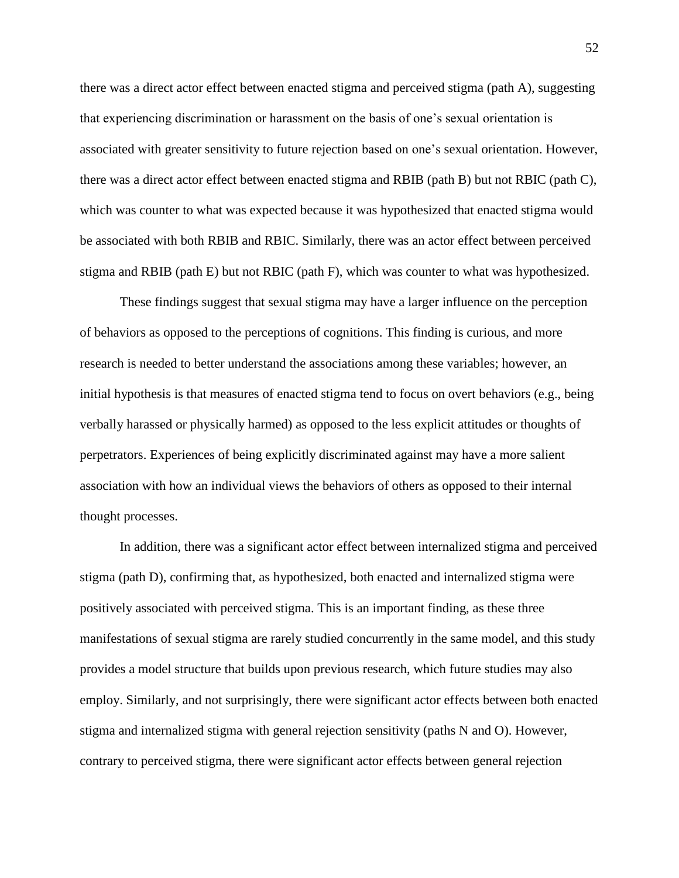there was a direct actor effect between enacted stigma and perceived stigma (path A), suggesting that experiencing discrimination or harassment on the basis of one's sexual orientation is associated with greater sensitivity to future rejection based on one's sexual orientation. However, there was a direct actor effect between enacted stigma and RBIB (path B) but not RBIC (path C), which was counter to what was expected because it was hypothesized that enacted stigma would be associated with both RBIB and RBIC. Similarly, there was an actor effect between perceived stigma and RBIB (path E) but not RBIC (path F), which was counter to what was hypothesized.

These findings suggest that sexual stigma may have a larger influence on the perception of behaviors as opposed to the perceptions of cognitions. This finding is curious, and more research is needed to better understand the associations among these variables; however, an initial hypothesis is that measures of enacted stigma tend to focus on overt behaviors (e.g., being verbally harassed or physically harmed) as opposed to the less explicit attitudes or thoughts of perpetrators. Experiences of being explicitly discriminated against may have a more salient association with how an individual views the behaviors of others as opposed to their internal thought processes.

In addition, there was a significant actor effect between internalized stigma and perceived stigma (path D), confirming that, as hypothesized, both enacted and internalized stigma were positively associated with perceived stigma. This is an important finding, as these three manifestations of sexual stigma are rarely studied concurrently in the same model, and this study provides a model structure that builds upon previous research, which future studies may also employ. Similarly, and not surprisingly, there were significant actor effects between both enacted stigma and internalized stigma with general rejection sensitivity (paths N and O). However, contrary to perceived stigma, there were significant actor effects between general rejection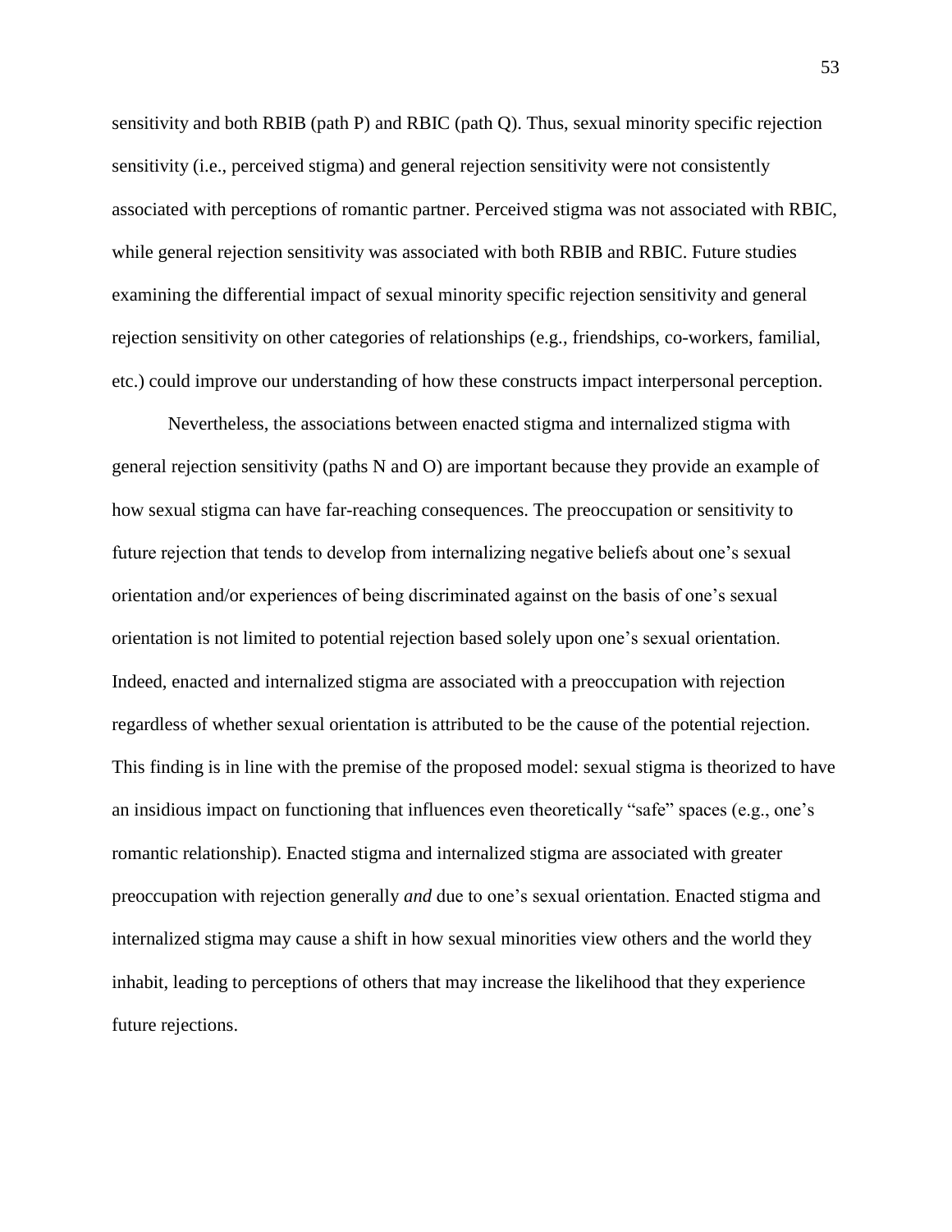sensitivity and both RBIB (path P) and RBIC (path Q). Thus, sexual minority specific rejection sensitivity (i.e., perceived stigma) and general rejection sensitivity were not consistently associated with perceptions of romantic partner. Perceived stigma was not associated with RBIC, while general rejection sensitivity was associated with both RBIB and RBIC. Future studies examining the differential impact of sexual minority specific rejection sensitivity and general rejection sensitivity on other categories of relationships (e.g., friendships, co-workers, familial, etc.) could improve our understanding of how these constructs impact interpersonal perception.

Nevertheless, the associations between enacted stigma and internalized stigma with general rejection sensitivity (paths N and O) are important because they provide an example of how sexual stigma can have far-reaching consequences. The preoccupation or sensitivity to future rejection that tends to develop from internalizing negative beliefs about one's sexual orientation and/or experiences of being discriminated against on the basis of one's sexual orientation is not limited to potential rejection based solely upon one's sexual orientation. Indeed, enacted and internalized stigma are associated with a preoccupation with rejection regardless of whether sexual orientation is attributed to be the cause of the potential rejection. This finding is in line with the premise of the proposed model: sexual stigma is theorized to have an insidious impact on functioning that influences even theoretically "safe" spaces (e.g., one's romantic relationship). Enacted stigma and internalized stigma are associated with greater preoccupation with rejection generally *and* due to one's sexual orientation. Enacted stigma and internalized stigma may cause a shift in how sexual minorities view others and the world they inhabit, leading to perceptions of others that may increase the likelihood that they experience future rejections.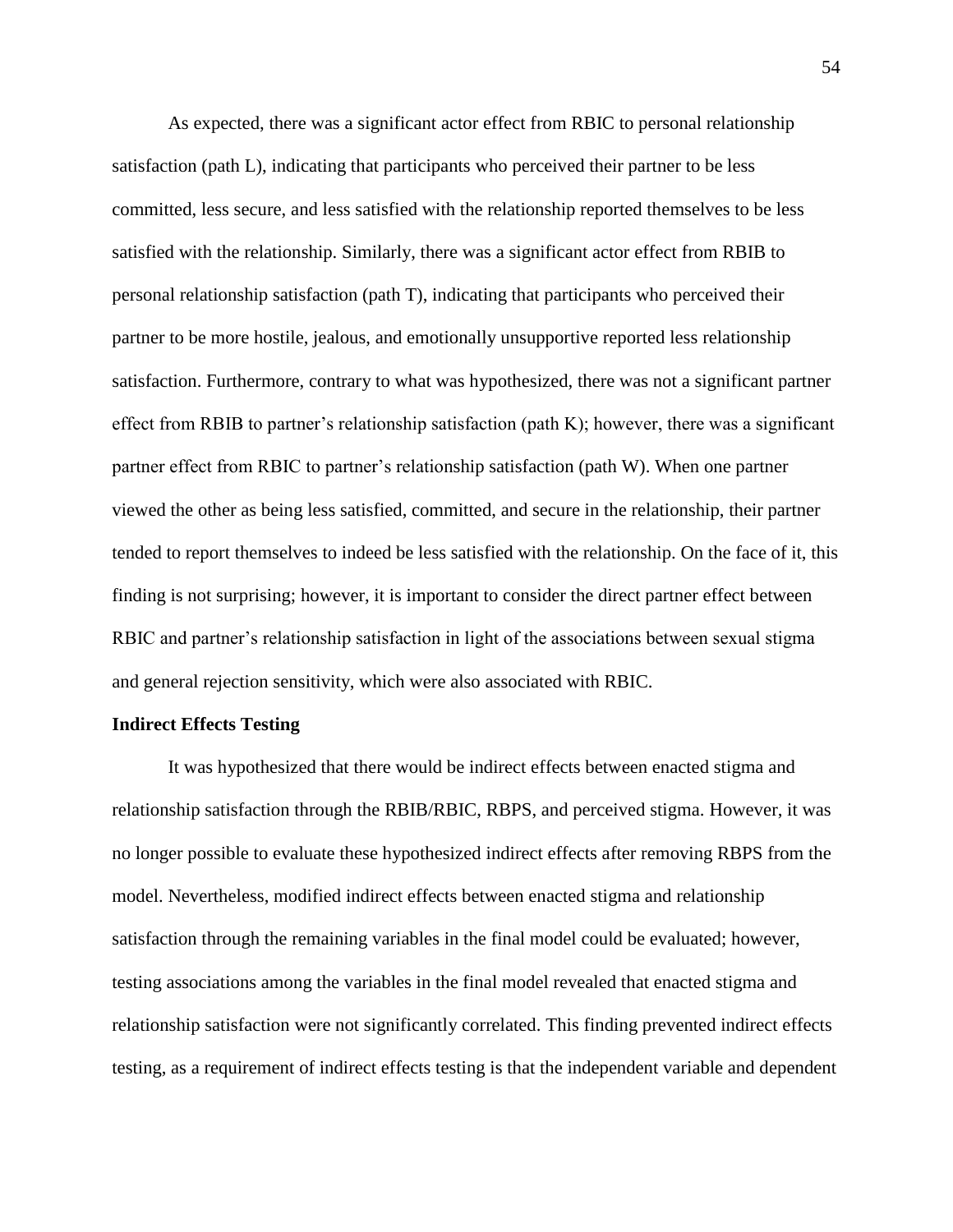As expected, there was a significant actor effect from RBIC to personal relationship satisfaction (path L), indicating that participants who perceived their partner to be less committed, less secure, and less satisfied with the relationship reported themselves to be less satisfied with the relationship. Similarly, there was a significant actor effect from RBIB to personal relationship satisfaction (path T), indicating that participants who perceived their partner to be more hostile, jealous, and emotionally unsupportive reported less relationship satisfaction. Furthermore, contrary to what was hypothesized, there was not a significant partner effect from RBIB to partner's relationship satisfaction (path K); however, there was a significant partner effect from RBIC to partner's relationship satisfaction (path W). When one partner viewed the other as being less satisfied, committed, and secure in the relationship, their partner tended to report themselves to indeed be less satisfied with the relationship. On the face of it, this finding is not surprising; however, it is important to consider the direct partner effect between RBIC and partner's relationship satisfaction in light of the associations between sexual stigma and general rejection sensitivity, which were also associated with RBIC.

**Indirect Effects Testing**

It was hypothesized that there would be indirect effects between enacted stigma and relationship satisfaction through the RBIB/RBIC, RBPS, and perceived stigma. However, it was no longer possible to evaluate these hypothesized indirect effects after removing RBPS from the model. Nevertheless, modified indirect effects between enacted stigma and relationship satisfaction through the remaining variables in the final model could be evaluated; however, testing associations among the variables in the final model revealed that enacted stigma and relationship satisfaction were not significantly correlated. This finding prevented indirect effects testing, as a requirement of indirect effects testing is that the independent variable and dependent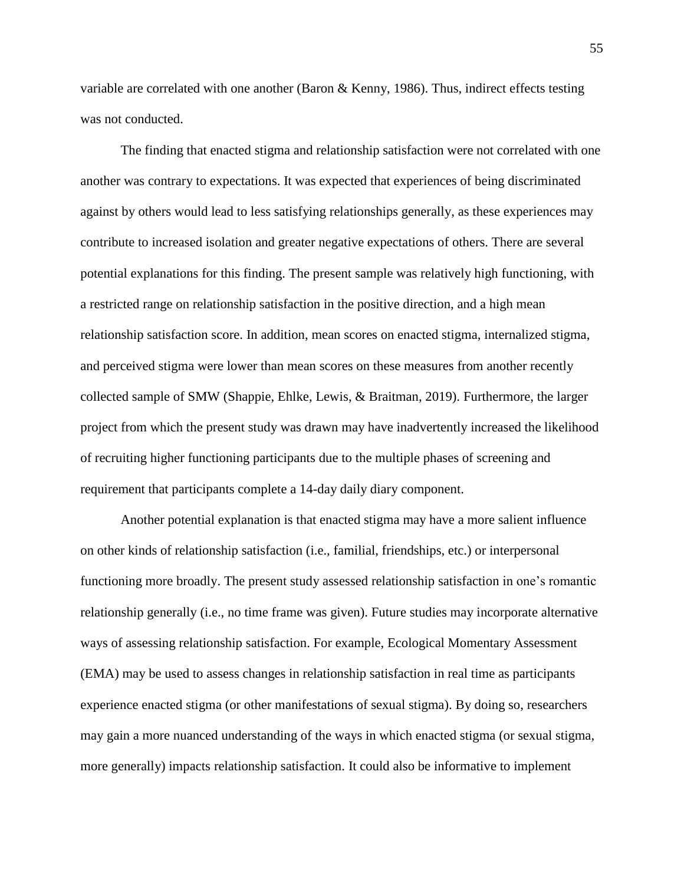variable are correlated with one another (Baron & Kenny, 1986). Thus, indirect effects testing was not conducted.

The finding that enacted stigma and relationship satisfaction were not correlated with one another was contrary to expectations. It was expected that experiences of being discriminated against by others would lead to less satisfying relationships generally, as these experiences may contribute to increased isolation and greater negative expectations of others. There are several potential explanations for this finding. The present sample was relatively high functioning, with a restricted range on relationship satisfaction in the positive direction, and a high mean relationship satisfaction score. In addition, mean scores on enacted stigma, internalized stigma, and perceived stigma were lower than mean scores on these measures from another recently collected sample of SMW (Shappie, Ehlke, Lewis, & Braitman, 2019). Furthermore, the larger project from which the present study was drawn may have inadvertently increased the likelihood of recruiting higher functioning participants due to the multiple phases of screening and requirement that participants complete a 14-day daily diary component.

Another potential explanation is that enacted stigma may have a more salient influence on other kinds of relationship satisfaction (i.e., familial, friendships, etc.) or interpersonal functioning more broadly. The present study assessed relationship satisfaction in one's romantic relationship generally (i.e., no time frame was given). Future studies may incorporate alternative ways of assessing relationship satisfaction. For example, Ecological Momentary Assessment (EMA) may be used to assess changes in relationship satisfaction in real time as participants experience enacted stigma (or other manifestations of sexual stigma). By doing so, researchers may gain a more nuanced understanding of the ways in which enacted stigma (or sexual stigma, more generally) impacts relationship satisfaction. It could also be informative to implement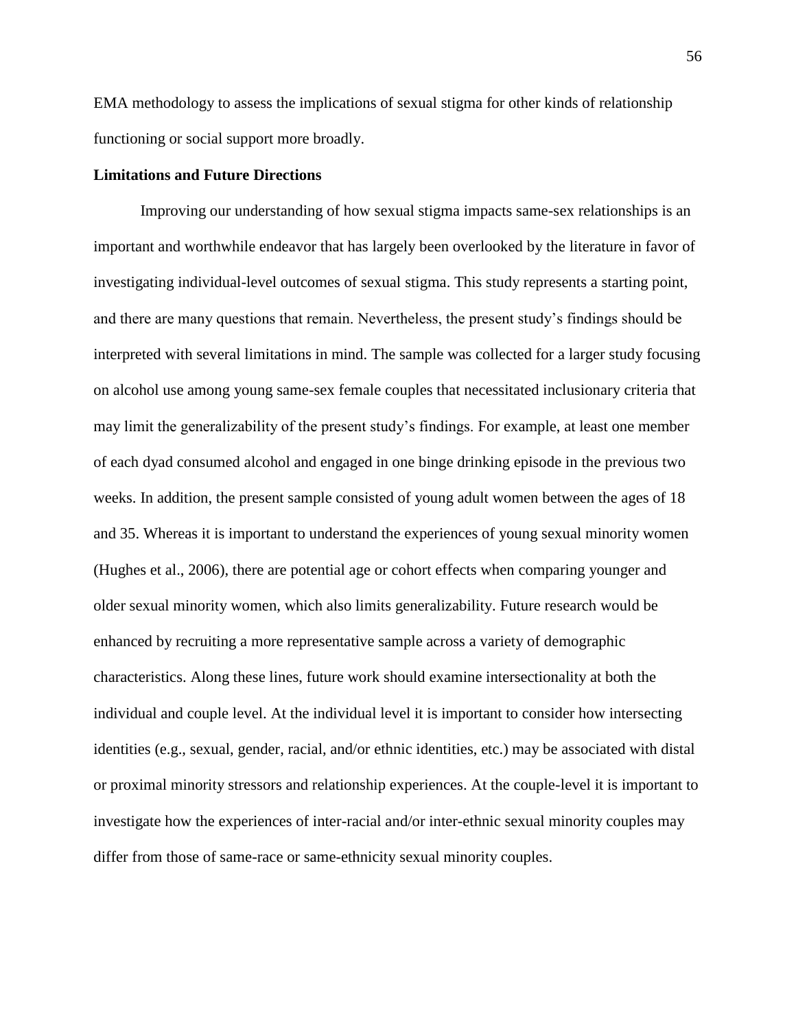EMA methodology to assess the implications of sexual stigma for other kinds of relationship functioning or social support more broadly.

**Limitations and Future Directions**

Improving our understanding of how sexual stigma impacts same-sex relationships is an important and worthwhile endeavor that has largely been overlooked by the literature in favor of investigating individual-level outcomes of sexual stigma. This study represents a starting point, and there are many questions that remain. Nevertheless, the present study's findings should be interpreted with several limitations in mind. The sample was collected for a larger study focusing on alcohol use among young same-sex female couples that necessitated inclusionary criteria that may limit the generalizability of the present study's findings. For example, at least one member of each dyad consumed alcohol and engaged in one binge drinking episode in the previous two weeks. In addition, the present sample consisted of young adult women between the ages of 18 and 35. Whereas it is important to understand the experiences of young sexual minority women (Hughes et al., 2006), there are potential age or cohort effects when comparing younger and older sexual minority women, which also limits generalizability. Future research would be enhanced by recruiting a more representative sample across a variety of demographic characteristics. Along these lines, future work should examine intersectionality at both the individual and couple level. At the individual level it is important to consider how intersecting identities (e.g., sexual, gender, racial, and/or ethnic identities, etc.) may be associated with distal or proximal minority stressors and relationship experiences. At the couple-level it is important to investigate how the experiences of inter-racial and/or inter-ethnic sexual minority couples may differ from those of same-race or same-ethnicity sexual minority couples.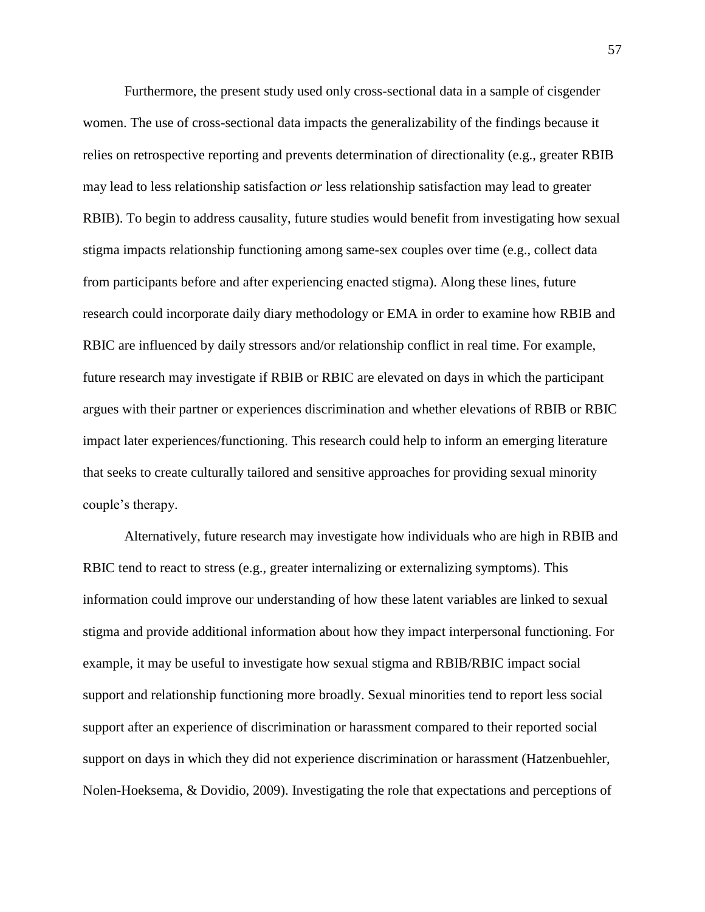Furthermore, the present study used only cross-sectional data in a sample of cisgender women. The use of cross-sectional data impacts the generalizability of the findings because it relies on retrospective reporting and prevents determination of directionality (e.g., greater RBIB may lead to less relationship satisfaction *or* less relationship satisfaction may lead to greater RBIB). To begin to address causality, future studies would benefit from investigating how sexual stigma impacts relationship functioning among same-sex couples over time (e.g., collect data from participants before and after experiencing enacted stigma). Along these lines, future research could incorporate daily diary methodology or EMA in order to examine how RBIB and RBIC are influenced by daily stressors and/or relationship conflict in real time. For example, future research may investigate if RBIB or RBIC are elevated on days in which the participant argues with their partner or experiences discrimination and whether elevations of RBIB or RBIC impact later experiences/functioning. This research could help to inform an emerging literature that seeks to create culturally tailored and sensitive approaches for providing sexual minority couple's therapy.

Alternatively, future research may investigate how individuals who are high in RBIB and RBIC tend to react to stress (e.g., greater internalizing or externalizing symptoms). This information could improve our understanding of how these latent variables are linked to sexual stigma and provide additional information about how they impact interpersonal functioning. For example, it may be useful to investigate how sexual stigma and RBIB/RBIC impact social support and relationship functioning more broadly. Sexual minorities tend to report less social support after an experience of discrimination or harassment compared to their reported social support on days in which they did not experience discrimination or harassment (Hatzenbuehler, Nolen-Hoeksema, & Dovidio, 2009). Investigating the role that expectations and perceptions of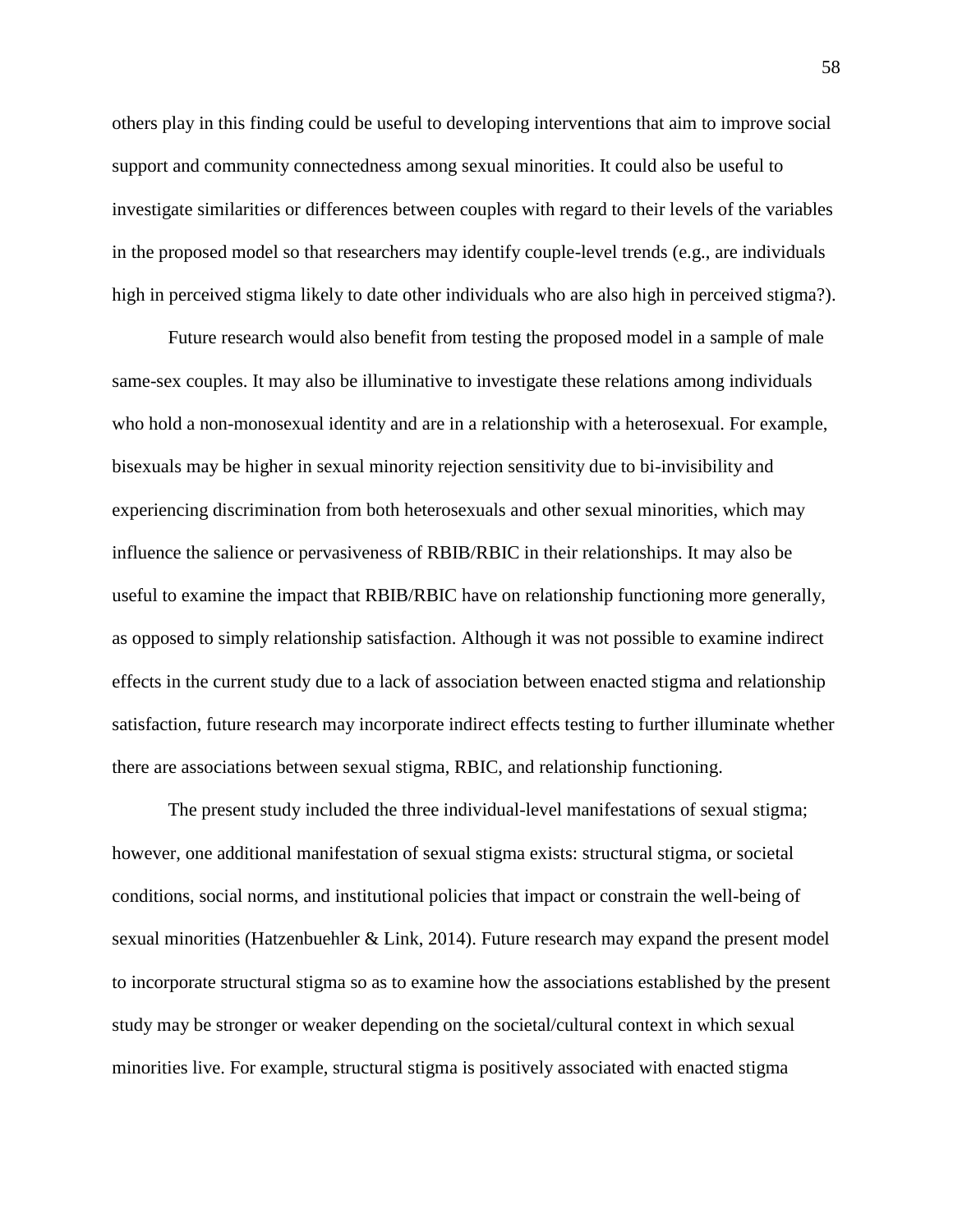others play in this finding could be useful to developing interventions that aim to improve social support and community connectedness among sexual minorities. It could also be useful to investigate similarities or differences between couples with regard to their levels of the variables in the proposed model so that researchers may identify couple-level trends (e.g., are individuals high in perceived stigma likely to date other individuals who are also high in perceived stigma?).

Future research would also benefit from testing the proposed model in a sample of male same-sex couples. It may also be illuminative to investigate these relations among individuals who hold a non-monosexual identity and are in a relationship with a heterosexual. For example, bisexuals may be higher in sexual minority rejection sensitivity due to bi-invisibility and experiencing discrimination from both heterosexuals and other sexual minorities, which may influence the salience or pervasiveness of RBIB/RBIC in their relationships. It may also be useful to examine the impact that RBIB/RBIC have on relationship functioning more generally, as opposed to simply relationship satisfaction. Although it was not possible to examine indirect effects in the current study due to a lack of association between enacted stigma and relationship satisfaction, future research may incorporate indirect effects testing to further illuminate whether there are associations between sexual stigma, RBIC, and relationship functioning.

The present study included the three individual-level manifestations of sexual stigma; however, one additional manifestation of sexual stigma exists: structural stigma, or societal conditions, social norms, and institutional policies that impact or constrain the well-being of sexual minorities (Hatzenbuehler & Link, 2014). Future research may expand the present model to incorporate structural stigma so as to examine how the associations established by the present study may be stronger or weaker depending on the societal/cultural context in which sexual minorities live. For example, structural stigma is positively associated with enacted stigma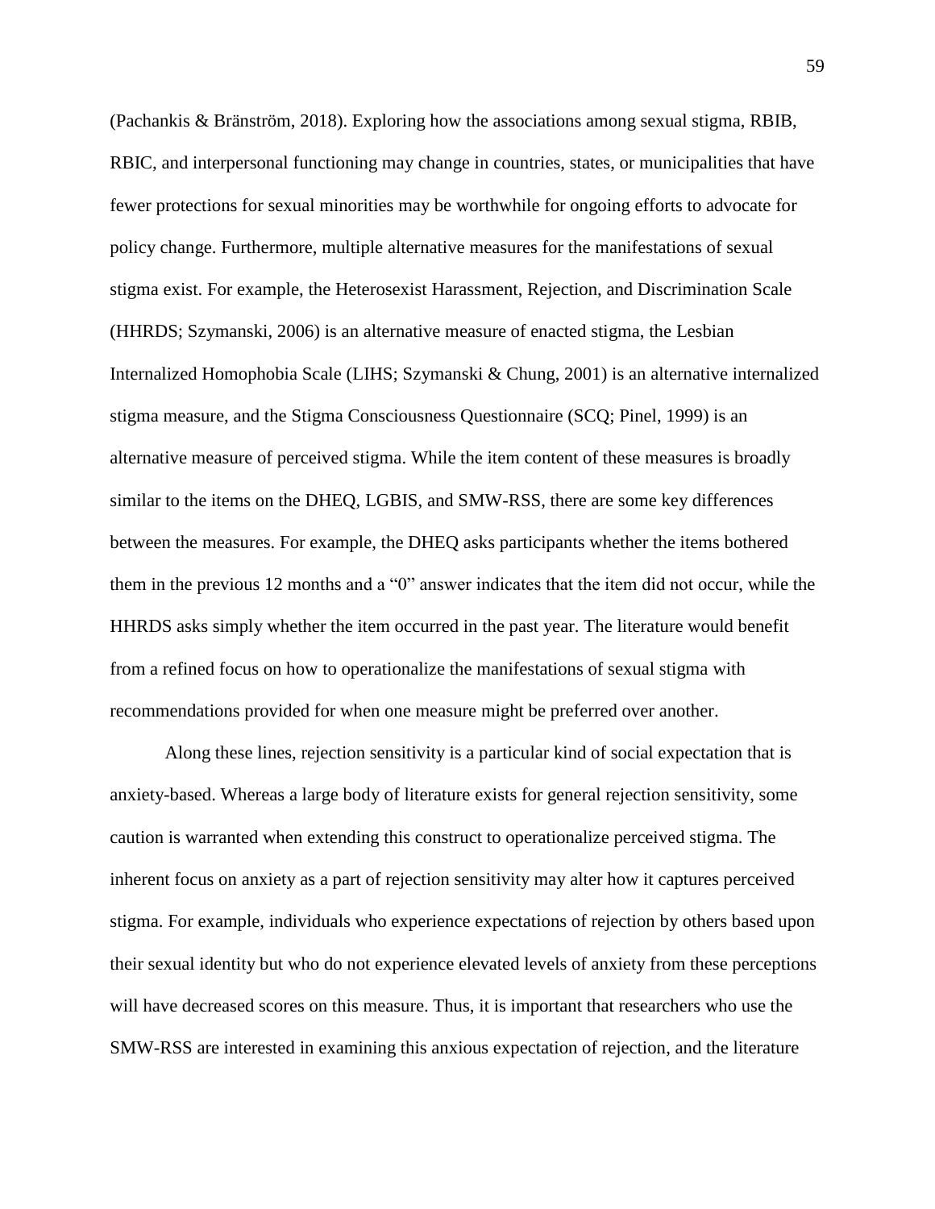(Pachankis & Bränström, 2018). Exploring how the associations among sexual stigma, RBIB, RBIC, and interpersonal functioning may change in countries, states, or municipalities that have fewer protections for sexual minorities may be worthwhile for ongoing efforts to advocate for policy change. Furthermore, multiple alternative measures for the manifestations of sexual stigma exist. For example, the Heterosexist Harassment, Rejection, and Discrimination Scale (HHRDS; Szymanski, 2006) is an alternative measure of enacted stigma, the Lesbian Internalized Homophobia Scale (LIHS; Szymanski & Chung, 2001) is an alternative internalized stigma measure, and the Stigma Consciousness Questionnaire (SCQ; Pinel, 1999) is an alternative measure of perceived stigma. While the item content of these measures is broadly similar to the items on the DHEQ, LGBIS, and SMW-RSS, there are some key differences between the measures. For example, the DHEQ asks participants whether the items bothered them in the previous 12 months and a "0" answer indicates that the item did not occur, while the HHRDS asks simply whether the item occurred in the past year. The literature would benefit from a refined focus on how to operationalize the manifestations of sexual stigma with recommendations provided for when one measure might be preferred over another.

Along these lines, rejection sensitivity is a particular kind of social expectation that is anxiety-based. Whereas a large body of literature exists for general rejection sensitivity, some caution is warranted when extending this construct to operationalize perceived stigma. The inherent focus on anxiety as a part of rejection sensitivity may alter how it captures perceived stigma. For example, individuals who experience expectations of rejection by others based upon their sexual identity but who do not experience elevated levels of anxiety from these perceptions will have decreased scores on this measure. Thus, it is important that researchers who use the SMW-RSS are interested in examining this anxious expectation of rejection, and the literature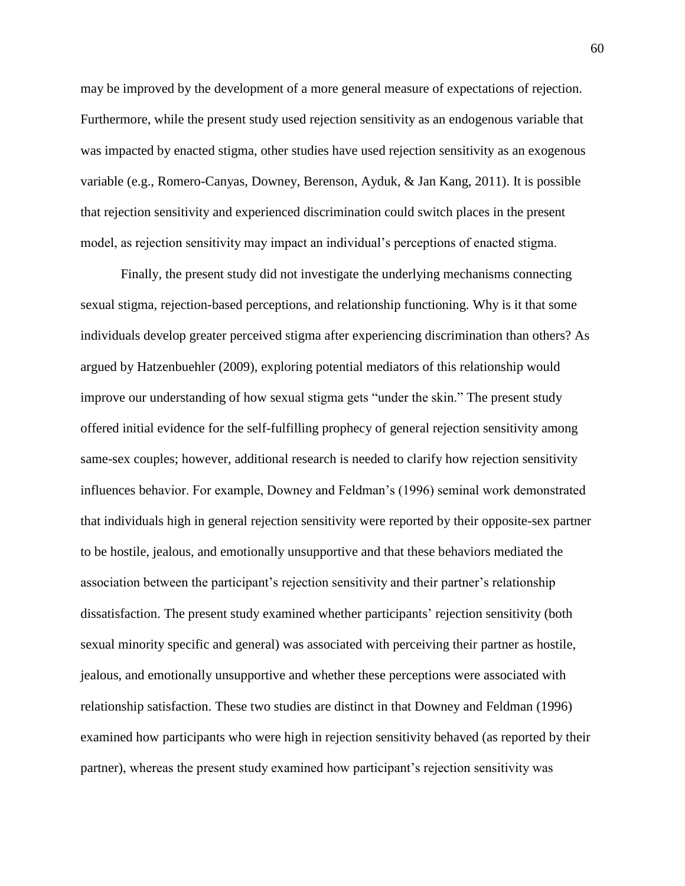may be improved by the development of a more general measure of expectations of rejection. Furthermore, while the present study used rejection sensitivity as an endogenous variable that was impacted by enacted stigma, other studies have used rejection sensitivity as an exogenous variable (e.g., Romero-Canyas, Downey, Berenson, Ayduk, & Jan Kang, 2011). It is possible that rejection sensitivity and experienced discrimination could switch places in the present model, as rejection sensitivity may impact an individual's perceptions of enacted stigma.

Finally, the present study did not investigate the underlying mechanisms connecting sexual stigma, rejection-based perceptions, and relationship functioning. Why is it that some individuals develop greater perceived stigma after experiencing discrimination than others? As argued by Hatzenbuehler (2009), exploring potential mediators of this relationship would improve our understanding of how sexual stigma gets "under the skin." The present study offered initial evidence for the self-fulfilling prophecy of general rejection sensitivity among same-sex couples; however, additional research is needed to clarify how rejection sensitivity influences behavior. For example, Downey and Feldman's (1996) seminal work demonstrated that individuals high in general rejection sensitivity were reported by their opposite-sex partner to be hostile, jealous, and emotionally unsupportive and that these behaviors mediated the association between the participant's rejection sensitivity and their partner's relationship dissatisfaction. The present study examined whether participants' rejection sensitivity (both sexual minority specific and general) was associated with perceiving their partner as hostile, jealous, and emotionally unsupportive and whether these perceptions were associated with relationship satisfaction. These two studies are distinct in that Downey and Feldman (1996) examined how participants who were high in rejection sensitivity behaved (as reported by their partner), whereas the present study examined how participant's rejection sensitivity was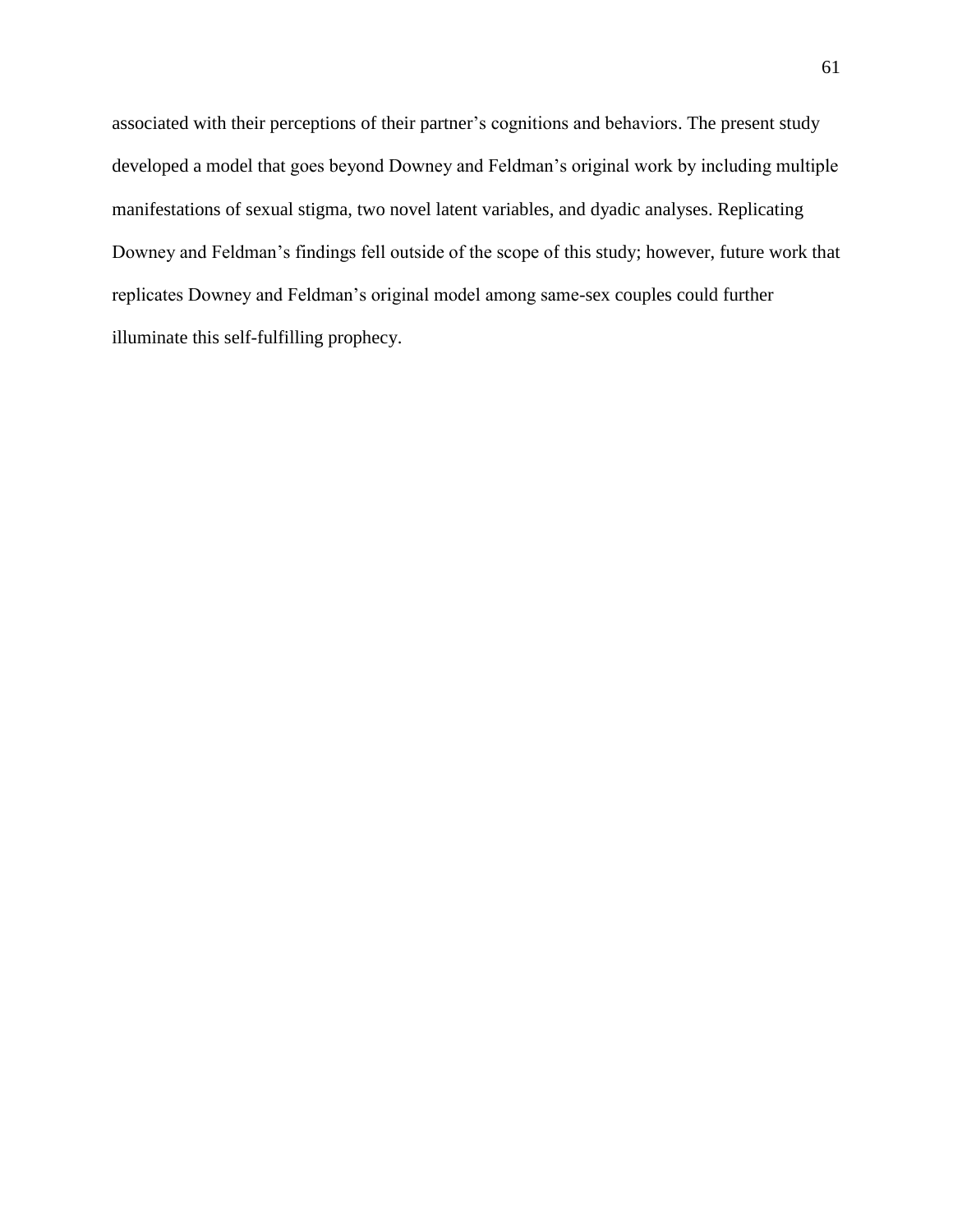associated with their perceptions of their partner's cognitions and behaviors. The present study developed a model that goes beyond Downey and Feldman's original work by including multiple manifestations of sexual stigma, two novel latent variables, and dyadic analyses. Replicating Downey and Feldman's findings fell outside of the scope of this study; however, future work that replicates Downey and Feldman's original model among same-sex couples could further illuminate this self-fulfilling prophecy.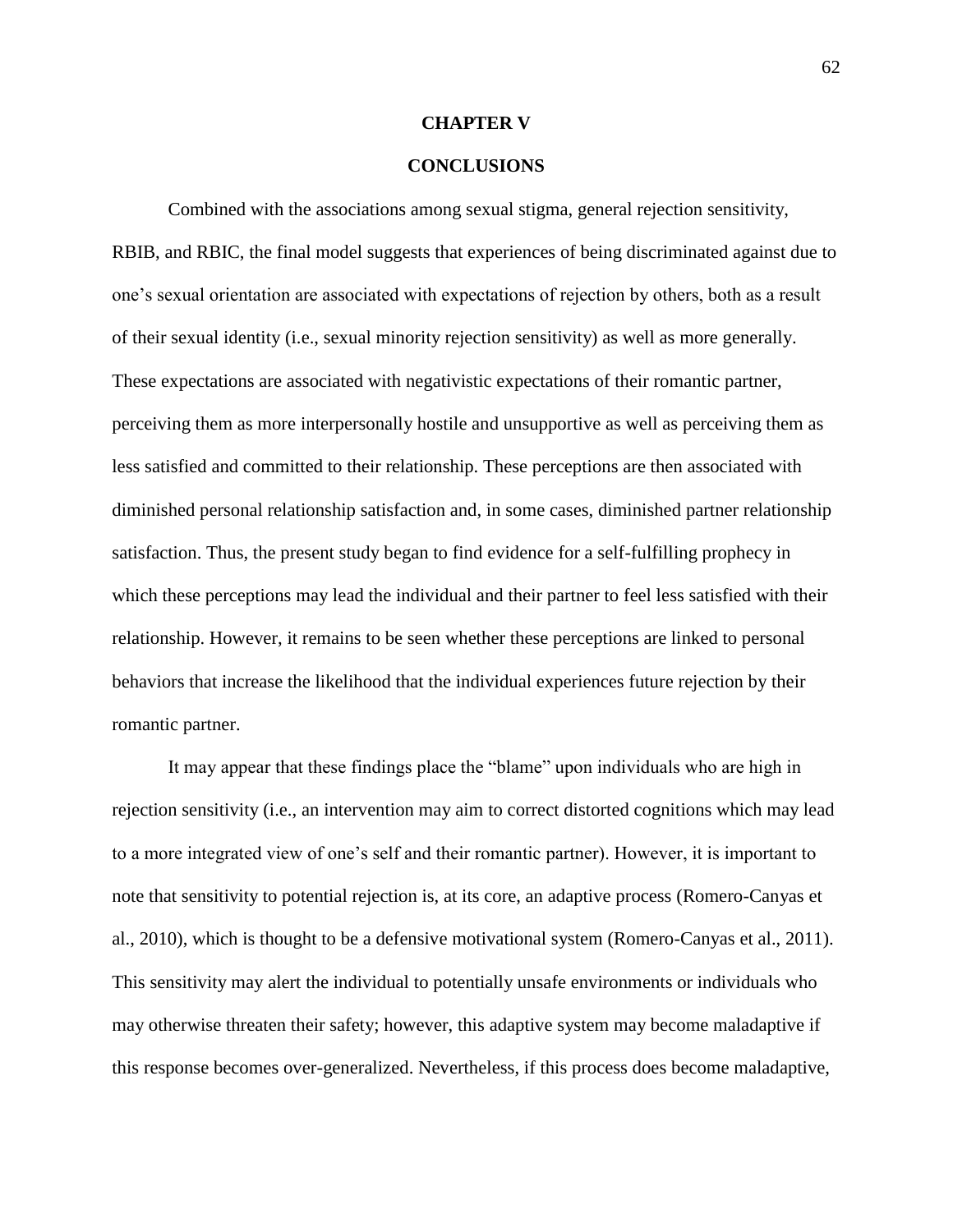# CHAPTER V

## CONCLUSIONS

Combined with the associations among sexual stigma, general rejection sensitivity, RBIB, and RBIC, the final model suggests that experiences of being discriminated against due to one's sexual orientation are associated with expectations of rejection by others, both as a result of their sexual identity (i.e., sexual minority rejection sensitivity) as well as more generally. These expectations are associated with negativistic expectations of their romantic partner, perceiving them as more interpersonally hostile and unsupportive as well as perceiving them as less satisfied and committed to their relationship. These perceptions are then associated with diminished personal relationship satisfaction and, in some cases, diminished partner relationship satisfaction. Thus, the present study began to find evidence for a self-fulfilling prophecy in which these perceptions may lead the individual and their partner to feel less satisfied with their relationship. However, it remains to be seen whether these perceptions are linked to personal behaviors that increase the likelihood that the individual experiences future rejection by their romantic partner.

It may appear that these findings place the "blame" upon individuals who are high in rejection sensitivity (i.e., an intervention may aim to correct distorted cognitions which may lead to a more integrated view of one's self and their romantic partner). However, it is important to note that sensitivity to potential rejection is, at its core, an adaptive process (Romero-Canyas et al., 2010), which is thought to be a defensive motivational system (Romero-Canyas et al., 2011). This sensitivity may alert the individual to potentially unsafe environments or individuals who may otherwise threaten their safety; however, this adaptive system may become maladaptive if this response becomes over-generalized. Nevertheless, if this process does become maladaptive,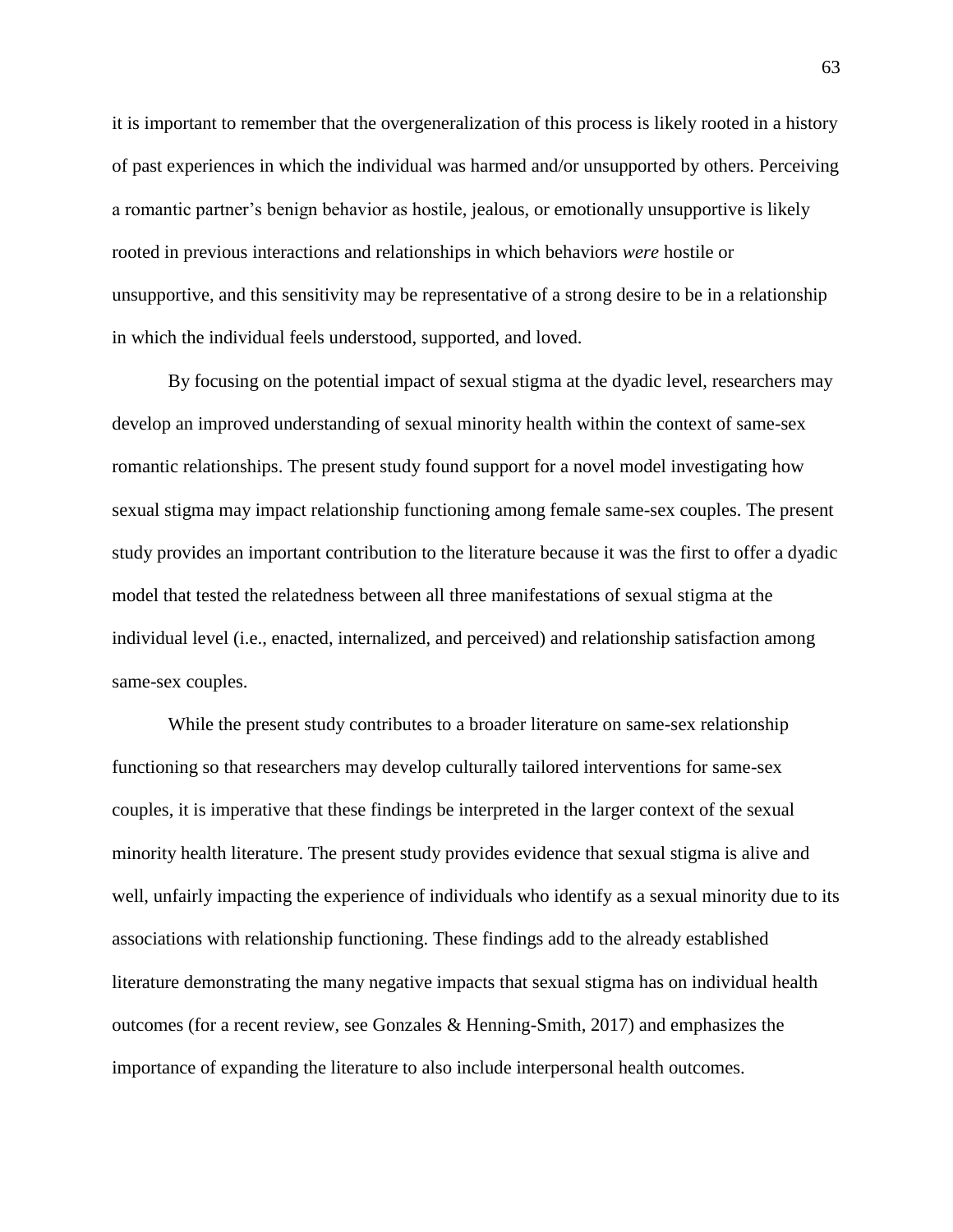it is important to remember that the overgeneralization of this process is likely rooted in a history of past experiences in which the individual was harmed and/or unsupported by others. Perceiving a romantic partner's benign behavior as hostile, jealous, or emotionally unsupportive is likely rooted in previous interactions and relationships in which behaviors *were* hostile or unsupportive, and this sensitivity may be representative of a strong desire to be in a relationship in which the individual feels understood, supported, and loved.

By focusing on the potential impact of sexual stigma at the dyadic level, researchers may develop an improved understanding of sexual minority health within the context of same-sex romantic relationships. The present study found support for a novel model investigating how sexual stigma may impact relationship functioning among female same-sex couples. The present study provides an important contribution to the literature because it was the first to offer a dyadic model that tested the relatedness between all three manifestations of sexual stigma at the individual level (i.e., enacted, internalized, and perceived) and relationship satisfaction among same-sex couples.

While the present study contributes to a broader literature on same-sex relationship functioning so that researchers may develop culturally tailored interventions for same-sex couples, it is imperative that these findings be interpreted in the larger context of the sexual minority health literature. The present study provides evidence that sexual stigma is alive and well, unfairly impacting the experience of individuals who identify as a sexual minority due to its associations with relationship functioning. These findings add to the already established literature demonstrating the many negative impacts that sexual stigma has on individual health outcomes (for a recent review, see Gonzales & Henning-Smith, 2017) and emphasizes the importance of expanding the literature to also include interpersonal health outcomes.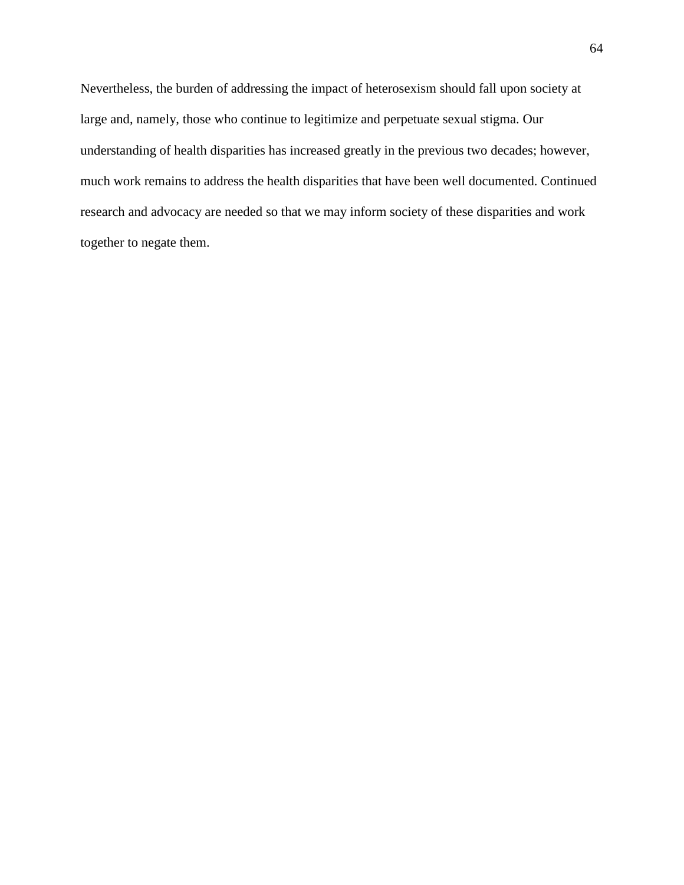Nevertheless, the burden of addressing the impact of heterosexism should fall upon society at large and, namely, those who continue to legitimize and perpetuate sexual stigma. Our understanding of health disparities has increased greatly in the previous two decades; however, much work remains to address the health disparities that have been well documented. Continued research and advocacy are needed so that we may inform society of these disparities and work together to negate them.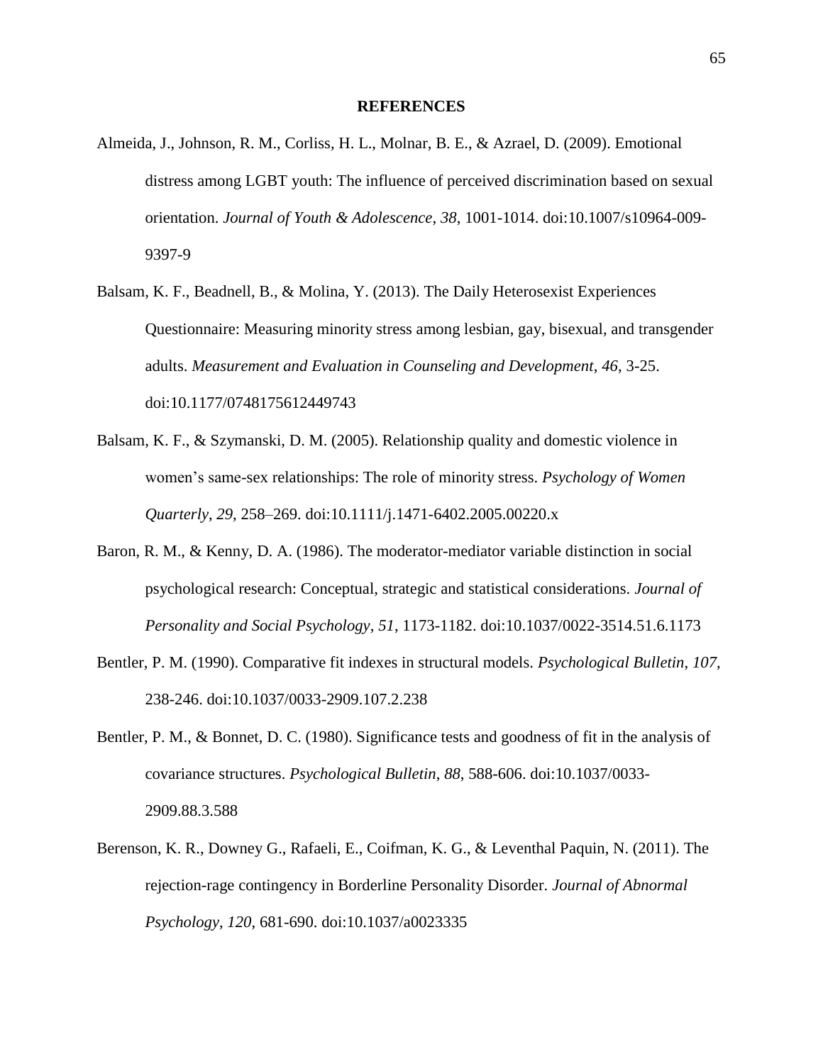# REFERENCES

Almeida, J., Johnson, R. M., Corliss, H. L., Molnar, B. E., & Azrael, D. (2009). Emotional distress among LGBT youth: The influence of perceived discrimination based on sexual orientation. *Journal of Youth & Adolescence*, *38*, 1001-1014. doi:10.1007/s10964-009-9397-9

Balsam, K. F., Beadnell, B., & Molina, Y. (2013). The Daily Heterosexist Experiences Questionnaire: Measuring minority stress among lesbian, gay, bisexual, and transgender adults. *Measurement and Evaluation in Counseling and Development*, *46*, 3-25. doi:10.1177/0748175612449743

Balsam, K. F., & Szymanski, D. M. (2005). Relationship quality and domestic violence in women's same-sex relationships: The role of minority stress. *Psychology of Women Quarterly*, *29*, 258–269. doi:10.1111/j.1471-6402.2005.00220.x

Baron, R. M., & Kenny, D. A. (1986). The moderator-mediator variable distinction in social psychological research: Conceptual, strategic and statistical considerations. *Journal of Personality and Social Psychology*, *51*, 1173-1182. doi:10.1037/0022-3514.51.6.1173

Bentler, P. M. (1990). Comparative fit indexes in structural models. *Psychological Bulletin*, *107*, 238-246. doi:10.1037/0033-2909.107.2.238

Bentler, P. M., & Bonnet, D. C. (1980). Significance tests and goodness of fit in the analysis of covariance structures. *Psychological Bulletin*, *88*, 588-606. doi:10.1037/0033-2909.88.3.588

Berenson, K. R., Downey G., Rafaeli, E., Coifman, K. G., & Leventhal Paquin, N. (2011). The rejection-rage contingency in Borderline Personality Disorder. *Journal of Abnormal Psychology*, *120*, 681-690. doi:10.1037/a0023335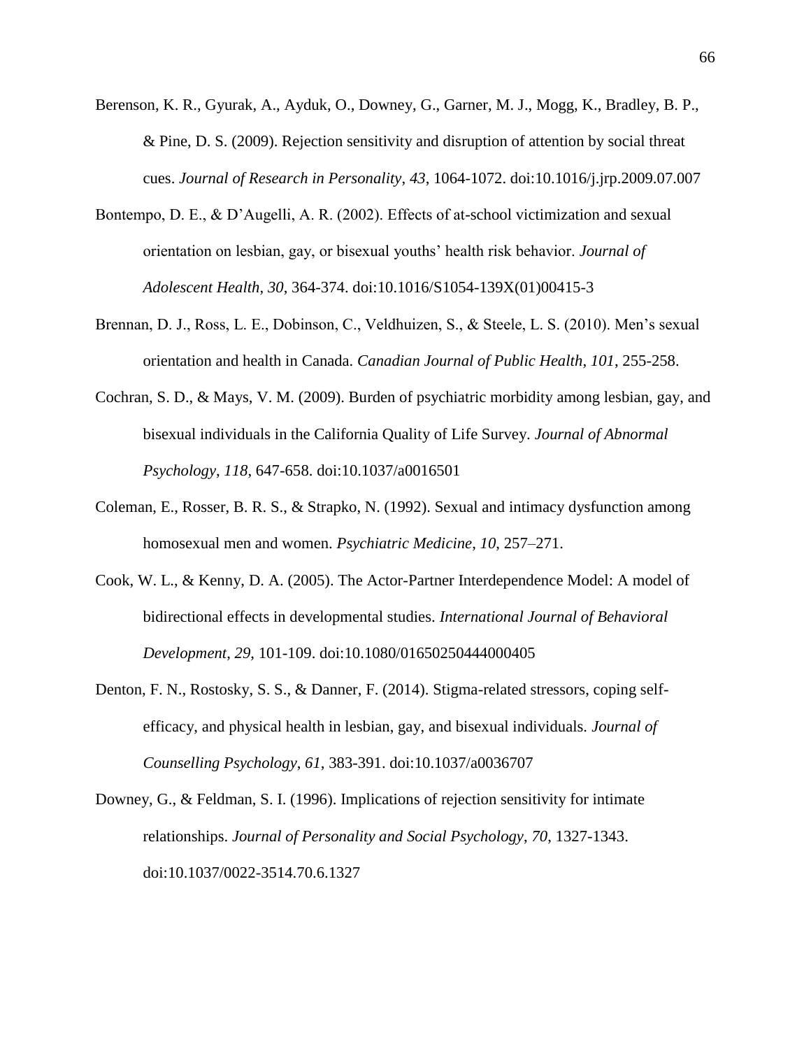Berenson, K. R., Gyurak, A., Ayduk, O., Downey, G., Garner, M. J., Mogg, K., Bradley, B. P., & Pine, D. S. (2009). Rejection sensitivity and disruption of attention by social threat cues. *Journal of Research in Personality*, *43*, 1064-1072. doi:10.1016/j.jrp.2009.07.007

Bontempo, D. E., & D'Augelli, A. R. (2002). Effects of at-school victimization and sexual orientation on lesbian, gay, or bisexual youths' health risk behavior. *Journal of Adolescent Health*, *30*, 364-374. doi:10.1016/S1054-139X(01)00415-3

Brennan, D. J., Ross, L. E., Dobinson, C., Veldhuizen, S., & Steele, L. S. (2010). Men's sexual orientation and health in Canada. *Canadian Journal of Public Health*, *101*, 255-258.

Cochran, S. D., & Mays, V. M. (2009). Burden of psychiatric morbidity among lesbian, gay, and bisexual individuals in the California Quality of Life Survey. *Journal of Abnormal Psychology*, *118*, 647-658. doi:10.1037/a0016501

Coleman, E., Rosser, B. R. S., & Strapko, N. (1992). Sexual and intimacy dysfunction among homosexual men and women. *Psychiatric Medicine*, *10*, 257–271.

Cook, W. L., & Kenny, D. A. (2005). The Actor-Partner Interdependence Model: A model of bidirectional effects in developmental studies. *International Journal of Behavioral Development*, *29*, 101-109. doi:10.1080/01650250444000405

Denton, F. N., Rostosky, S. S., & Danner, F. (2014). Stigma-related stressors, coping self-efficacy, and physical health in lesbian, gay, and bisexual individuals. *Journal of Counselling Psychology*, *61*, 383-391. doi:10.1037/a0036707

Downey, G., & Feldman, S. I. (1996). Implications of rejection sensitivity for intimate relationships. *Journal of Personality and Social Psychology*, *70*, 1327-1343. doi:10.1037/0022-3514.70.6.1327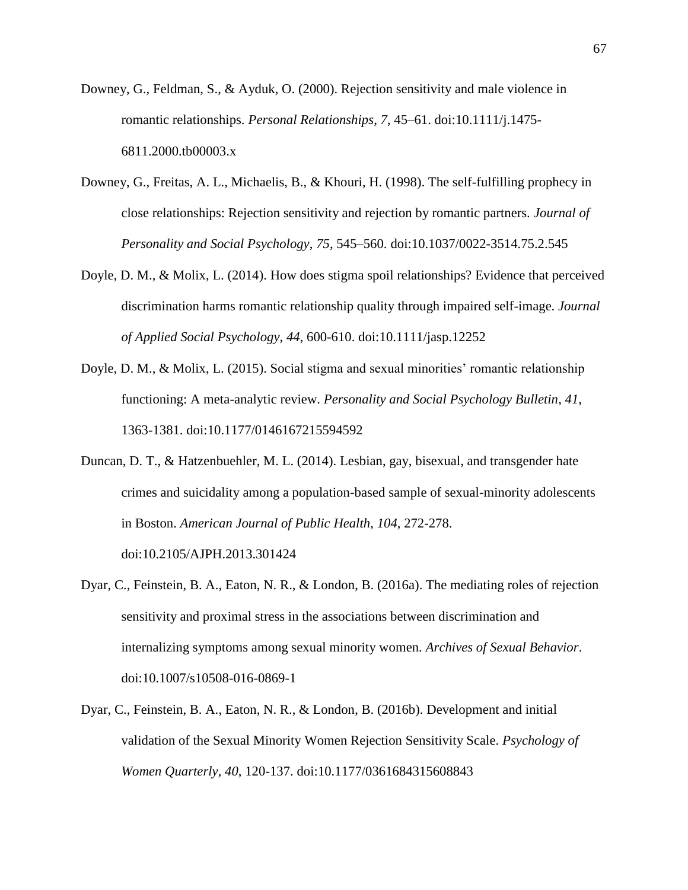Downey, G., Feldman, S., & Ayduk, O. (2000). Rejection sensitivity and male violence in romantic relationships. *Personal Relationships*, *7*, 45–61. doi:10.1111/j.1475-6811.2000.tb00003.x

Downey, G., Freitas, A. L., Michaelis, B., & Khouri, H. (1998). The self-fulfilling prophecy in close relationships: Rejection sensitivity and rejection by romantic partners. *Journal of Personality and Social Psychology*, *75*, 545–560. doi:10.1037/0022-3514.75.2.545

Doyle, D. M., & Molix, L. (2014). How does stigma spoil relationships? Evidence that perceived discrimination harms romantic relationship quality through impaired self-image. *Journal of Applied Social Psychology*, *44*, 600-610. doi:10.1111/jasp.12252

Doyle, D. M., & Molix, L. (2015). Social stigma and sexual minorities' romantic relationship functioning: A meta-analytic review. *Personality and Social Psychology Bulletin*, *41*, 1363-1381. doi:10.1177/0146167215594592

Duncan, D. T., & Hatzenbuehler, M. L. (2014). Lesbian, gay, bisexual, and transgender hate crimes and suicidality among a population-based sample of sexual-minority adolescents in Boston. *American Journal of Public Health*, *104*, 272-278. doi:10.2105/AJPH.2013.301424

Dyar, C., Feinstein, B. A., Eaton, N. R., & London, B. (2016a). The mediating roles of rejection sensitivity and proximal stress in the associations between discrimination and internalizing symptoms among sexual minority women. *Archives of Sexual Behavior*. doi:10.1007/s10508-016-0869-1

Dyar, C., Feinstein, B. A., Eaton, N. R., & London, B. (2016b). Development and initial validation of the Sexual Minority Women Rejection Sensitivity Scale. *Psychology of Women Quarterly*, *40*, 120-137. doi:10.1177/0361684315608843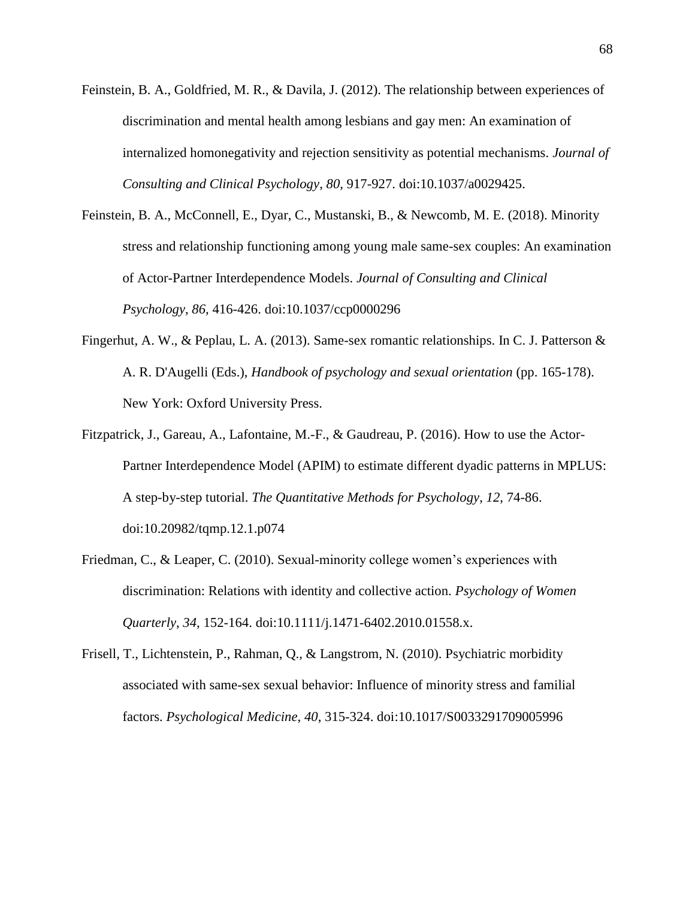Feinstein, B. A., Goldfried, M. R., & Davila, J. (2012). The relationship between experiences of discrimination and mental health among lesbians and gay men: An examination of internalized homonegativity and rejection sensitivity as potential mechanisms. *Journal of Consulting and Clinical Psychology*, *80*, 917-927. doi:10.1037/a0029425.

Feinstein, B. A., McConnell, E., Dyar, C., Mustanski, B., & Newcomb, M. E. (2018). Minority stress and relationship functioning among young male same-sex couples: An examination of Actor-Partner Interdependence Models. *Journal of Consulting and Clinical Psychology*, *86*, 416-426. doi:10.1037/ccp0000296

Fingerhut, A. W., & Peplau, L. A. (2013). Same-sex romantic relationships. In C. J. Patterson & A. R. D'Augelli (Eds.), *Handbook of psychology and sexual orientation* (pp. 165-178). New York: Oxford University Press.

Fitzpatrick, J., Gareau, A., Lafontaine, M.-F., & Gaudreau, P. (2016). How to use the Actor-Partner Interdependence Model (APIM) to estimate different dyadic patterns in MPLUS: A step-by-step tutorial. *The Quantitative Methods for Psychology*, *12*, 74-86. doi:10.20982/tqmp.12.1.p074

Friedman, C., & Leaper, C. (2010). Sexual-minority college women's experiences with discrimination: Relations with identity and collective action. *Psychology of Women Quarterly*, *34*, 152-164. doi:10.1111/j.1471-6402.2010.01558.x.

Frisell, T., Lichtenstein, P., Rahman, Q., & Langstrom, N. (2010). Psychiatric morbidity associated with same-sex sexual behavior: Influence of minority stress and familial factors. *Psychological Medicine*, *40*, 315-324. doi:10.1017/S0033291709005996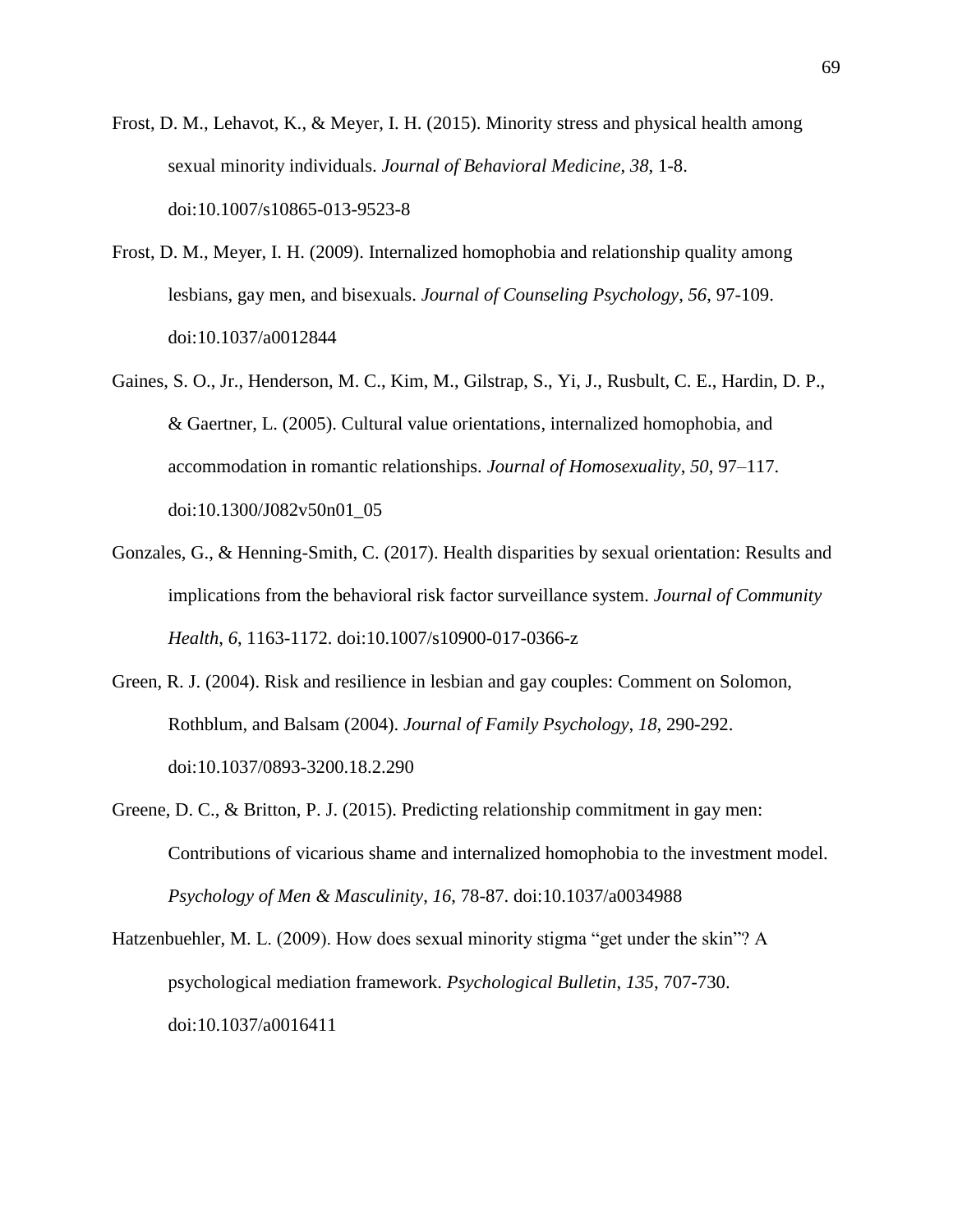Frost, D. M., Lehavot, K., & Meyer, I. H. (2015). Minority stress and physical health among sexual minority individuals. *Journal of Behavioral Medicine*, *38*, 1-8. doi:10.1007/s10865-013-9523-8

Frost, D. M., Meyer, I. H. (2009). Internalized homophobia and relationship quality among lesbians, gay men, and bisexuals. *Journal of Counseling Psychology*, *56*, 97-109. doi:10.1037/a0012844

Gaines, S. O., Jr., Henderson, M. C., Kim, M., Gilstrap, S., Yi, J., Rusbult, C. E., Hardin, D. P., & Gaertner, L. (2005). Cultural value orientations, internalized homophobia, and accommodation in romantic relationships. *Journal of Homosexuality*, *50*, 97–117. doi:10.1300/J082v50n01_05

Gonzales, G., & Henning-Smith, C. (2017). Health disparities by sexual orientation: Results and implications from the behavioral risk factor surveillance system. *Journal of Community Health*, *6*, 1163-1172. doi:10.1007/s10900-017-0366-z

Green, R. J. (2004). Risk and resilience in lesbian and gay couples: Comment on Solomon, Rothblum, and Balsam (2004). *Journal of Family Psychology*, *18*, 290-292. doi:10.1037/0893-3200.18.2.290

Greene, D. C., & Britton, P. J. (2015). Predicting relationship commitment in gay men: Contributions of vicarious shame and internalized homophobia to the investment model. *Psychology of Men & Masculinity*, *16*, 78-87. doi:10.1037/a0034988

Hatzenbuehler, M. L. (2009). How does sexual minority stigma "get under the skin"? A psychological mediation framework. *Psychological Bulletin*, *135*, 707-730. doi:10.1037/a0016411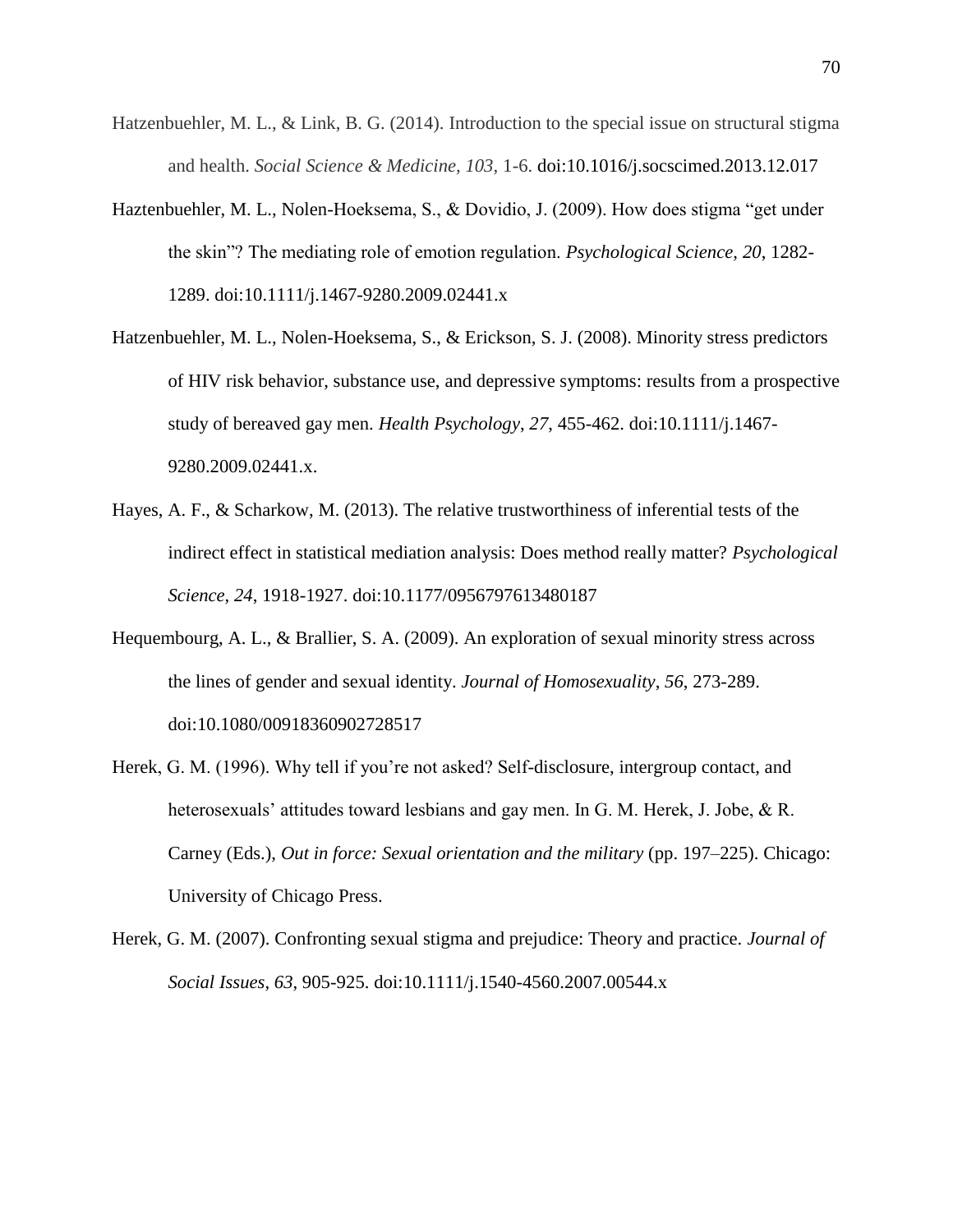Hatzenbuehler, M. L., & Link, B. G. (2014). Introduction to the special issue on structural stigma and health. *Social Science & Medicine, 103,* 1-6. doi:10.1016/j.socscimed.2013.12.017

Haztenbuehler, M. L., Nolen-Hoeksema, S., & Dovidio, J. (2009). How does stigma "get under the skin"? The mediating role of emotion regulation. *Psychological Science*, *20*, 1282-1289. doi:10.1111/j.1467-9280.2009.02441.x

Hatzenbuehler, M. L., Nolen-Hoeksema, S., & Erickson, S. J. (2008). Minority stress predictors of HIV risk behavior, substance use, and depressive symptoms: results from a prospective study of bereaved gay men. *Health Psychology*, *27*, 455-462. doi:10.1111/j.1467-9280.2009.02441.x.

Hayes, A. F., & Scharkow, M. (2013). The relative trustworthiness of inferential tests of the indirect effect in statistical mediation analysis: Does method really matter? *Psychological Science*, *24*, 1918-1927. doi:10.1177/0956797613480187

Hequembourg, A. L., & Brallier, S. A. (2009). An exploration of sexual minority stress across the lines of gender and sexual identity. *Journal of Homosexuality*, *56*, 273-289. doi:10.1080/00918360902728517

Herek, G. M. (1996). Why tell if you're not asked? Self-disclosure, intergroup contact, and heterosexuals' attitudes toward lesbians and gay men. In G. M. Herek, J. Jobe, & R. Carney (Eds.), *Out in force: Sexual orientation and the military* (pp. 197–225). Chicago: University of Chicago Press.

Herek, G. M. (2007). Confronting sexual stigma and prejudice: Theory and practice. *Journal of Social Issues*, *63*, 905-925. doi:10.1111/j.1540-4560.2007.00544.x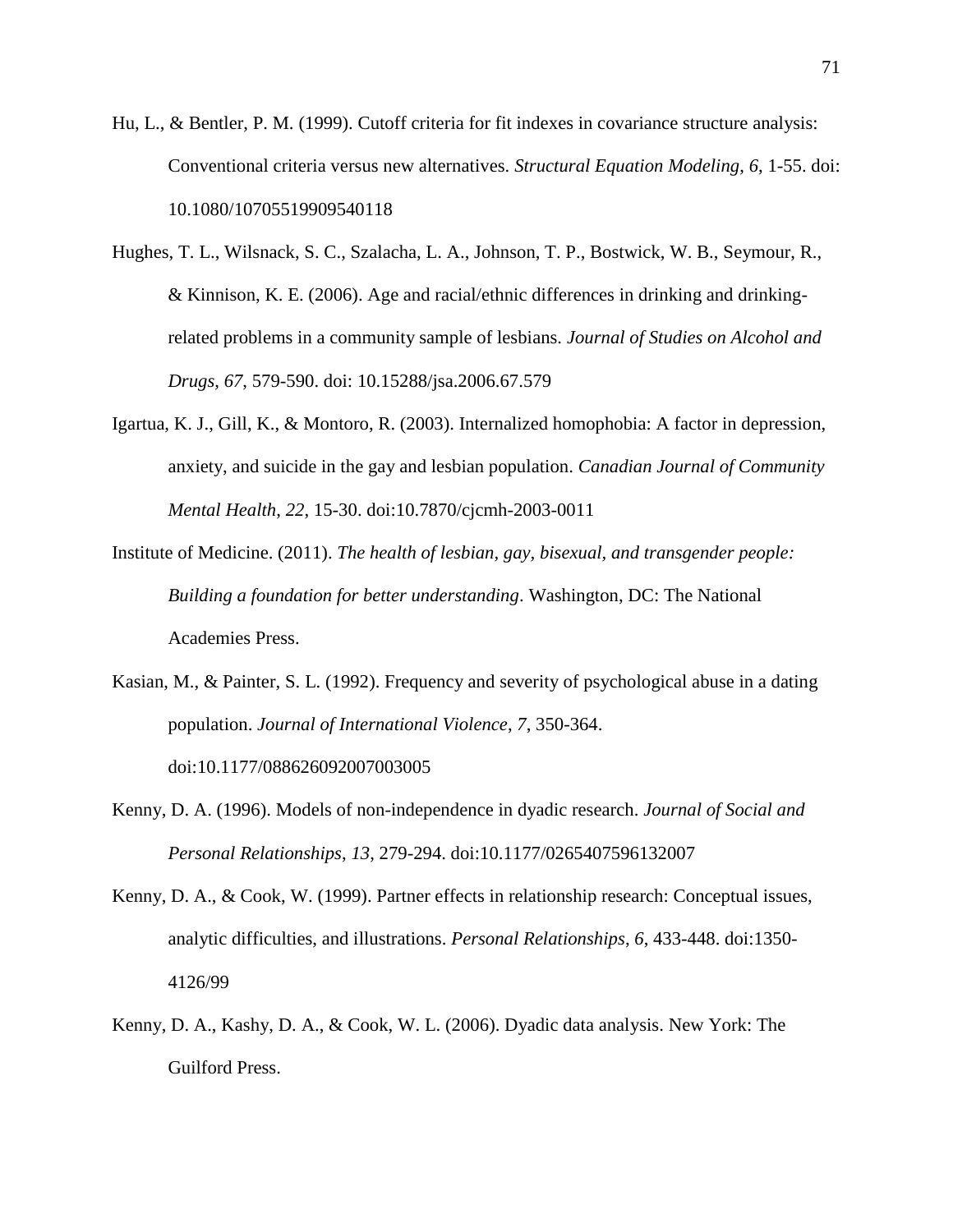Hu, L., & Bentler, P. M. (1999). Cutoff criteria for fit indexes in covariance structure analysis: Conventional criteria versus new alternatives. *Structural Equation Modeling*, *6*, 1-55. doi: 10.1080/10705519909540118

Hughes, T. L., Wilsnack, S. C., Szalacha, L. A., Johnson, T. P., Bostwick, W. B., Seymour, R., & Kinnison, K. E. (2006). Age and racial/ethnic differences in drinking and drinking-related problems in a community sample of lesbians. *Journal of Studies on Alcohol and Drugs*, *67*, 579-590. doi: 10.15288/jsa.2006.67.579

Igartua, K. J., Gill, K., & Montoro, R. (2003). Internalized homophobia: A factor in depression, anxiety, and suicide in the gay and lesbian population. *Canadian Journal of Community Mental Health*, *22*, 15-30. doi:10.7870/cjcmh-2003-0011

Institute of Medicine. (2011). *The health of lesbian, gay, bisexual, and transgender people: Building a foundation for better understanding*. Washington, DC: The National Academies Press.

Kasian, M., & Painter, S. L. (1992). Frequency and severity of psychological abuse in a dating population. *Journal of International Violence*, *7*, 350-364. doi:10.1177/088626092007003005

Kenny, D. A. (1996). Models of non-independence in dyadic research. *Journal of Social and Personal Relationships*, *13*, 279-294. doi:10.1177/0265407596132007

Kenny, D. A., & Cook, W. (1999). Partner effects in relationship research: Conceptual issues, analytic difficulties, and illustrations. *Personal Relationships*, *6*, 433-448. doi:1350-4126/99

Kenny, D. A., Kashy, D. A., & Cook, W. L. (2006). Dyadic data analysis. New York: The Guilford Press.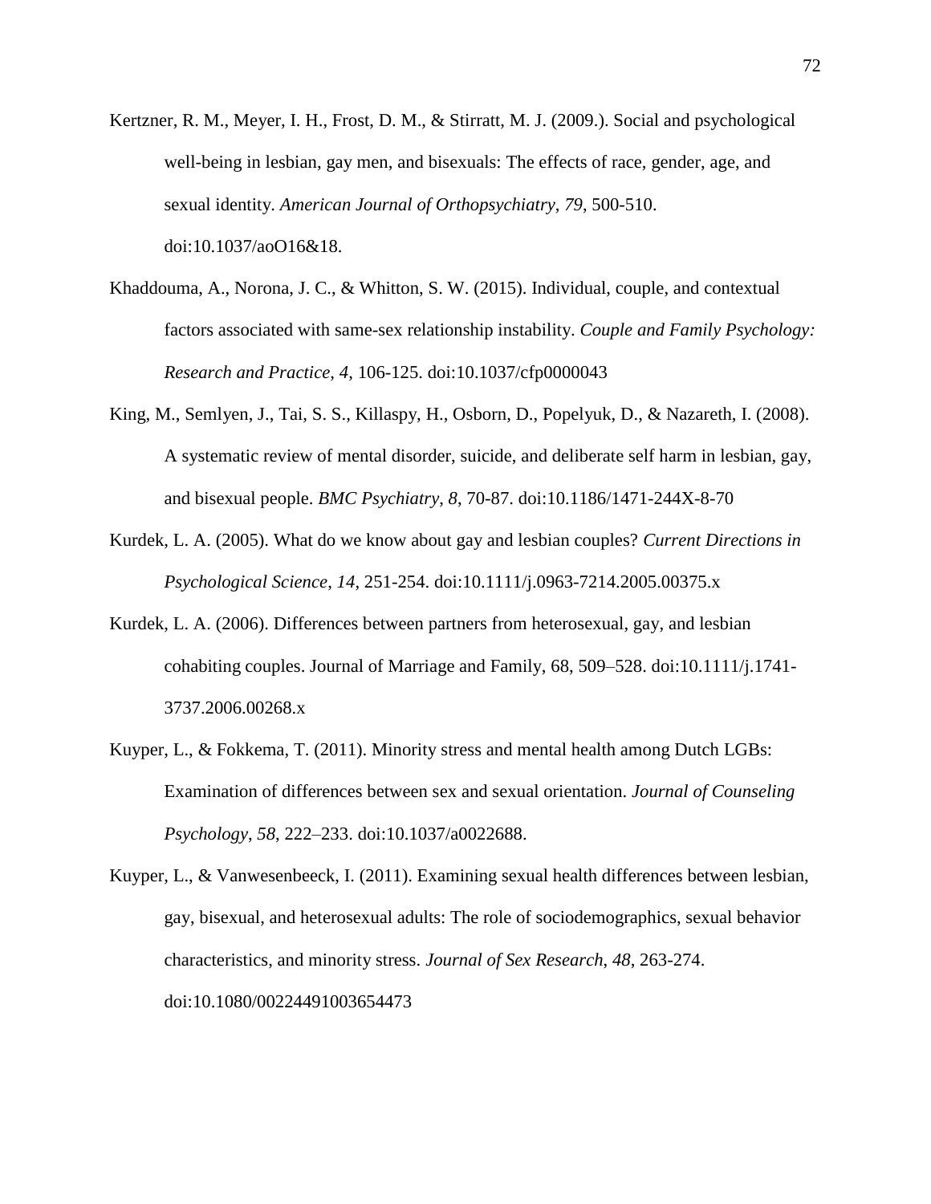Kertzner, R. M., Meyer, I. H., Frost, D. M., & Stirratt, M. J. (2009.). Social and psychological well-being in lesbian, gay men, and bisexuals: The effects of race, gender, age, and sexual identity. *American Journal of Orthopsychiatry*, *79*, 500-510. doi:10.1037/aoO16&18.

Khaddouma, A., Norona, J. C., & Whitton, S. W. (2015). Individual, couple, and contextual factors associated with same-sex relationship instability. *Couple and Family Psychology: Research and Practice*, *4*, 106-125. doi:10.1037/cfp0000043

King, M., Semlyen, J., Tai, S. S., Killaspy, H., Osborn, D., Popelyuk, D., & Nazareth, I. (2008). A systematic review of mental disorder, suicide, and deliberate self harm in lesbian, gay, and bisexual people. *BMC Psychiatry*, *8*, 70-87. doi:10.1186/1471-244X-8-70

Kurdek, L. A. (2005). What do we know about gay and lesbian couples? *Current Directions in Psychological Science*, *14*, 251-254. doi:10.1111/j.0963-7214.2005.00375.x

Kurdek, L. A. (2006). Differences between partners from heterosexual, gay, and lesbian cohabiting couples. Journal of Marriage and Family, 68, 509–528. doi:10.1111/j.1741-3737.2006.00268.x

Kuyper, L., & Fokkema, T. (2011). Minority stress and mental health among Dutch LGBs: Examination of differences between sex and sexual orientation. *Journal of Counseling Psychology*, *58*, 222–233. doi:10.1037/a0022688.

Kuyper, L., & Vanwesenbeeck, I. (2011). Examining sexual health differences between lesbian, gay, bisexual, and heterosexual adults: The role of sociodemographics, sexual behavior characteristics, and minority stress. *Journal of Sex Research*, *48*, 263-274. doi:10.1080/00224491003654473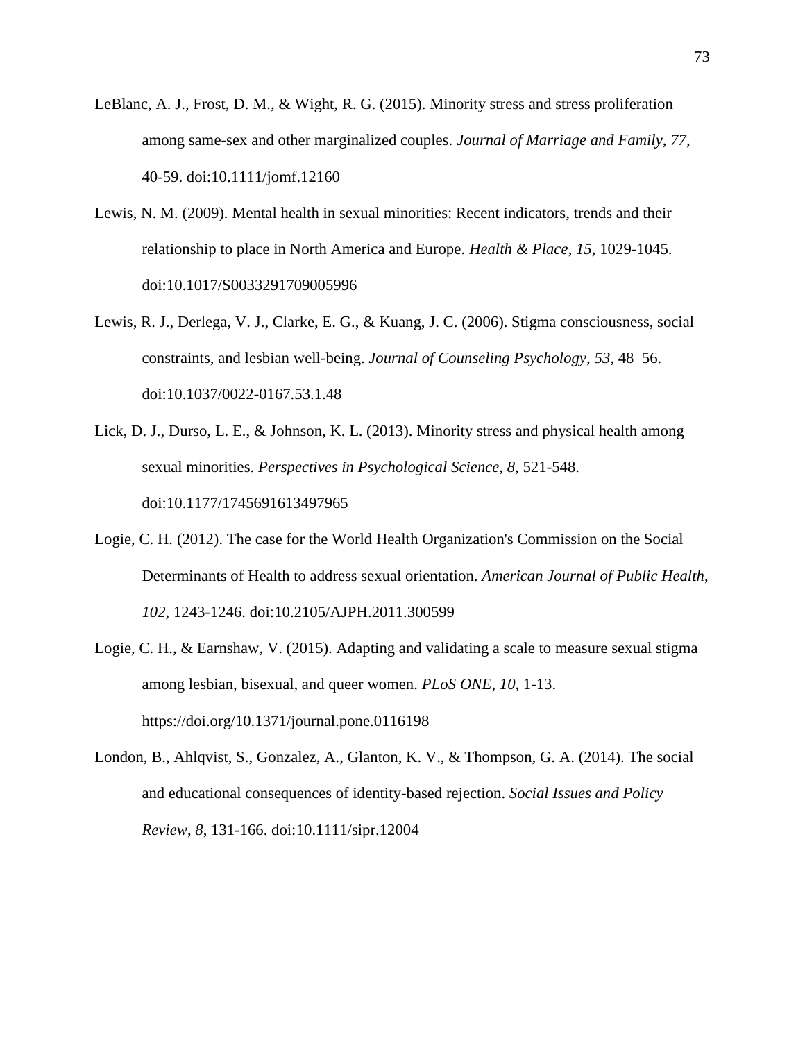LeBlanc, A. J., Frost, D. M., & Wight, R. G. (2015). Minority stress and stress proliferation among same-sex and other marginalized couples. *Journal of Marriage and Family*, *77*, 40-59. doi:10.1111/jomf.12160

Lewis, N. M. (2009). Mental health in sexual minorities: Recent indicators, trends and their relationship to place in North America and Europe. *Health & Place*, *15*, 1029-1045. doi:10.1017/S0033291709005996

Lewis, R. J., Derlega, V. J., Clarke, E. G., & Kuang, J. C. (2006). Stigma consciousness, social constraints, and lesbian well-being. *Journal of Counseling Psychology*, *53*, 48–56. doi:10.1037/0022-0167.53.1.48

Lick, D. J., Durso, L. E., & Johnson, K. L. (2013). Minority stress and physical health among sexual minorities. *Perspectives in Psychological Science*, *8*, 521-548. doi:10.1177/1745691613497965

Logie, C. H. (2012). The case for the World Health Organization's Commission on the Social Determinants of Health to address sexual orientation. *American Journal of Public Health*, *102*, 1243-1246. doi:10.2105/AJPH.2011.300599

Logie, C. H., & Earnshaw, V. (2015). Adapting and validating a scale to measure sexual stigma among lesbian, bisexual, and queer women. *PLoS ONE*, *10*, 1-13. https://doi.org/10.1371/journal.pone.0116198

London, B., Ahlqvist, S., Gonzalez, A., Glanton, K. V., & Thompson, G. A. (2014). The social and educational consequences of identity-based rejection. *Social Issues and Policy Review*, *8*, 131-166. doi:10.1111/sipr.12004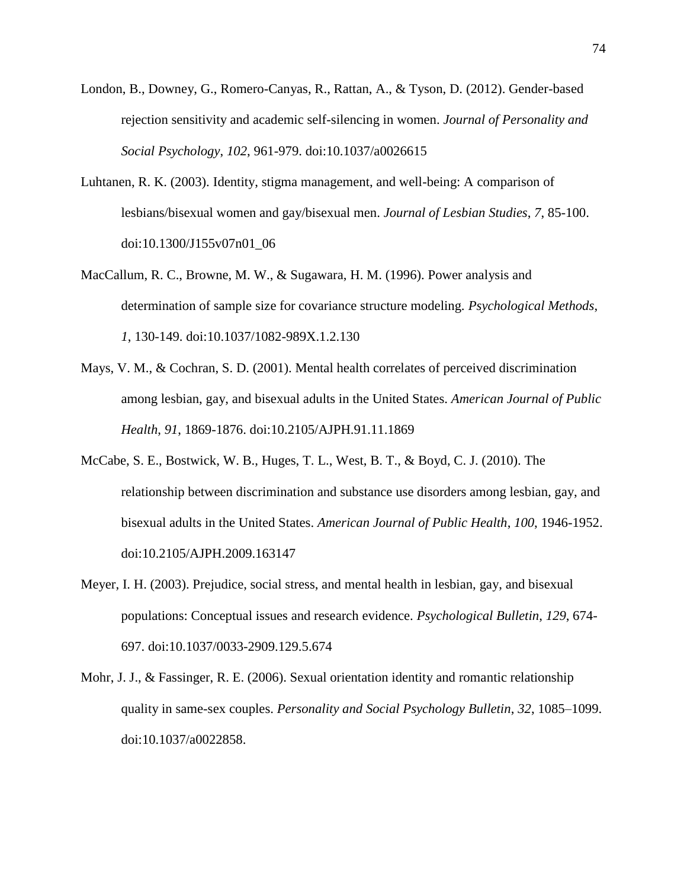London, B., Downey, G., Romero-Canyas, R., Rattan, A., & Tyson, D. (2012). Gender-based rejection sensitivity and academic self-silencing in women. *Journal of Personality and Social Psychology*, *102*, 961-979. doi:10.1037/a0026615

Luhtanen, R. K. (2003). Identity, stigma management, and well-being: A comparison of lesbians/bisexual women and gay/bisexual men. *Journal of Lesbian Studies*, *7*, 85-100. doi:10.1300/J155v07n01_06

MacCallum, R. C., Browne, M. W., & Sugawara, H. M. (1996). Power analysis and determination of sample size for covariance structure modeling. *Psychological Methods*, *1*, 130-149. doi:10.1037/1082-989X.1.2.130

Mays, V. M., & Cochran, S. D. (2001). Mental health correlates of perceived discrimination among lesbian, gay, and bisexual adults in the United States. *American Journal of Public Health*, *91*, 1869-1876. doi:10.2105/AJPH.91.11.1869

McCabe, S. E., Bostwick, W. B., Huges, T. L., West, B. T., & Boyd, C. J. (2010). The relationship between discrimination and substance use disorders among lesbian, gay, and bisexual adults in the United States. *American Journal of Public Health*, *100*, 1946-1952. doi:10.2105/AJPH.2009.163147

Meyer, I. H. (2003). Prejudice, social stress, and mental health in lesbian, gay, and bisexual populations: Conceptual issues and research evidence. *Psychological Bulletin*, *129*, 674-697. doi:10.1037/0033-2909.129.5.674

Mohr, J. J., & Fassinger, R. E. (2006). Sexual orientation identity and romantic relationship quality in same-sex couples. *Personality and Social Psychology Bulletin*, *32*, 1085–1099. doi:10.1037/a0022858.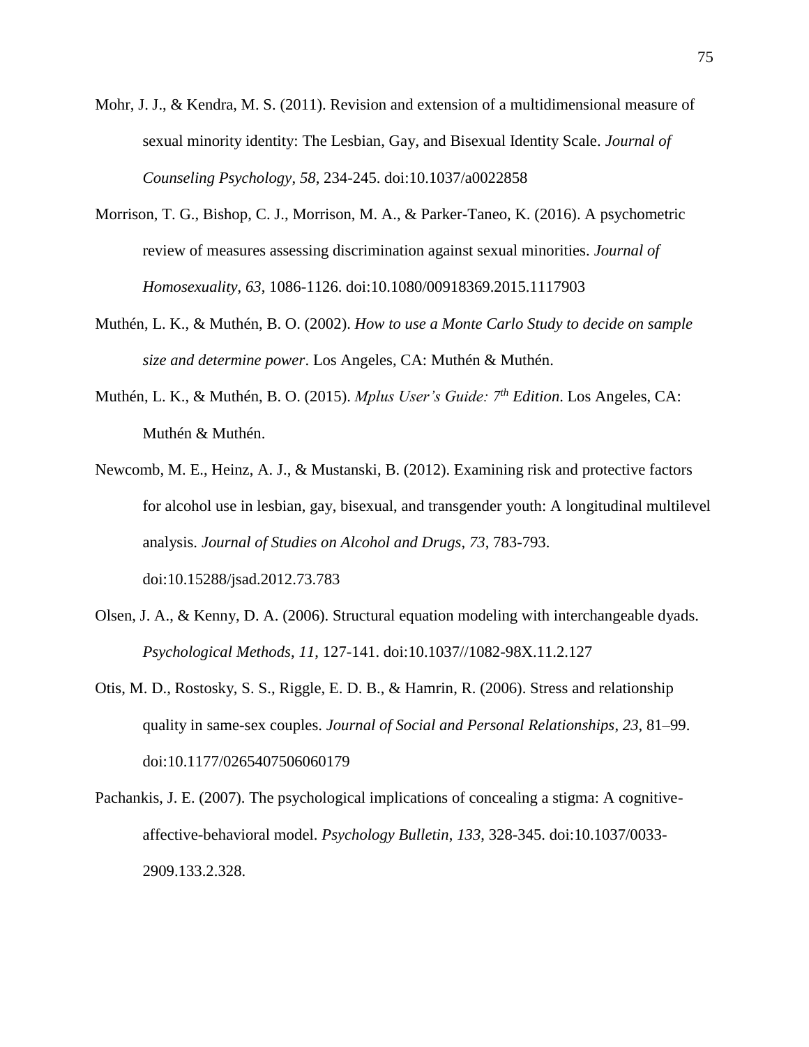Mohr, J. J., & Kendra, M. S. (2011). Revision and extension of a multidimensional measure of sexual minority identity: The Lesbian, Gay, and Bisexual Identity Scale. *Journal of Counseling Psychology*, *58*, 234-245. doi:10.1037/a0022858

Morrison, T. G., Bishop, C. J., Morrison, M. A., & Parker-Taneo, K. (2016). A psychometric review of measures assessing discrimination against sexual minorities. *Journal of Homosexuality*, *63*, 1086-1126. doi:10.1080/00918369.2015.1117903

Muthén, L. K., & Muthén, B. O. (2002). *How to use a Monte Carlo Study to decide on sample size and determine power*. Los Angeles, CA: Muthén & Muthén.

Muthén, L. K., & Muthén, B. O. (2015). *Mplus User's Guide: 7th Edition*. Los Angeles, CA: Muthén & Muthén.

Newcomb, M. E., Heinz, A. J., & Mustanski, B. (2012). Examining risk and protective factors for alcohol use in lesbian, gay, bisexual, and transgender youth: A longitudinal multilevel analysis. *Journal of Studies on Alcohol and Drugs*, *73*, 783-793. doi:10.15288/jsad.2012.73.783

Olsen, J. A., & Kenny, D. A. (2006). Structural equation modeling with interchangeable dyads. *Psychological Methods*, *11*, 127-141. doi:10.1037//1082-98X.11.2.127

Otis, M. D., Rostosky, S. S., Riggle, E. D. B., & Hamrin, R. (2006). Stress and relationship quality in same-sex couples. *Journal of Social and Personal Relationships*, *23*, 81–99. doi:10.1177/0265407506060179

Pachankis, J. E. (2007). The psychological implications of concealing a stigma: A cognitive-affective-behavioral model. *Psychology Bulletin*, *133*, 328-345. doi:10.1037/0033-2909.133.2.328.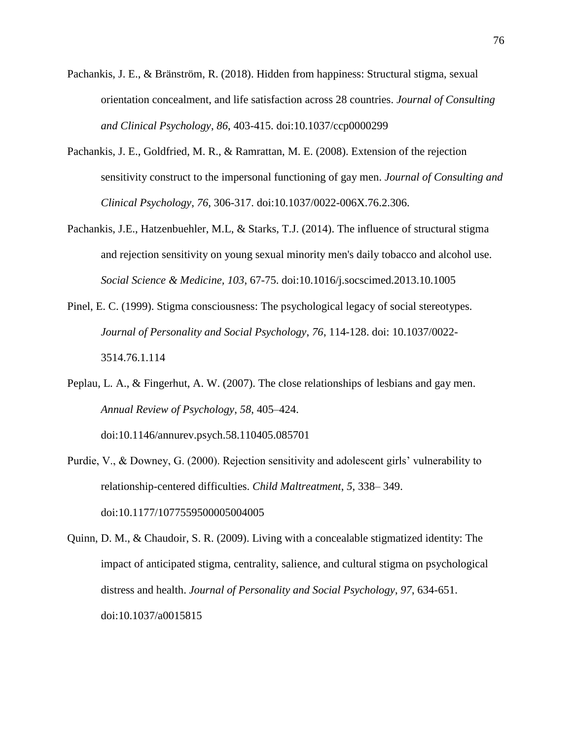Pachankis, J. E., & Bränström, R. (2018). Hidden from happiness: Structural stigma, sexual orientation concealment, and life satisfaction across 28 countries. *Journal of Consulting and Clinical Psychology*, *86*, 403-415. doi:10.1037/ccp0000299

Pachankis, J. E., Goldfried, M. R., & Ramrattan, M. E. (2008). Extension of the rejection sensitivity construct to the impersonal functioning of gay men. *Journal of Consulting and Clinical Psychology*, *76*, 306-317. doi:10.1037/0022-006X.76.2.306.

Pachankis, J.E., Hatzenbuehler, M.L, & Starks, T.J. (2014). The influence of structural stigma and rejection sensitivity on young sexual minority men's daily tobacco and alcohol use. *Social Science & Medicine, 103*, 67-75. doi:10.1016/j.socscimed.2013.10.1005

Pinel, E. C. (1999). Stigma consciousness: The psychological legacy of social stereotypes. *Journal of Personality and Social Psychology*, *76*, 114-128. doi: 10.1037/0022-3514.76.1.114

Peplau, L. A., & Fingerhut, A. W. (2007). The close relationships of lesbians and gay men. *Annual Review of Psychology*, *58*, 405–424. doi:10.1146/annurev.psych.58.110405.085701

Purdie, V., & Downey, G. (2000). Rejection sensitivity and adolescent girls' vulnerability to relationship-centered difficulties. *Child Maltreatment*, *5*, 338– 349. doi:10.1177/1077559500005004005

Quinn, D. M., & Chaudoir, S. R. (2009). Living with a concealable stigmatized identity: The impact of anticipated stigma, centrality, salience, and cultural stigma on psychological distress and health. *Journal of Personality and Social Psychology*, *97*, 634-651. doi:10.1037/a0015815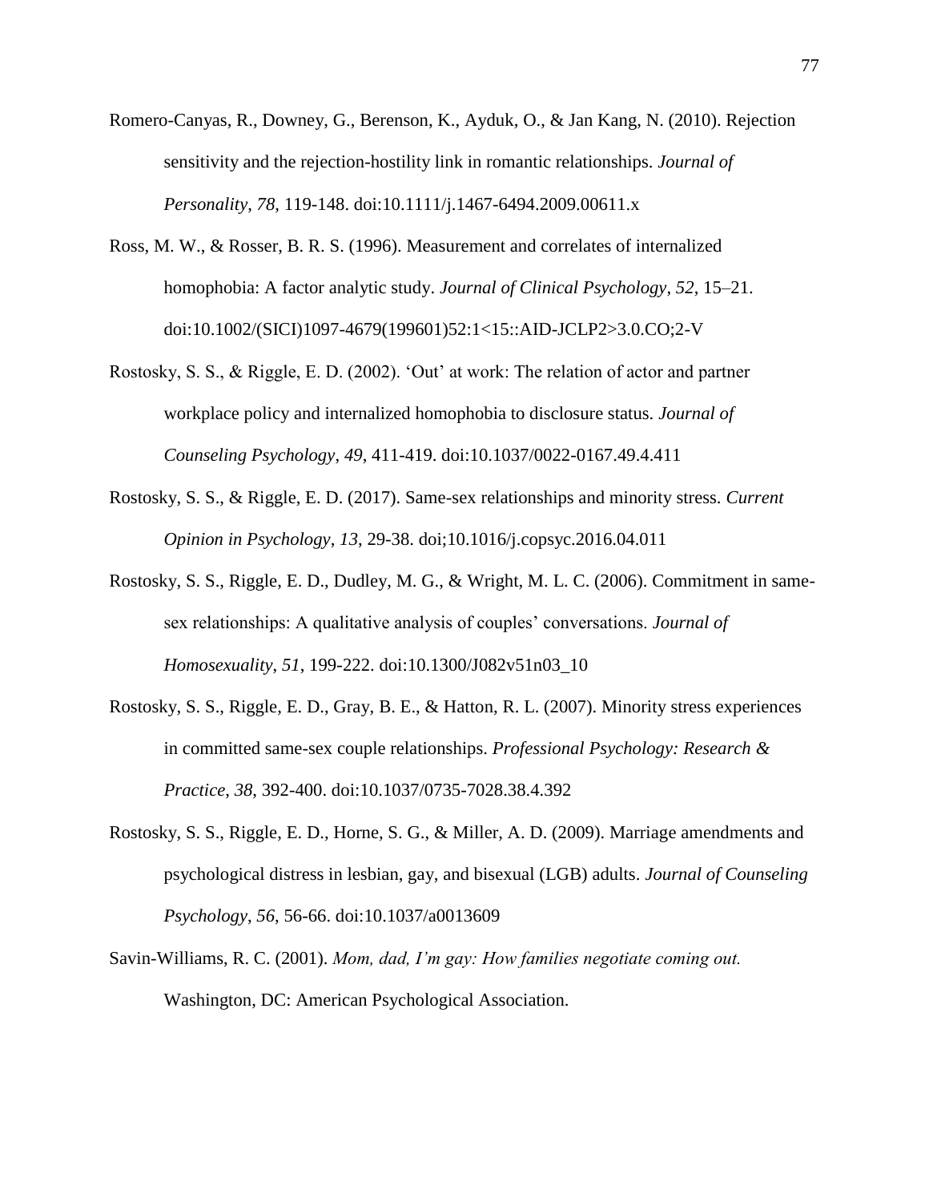Romero-Canyas, R., Downey, G., Berenson, K., Ayduk, O., & Jan Kang, N. (2010). Rejection sensitivity and the rejection-hostility link in romantic relationships. *Journal of Personality*, *78*, 119-148. doi:10.1111/j.1467-6494.2009.00611.x

Ross, M. W., & Rosser, B. R. S. (1996). Measurement and correlates of internalized homophobia: A factor analytic study. *Journal of Clinical Psychology*, *52*, 15–21. doi:10.1002/(SICI)1097-4679(199601)52:1<15::AID-JCLP2>3.0.CO;2-V

Rostosky, S. S., & Riggle, E. D. (2002). 'Out' at work: The relation of actor and partner workplace policy and internalized homophobia to disclosure status. *Journal of Counseling Psychology*, *49*, 411-419. doi:10.1037/0022-0167.49.4.411

Rostosky, S. S., & Riggle, E. D. (2017). Same-sex relationships and minority stress. *Current Opinion in Psychology*, *13*, 29-38. doi;10.1016/j.copsyc.2016.04.011

Rostosky, S. S., Riggle, E. D., Dudley, M. G., & Wright, M. L. C. (2006). Commitment in same-sex relationships: A qualitative analysis of couples' conversations. *Journal of Homosexuality*, *51*, 199-222. doi:10.1300/J082v51n03_10

Rostosky, S. S., Riggle, E. D., Gray, B. E., & Hatton, R. L. (2007). Minority stress experiences in committed same-sex couple relationships. *Professional Psychology: Research & Practice*, *38*, 392-400. doi:10.1037/0735-7028.38.4.392

Rostosky, S. S., Riggle, E. D., Horne, S. G., & Miller, A. D. (2009). Marriage amendments and psychological distress in lesbian, gay, and bisexual (LGB) adults. *Journal of Counseling Psychology*, *56*, 56-66. doi:10.1037/a0013609

Savin-Williams, R. C. (2001). *Mom, dad, I'm gay: How families negotiate coming out.* Washington, DC: American Psychological Association.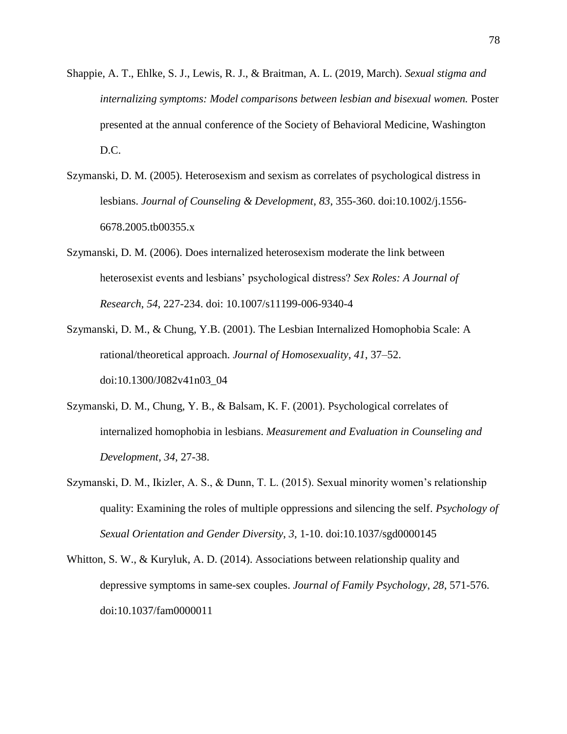Shappie, A. T., Ehlke, S. J., Lewis, R. J., & Braitman, A. L. (2019, March). *Sexual stigma and internalizing symptoms: Model comparisons between lesbian and bisexual women.* Poster presented at the annual conference of the Society of Behavioral Medicine, Washington D.C.

Szymanski, D. M. (2005). Heterosexism and sexism as correlates of psychological distress in lesbians. *Journal of Counseling & Development*, *83*, 355-360. doi:10.1002/j.1556-6678.2005.tb00355.x

Szymanski, D. M. (2006). Does internalized heterosexism moderate the link between heterosexist events and lesbians' psychological distress? *Sex Roles: A Journal of Research*, *54*, 227-234. doi: 10.1007/s11199-006-9340-4

Szymanski, D. M., & Chung, Y.B. (2001). The Lesbian Internalized Homophobia Scale: A rational/theoretical approach. *Journal of Homosexuality*, *41*, 37–52. doi:10.1300/J082v41n03_04

Szymanski, D. M., Chung, Y. B., & Balsam, K. F. (2001). Psychological correlates of internalized homophobia in lesbians. *Measurement and Evaluation in Counseling and Development*, *34*, 27-38.

Szymanski, D. M., Ikizler, A. S., & Dunn, T. L. (2015). Sexual minority women's relationship quality: Examining the roles of multiple oppressions and silencing the self. *Psychology of Sexual Orientation and Gender Diversity*, *3*, 1-10. doi:10.1037/sgd0000145

Whitton, S. W., & Kuryluk, A. D. (2014). Associations between relationship quality and depressive symptoms in same-sex couples. *Journal of Family Psychology*, *28*, 571-576. doi:10.1037/fam0000011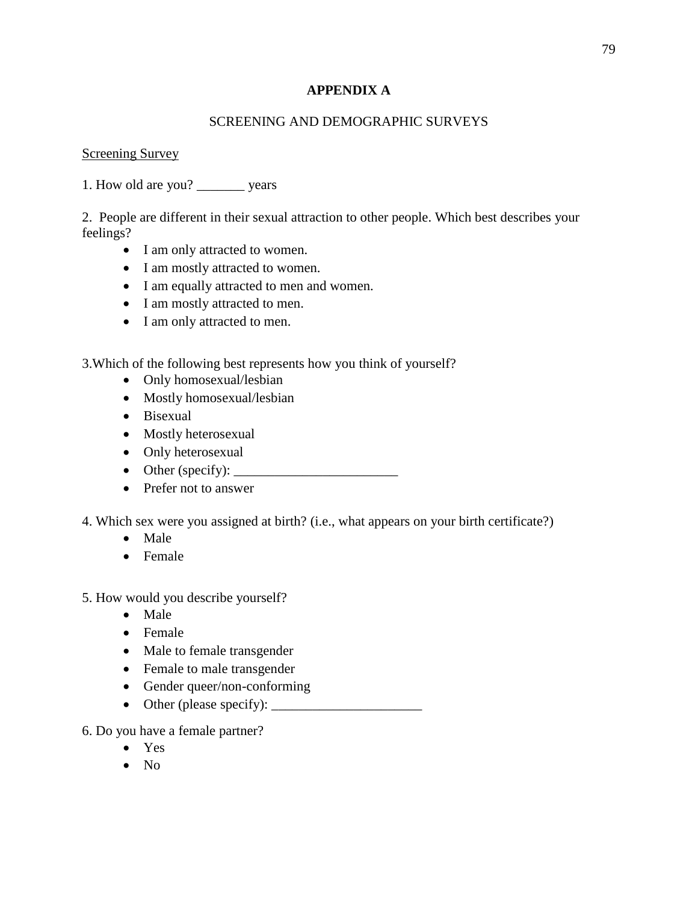# APPENDIX A

## SCREENING AND DEMOGRAPHIC SURVEYS

<u>Screening Survey</u>

1. How old are you? _______ years

2. People are different in their sexual attraction to other people. Which best describes your feelings?
   - I am only attracted to women.
   - I am mostly attracted to women.
   - I am equally attracted to men and women.
   - I am mostly attracted to men.
   - I am only attracted to men.

3. Which of the following best represents how you think of yourself?
   - Only homosexual/lesbian
   - Mostly homosexual/lesbian
   - Bisexual
   - Mostly heterosexual
   - Only heterosexual
   - Other (specify): ________________________
   - Prefer not to answer

4. Which sex were you assigned at birth? (i.e., what appears on your birth certificate?)
   - Male
   - Female

5. How would you describe yourself?
   - Male
   - Female
   - Male to female transgender
   - Female to male transgender
   - Gender queer/non-conforming
   - Other (please specify): ______________________

6. Do you have a female partner?
   - Yes
   - No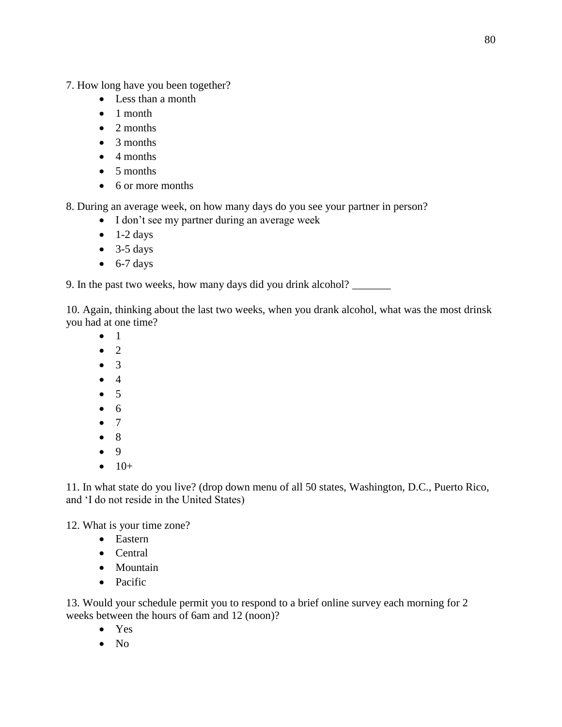7. How long have you been together?

- Less than a month
- 1 month
- 2 months
- 3 months
- 4 months
- 5 months
- 6 or more months

8. During an average week, on how many days do you see your partner in person?

- I don't see my partner during an average week
- 1-2 days
- 3-5 days
- 6-7 days

9. In the past two weeks, how many days did you drink alcohol? _______

10. Again, thinking about the last two weeks, when you drank alcohol, what was the most drinsk you had at one time?

- 1
- 2
- 3
- 4
- 5
- 6
- 7
- 8
- 9
- 10+

11. In what state do you live? (drop down menu of all 50 states, Washington, D.C., Puerto Rico, and 'I do not reside in the United States)

12. What is your time zone?

- Eastern
- Central
- Mountain
- Pacific

13. Would your schedule permit you to respond to a brief online survey each morning for 2 weeks between the hours of 6am and 12 (noon)?

- Yes
- No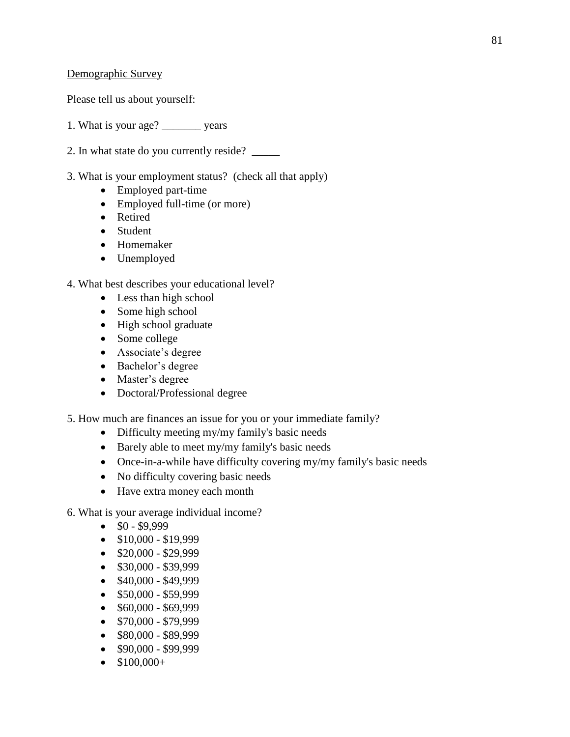Demographic Survey

Please tell us about yourself:

1. What is your age? _______ years

2. In what state do you currently reside? _____

3. What is your employment status? (check all that apply)
   - Employed part-time
   - Employed full-time (or more)
   - Retired
   - Student
   - Homemaker
   - Unemployed

4. What best describes your educational level?
   - Less than high school
   - Some high school
   - High school graduate
   - Some college
   - Associate's degree
   - Bachelor's degree
   - Master's degree
   - Doctoral/Professional degree

5. How much are finances an issue for you or your immediate family?
   - Difficulty meeting my/my family's basic needs
   - Barely able to meet my/my family's basic needs
   - Once-in-a-while have difficulty covering my/my family's basic needs
   - No difficulty covering basic needs
   - Have extra money each month

6. What is your average individual income?
   - $0 - $9,999
   - $10,000 - $19,999
   - $20,000 - $29,999
   - $30,000 - $39,999
   - $40,000 - $49,999
   - $50,000 - $59,999
   - $60,000 - $69,999
   - $70,000 - $79,999
   - $80,000 - $89,999
   - $90,000 - $99,999
   - $100,000+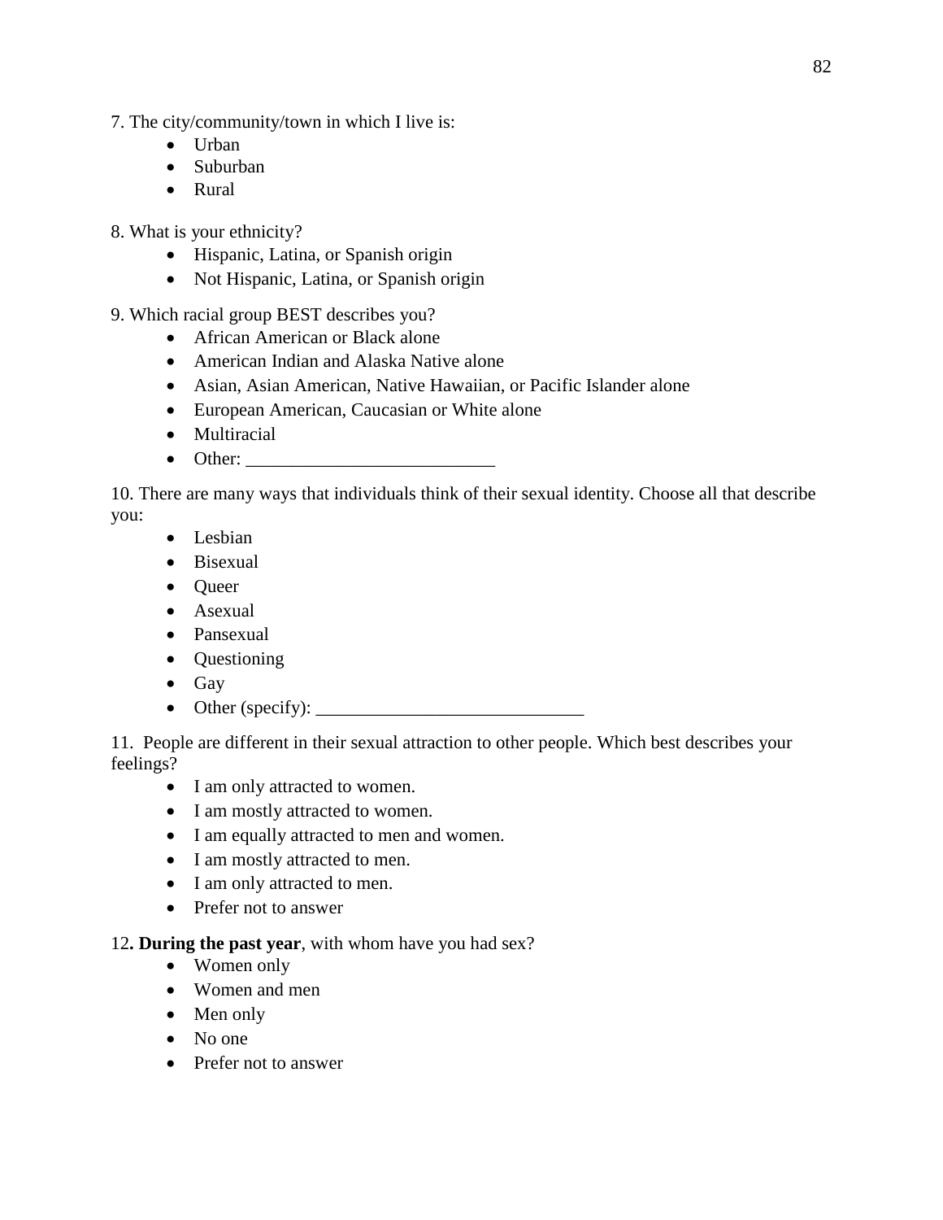7. The city/community/town in which I live is:

- Urban
- Suburban
- Rural

8. What is your ethnicity?

- Hispanic, Latina, or Spanish origin
- Not Hispanic, Latina, or Spanish origin

9. Which racial group BEST describes you?

- African American or Black alone
- American Indian and Alaska Native alone
- Asian, Asian American, Native Hawaiian, or Pacific Islander alone
- European American, Caucasian or White alone
- Multiracial
- Other: ___________________________

10. There are many ways that individuals think of their sexual identity. Choose all that describe you:

- Lesbian
- Bisexual
- Queer
- Asexual
- Pansexual
- Questioning
- Gay
- Other (specify): _____________________________

11. People are different in their sexual attraction to other people. Which best describes your feelings?

- I am only attracted to women.
- I am mostly attracted to women.
- I am equally attracted to men and women.
- I am mostly attracted to men.
- I am only attracted to men.
- Prefer not to answer

12**. During the past year**, with whom have you had sex?

- Women only
- Women and men
- Men only
- No one
- Prefer not to answer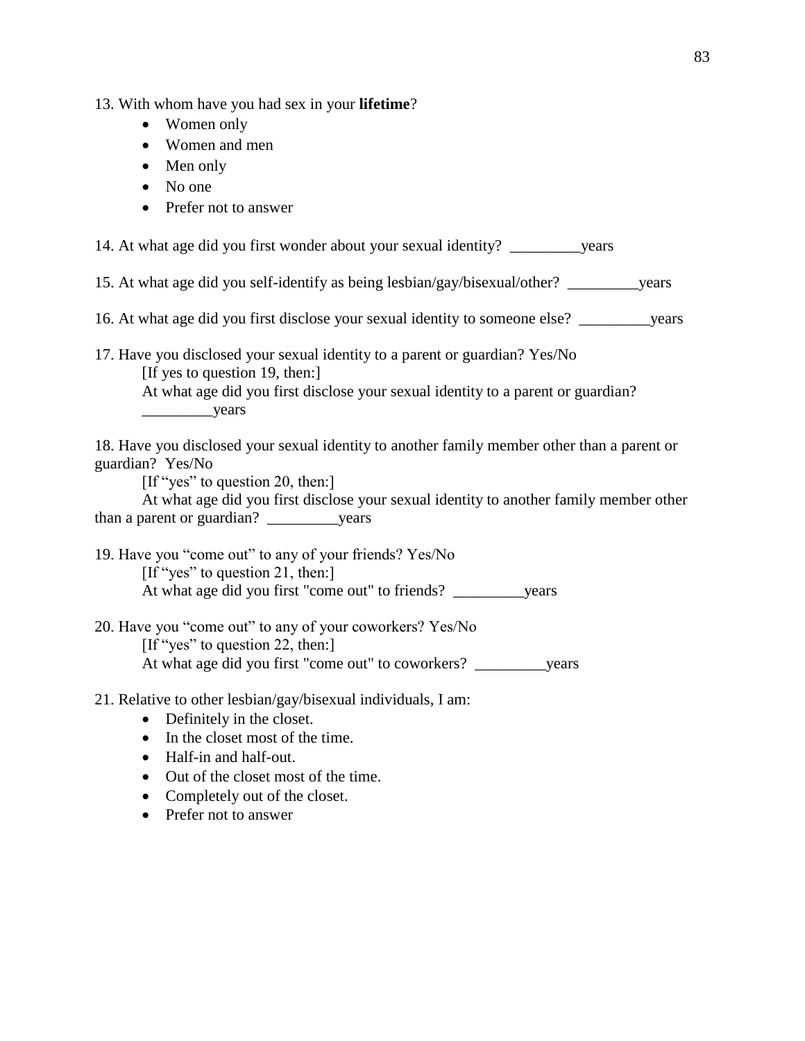13. With whom have you had sex in your **lifetime**?

- Women only
- Women and men
- Men only
- No one
- Prefer not to answer

14. At what age did you first wonder about your sexual identity? _________years

15. At what age did you self-identify as being lesbian/gay/bisexual/other? _________years

16. At what age did you first disclose your sexual identity to someone else? _________years

17. Have you disclosed your sexual identity to a parent or guardian? Yes/No

    [If yes to question 19, then:]

    At what age did you first disclose your sexual identity to a parent or guardian? _________years

18. Have you disclosed your sexual identity to another family member other than a parent or guardian? Yes/No

    [If "yes" to question 20, then:]

    At what age did you first disclose your sexual identity to another family member other than a parent or guardian? _________years

19. Have you "come out" to any of your friends? Yes/No

    [If "yes" to question 21, then:]

    At what age did you first "come out" to friends? _________years

20. Have you "come out" to any of your coworkers? Yes/No

    [If "yes" to question 22, then:]

    At what age did you first "come out" to coworkers? _________years

21. Relative to other lesbian/gay/bisexual individuals, I am:

- Definitely in the closet.
- In the closet most of the time.
- Half-in and half-out.
- Out of the closet most of the time.
- Completely out of the closet.
- Prefer not to answer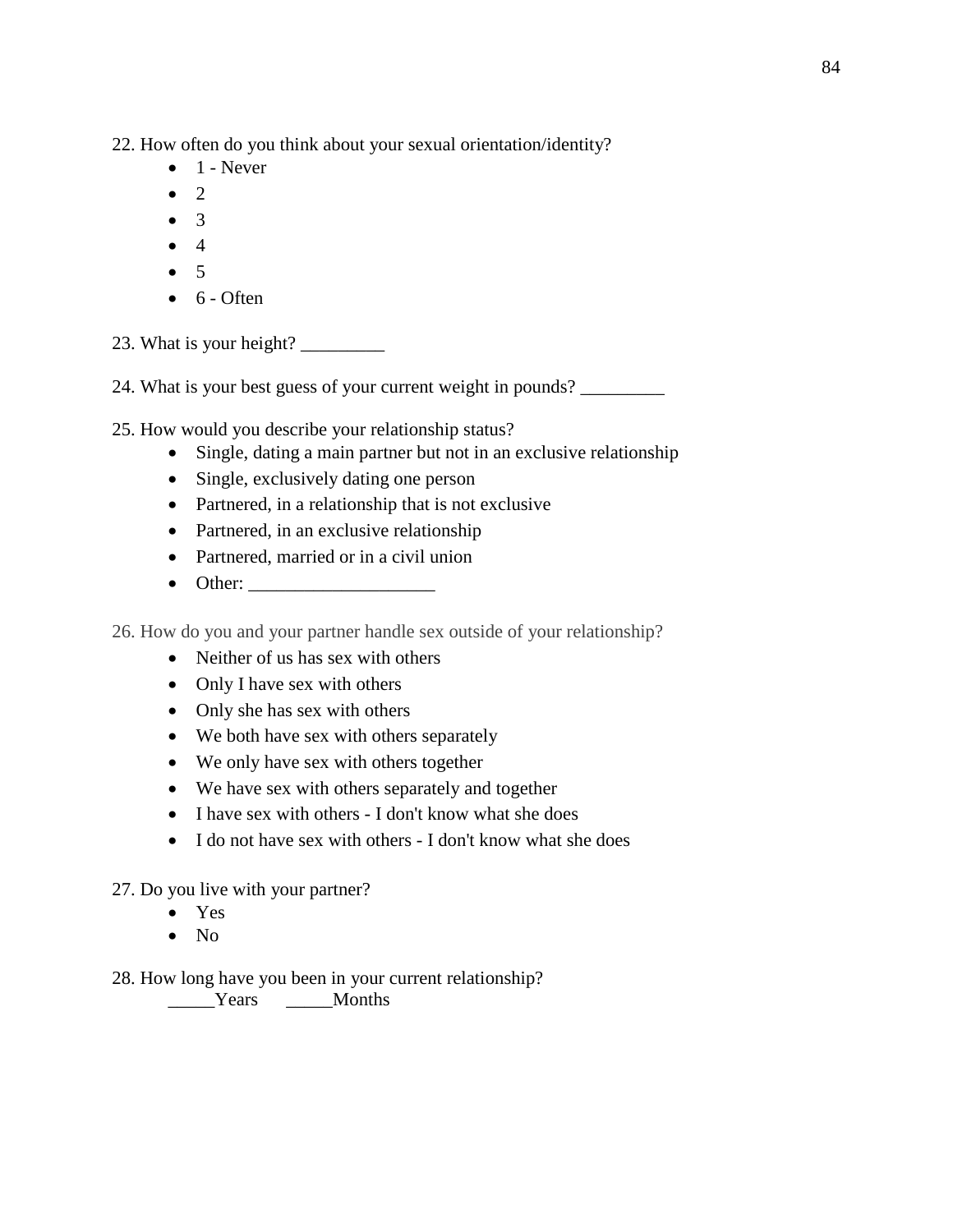22. How often do you think about your sexual orientation/identity?
    - 1 - Never
    - 2
    - 3
    - 4
    - 5
    - 6 - Often

23. What is your height? _________

24. What is your best guess of your current weight in pounds? _________

25. How would you describe your relationship status?
    - Single, dating a main partner but not in an exclusive relationship
    - Single, exclusively dating one person
    - Partnered, in a relationship that is not exclusive
    - Partnered, in an exclusive relationship
    - Partnered, married or in a civil union
    - Other: ____________________

26. How do you and your partner handle sex outside of your relationship?
    - Neither of us has sex with others
    - Only I have sex with others
    - Only she has sex with others
    - We both have sex with others separately
    - We only have sex with others together
    - We have sex with others separately and together
    - I have sex with others - I don't know what she does
    - I do not have sex with others - I don't know what she does

27. Do you live with your partner?
    - Yes
    - No

28. How long have you been in your current relationship?
    _____Years _____Months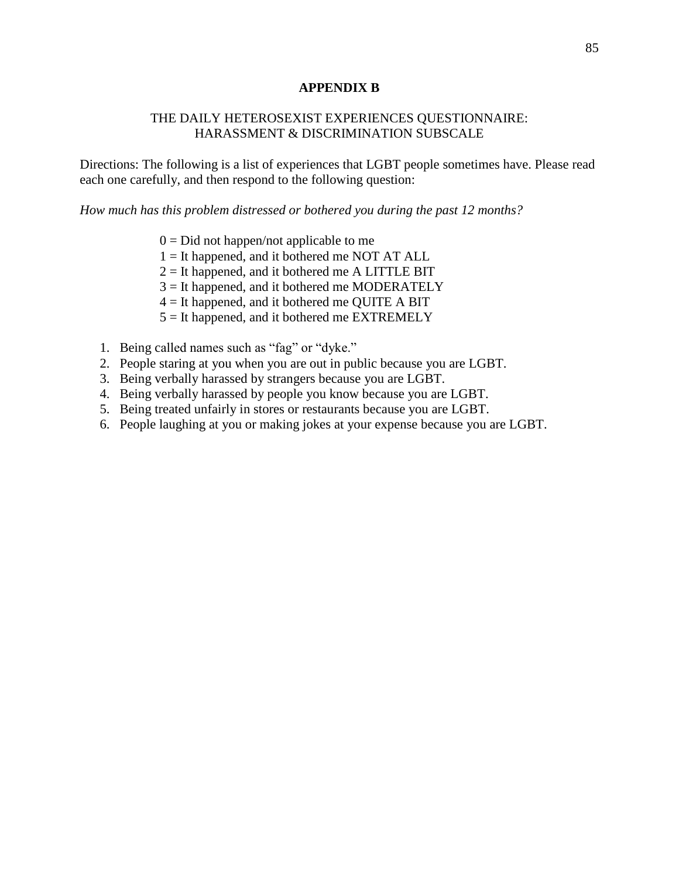## APPENDIX B

### THE DAILY HETEROSEXIST EXPERIENCES QUESTIONNAIRE: HARASSMENT & DISCRIMINATION SUBSCALE

Directions: The following is a list of experiences that LGBT people sometimes have. Please read each one carefully, and then respond to the following question:

*How much has this problem distressed or bothered you during the past 12 months?*

0 = Did not happen/not applicable to me
1 = It happened, and it bothered me NOT AT ALL
2 = It happened, and it bothered me A LITTLE BIT
3 = It happened, and it bothered me MODERATELY
4 = It happened, and it bothered me QUITE A BIT
5 = It happened, and it bothered me EXTREMELY

1. Being called names such as "fag" or "dyke."
2. People staring at you when you are out in public because you are LGBT.
3. Being verbally harassed by strangers because you are LGBT.
4. Being verbally harassed by people you know because you are LGBT.
5. Being treated unfairly in stores or restaurants because you are LGBT.
6. People laughing at you or making jokes at your expense because you are LGBT.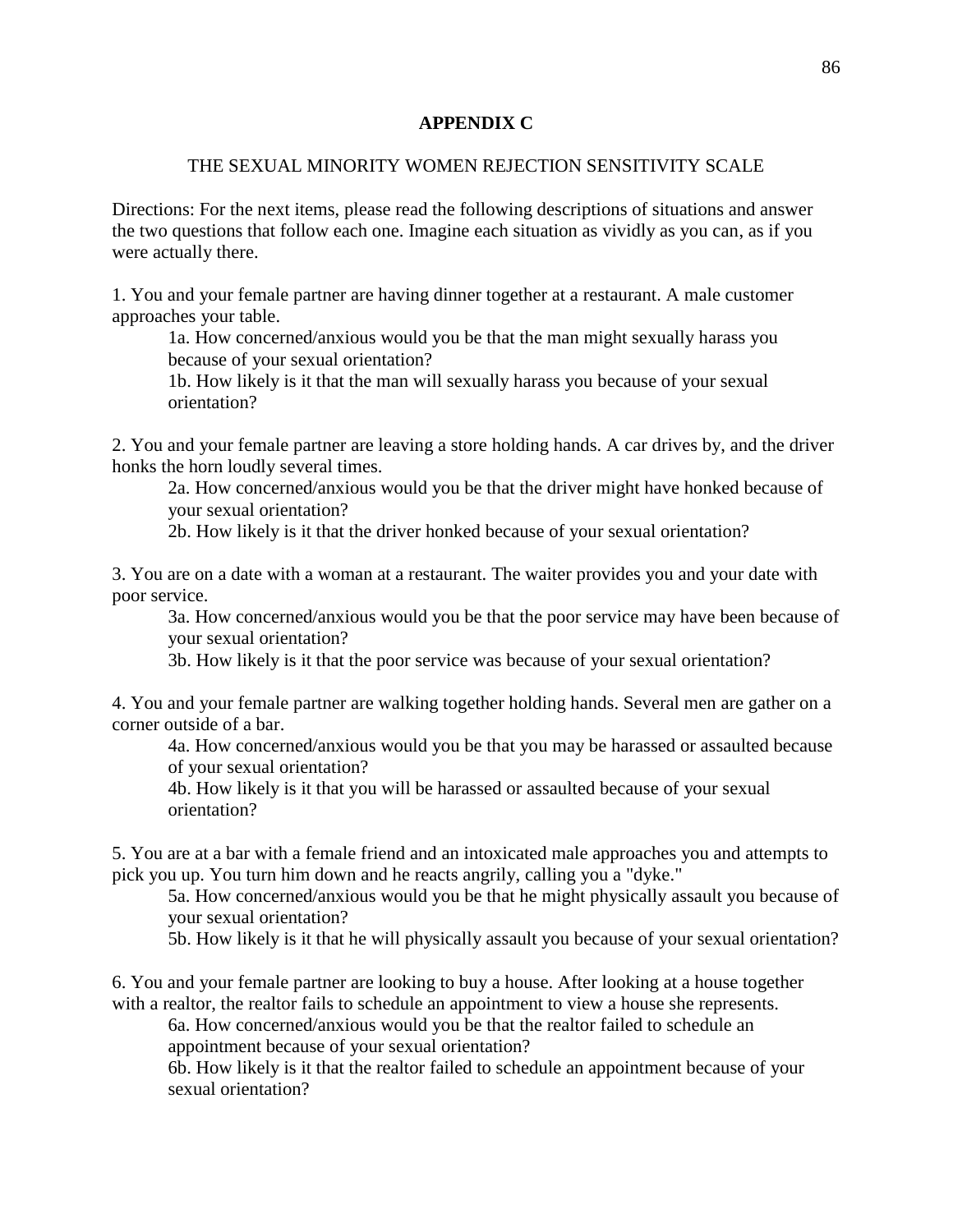## APPENDIX C

### THE SEXUAL MINORITY WOMEN REJECTION SENSITIVITY SCALE

Directions: For the next items, please read the following descriptions of situations and answer the two questions that follow each one. Imagine each situation as vividly as you can, as if you were actually there.

1. You and your female partner are having dinner together at a restaurant. A male customer approaches your table.

    1a. How concerned/anxious would you be that the man might sexually harass you because of your sexual orientation?

    1b. How likely is it that the man will sexually harass you because of your sexual orientation?

2. You and your female partner are leaving a store holding hands. A car drives by, and the driver honks the horn loudly several times.

    2a. How concerned/anxious would you be that the driver might have honked because of your sexual orientation?

    2b. How likely is it that the driver honked because of your sexual orientation?

3. You are on a date with a woman at a restaurant. The waiter provides you and your date with poor service.

    3a. How concerned/anxious would you be that the poor service may have been because of your sexual orientation?

    3b. How likely is it that the poor service was because of your sexual orientation?

4. You and your female partner are walking together holding hands. Several men are gather on a corner outside of a bar.

    4a. How concerned/anxious would you be that you may be harassed or assaulted because of your sexual orientation?

    4b. How likely is it that you will be harassed or assaulted because of your sexual orientation?

5. You are at a bar with a female friend and an intoxicated male approaches you and attempts to pick you up. You turn him down and he reacts angrily, calling you a "dyke."

    5a. How concerned/anxious would you be that he might physically assault you because of your sexual orientation?

    5b. How likely is it that he will physically assault you because of your sexual orientation?

6. You and your female partner are looking to buy a house. After looking at a house together with a realtor, the realtor fails to schedule an appointment to view a house she represents.

    6a. How concerned/anxious would you be that the realtor failed to schedule an appointment because of your sexual orientation?

    6b. How likely is it that the realtor failed to schedule an appointment because of your sexual orientation?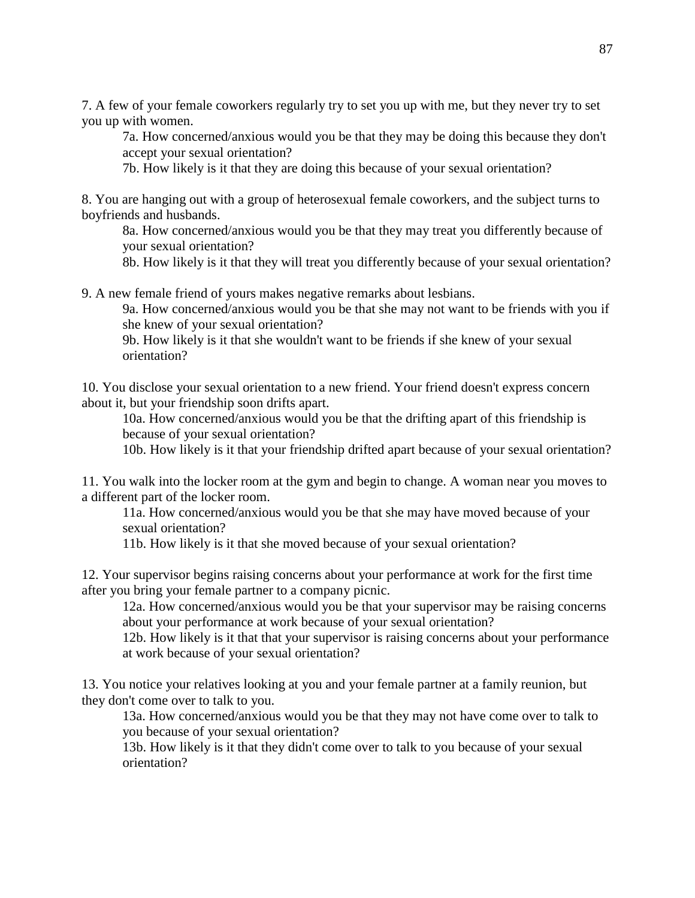7. A few of your female coworkers regularly try to set you up with me, but they never try to set you up with women.

    7a. How concerned/anxious would you be that they may be doing this because they don't accept your sexual orientation?

    7b. How likely is it that they are doing this because of your sexual orientation?

8. You are hanging out with a group of heterosexual female coworkers, and the subject turns to boyfriends and husbands.

    8a. How concerned/anxious would you be that they may treat you differently because of your sexual orientation?

    8b. How likely is it that they will treat you differently because of your sexual orientation?

9. A new female friend of yours makes negative remarks about lesbians.

    9a. How concerned/anxious would you be that she may not want to be friends with you if she knew of your sexual orientation?

    9b. How likely is it that she wouldn't want to be friends if she knew of your sexual orientation?

10. You disclose your sexual orientation to a new friend. Your friend doesn't express concern about it, but your friendship soon drifts apart.

    10a. How concerned/anxious would you be that the drifting apart of this friendship is because of your sexual orientation?

    10b. How likely is it that your friendship drifted apart because of your sexual orientation?

11. You walk into the locker room at the gym and begin to change. A woman near you moves to a different part of the locker room.

    11a. How concerned/anxious would you be that she may have moved because of your sexual orientation?

    11b. How likely is it that she moved because of your sexual orientation?

12. Your supervisor begins raising concerns about your performance at work for the first time after you bring your female partner to a company picnic.

    12a. How concerned/anxious would you be that your supervisor may be raising concerns about your performance at work because of your sexual orientation?

    12b. How likely is it that that your supervisor is raising concerns about your performance at work because of your sexual orientation?

13. You notice your relatives looking at you and your female partner at a family reunion, but they don't come over to talk to you.

    13a. How concerned/anxious would you be that they may not have come over to talk to you because of your sexual orientation?

    13b. How likely is it that they didn't come over to talk to you because of your sexual orientation?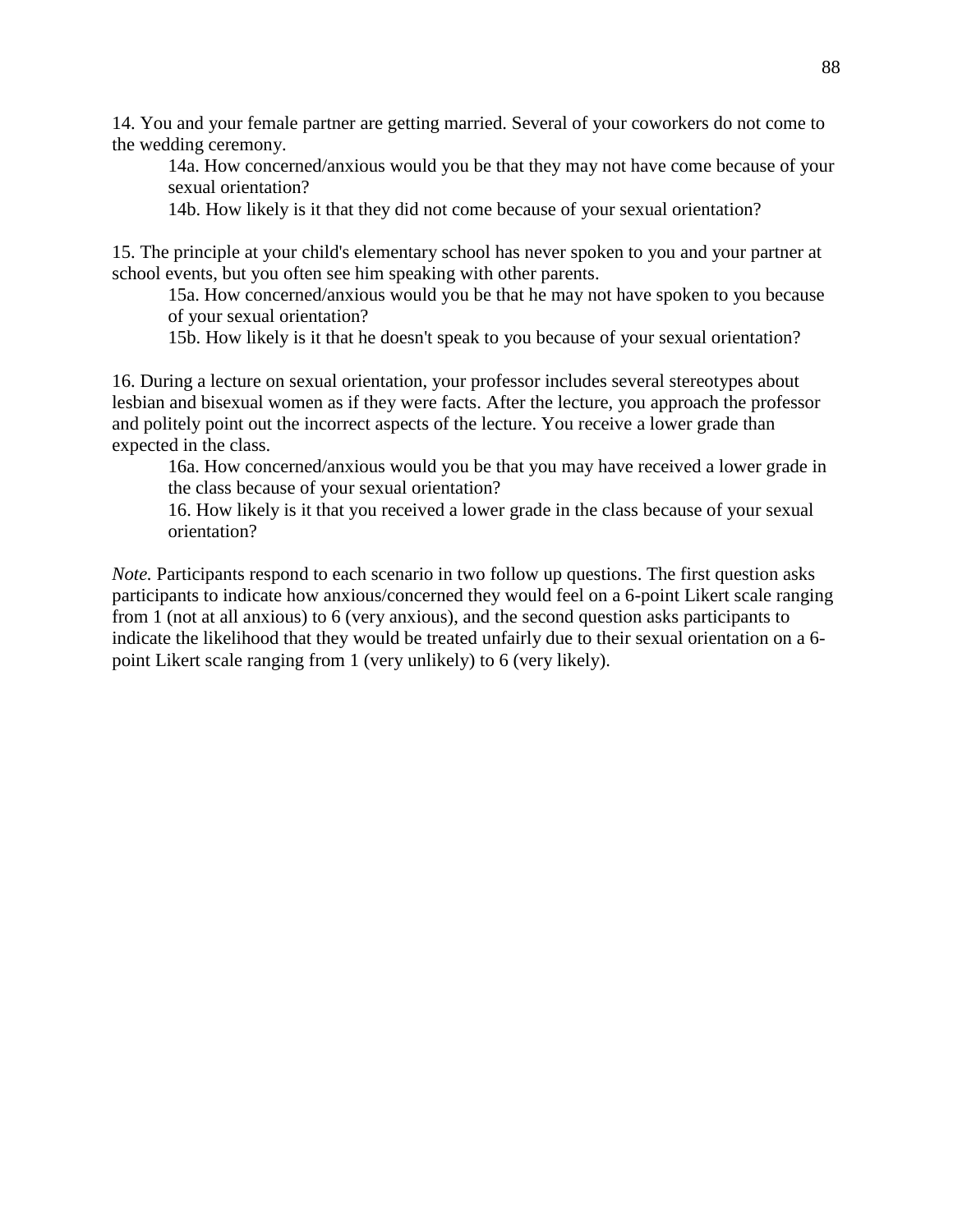14. You and your female partner are getting married. Several of your coworkers do not come to the wedding ceremony.

   14a. How concerned/anxious would you be that they may not have come because of your sexual orientation?

   14b. How likely is it that they did not come because of your sexual orientation?

15. The principle at your child's elementary school has never spoken to you and your partner at school events, but you often see him speaking with other parents.

   15a. How concerned/anxious would you be that he may not have spoken to you because of your sexual orientation?

   15b. How likely is it that he doesn't speak to you because of your sexual orientation?

16. During a lecture on sexual orientation, your professor includes several stereotypes about lesbian and bisexual women as if they were facts. After the lecture, you approach the professor and politely point out the incorrect aspects of the lecture. You receive a lower grade than expected in the class.

   16a. How concerned/anxious would you be that you may have received a lower grade in the class because of your sexual orientation?

   16. How likely is it that you received a lower grade in the class because of your sexual orientation?

*Note.* Participants respond to each scenario in two follow up questions. The first question asks participants to indicate how anxious/concerned they would feel on a 6-point Likert scale ranging from 1 (not at all anxious) to 6 (very anxious), and the second question asks participants to indicate the likelihood that they would be treated unfairly due to their sexual orientation on a 6-point Likert scale ranging from 1 (very unlikely) to 6 (very likely).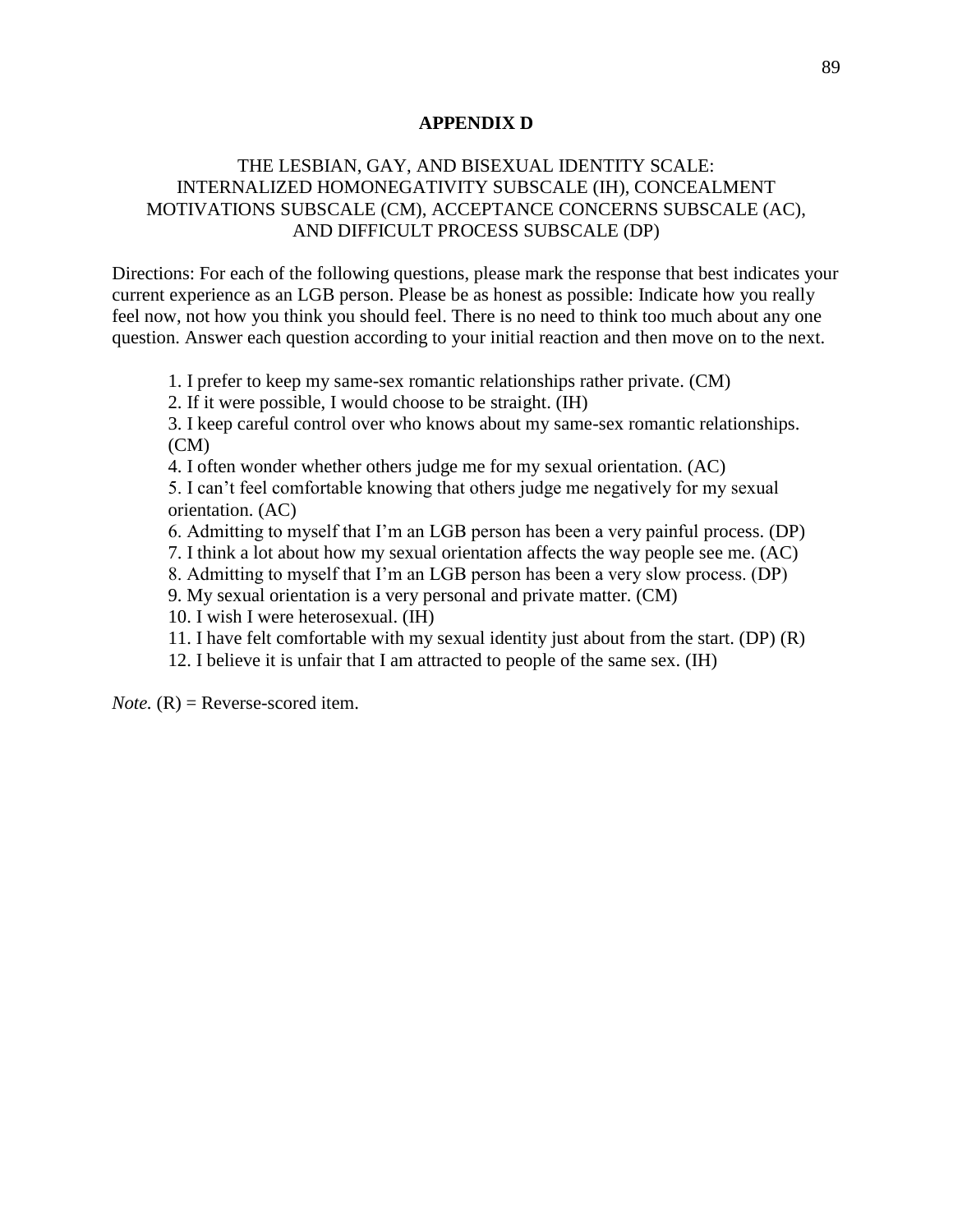## APPENDIX D

### THE LESBIAN, GAY, AND BISEXUAL IDENTITY SCALE: INTERNALIZED HOMONEGATIVITY SUBSCALE (IH), CONCEALMENT MOTIVATIONS SUBSCALE (CM), ACCEPTANCE CONCERNS SUBSCALE (AC), AND DIFFICULT PROCESS SUBSCALE (DP)

Directions: For each of the following questions, please mark the response that best indicates your current experience as an LGB person. Please be as honest as possible: Indicate how you really feel now, not how you think you should feel. There is no need to think too much about any one question. Answer each question according to your initial reaction and then move on to the next.

1. I prefer to keep my same-sex romantic relationships rather private. (CM)
2. If it were possible, I would choose to be straight. (IH)
3. I keep careful control over who knows about my same-sex romantic relationships. (CM)
4. I often wonder whether others judge me for my sexual orientation. (AC)
5. I can't feel comfortable knowing that others judge me negatively for my sexual orientation. (AC)
6. Admitting to myself that I'm an LGB person has been a very painful process. (DP)
7. I think a lot about how my sexual orientation affects the way people see me. (AC)
8. Admitting to myself that I'm an LGB person has been a very slow process. (DP)
9. My sexual orientation is a very personal and private matter. (CM)
10. I wish I were heterosexual. (IH)
11. I have felt comfortable with my sexual identity just about from the start. (DP) (R)
12. I believe it is unfair that I am attracted to people of the same sex. (IH)

*Note.* (R) = Reverse-scored item.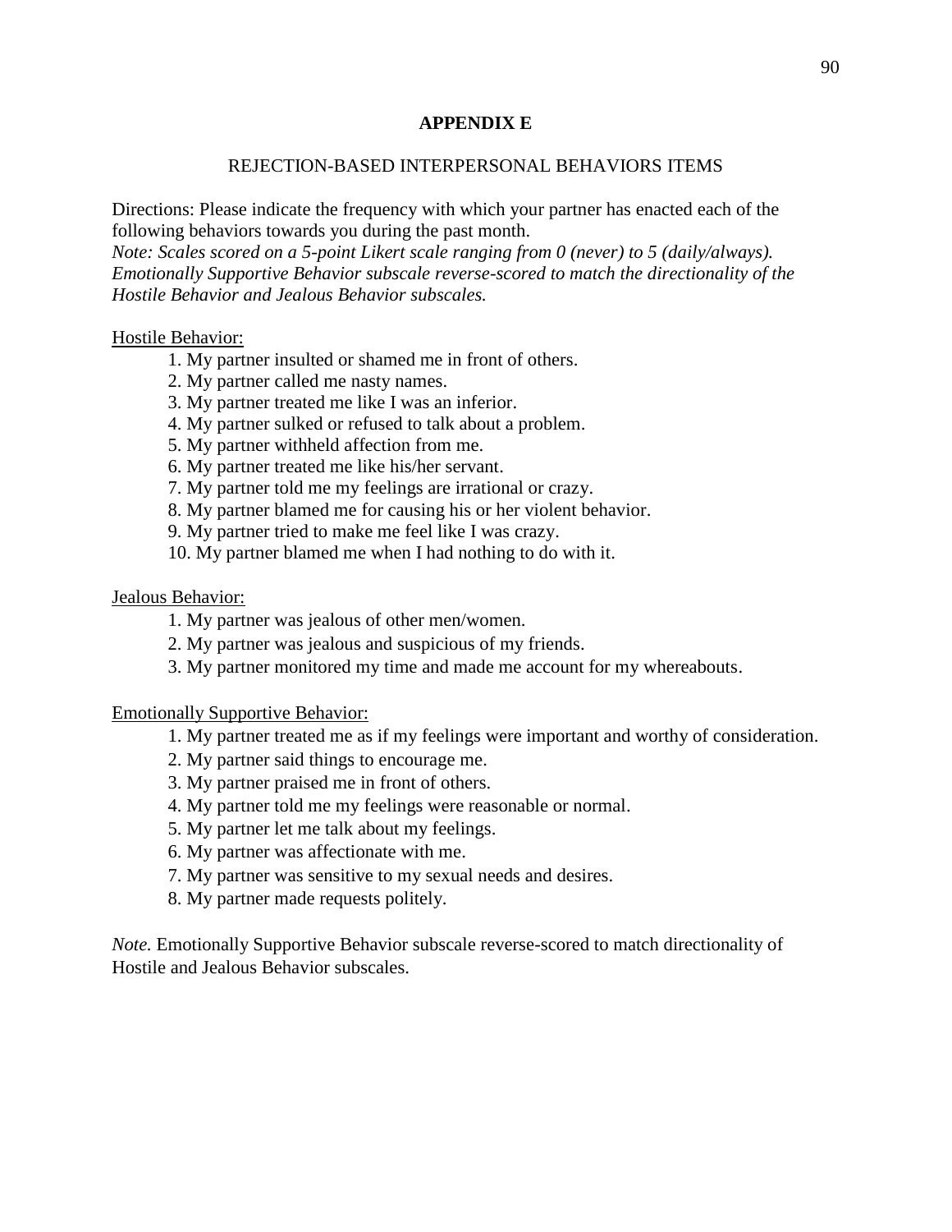# APPENDIX E

## REJECTION-BASED INTERPERSONAL BEHAVIORS ITEMS

Directions: Please indicate the frequency with which your partner has enacted each of the following behaviors towards you during the past month.
*Note: Scales scored on a 5-point Likert scale ranging from 0 (never) to 5 (daily/always). Emotionally Supportive Behavior subscale reverse-scored to match the directionality of the Hostile Behavior and Jealous Behavior subscales.*

Hostile Behavior:

1. My partner insulted or shamed me in front of others.
2. My partner called me nasty names.
3. My partner treated me like I was an inferior.
4. My partner sulked or refused to talk about a problem.
5. My partner withheld affection from me.
6. My partner treated me like his/her servant.
7. My partner told me my feelings are irrational or crazy.
8. My partner blamed me for causing his or her violent behavior.
9. My partner tried to make me feel like I was crazy.
10. My partner blamed me when I had nothing to do with it.

Jealous Behavior:

1. My partner was jealous of other men/women.
2. My partner was jealous and suspicious of my friends.
3. My partner monitored my time and made me account for my whereabouts.

Emotionally Supportive Behavior:

1. My partner treated me as if my feelings were important and worthy of consideration.
2. My partner said things to encourage me.
3. My partner praised me in front of others.
4. My partner told me my feelings were reasonable or normal.
5. My partner let me talk about my feelings.
6. My partner was affectionate with me.
7. My partner was sensitive to my sexual needs and desires.
8. My partner made requests politely.

*Note.* Emotionally Supportive Behavior subscale reverse-scored to match directionality of Hostile and Jealous Behavior subscales.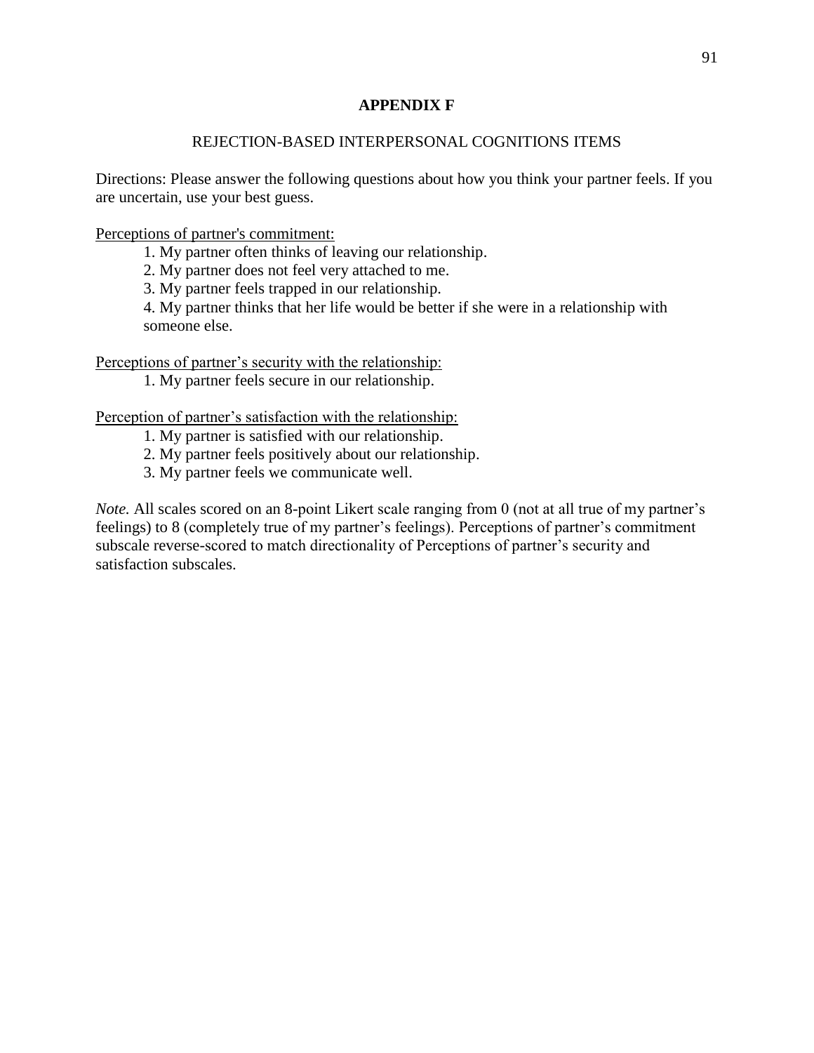# APPENDIX F

## REJECTION-BASED INTERPERSONAL COGNITIONS ITEMS

Directions: Please answer the following questions about how you think your partner feels. If you are uncertain, use your best guess.

Perceptions of partner's commitment:

1. My partner often thinks of leaving our relationship.
2. My partner does not feel very attached to me.
3. My partner feels trapped in our relationship.
4. My partner thinks that her life would be better if she were in a relationship with someone else.

Perceptions of partner's security with the relationship:

1. My partner feels secure in our relationship.

Perception of partner's satisfaction with the relationship:

1. My partner is satisfied with our relationship.
2. My partner feels positively about our relationship.
3. My partner feels we communicate well.

*Note.* All scales scored on an 8-point Likert scale ranging from 0 (not at all true of my partner's feelings) to 8 (completely true of my partner's feelings). Perceptions of partner's commitment subscale reverse-scored to match directionality of Perceptions of partner's security and satisfaction subscales.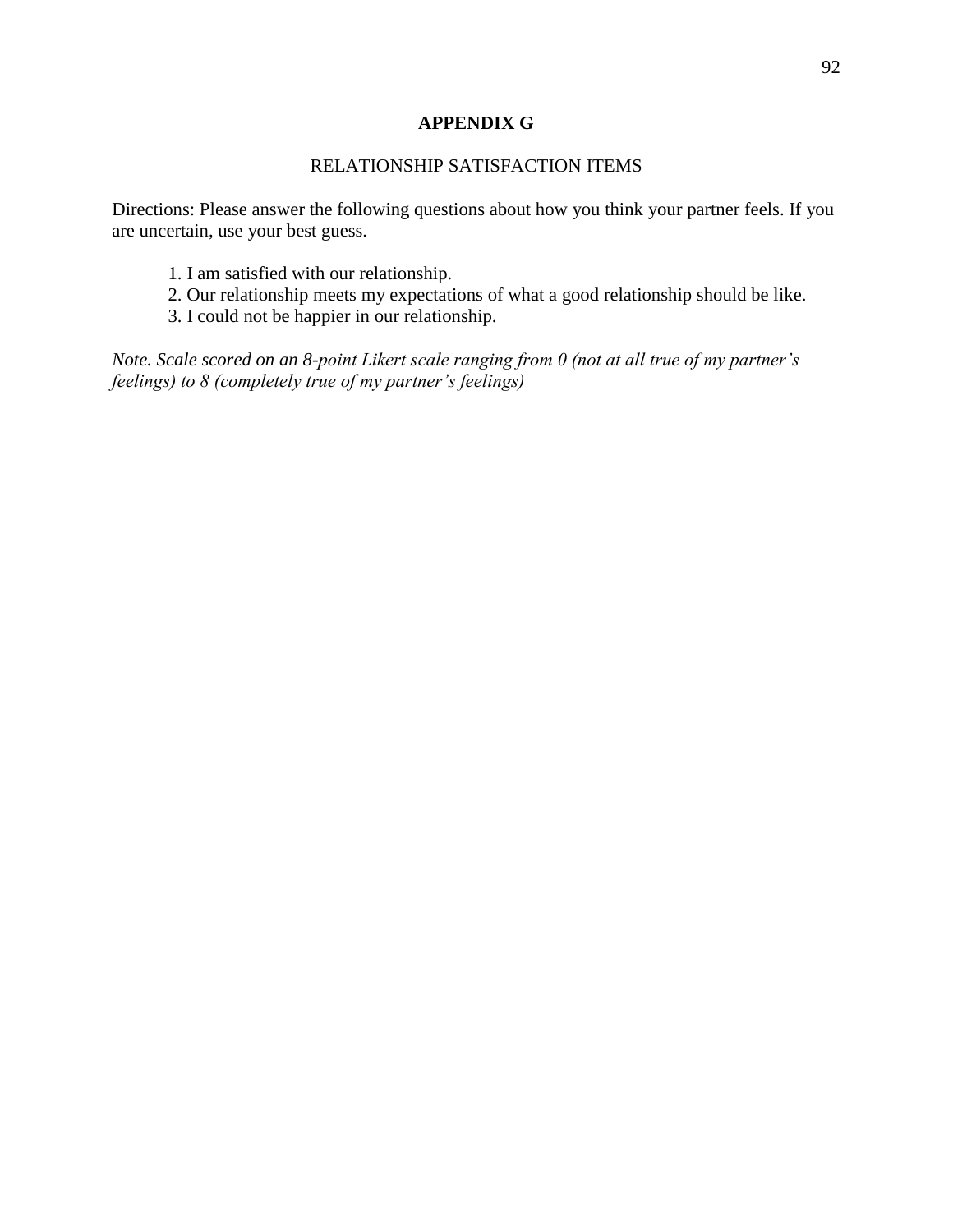# APPENDIX G

## RELATIONSHIP SATISFACTION ITEMS

Directions: Please answer the following questions about how you think your partner feels. If you are uncertain, use your best guess.

1. I am satisfied with our relationship.
2. Our relationship meets my expectations of what a good relationship should be like.
3. I could not be happier in our relationship.

*Note. Scale scored on an 8-point Likert scale ranging from 0 (not at all true of my partner's feelings) to 8 (completely true of my partner's feelings)*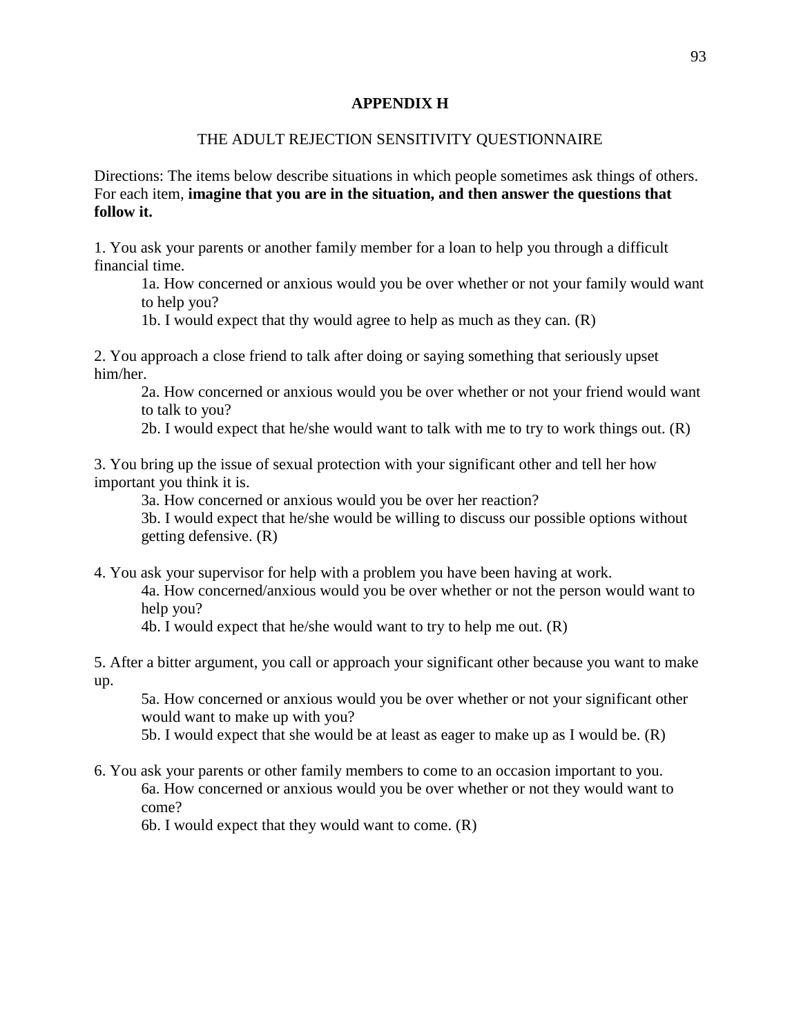## APPENDIX H

### THE ADULT REJECTION SENSITIVITY QUESTIONNAIRE

Directions: The items below describe situations in which people sometimes ask things of others. For each item, **imagine that you are in the situation, and then answer the questions that follow it.**

1. You ask your parents or another family member for a loan to help you through a difficult financial time.

    1a. How concerned or anxious would you be over whether or not your family would want to help you?

    1b. I would expect that thy would agree to help as much as they can. (R)

2. You approach a close friend to talk after doing or saying something that seriously upset him/her.

    2a. How concerned or anxious would you be over whether or not your friend would want to talk to you?

    2b. I would expect that he/she would want to talk with me to try to work things out. (R)

3. You bring up the issue of sexual protection with your significant other and tell her how important you think it is.

    3a. How concerned or anxious would you be over her reaction?

    3b. I would expect that he/she would be willing to discuss our possible options without getting defensive. (R)

4. You ask your supervisor for help with a problem you have been having at work.

    4a. How concerned/anxious would you be over whether or not the person would want to help you?

    4b. I would expect that he/she would want to try to help me out. (R)

5. After a bitter argument, you call or approach your significant other because you want to make up.

    5a. How concerned or anxious would you be over whether or not your significant other would want to make up with you?

    5b. I would expect that she would be at least as eager to make up as I would be. (R)

6. You ask your parents or other family members to come to an occasion important to you.

    6a. How concerned or anxious would you be over whether or not they would want to come?

    6b. I would expect that they would want to come. (R)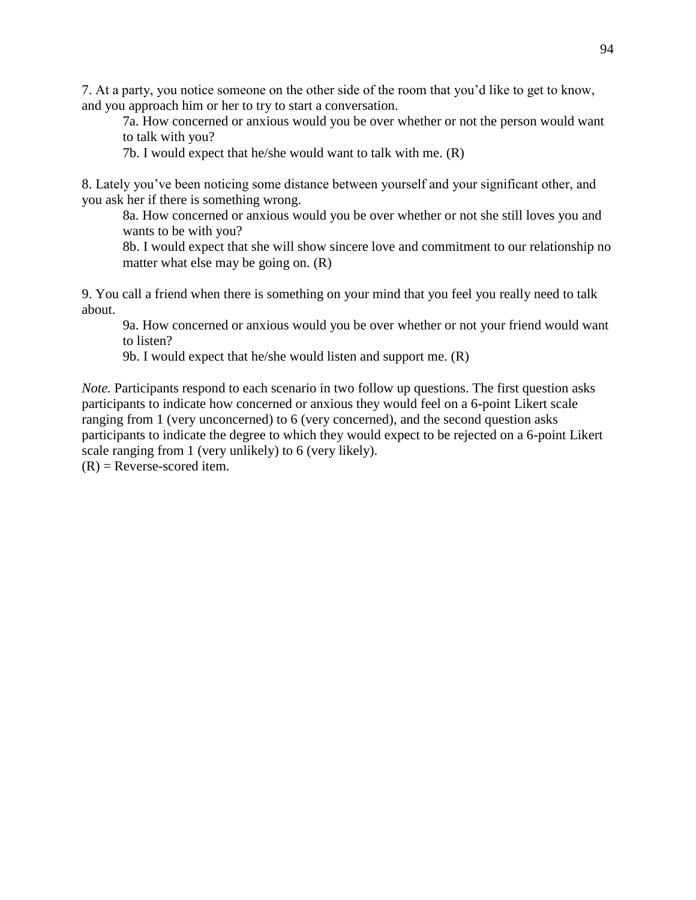7. At a party, you notice someone on the other side of the room that you'd like to get to know, and you approach him or her to try to start a conversation.

   7a. How concerned or anxious would you be over whether or not the person would want to talk with you?

   7b. I would expect that he/she would want to talk with me. (R)

8. Lately you've been noticing some distance between yourself and your significant other, and you ask her if there is something wrong.

   8a. How concerned or anxious would you be over whether or not she still loves you and wants to be with you?

   8b. I would expect that she will show sincere love and commitment to our relationship no matter what else may be going on. (R)

9. You call a friend when there is something on your mind that you feel you really need to talk about.

   9a. How concerned or anxious would you be over whether or not your friend would want to listen?

   9b. I would expect that he/she would listen and support me. (R)

*Note.* Participants respond to each scenario in two follow up questions. The first question asks participants to indicate how concerned or anxious they would feel on a 6-point Likert scale ranging from 1 (very unconcerned) to 6 (very concerned), and the second question asks participants to indicate the degree to which they would expect to be rejected on a 6-point Likert scale ranging from 1 (very unlikely) to 6 (very likely).
(R) = Reverse-scored item.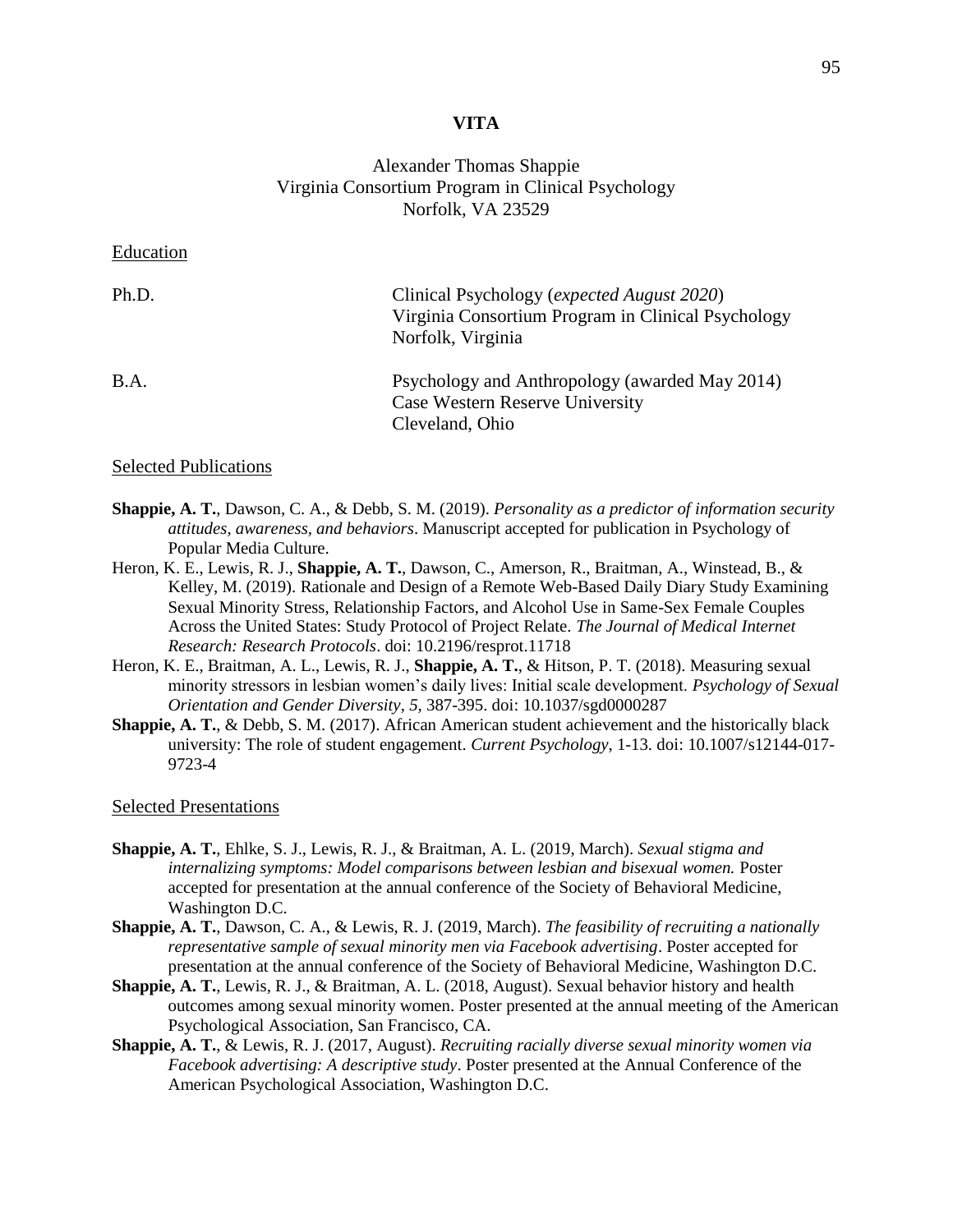# VITA

Alexander Thomas Shappie
Virginia Consortium Program in Clinical Psychology
Norfolk, VA 23529

## Education

| | |
|---|---|
| Ph.D. | Clinical Psychology (*expected August 2020*)<br>Virginia Consortium Program in Clinical Psychology<br>Norfolk, Virginia |
| B.A. | Psychology and Anthropology (awarded May 2014)<br>Case Western Reserve University<br>Cleveland, Ohio |

## Selected Publications

**Shappie, A. T.**, Dawson, C. A., & Debb, S. M. (2019). *Personality as a predictor of information security attitudes, awareness, and behaviors*. Manuscript accepted for publication in Psychology of Popular Media Culture.

Heron, K. E., Lewis, R. J., **Shappie, A. T.**, Dawson, C., Amerson, R., Braitman, A., Winstead, B., & Kelley, M. (2019). Rationale and Design of a Remote Web-Based Daily Diary Study Examining Sexual Minority Stress, Relationship Factors, and Alcohol Use in Same-Sex Female Couples Across the United States: Study Protocol of Project Relate. *The Journal of Medical Internet Research: Research Protocols*. doi: 10.2196/resprot.11718

Heron, K. E., Braitman, A. L., Lewis, R. J., **Shappie, A. T.**, & Hitson, P. T. (2018). Measuring sexual minority stressors in lesbian women's daily lives: Initial scale development. *Psychology of Sexual Orientation and Gender Diversity*, *5*, 387-395. doi: 10.1037/sgd0000287

**Shappie, A. T.**, & Debb, S. M. (2017). African American student achievement and the historically black university: The role of student engagement. *Current Psychology*, 1-13. doi: 10.1007/s12144-017-9723-4

## Selected Presentations

**Shappie, A. T.**, Ehlke, S. J., Lewis, R. J., & Braitman, A. L. (2019, March). *Sexual stigma and internalizing symptoms: Model comparisons between lesbian and bisexual women.* Poster accepted for presentation at the annual conference of the Society of Behavioral Medicine, Washington D.C.

**Shappie, A. T.**, Dawson, C. A., & Lewis, R. J. (2019, March). *The feasibility of recruiting a nationally representative sample of sexual minority men via Facebook advertising*. Poster accepted for presentation at the annual conference of the Society of Behavioral Medicine, Washington D.C.

**Shappie, A. T.**, Lewis, R. J., & Braitman, A. L. (2018, August). Sexual behavior history and health outcomes among sexual minority women. Poster presented at the annual meeting of the American Psychological Association, San Francisco, CA.

**Shappie, A. T.**, & Lewis, R. J. (2017, August). *Recruiting racially diverse sexual minority women via Facebook advertising: A descriptive study*. Poster presented at the Annual Conference of the American Psychological Association, Washington D.C.